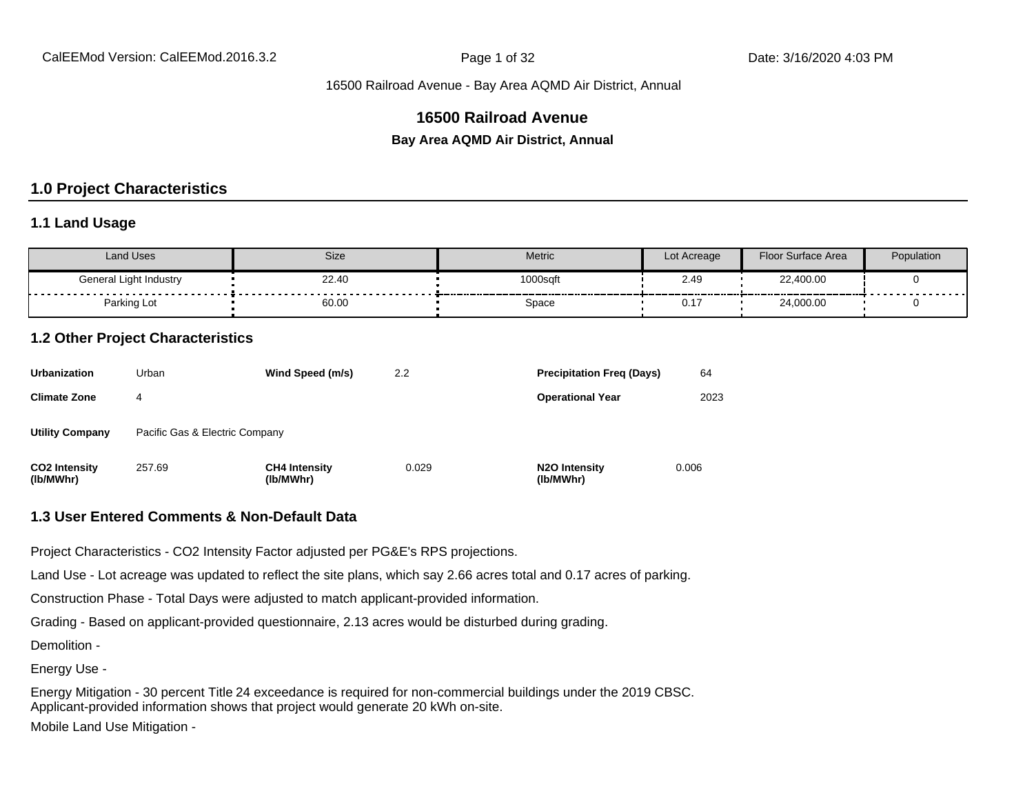# 16500 Railroad Avenue

**Bay Area AQMD Air District, Annual**

## 1.0 Project Characteristics

### 1.1 Land Usage

| Land Uses | Size | Metric | Lot Acreage | Floor Surface Area | Population |
|---|---|---|---|---|---|
| General Light Industry | 22.40 | 1000sqft | 2.49 | 22,400.00 | 0 |
| Parking Lot | 60.00 | Space | 0.17 | 24,000.00 | 0 |

### 1.2 Other Project Characteristics

| | | | | | |
|---|---|---|---|---|---|
| **Urbanization** | Urban | **Wind Speed (m/s)** | 2.2 | **Precipitation Freq (Days)** | 64 |
| **Climate Zone** | 4 | | | **Operational Year** | 2023 |
| **Utility Company** | Pacific Gas & Electric Company | | | | |
| **CO2 Intensity (lb/MWhr)** | 257.69 | **CH4 Intensity (lb/MWhr)** | 0.029 | **N2O Intensity (lb/MWhr)** | 0.006 |

### 1.3 User Entered Comments & Non-Default Data

Project Characteristics - CO2 Intensity Factor adjusted per PG&E's RPS projections.

Land Use - Lot acreage was updated to reflect the site plans, which say 2.66 acres total and 0.17 acres of parking.

Construction Phase - Total Days were adjusted to match applicant-provided information.

Grading - Based on applicant-provided questionnaire, 2.13 acres would be disturbed during grading.

Demolition -

Energy Use -

Energy Mitigation - 30 percent Title 24 exceedance is required for non-commercial buildings under the 2019 CBSC. Applicant-provided information shows that project would generate 20 kWh on-site.

Mobile Land Use Mitigation -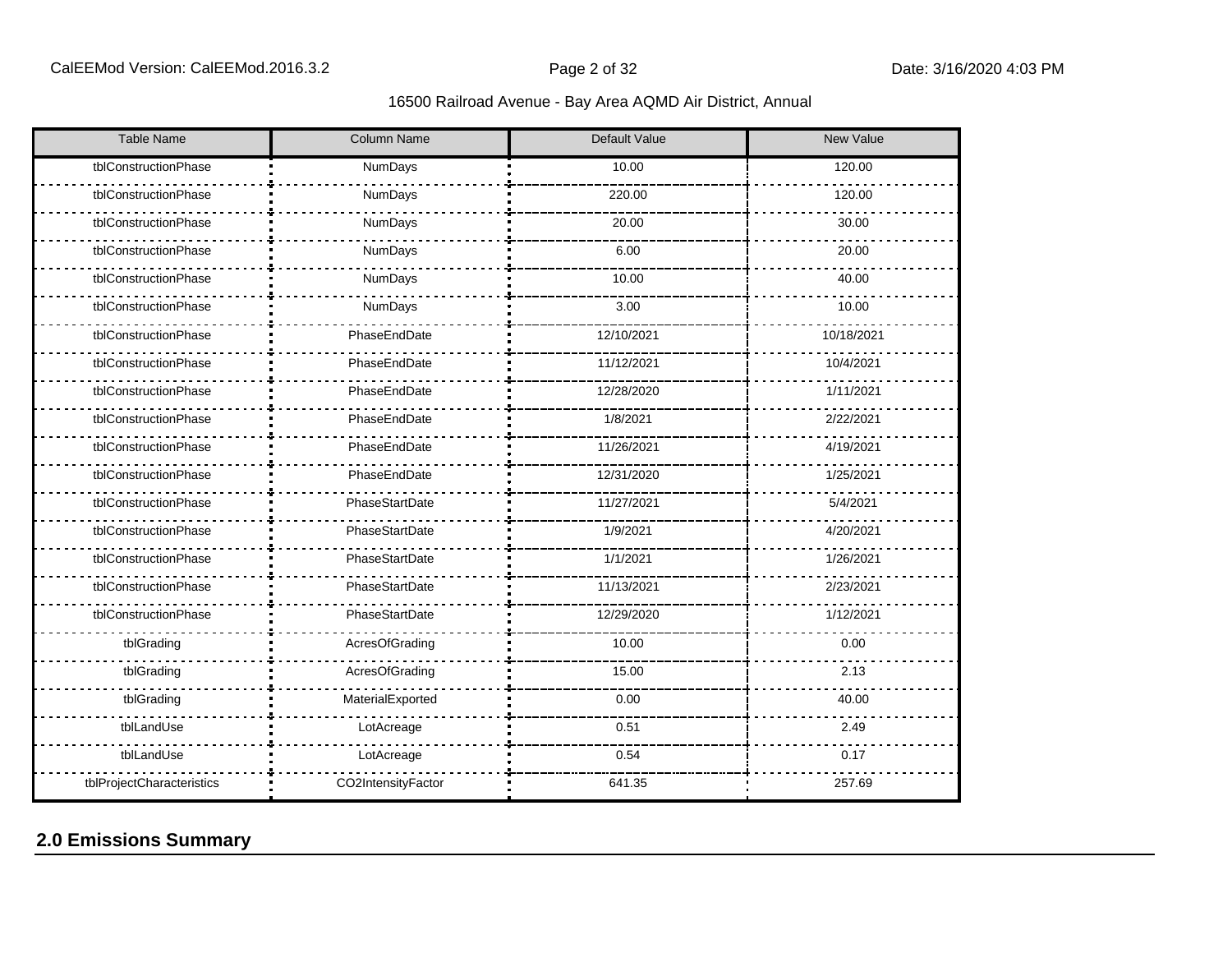| Table Name | Column Name | Default Value | New Value |
|---|---|---|---|
| tblConstructionPhase | NumDays | 10.00 | 120.00 |
| tblConstructionPhase | NumDays | 220.00 | 120.00 |
| tblConstructionPhase | NumDays | 20.00 | 30.00 |
| tblConstructionPhase | NumDays | 6.00 | 20.00 |
| tblConstructionPhase | NumDays | 10.00 | 40.00 |
| tblConstructionPhase | NumDays | 3.00 | 10.00 |
| tblConstructionPhase | PhaseEndDate | 12/10/2021 | 10/18/2021 |
| tblConstructionPhase | PhaseEndDate | 11/12/2021 | 10/4/2021 |
| tblConstructionPhase | PhaseEndDate | 12/28/2020 | 1/11/2021 |
| tblConstructionPhase | PhaseEndDate | 1/8/2021 | 2/22/2021 |
| tblConstructionPhase | PhaseEndDate | 11/26/2021 | 4/19/2021 |
| tblConstructionPhase | PhaseEndDate | 12/31/2020 | 1/25/2021 |
| tblConstructionPhase | PhaseStartDate | 11/27/2021 | 5/4/2021 |
| tblConstructionPhase | PhaseStartDate | 1/9/2021 | 4/20/2021 |
| tblConstructionPhase | PhaseStartDate | 1/1/2021 | 1/26/2021 |
| tblConstructionPhase | PhaseStartDate | 11/13/2021 | 2/23/2021 |
| tblConstructionPhase | PhaseStartDate | 12/29/2020 | 1/12/2021 |
| tblGrading | AcresOfGrading | 10.00 | 0.00 |
| tblGrading | AcresOfGrading | 15.00 | 2.13 |
| tblGrading | MaterialExported | 0.00 | 40.00 |
| tblLandUse | LotAcreage | 0.51 | 2.49 |
| tblLandUse | LotAcreage | 0.54 | 0.17 |
| tblProjectCharacteristics | CO2IntensityFactor | 641.35 | 257.69 |

## 2.0 Emissions Summary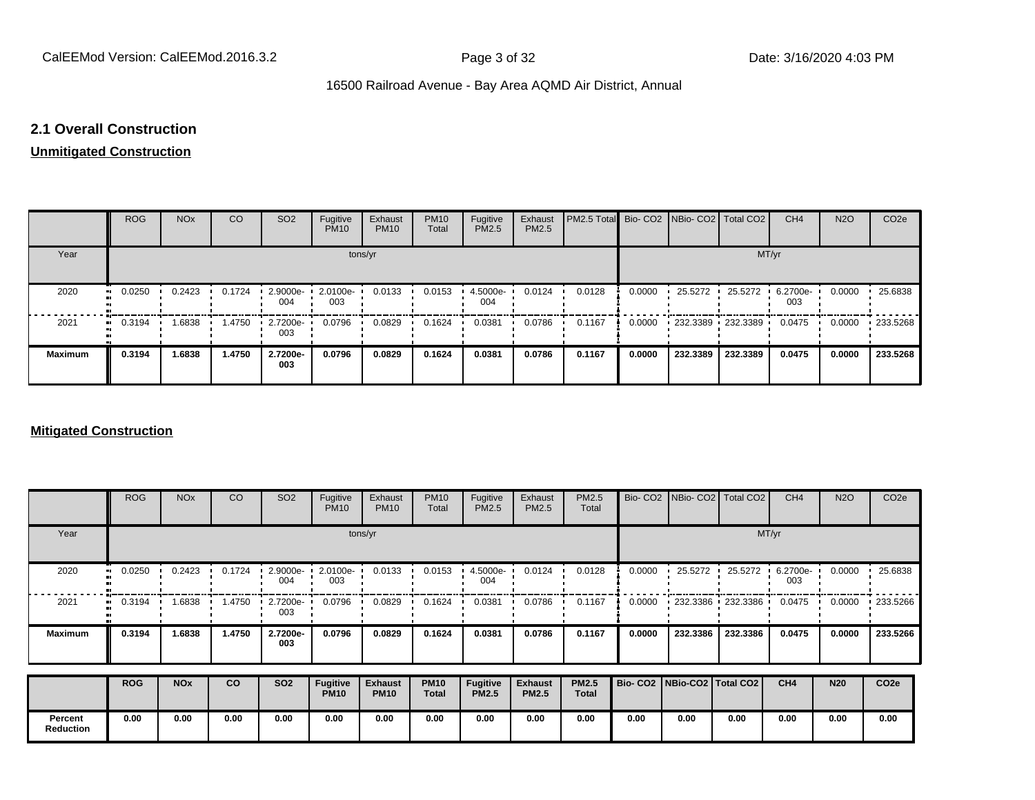## 2.1 Overall Construction

**Unmitigated Construction**

| | ROG | NOx | CO | SO2 | Fugitive PM10 | Exhaust PM10 | PM10 Total | Fugitive PM2.5 | Exhaust PM2.5 | PM2.5 Total | Bio- CO2 | NBio- CO2 | Total CO2 | CH4 | N2O | CO2e |
|---|---|---|---|---|---|---|---|---|---|---|---|---|---|---|---|---|
| Year | tons/yr | | | | | | | | | | MT/yr | | | | | |
| 2020 | 0.0250 | 0.2423 | 0.1724 | 2.9000e-004 | 2.0100e-003 | 0.0133 | 0.0153 | 4.5000e-004 | 0.0124 | 0.0128 | 0.0000 | 25.5272 | 25.5272 | 6.2700e-003 | 0.0000 | 25.6838 |
| 2021 | 0.3194 | 1.6838 | 1.4750 | 2.7200e-003 | 0.0796 | 0.0829 | 0.1624 | 0.0381 | 0.0786 | 0.1167 | 0.0000 | 232.3389 | 232.3389 | 0.0475 | 0.0000 | 233.5268 |
| **Maximum** | **0.3194** | **1.6838** | **1.4750** | **2.7200e-003** | **0.0796** | **0.0829** | **0.1624** | **0.0381** | **0.0786** | **0.1167** | **0.0000** | **232.3389** | **232.3389** | **0.0475** | **0.0000** | **233.5268** |

**Mitigated Construction**

| | ROG | NOx | CO | SO2 | Fugitive PM10 | Exhaust PM10 | PM10 Total | Fugitive PM2.5 | Exhaust PM2.5 | PM2.5 Total | Bio- CO2 | NBio- CO2 | Total CO2 | CH4 | N2O | CO2e |
|---|---|---|---|---|---|---|---|---|---|---|---|---|---|---|---|---|
| Year | tons/yr | | | | | | | | | | MT/yr | | | | | |
| 2020 | 0.0250 | 0.2423 | 0.1724 | 2.9000e-004 | 2.0100e-003 | 0.0133 | 0.0153 | 4.5000e-004 | 0.0124 | 0.0128 | 0.0000 | 25.5272 | 25.5272 | 6.2700e-003 | 0.0000 | 25.6838 |
| 2021 | 0.3194 | 1.6838 | 1.4750 | 2.7200e-003 | 0.0796 | 0.0829 | 0.1624 | 0.0381 | 0.0786 | 0.1167 | 0.0000 | 232.3386 | 232.3386 | 0.0475 | 0.0000 | 233.5266 |
| **Maximum** | **0.3194** | **1.6838** | **1.4750** | **2.7200e-003** | **0.0796** | **0.0829** | **0.1624** | **0.0381** | **0.0786** | **0.1167** | **0.0000** | **232.3386** | **232.3386** | **0.0475** | **0.0000** | **233.5266** |

| | **ROG** | **NOx** | **CO** | **SO2** | **Fugitive PM10** | **Exhaust PM10** | **PM10 Total** | **Fugitive PM2.5** | **Exhaust PM2.5** | **PM2.5 Total** | **Bio- CO2** | **NBio-CO2** | **Total CO2** | **CH4** | **N20** | **CO2e** |
|---|---|---|---|---|---|---|---|---|---|---|---|---|---|---|---|---|
| **Percent Reduction** | **0.00** | **0.00** | **0.00** | **0.00** | **0.00** | **0.00** | **0.00** | **0.00** | **0.00** | **0.00** | **0.00** | **0.00** | **0.00** | **0.00** | **0.00** | **0.00** |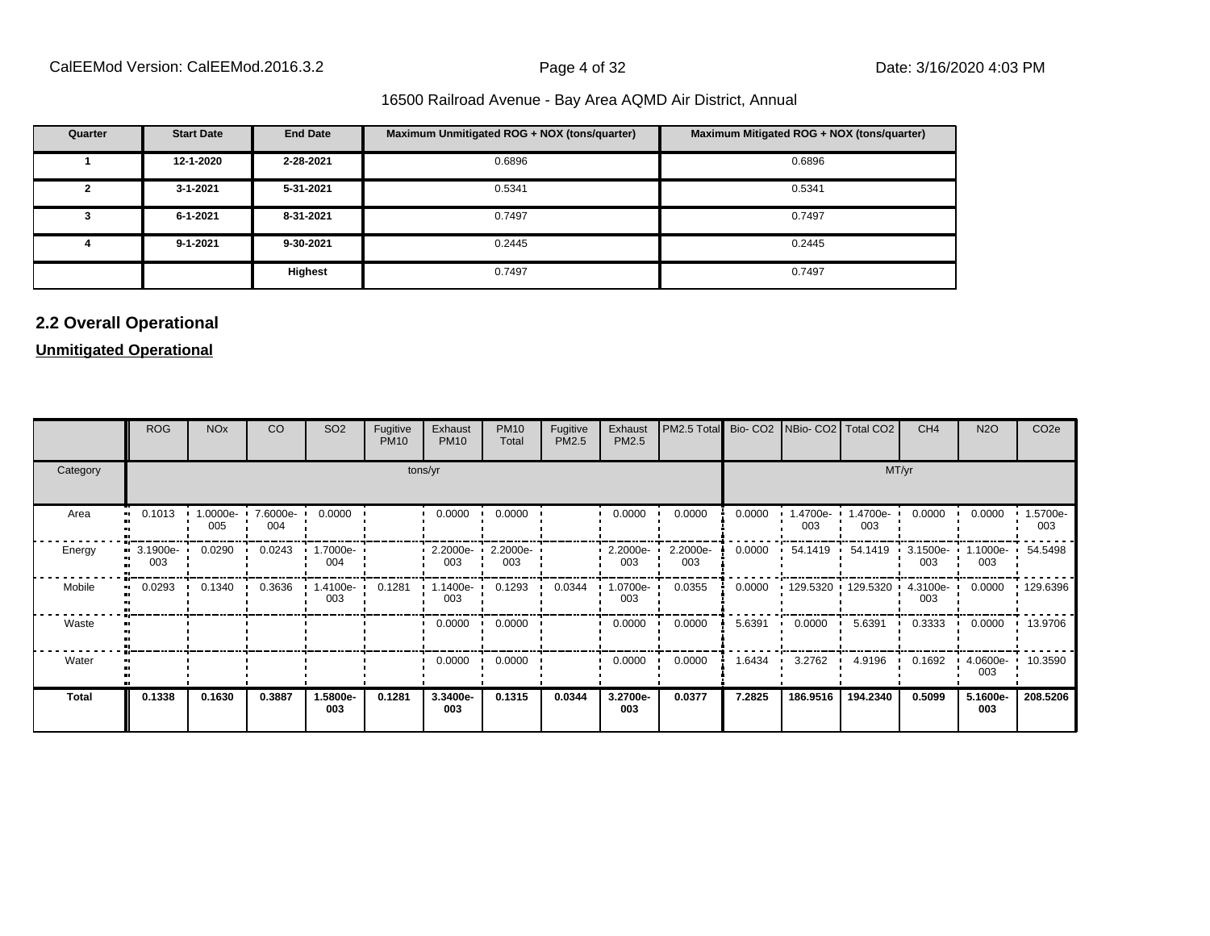| Quarter | Start Date | End Date | Maximum Unmitigated ROG + NOX (tons/quarter) | Maximum Mitigated ROG + NOX (tons/quarter) |
|---|---|---|---|---|
| 1 | 12-1-2020 | 2-28-2021 | 0.6896 | 0.6896 |
| 2 | 3-1-2021 | 5-31-2021 | 0.5341 | 0.5341 |
| 3 | 6-1-2021 | 8-31-2021 | 0.7497 | 0.7497 |
| 4 | 9-1-2021 | 9-30-2021 | 0.2445 | 0.2445 |
| | | **Highest** | 0.7497 | 0.7497 |

## 2.2 Overall Operational

**Unmitigated Operational**

| | ROG | NOx | CO | SO2 | Fugitive PM10 | Exhaust PM10 | PM10 Total | Fugitive PM2.5 | Exhaust PM2.5 | PM2.5 Total | Bio- CO2 | NBio- CO2 | Total CO2 | CH4 | N2O | CO2e |
|---|---|---|---|---|---|---|---|---|---|---|---|---|---|---|---|---|
| Category | tons/yr | | | | | | | | | | MT/yr | | | | | |
| Area | 0.1013 | 1.0000e-005 | 7.6000e-004 | 0.0000 | | 0.0000 | 0.0000 | | 0.0000 | 0.0000 | 0.0000 | 1.4700e-003 | 1.4700e-003 | 0.0000 | 0.0000 | 1.5700e-003 |
| Energy | 3.1900e-003 | 0.0290 | 0.0243 | 1.7000e-004 | | 2.2000e-003 | 2.2000e-003 | | 2.2000e-003 | 2.2000e-003 | 0.0000 | 54.1419 | 54.1419 | 3.1500e-003 | 1.1000e-003 | 54.5498 |
| Mobile | 0.0293 | 0.1340 | 0.3636 | 1.4100e-003 | 0.1281 | 1.1400e-003 | 0.1293 | 0.0344 | 1.0700e-003 | 0.0355 | 0.0000 | 129.5320 | 129.5320 | 4.3100e-003 | 0.0000 | 129.6396 |
| Waste | | | | | | 0.0000 | 0.0000 | | 0.0000 | 0.0000 | 5.6391 | 0.0000 | 5.6391 | 0.3333 | 0.0000 | 13.9706 |
| Water | | | | | | 0.0000 | 0.0000 | | 0.0000 | 0.0000 | 1.6434 | 3.2762 | 4.9196 | 0.1692 | 4.0600e-003 | 10.3590 |
| **Total** | **0.1338** | **0.1630** | **0.3887** | **1.5800e-003** | **0.1281** | **3.3400e-003** | **0.1315** | **0.0344** | **3.2700e-003** | **0.0377** | **7.2825** | **186.9516** | **194.2340** | **0.5099** | **5.1600e-003** | **208.5206** |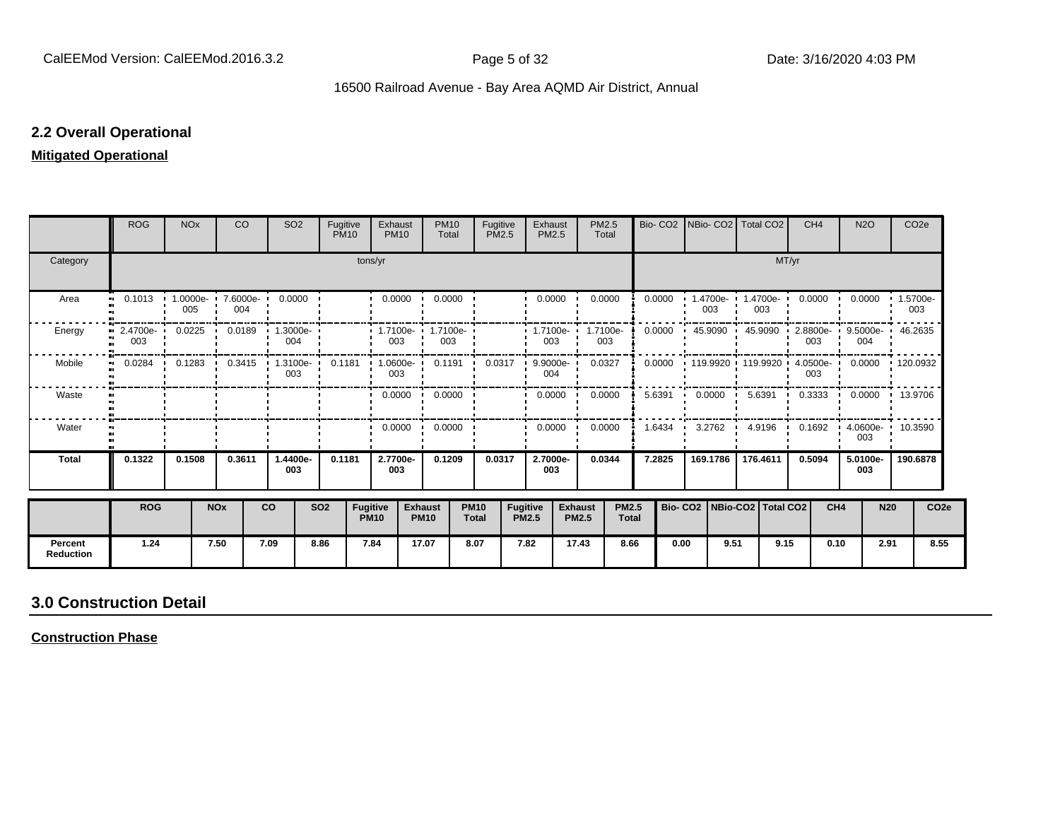## 2.2 Overall Operational

**Mitigated Operational**

| | ROG | NOx | CO | SO2 | Fugitive PM10 | Exhaust PM10 | PM10 Total | Fugitive PM2.5 | Exhaust PM2.5 | PM2.5 Total | Bio- CO2 | NBio- CO2 | Total CO2 | CH4 | N2O | CO2e |
|---|---|---|---|---|---|---|---|---|---|---|---|---|---|---|---|---|
| Category | tons/yr | | | | | | | | | | MT/yr | | | | | |
| Area | 0.1013 | 1.0000e-005 | 7.6000e-004 | 0.0000 | | 0.0000 | 0.0000 | | 0.0000 | 0.0000 | 0.0000 | 1.4700e-003 | 1.4700e-003 | 0.0000 | 0.0000 | 1.5700e-003 |
| Energy | 2.4700e-003 | 0.0225 | 0.0189 | 1.3000e-004 | | 1.7100e-003 | 1.7100e-003 | | 1.7100e-003 | 1.7100e-003 | 0.0000 | 45.9090 | 45.9090 | 2.8800e-003 | 9.5000e-004 | 46.2635 |
| Mobile | 0.0284 | 0.1283 | 0.3415 | 1.3100e-003 | 0.1181 | 1.0600e-003 | 0.1191 | 0.0317 | 9.9000e-004 | 0.0327 | 0.0000 | 119.9920 | 119.9920 | 4.0500e-003 | 0.0000 | 120.0932 |
| Waste | | | | | | 0.0000 | 0.0000 | | 0.0000 | 0.0000 | 5.6391 | 0.0000 | 5.6391 | 0.3333 | 0.0000 | 13.9706 |
| Water | | | | | | 0.0000 | 0.0000 | | 0.0000 | 0.0000 | 1.6434 | 3.2762 | 4.9196 | 0.1692 | 4.0600e-003 | 10.3590 |
| **Total** | **0.1322** | **0.1508** | **0.3611** | **1.4400e-003** | **0.1181** | **2.7700e-003** | **0.1209** | **0.0317** | **2.7000e-003** | **0.0344** | **7.2825** | **169.1786** | **176.4611** | **0.5094** | **5.0100e-003** | **190.6878** |

| | ROG | NOx | CO | SO2 | Fugitive PM10 | Exhaust PM10 | PM10 Total | Fugitive PM2.5 | Exhaust PM2.5 | PM2.5 Total | Bio- CO2 | NBio-CO2 | Total CO2 | CH4 | N20 | CO2e |
|---|---|---|---|---|---|---|---|---|---|---|---|---|---|---|---|---|
| **Percent Reduction** | 1.24 | 7.50 | 7.09 | 8.86 | 7.84 | 17.07 | 8.07 | 7.82 | 17.43 | 8.66 | 0.00 | 9.51 | 9.15 | 0.10 | 2.91 | 8.55 |

## 3.0 Construction Detail

**Construction Phase**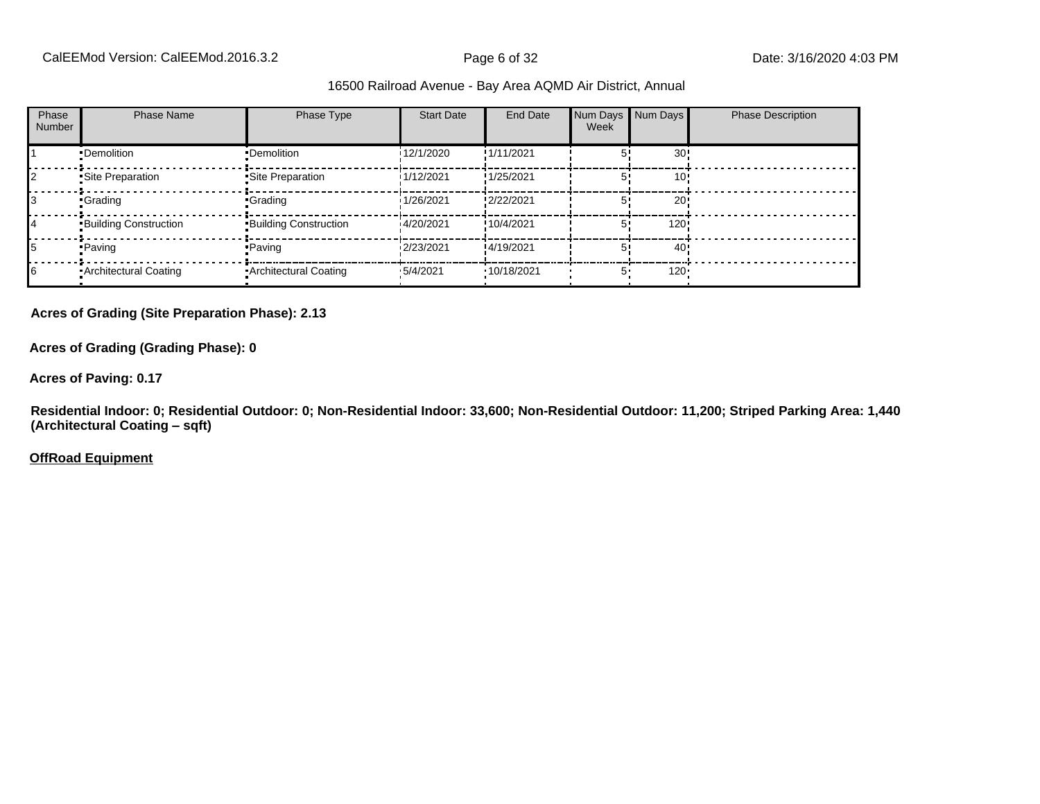| Phase Number | Phase Name | Phase Type | Start Date | End Date | Num Days Week | Num Days | Phase Description |
|---|---|---|---|---|---|---|---|
| 1 | Demolition | Demolition | 12/1/2020 | 1/11/2021 | 5 | 30 | |
| 2 | Site Preparation | Site Preparation | 1/12/2021 | 1/25/2021 | 5 | 10 | |
| 3 | Grading | Grading | 1/26/2021 | 2/22/2021 | 5 | 20 | |
| 4 | Building Construction | Building Construction | 4/20/2021 | 10/4/2021 | 5 | 120 | |
| 5 | Paving | Paving | 2/23/2021 | 4/19/2021 | 5 | 40 | |
| 6 | Architectural Coating | Architectural Coating | 5/4/2021 | 10/18/2021 | 5 | 120 | |

**Acres of Grading (Site Preparation Phase): 2.13**

**Acres of Grading (Grading Phase): 0**

**Acres of Paving: 0.17**

**Residential Indoor: 0; Residential Outdoor: 0; Non-Residential Indoor: 33,600; Non-Residential Outdoor: 11,200; Striped Parking Area: 1,440 (Architectural Coating – sqft)**

**OffRoad Equipment**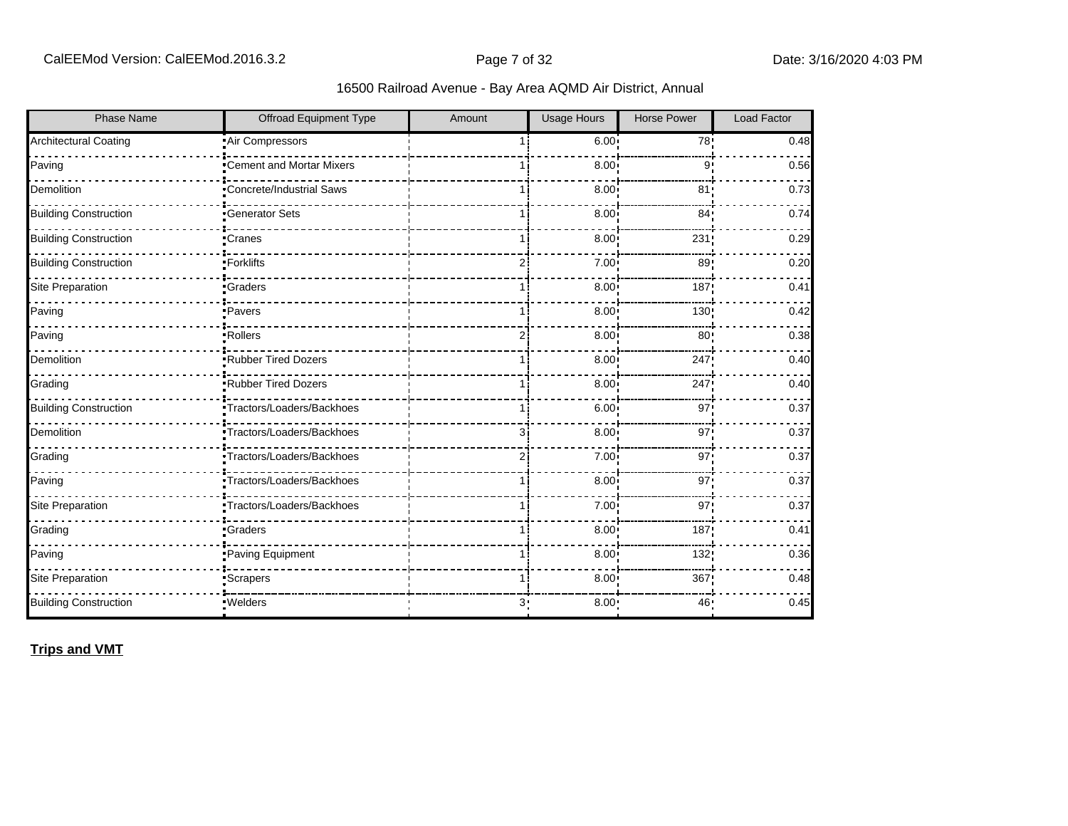| Phase Name | Offroad Equipment Type | Amount | Usage Hours | Horse Power | Load Factor |
|---|---|---|---|---|---|
| Architectural Coating | Air Compressors | 1 | 6.00 | 78 | 0.48 |
| Paving | Cement and Mortar Mixers | 1 | 8.00 | 9 | 0.56 |
| Demolition | Concrete/Industrial Saws | 1 | 8.00 | 81 | 0.73 |
| Building Construction | Generator Sets | 1 | 8.00 | 84 | 0.74 |
| Building Construction | Cranes | 1 | 8.00 | 231 | 0.29 |
| Building Construction | Forklifts | 2 | 7.00 | 89 | 0.20 |
| Site Preparation | Graders | 1 | 8.00 | 187 | 0.41 |
| Paving | Pavers | 1 | 8.00 | 130 | 0.42 |
| Paving | Rollers | 2 | 8.00 | 80 | 0.38 |
| Demolition | Rubber Tired Dozers | 1 | 8.00 | 247 | 0.40 |
| Grading | Rubber Tired Dozers | 1 | 8.00 | 247 | 0.40 |
| Building Construction | Tractors/Loaders/Backhoes | 1 | 6.00 | 97 | 0.37 |
| Demolition | Tractors/Loaders/Backhoes | 3 | 8.00 | 97 | 0.37 |
| Grading | Tractors/Loaders/Backhoes | 2 | 7.00 | 97 | 0.37 |
| Paving | Tractors/Loaders/Backhoes | 1 | 8.00 | 97 | 0.37 |
| Site Preparation | Tractors/Loaders/Backhoes | 1 | 7.00 | 97 | 0.37 |
| Grading | Graders | 1 | 8.00 | 187 | 0.41 |
| Paving | Paving Equipment | 1 | 8.00 | 132 | 0.36 |
| Site Preparation | Scrapers | 1 | 8.00 | 367 | 0.48 |
| Building Construction | Welders | 3 | 8.00 | 46 | 0.45 |

**Trips and VMT**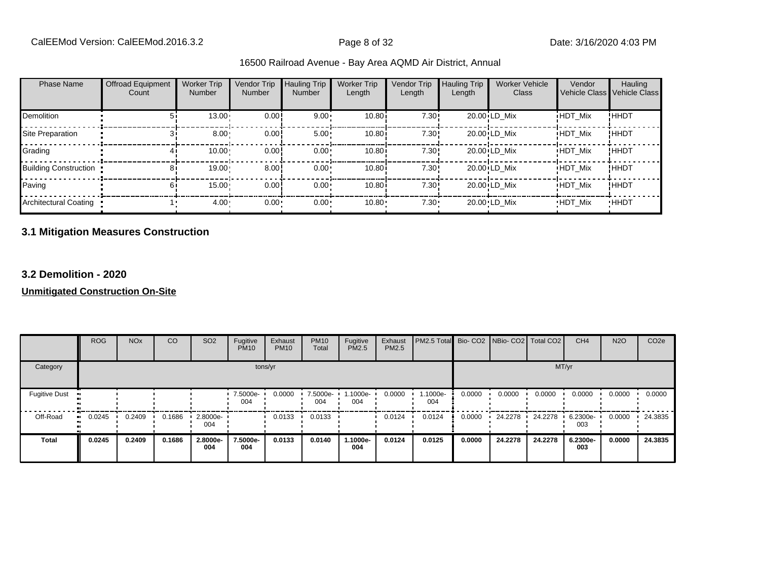| Phase Name | Offroad Equipment Count | Worker Trip Number | Vendor Trip Number | Hauling Trip Number | Worker Trip Length | Vendor Trip Length | Hauling Trip Length | Worker Vehicle Class | Vendor Vehicle Class | Hauling Vehicle Class |
|---|---|---|---|---|---|---|---|---|---|---|
| Demolition | 5 | 13.00 | 0.00 | 9.00 | 10.80 | 7.30 | 20.00 | LD_Mix | HDT_Mix | HHDT |
| Site Preparation | 3 | 8.00 | 0.00 | 5.00 | 10.80 | 7.30 | 20.00 | LD_Mix | HDT_Mix | HHDT |
| Grading | 4 | 10.00 | 0.00 | 0.00 | 10.80 | 7.30 | 20.00 | LD_Mix | HDT_Mix | HHDT |
| Building Construction | 8 | 19.00 | 8.00 | 0.00 | 10.80 | 7.30 | 20.00 | LD_Mix | HDT_Mix | HHDT |
| Paving | 6 | 15.00 | 0.00 | 0.00 | 10.80 | 7.30 | 20.00 | LD_Mix | HDT_Mix | HHDT |
| Architectural Coating | 1 | 4.00 | 0.00 | 0.00 | 10.80 | 7.30 | 20.00 | LD_Mix | HDT_Mix | HHDT |

### 3.1 Mitigation Measures Construction

### 3.2 Demolition - 2020

**Unmitigated Construction On-Site**

| | ROG | NOx | CO | SO2 | Fugitive PM10 | Exhaust PM10 | PM10 Total | Fugitive PM2.5 | Exhaust PM2.5 | PM2.5 Total | Bio- CO2 | NBio- CO2 | Total CO2 | CH4 | N2O | CO2e |
|---|---|---|---|---|---|---|---|---|---|---|---|---|---|---|---|---|
| Category | tons/yr | | | | | | | | | | MT/yr | | | | | |
| Fugitive Dust | | | | | 7.5000e-004 | 0.0000 | 7.5000e-004 | 1.1000e-004 | 0.0000 | 1.1000e-004 | 0.0000 | 0.0000 | 0.0000 | 0.0000 | 0.0000 | 0.0000 |
| Off-Road | 0.0245 | 0.2409 | 0.1686 | 2.8000e-004 | | 0.0133 | 0.0133 | | 0.0124 | 0.0124 | 0.0000 | 24.2278 | 24.2278 | 6.2300e-003 | 0.0000 | 24.3835 |
| **Total** | **0.0245** | **0.2409** | **0.1686** | **2.8000e-004** | **7.5000e-004** | **0.0133** | **0.0140** | **1.1000e-004** | **0.0124** | **0.0125** | **0.0000** | **24.2278** | **24.2278** | **6.2300e-003** | **0.0000** | **24.3835** |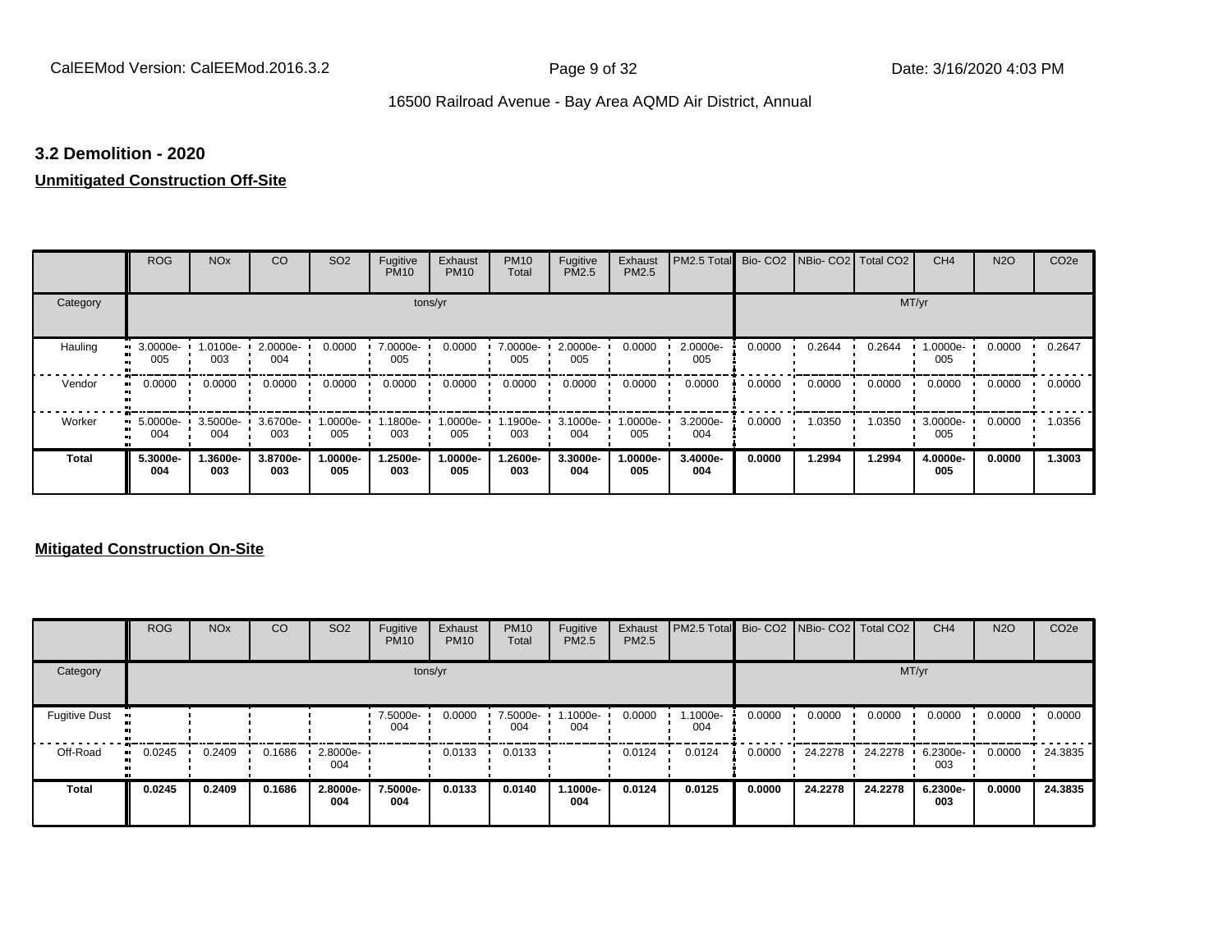### 3.2 Demolition - 2020

**Unmitigated Construction Off-Site**

| | ROG | NOx | CO | SO2 | Fugitive PM10 | Exhaust PM10 | PM10 Total | Fugitive PM2.5 | Exhaust PM2.5 | PM2.5 Total | Bio- CO2 | NBio- CO2 | Total CO2 | CH4 | N2O | CO2e |
|---|---|---|---|---|---|---|---|---|---|---|---|---|---|---|---|---|
| Category | tons/yr | | | | | | | | | | MT/yr | | | | | |
| Hauling | 3.0000e-005 | 1.0100e-003 | 2.0000e-004 | 0.0000 | 7.0000e-005 | 0.0000 | 7.0000e-005 | 2.0000e-005 | 0.0000 | 2.0000e-005 | 0.0000 | 0.2644 | 0.2644 | 1.0000e-005 | 0.0000 | 0.2647 |
| Vendor | 0.0000 | 0.0000 | 0.0000 | 0.0000 | 0.0000 | 0.0000 | 0.0000 | 0.0000 | 0.0000 | 0.0000 | 0.0000 | 0.0000 | 0.0000 | 0.0000 | 0.0000 | 0.0000 |
| Worker | 5.0000e-004 | 3.5000e-004 | 3.6700e-003 | 1.0000e-005 | 1.1800e-003 | 1.0000e-005 | 1.1900e-003 | 3.1000e-004 | 1.0000e-005 | 3.2000e-004 | 0.0000 | 1.0350 | 1.0350 | 3.0000e-005 | 0.0000 | 1.0356 |
| **Total** | **5.3000e-004** | **1.3600e-003** | **3.8700e-003** | **1.0000e-005** | **1.2500e-003** | **1.0000e-005** | **1.2600e-003** | **3.3000e-004** | **1.0000e-005** | **3.4000e-004** | **0.0000** | **1.2994** | **1.2994** | **4.0000e-005** | **0.0000** | **1.3003** |

**Mitigated Construction On-Site**

| | ROG | NOx | CO | SO2 | Fugitive PM10 | Exhaust PM10 | PM10 Total | Fugitive PM2.5 | Exhaust PM2.5 | PM2.5 Total | Bio- CO2 | NBio- CO2 | Total CO2 | CH4 | N2O | CO2e |
|---|---|---|---|---|---|---|---|---|---|---|---|---|---|---|---|---|
| Category | tons/yr | | | | | | | | | | MT/yr | | | | | |
| Fugitive Dust | | | | | 7.5000e-004 | 0.0000 | 7.5000e-004 | 1.1000e-004 | 0.0000 | 1.1000e-004 | 0.0000 | 0.0000 | 0.0000 | 0.0000 | 0.0000 | 0.0000 |
| Off-Road | 0.0245 | 0.2409 | 0.1686 | 2.8000e-004 | | 0.0133 | 0.0133 | | 0.0124 | 0.0124 | 0.0000 | 24.2278 | 24.2278 | 6.2300e-003 | 0.0000 | 24.3835 |
| **Total** | **0.0245** | **0.2409** | **0.1686** | **2.8000e-004** | **7.5000e-004** | **0.0133** | **0.0140** | **1.1000e-004** | **0.0124** | **0.0125** | **0.0000** | **24.2278** | **24.2278** | **6.2300e-003** | **0.0000** | **24.3835** |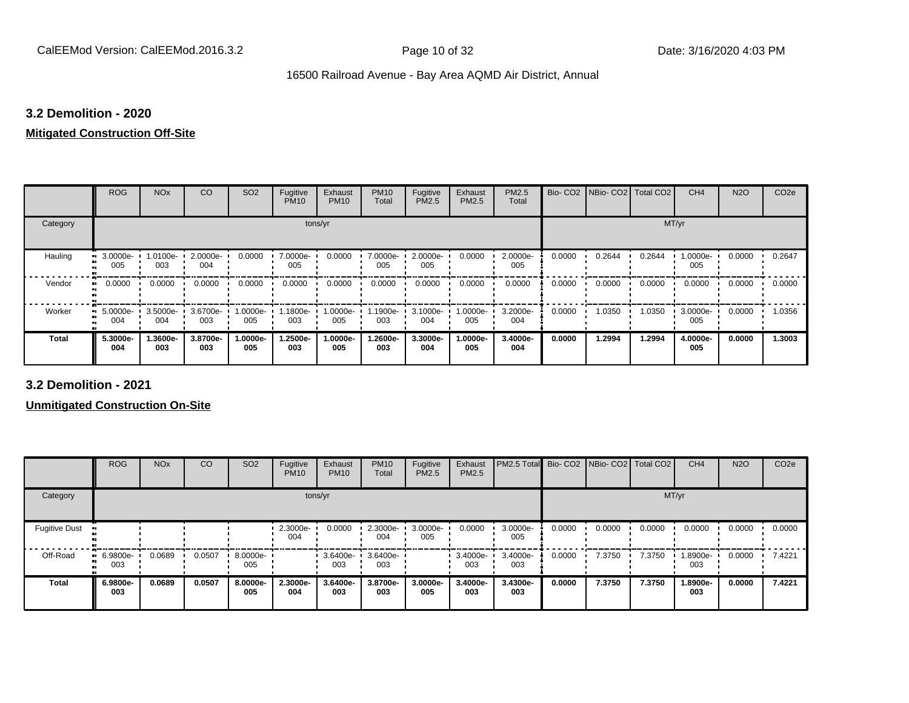### 3.2 Demolition - 2020

**Mitigated Construction Off-Site**

| | ROG | NOx | CO | SO2 | Fugitive PM10 | Exhaust PM10 | PM10 Total | Fugitive PM2.5 | Exhaust PM2.5 | PM2.5 Total | Bio- CO2 | NBio- CO2 | Total CO2 | CH4 | N2O | CO2e |
|---|---|---|---|---|---|---|---|---|---|---|---|---|---|---|---|---|
| Category | tons/yr | | | | | | | | | | MT/yr | | | | | |
| Hauling | 3.0000e-005 | 1.0100e-003 | 2.0000e-004 | 0.0000 | 7.0000e-005 | 0.0000 | 7.0000e-005 | 2.0000e-005 | 0.0000 | 2.0000e-005 | 0.0000 | 0.2644 | 0.2644 | 1.0000e-005 | 0.0000 | 0.2647 |
| Vendor | 0.0000 | 0.0000 | 0.0000 | 0.0000 | 0.0000 | 0.0000 | 0.0000 | 0.0000 | 0.0000 | 0.0000 | 0.0000 | 0.0000 | 0.0000 | 0.0000 | 0.0000 | 0.0000 |
| Worker | 5.0000e-004 | 3.5000e-004 | 3.6700e-003 | 1.0000e-005 | 1.1800e-003 | 1.0000e-005 | 1.1900e-003 | 3.1000e-004 | 1.0000e-005 | 3.2000e-004 | 0.0000 | 1.0350 | 1.0350 | 3.0000e-005 | 0.0000 | 1.0356 |
| **Total** | **5.3000e-004** | **1.3600e-003** | **3.8700e-003** | **1.0000e-005** | **1.2500e-003** | **1.0000e-005** | **1.2600e-003** | **3.3000e-004** | **1.0000e-005** | **3.4000e-004** | **0.0000** | **1.2994** | **1.2994** | **4.0000e-005** | **0.0000** | **1.3003** |

### 3.2 Demolition - 2021

**Unmitigated Construction On-Site**

| | ROG | NOx | CO | SO2 | Fugitive PM10 | Exhaust PM10 | PM10 Total | Fugitive PM2.5 | Exhaust PM2.5 | PM2.5 Total | Bio- CO2 | NBio- CO2 | Total CO2 | CH4 | N2O | CO2e |
|---|---|---|---|---|---|---|---|---|---|---|---|---|---|---|---|---|
| Category | tons/yr | | | | | | | | | | MT/yr | | | | | |
| Fugitive Dust | | | | | 2.3000e-004 | 0.0000 | 2.3000e-004 | 3.0000e-005 | 0.0000 | 3.0000e-005 | 0.0000 | 0.0000 | 0.0000 | 0.0000 | 0.0000 | 0.0000 |
| Off-Road | 6.9800e-003 | 0.0689 | 0.0507 | 8.0000e-005 | | 3.6400e-003 | 3.6400e-003 | | 3.4000e-003 | 3.4000e-003 | 0.0000 | 7.3750 | 7.3750 | 1.8900e-003 | 0.0000 | 7.4221 |
| **Total** | **6.9800e-003** | **0.0689** | **0.0507** | **8.0000e-005** | **2.3000e-004** | **3.6400e-003** | **3.8700e-003** | **3.0000e-005** | **3.4000e-003** | **3.4300e-003** | **0.0000** | **7.3750** | **7.3750** | **1.8900e-003** | **0.0000** | **7.4221** |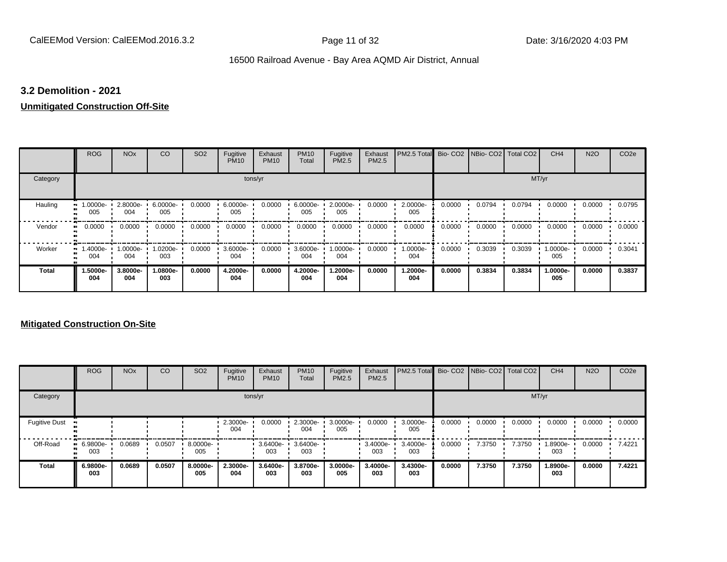### 3.2 Demolition - 2021

**Unmitigated Construction Off-Site**

| | ROG | NOx | CO | SO2 | Fugitive PM10 | Exhaust PM10 | PM10 Total | Fugitive PM2.5 | Exhaust PM2.5 | PM2.5 Total | Bio- CO2 | NBio- CO2 | Total CO2 | CH4 | N2O | CO2e |
|---|---|---|---|---|---|---|---|---|---|---|---|---|---|---|---|---|
| Category | tons/yr | | | | | | | | | | MT/yr | | | | | |
| Hauling | 1.0000e-005 | 2.8000e-004 | 6.0000e-005 | 0.0000 | 6.0000e-005 | 0.0000 | 6.0000e-005 | 2.0000e-005 | 0.0000 | 2.0000e-005 | 0.0000 | 0.0794 | 0.0794 | 0.0000 | 0.0000 | 0.0795 |
| Vendor | 0.0000 | 0.0000 | 0.0000 | 0.0000 | 0.0000 | 0.0000 | 0.0000 | 0.0000 | 0.0000 | 0.0000 | 0.0000 | 0.0000 | 0.0000 | 0.0000 | 0.0000 | 0.0000 |
| Worker | 1.4000e-004 | 1.0000e-004 | 1.0200e-003 | 0.0000 | 3.6000e-004 | 0.0000 | 3.6000e-004 | 1.0000e-004 | 0.0000 | 1.0000e-004 | 0.0000 | 0.3039 | 0.3039 | 1.0000e-005 | 0.0000 | 0.3041 |
| **Total** | **1.5000e-004** | **3.8000e-004** | **1.0800e-003** | **0.0000** | **4.2000e-004** | **0.0000** | **4.2000e-004** | **1.2000e-004** | **0.0000** | **1.2000e-004** | **0.0000** | **0.3834** | **0.3834** | **1.0000e-005** | **0.0000** | **0.3837** |

**Mitigated Construction On-Site**

| | ROG | NOx | CO | SO2 | Fugitive PM10 | Exhaust PM10 | PM10 Total | Fugitive PM2.5 | Exhaust PM2.5 | PM2.5 Total | Bio- CO2 | NBio- CO2 | Total CO2 | CH4 | N2O | CO2e |
|---|---|---|---|---|---|---|---|---|---|---|---|---|---|---|---|---|
| Category | tons/yr | | | | | | | | | | MT/yr | | | | | |
| Fugitive Dust | | | | | 2.3000e-004 | 0.0000 | 2.3000e-004 | 3.0000e-005 | 0.0000 | 3.0000e-005 | 0.0000 | 0.0000 | 0.0000 | 0.0000 | 0.0000 | 0.0000 |
| Off-Road | 6.9800e-003 | 0.0689 | 0.0507 | 8.0000e-005 | | 3.6400e-003 | 3.6400e-003 | | 3.4000e-003 | 3.4000e-003 | 0.0000 | 7.3750 | 7.3750 | 1.8900e-003 | 0.0000 | 7.4221 |
| **Total** | **6.9800e-003** | **0.0689** | **0.0507** | **8.0000e-005** | **2.3000e-004** | **3.6400e-003** | **3.8700e-003** | **3.0000e-005** | **3.4000e-003** | **3.4300e-003** | **0.0000** | **7.3750** | **7.3750** | **1.8900e-003** | **0.0000** | **7.4221** |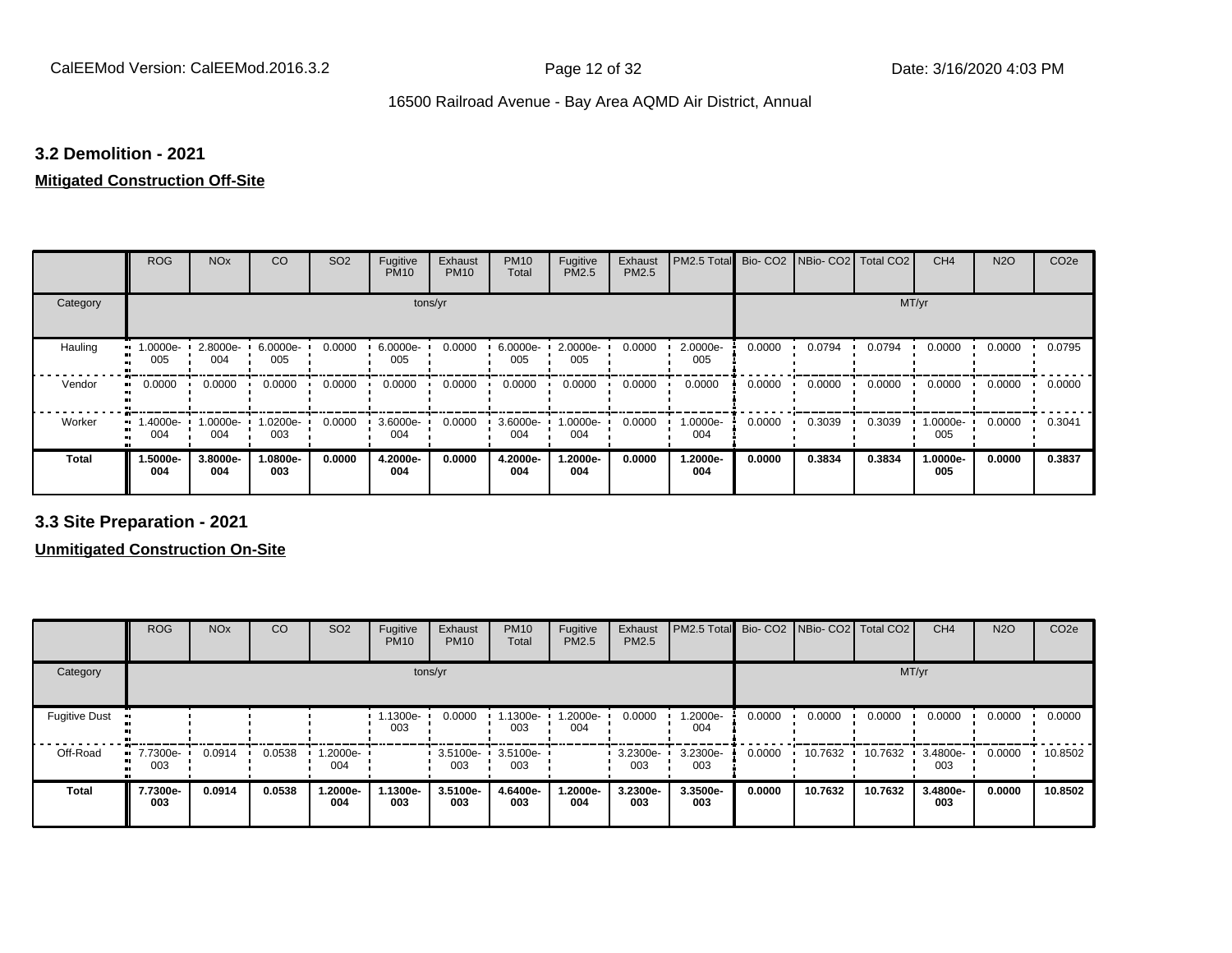## 3.2 Demolition - 2021

**Mitigated Construction Off-Site**

| | ROG | NOx | CO | SO2 | Fugitive PM10 | Exhaust PM10 | PM10 Total | Fugitive PM2.5 | Exhaust PM2.5 | PM2.5 Total | Bio- CO2 | NBio- CO2 | Total CO2 | CH4 | N2O | CO2e |
|---|---|---|---|---|---|---|---|---|---|---|---|---|---|---|---|---|
| Category | | | | | | tons/yr | | | | | | | | MT/yr | | |
| Hauling | 1.0000e-005 | 2.8000e-004 | 6.0000e-005 | 0.0000 | 6.0000e-005 | 0.0000 | 6.0000e-005 | 2.0000e-005 | 0.0000 | 2.0000e-005 | 0.0000 | 0.0794 | 0.0794 | 0.0000 | 0.0000 | 0.0795 |
| Vendor | 0.0000 | 0.0000 | 0.0000 | 0.0000 | 0.0000 | 0.0000 | 0.0000 | 0.0000 | 0.0000 | 0.0000 | 0.0000 | 0.0000 | 0.0000 | 0.0000 | 0.0000 | 0.0000 |
| Worker | 1.4000e-004 | 1.0000e-004 | 1.0200e-003 | 0.0000 | 3.6000e-004 | 0.0000 | 3.6000e-004 | 1.0000e-004 | 0.0000 | 1.0000e-004 | 0.0000 | 0.3039 | 0.3039 | 1.0000e-005 | 0.0000 | 0.3041 |
| **Total** | **1.5000e-004** | **3.8000e-004** | **1.0800e-003** | **0.0000** | **4.2000e-004** | **0.0000** | **4.2000e-004** | **1.2000e-004** | **0.0000** | **1.2000e-004** | **0.0000** | **0.3834** | **0.3834** | **1.0000e-005** | **0.0000** | **0.3837** |

## 3.3 Site Preparation - 2021

**Unmitigated Construction On-Site**

| | ROG | NOx | CO | SO2 | Fugitive PM10 | Exhaust PM10 | PM10 Total | Fugitive PM2.5 | Exhaust PM2.5 | PM2.5 Total | Bio- CO2 | NBio- CO2 | Total CO2 | CH4 | N2O | CO2e |
|---|---|---|---|---|---|---|---|---|---|---|---|---|---|---|---|---|
| Category | | | | | | tons/yr | | | | | | | | MT/yr | | |
| Fugitive Dust | | | | | 1.1300e-003 | 0.0000 | 1.1300e-003 | 1.2000e-004 | 0.0000 | 1.2000e-004 | 0.0000 | 0.0000 | 0.0000 | 0.0000 | 0.0000 | 0.0000 |
| Off-Road | 7.7300e-003 | 0.0914 | 0.0538 | 1.2000e-004 | | 3.5100e-003 | 3.5100e-003 | | 3.2300e-003 | 3.2300e-003 | 0.0000 | 10.7632 | 10.7632 | 3.4800e-003 | 0.0000 | 10.8502 |
| **Total** | **7.7300e-003** | **0.0914** | **0.0538** | **1.2000e-004** | **1.1300e-003** | **3.5100e-003** | **4.6400e-003** | **1.2000e-004** | **3.2300e-003** | **3.3500e-003** | **0.0000** | **10.7632** | **10.7632** | **3.4800e-003** | **0.0000** | **10.8502** |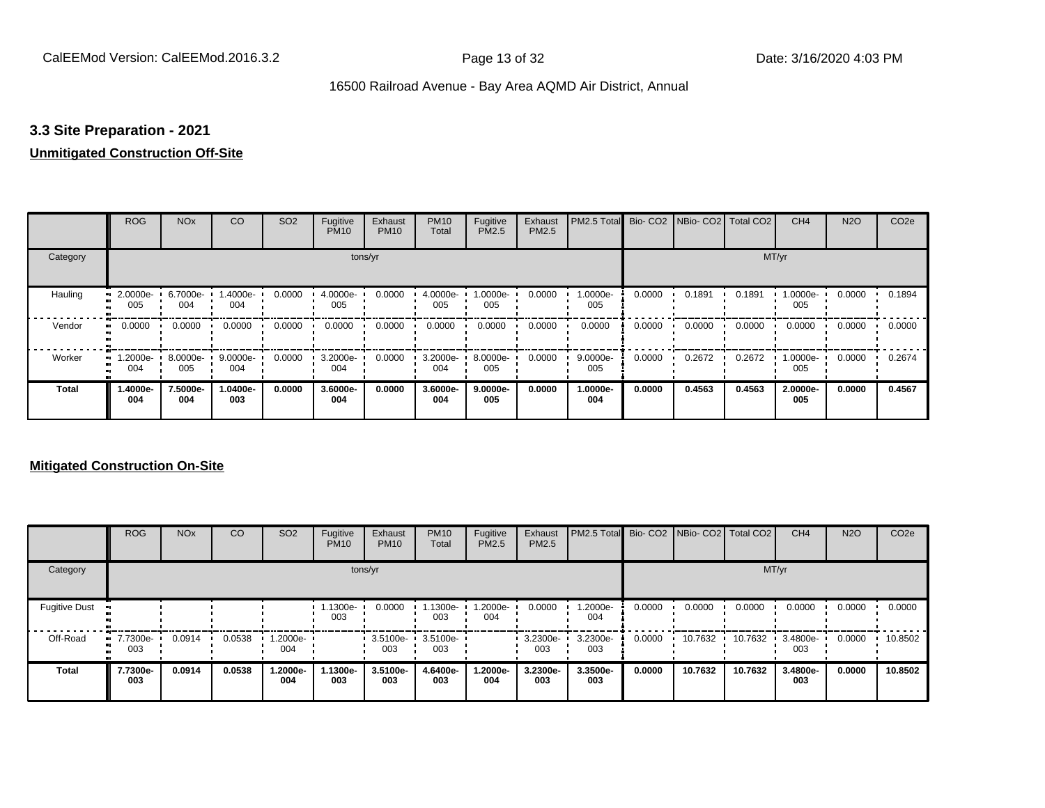## 3.3 Site Preparation - 2021

**Unmitigated Construction Off-Site**

| | ROG | NOx | CO | SO2 | Fugitive PM10 | Exhaust PM10 | PM10 Total | Fugitive PM2.5 | Exhaust PM2.5 | PM2.5 Total | Bio- CO2 | NBio- CO2 | Total CO2 | CH4 | N2O | CO2e |
|---|---|---|---|---|---|---|---|---|---|---|---|---|---|---|---|---|
| Category | tons/yr | | | | | | | | | | MT/yr | | | | | |
| Hauling | 2.0000e-005 | 6.7000e-004 | 1.4000e-004 | 0.0000 | 4.0000e-005 | 0.0000 | 4.0000e-005 | 1.0000e-005 | 0.0000 | 1.0000e-005 | 0.0000 | 0.1891 | 0.1891 | 1.0000e-005 | 0.0000 | 0.1894 |
| Vendor | 0.0000 | 0.0000 | 0.0000 | 0.0000 | 0.0000 | 0.0000 | 0.0000 | 0.0000 | 0.0000 | 0.0000 | 0.0000 | 0.0000 | 0.0000 | 0.0000 | 0.0000 | 0.0000 |
| Worker | 1.2000e-004 | 8.0000e-005 | 9.0000e-004 | 0.0000 | 3.2000e-004 | 0.0000 | 3.2000e-004 | 8.0000e-005 | 0.0000 | 9.0000e-005 | 0.0000 | 0.2672 | 0.2672 | 1.0000e-005 | 0.0000 | 0.2674 |
| **Total** | **1.4000e-004** | **7.5000e-004** | **1.0400e-003** | **0.0000** | **3.6000e-004** | **0.0000** | **3.6000e-004** | **9.0000e-005** | **0.0000** | **1.0000e-004** | **0.0000** | **0.4563** | **0.4563** | **2.0000e-005** | **0.0000** | **0.4567** |

**Mitigated Construction On-Site**

| | ROG | NOx | CO | SO2 | Fugitive PM10 | Exhaust PM10 | PM10 Total | Fugitive PM2.5 | Exhaust PM2.5 | PM2.5 Total | Bio- CO2 | NBio- CO2 | Total CO2 | CH4 | N2O | CO2e |
|---|---|---|---|---|---|---|---|---|---|---|---|---|---|---|---|---|
| Category | tons/yr | | | | | | | | | | MT/yr | | | | | |
| Fugitive Dust | | | | | 1.1300e-003 | 0.0000 | 1.1300e-003 | 1.2000e-004 | 0.0000 | 1.2000e-004 | 0.0000 | 0.0000 | 0.0000 | 0.0000 | 0.0000 | 0.0000 |
| Off-Road | 7.7300e-003 | 0.0914 | 0.0538 | 1.2000e-004 | | 3.5100e-003 | 3.5100e-003 | | 3.2300e-003 | 3.2300e-003 | 0.0000 | 10.7632 | 10.7632 | 3.4800e-003 | 0.0000 | 10.8502 |
| **Total** | **7.7300e-003** | **0.0914** | **0.0538** | **1.2000e-004** | **1.1300e-003** | **3.5100e-003** | **4.6400e-003** | **1.2000e-004** | **3.2300e-003** | **3.3500e-003** | **0.0000** | **10.7632** | **10.7632** | **3.4800e-003** | **0.0000** | **10.8502** |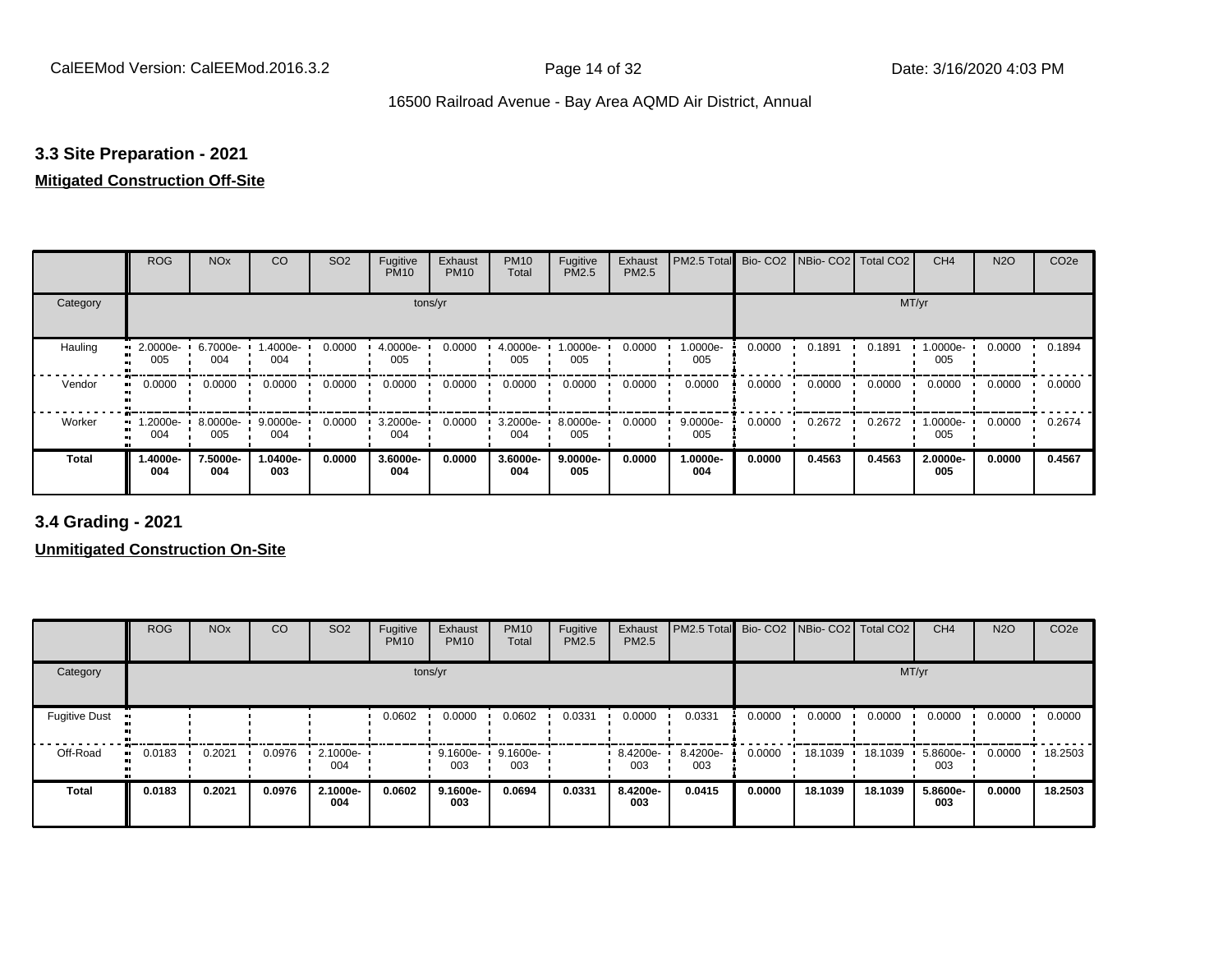## 3.3 Site Preparation - 2021

**Mitigated Construction Off-Site**

| | ROG | NOx | CO | SO2 | Fugitive PM10 | Exhaust PM10 | PM10 Total | Fugitive PM2.5 | Exhaust PM2.5 | PM2.5 Total | Bio- CO2 | NBio- CO2 | Total CO2 | CH4 | N2O | CO2e |
|---|---|---|---|---|---|---|---|---|---|---|---|---|---|---|---|---|
| Category | tons/yr | | | | | | | | | | MT/yr | | | | | |
| Hauling | 2.0000e-005 | 6.7000e-004 | 1.4000e-004 | 0.0000 | 4.0000e-005 | 0.0000 | 4.0000e-005 | 1.0000e-005 | 0.0000 | 1.0000e-005 | 0.0000 | 0.1891 | 0.1891 | 1.0000e-005 | 0.0000 | 0.1894 |
| Vendor | 0.0000 | 0.0000 | 0.0000 | 0.0000 | 0.0000 | 0.0000 | 0.0000 | 0.0000 | 0.0000 | 0.0000 | 0.0000 | 0.0000 | 0.0000 | 0.0000 | 0.0000 | 0.0000 |
| Worker | 1.2000e-004 | 8.0000e-005 | 9.0000e-004 | 0.0000 | 3.2000e-004 | 0.0000 | 3.2000e-004 | 8.0000e-005 | 0.0000 | 9.0000e-005 | 0.0000 | 0.2672 | 0.2672 | 1.0000e-005 | 0.0000 | 0.2674 |
| **Total** | **1.4000e-004** | **7.5000e-004** | **1.0400e-003** | **0.0000** | **3.6000e-004** | **0.0000** | **3.6000e-004** | **9.0000e-005** | **0.0000** | **1.0000e-004** | **0.0000** | **0.4563** | **0.4563** | **2.0000e-005** | **0.0000** | **0.4567** |

## 3.4 Grading - 2021

**Unmitigated Construction On-Site**

| | ROG | NOx | CO | SO2 | Fugitive PM10 | Exhaust PM10 | PM10 Total | Fugitive PM2.5 | Exhaust PM2.5 | PM2.5 Total | Bio- CO2 | NBio- CO2 | Total CO2 | CH4 | N2O | CO2e |
|---|---|---|---|---|---|---|---|---|---|---|---|---|---|---|---|---|
| Category | tons/yr | | | | | | | | | | MT/yr | | | | | |
| Fugitive Dust | | | | | 0.0602 | 0.0000 | 0.0602 | 0.0331 | 0.0000 | 0.0331 | 0.0000 | 0.0000 | 0.0000 | 0.0000 | 0.0000 | 0.0000 |
| Off-Road | 0.0183 | 0.2021 | 0.0976 | 2.1000e-004 | | 9.1600e-003 | 9.1600e-003 | | 8.4200e-003 | 8.4200e-003 | 0.0000 | 18.1039 | 18.1039 | 5.8600e-003 | 0.0000 | 18.2503 |
| **Total** | **0.0183** | **0.2021** | **0.0976** | **2.1000e-004** | **0.0602** | **9.1600e-003** | **0.0694** | **0.0331** | **8.4200e-003** | **0.0415** | **0.0000** | **18.1039** | **18.1039** | **5.8600e-003** | **0.0000** | **18.2503** |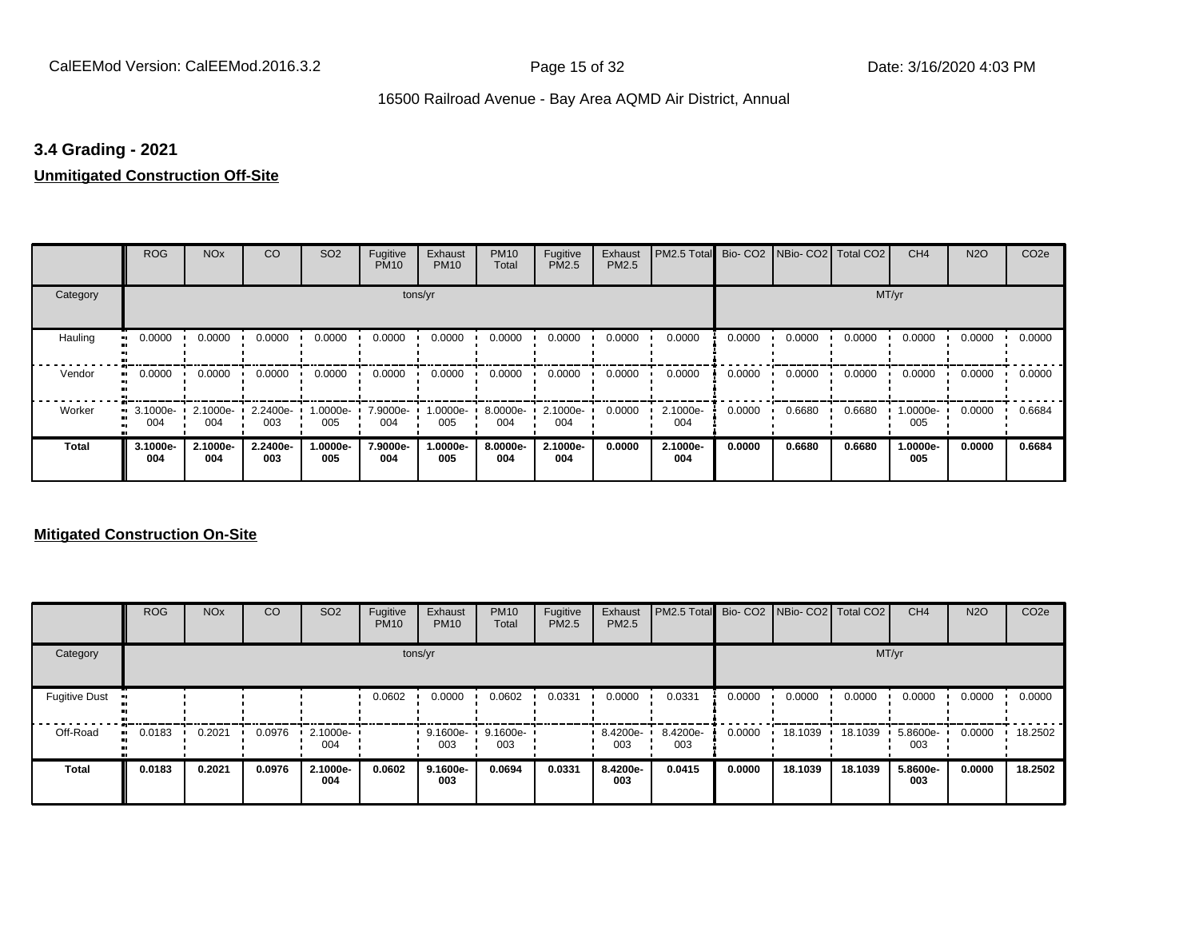## 3.4 Grading - 2021

**Unmitigated Construction Off-Site**

| | ROG | NOx | CO | SO2 | Fugitive PM10 | Exhaust PM10 | PM10 Total | Fugitive PM2.5 | Exhaust PM2.5 | PM2.5 Total | Bio- CO2 | NBio- CO2 | Total CO2 | CH4 | N2O | CO2e |
|---|---|---|---|---|---|---|---|---|---|---|---|---|---|---|---|---|
| Category | tons/yr | | | | | | | | | | MT/yr | | | | | |
| Hauling | 0.0000 | 0.0000 | 0.0000 | 0.0000 | 0.0000 | 0.0000 | 0.0000 | 0.0000 | 0.0000 | 0.0000 | 0.0000 | 0.0000 | 0.0000 | 0.0000 | 0.0000 | 0.0000 |
| Vendor | 0.0000 | 0.0000 | 0.0000 | 0.0000 | 0.0000 | 0.0000 | 0.0000 | 0.0000 | 0.0000 | 0.0000 | 0.0000 | 0.0000 | 0.0000 | 0.0000 | 0.0000 | 0.0000 |
| Worker | 3.1000e-004 | 2.1000e-004 | 2.2400e-003 | 1.0000e-005 | 7.9000e-004 | 1.0000e-005 | 8.0000e-004 | 2.1000e-004 | 0.0000 | 2.1000e-004 | 0.0000 | 0.6680 | 0.6680 | 1.0000e-005 | 0.0000 | 0.6684 |
| **Total** | **3.1000e-004** | **2.1000e-004** | **2.2400e-003** | **1.0000e-005** | **7.9000e-004** | **1.0000e-005** | **8.0000e-004** | **2.1000e-004** | **0.0000** | **2.1000e-004** | **0.0000** | **0.6680** | **0.6680** | **1.0000e-005** | **0.0000** | **0.6684** |

**Mitigated Construction On-Site**

| | ROG | NOx | CO | SO2 | Fugitive PM10 | Exhaust PM10 | PM10 Total | Fugitive PM2.5 | Exhaust PM2.5 | PM2.5 Total | Bio- CO2 | NBio- CO2 | Total CO2 | CH4 | N2O | CO2e |
|---|---|---|---|---|---|---|---|---|---|---|---|---|---|---|---|---|
| Category | tons/yr | | | | | | | | | | MT/yr | | | | | |
| Fugitive Dust | | | | | 0.0602 | 0.0000 | 0.0602 | 0.0331 | 0.0000 | 0.0331 | 0.0000 | 0.0000 | 0.0000 | 0.0000 | 0.0000 | 0.0000 |
| Off-Road | 0.0183 | 0.2021 | 0.0976 | 2.1000e-004 | | 9.1600e-003 | 9.1600e-003 | | 8.4200e-003 | 8.4200e-003 | 0.0000 | 18.1039 | 18.1039 | 5.8600e-003 | 0.0000 | 18.2502 |
| **Total** | **0.0183** | **0.2021** | **0.0976** | **2.1000e-004** | **0.0602** | **9.1600e-003** | **0.0694** | **0.0331** | **8.4200e-003** | **0.0415** | **0.0000** | **18.1039** | **18.1039** | **5.8600e-003** | **0.0000** | **18.2502** |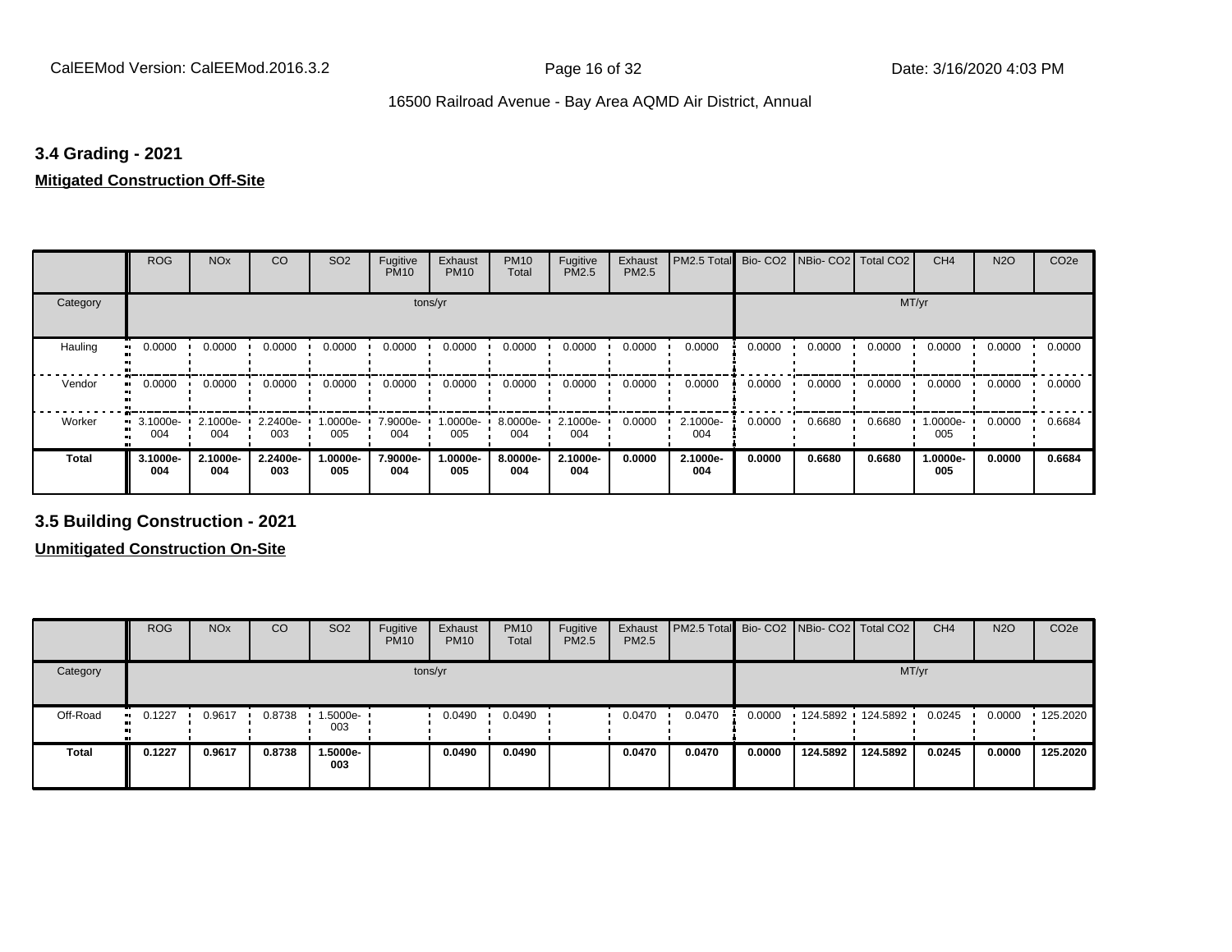### 3.4 Grading - 2021

**Mitigated Construction Off-Site**

| | ROG | NOx | CO | SO2 | Fugitive PM10 | Exhaust PM10 | PM10 Total | Fugitive PM2.5 | Exhaust PM2.5 | PM2.5 Total | Bio- CO2 | NBio- CO2 | Total CO2 | CH4 | N2O | CO2e |
|---|---|---|---|---|---|---|---|---|---|---|---|---|---|---|---|---|
| Category | tons/yr | | | | | | | | | | MT/yr | | | | | |
| Hauling | 0.0000 | 0.0000 | 0.0000 | 0.0000 | 0.0000 | 0.0000 | 0.0000 | 0.0000 | 0.0000 | 0.0000 | 0.0000 | 0.0000 | 0.0000 | 0.0000 | 0.0000 | 0.0000 |
| Vendor | 0.0000 | 0.0000 | 0.0000 | 0.0000 | 0.0000 | 0.0000 | 0.0000 | 0.0000 | 0.0000 | 0.0000 | 0.0000 | 0.0000 | 0.0000 | 0.0000 | 0.0000 | 0.0000 |
| Worker | 3.1000e-004 | 2.1000e-004 | 2.2400e-003 | 1.0000e-005 | 7.9000e-004 | 1.0000e-005 | 8.0000e-004 | 2.1000e-004 | 0.0000 | 2.1000e-004 | 0.0000 | 0.6680 | 0.6680 | 1.0000e-005 | 0.0000 | 0.6684 |
| **Total** | **3.1000e-004** | **2.1000e-004** | **2.2400e-003** | **1.0000e-005** | **7.9000e-004** | **1.0000e-005** | **8.0000e-004** | **2.1000e-004** | **0.0000** | **2.1000e-004** | **0.0000** | **0.6680** | **0.6680** | **1.0000e-005** | **0.0000** | **0.6684** |

### 3.5 Building Construction - 2021

**Unmitigated Construction On-Site**

| | ROG | NOx | CO | SO2 | Fugitive PM10 | Exhaust PM10 | PM10 Total | Fugitive PM2.5 | Exhaust PM2.5 | PM2.5 Total | Bio- CO2 | NBio- CO2 | Total CO2 | CH4 | N2O | CO2e |
|---|---|---|---|---|---|---|---|---|---|---|---|---|---|---|---|---|
| Category | tons/yr | | | | | | | | | | MT/yr | | | | | |
| Off-Road | 0.1227 | 0.9617 | 0.8738 | 1.5000e-003 | | 0.0490 | 0.0490 | | 0.0470 | 0.0470 | 0.0000 | 124.5892 | 124.5892 | 0.0245 | 0.0000 | 125.2020 |
| **Total** | **0.1227** | **0.9617** | **0.8738** | **1.5000e-003** | | **0.0490** | **0.0490** | | **0.0470** | **0.0470** | **0.0000** | **124.5892** | **124.5892** | **0.0245** | **0.0000** | **125.2020** |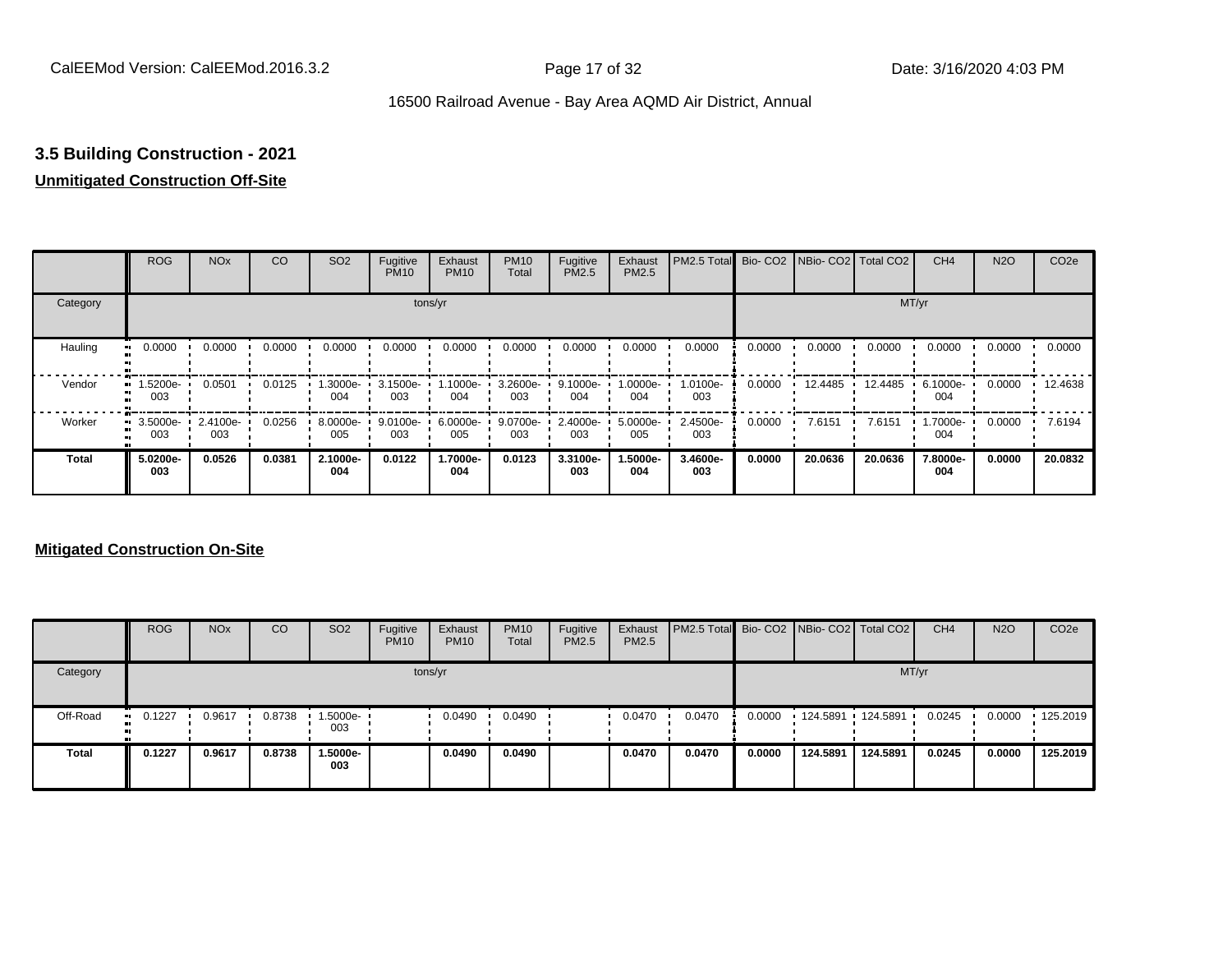## 3.5 Building Construction - 2021

### Unmitigated Construction Off-Site

| | ROG | NOx | CO | SO2 | Fugitive PM10 | Exhaust PM10 | PM10 Total | Fugitive PM2.5 | Exhaust PM2.5 | PM2.5 Total | Bio- CO2 | NBio- CO2 | Total CO2 | CH4 | N2O | CO2e |
|---|---|---|---|---|---|---|---|---|---|---|---|---|---|---|---|---|
| Category | tons/yr | | | | | | | | | | MT/yr | | | | | |
| Hauling | 0.0000 | 0.0000 | 0.0000 | 0.0000 | 0.0000 | 0.0000 | 0.0000 | 0.0000 | 0.0000 | 0.0000 | 0.0000 | 0.0000 | 0.0000 | 0.0000 | 0.0000 | 0.0000 |
| Vendor | 1.5200e-003 | 0.0501 | 0.0125 | 1.3000e-004 | 3.1500e-003 | 1.1000e-004 | 3.2600e-003 | 9.1000e-004 | 1.0000e-004 | 1.0100e-003 | 0.0000 | 12.4485 | 12.4485 | 6.1000e-004 | 0.0000 | 12.4638 |
| Worker | 3.5000e-003 | 2.4100e-003 | 0.0256 | 8.0000e-005 | 9.0100e-003 | 6.0000e-005 | 9.0700e-003 | 2.4000e-003 | 5.0000e-005 | 2.4500e-003 | 0.0000 | 7.6151 | 7.6151 | 1.7000e-004 | 0.0000 | 7.6194 |
| **Total** | **5.0200e-003** | **0.0526** | **0.0381** | **2.1000e-004** | **0.0122** | **1.7000e-004** | **0.0123** | **3.3100e-003** | **1.5000e-004** | **3.4600e-003** | **0.0000** | **20.0636** | **20.0636** | **7.8000e-004** | **0.0000** | **20.0832** |

### Mitigated Construction On-Site

| | ROG | NOx | CO | SO2 | Fugitive PM10 | Exhaust PM10 | PM10 Total | Fugitive PM2.5 | Exhaust PM2.5 | PM2.5 Total | Bio- CO2 | NBio- CO2 | Total CO2 | CH4 | N2O | CO2e |
|---|---|---|---|---|---|---|---|---|---|---|---|---|---|---|---|---|
| Category | tons/yr | | | | | | | | | | MT/yr | | | | | |
| Off-Road | 0.1227 | 0.9617 | 0.8738 | 1.5000e-003 | | 0.0490 | 0.0490 | | 0.0470 | 0.0470 | 0.0000 | 124.5891 | 124.5891 | 0.0245 | 0.0000 | 125.2019 |
| **Total** | **0.1227** | **0.9617** | **0.8738** | **1.5000e-003** | | **0.0490** | **0.0490** | | **0.0470** | **0.0470** | **0.0000** | **124.5891** | **124.5891** | **0.0245** | **0.0000** | **125.2019** |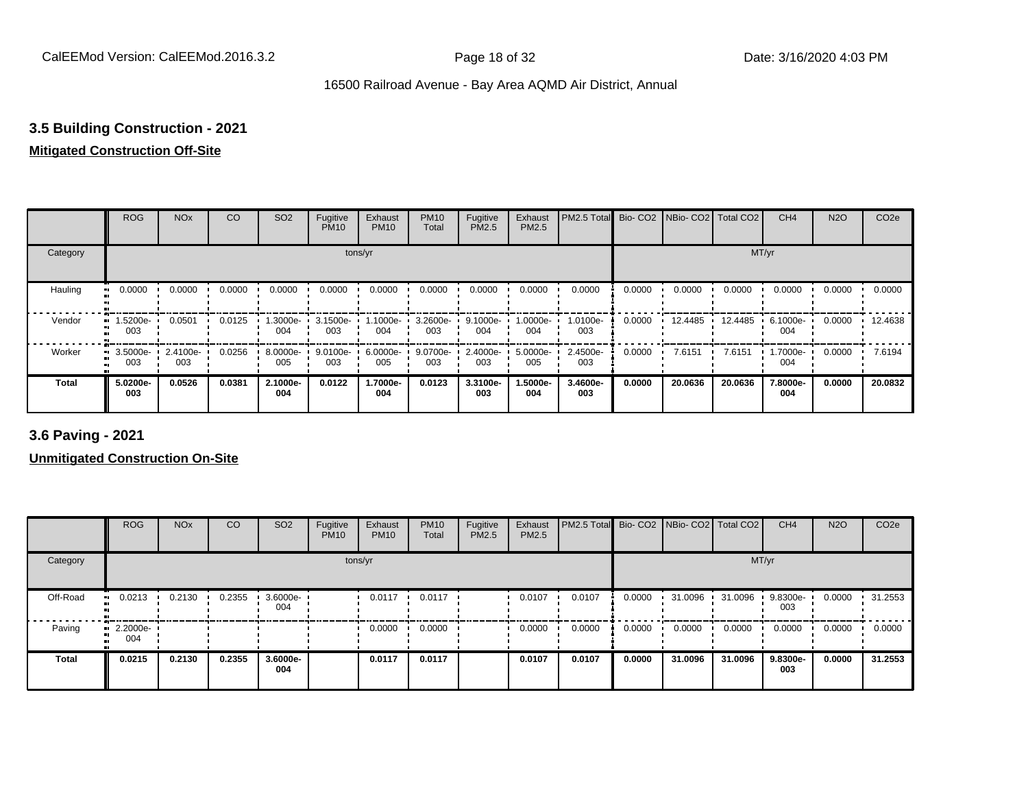### 3.5 Building Construction - 2021

**Mitigated Construction Off-Site**

| | ROG | NOx | CO | SO2 | Fugitive PM10 | Exhaust PM10 | PM10 Total | Fugitive PM2.5 | Exhaust PM2.5 | PM2.5 Total | Bio- CO2 | NBio- CO2 | Total CO2 | CH4 | N2O | CO2e |
|---|---|---|---|---|---|---|---|---|---|---|---|---|---|---|---|---|
| Category | tons/yr | | | | | | | | | | MT/yr | | | | | |
| Hauling | 0.0000 | 0.0000 | 0.0000 | 0.0000 | 0.0000 | 0.0000 | 0.0000 | 0.0000 | 0.0000 | 0.0000 | 0.0000 | 0.0000 | 0.0000 | 0.0000 | 0.0000 | 0.0000 |
| Vendor | 1.5200e-003 | 0.0501 | 0.0125 | 1.3000e-004 | 3.1500e-003 | 1.1000e-004 | 3.2600e-003 | 9.1000e-004 | 1.0000e-004 | 1.0100e-003 | 0.0000 | 12.4485 | 12.4485 | 6.1000e-004 | 0.0000 | 12.4638 |
| Worker | 3.5000e-003 | 2.4100e-003 | 0.0256 | 8.0000e-005 | 9.0100e-003 | 6.0000e-005 | 9.0700e-003 | 2.4000e-003 | 5.0000e-005 | 2.4500e-003 | 0.0000 | 7.6151 | 7.6151 | 1.7000e-004 | 0.0000 | 7.6194 |
| **Total** | **5.0200e-003** | **0.0526** | **0.0381** | **2.1000e-004** | **0.0122** | **1.7000e-004** | **0.0123** | **3.3100e-003** | **1.5000e-004** | **3.4600e-003** | **0.0000** | **20.0636** | **20.0636** | **7.8000e-004** | **0.0000** | **20.0832** |

### 3.6 Paving - 2021

**Unmitigated Construction On-Site**

| | ROG | NOx | CO | SO2 | Fugitive PM10 | Exhaust PM10 | PM10 Total | Fugitive PM2.5 | Exhaust PM2.5 | PM2.5 Total | Bio- CO2 | NBio- CO2 | Total CO2 | CH4 | N2O | CO2e |
|---|---|---|---|---|---|---|---|---|---|---|---|---|---|---|---|---|
| Category | tons/yr | | | | | | | | | | MT/yr | | | | | |
| Off-Road | 0.0213 | 0.2130 | 0.2355 | 3.6000e-004 | | 0.0117 | 0.0117 | | 0.0107 | 0.0107 | 0.0000 | 31.0096 | 31.0096 | 9.8300e-003 | 0.0000 | 31.2553 |
| Paving | 2.2000e-004 | | | | | 0.0000 | 0.0000 | | 0.0000 | 0.0000 | 0.0000 | 0.0000 | 0.0000 | 0.0000 | 0.0000 | 0.0000 |
| **Total** | **0.0215** | **0.2130** | **0.2355** | **3.6000e-004** | | **0.0117** | **0.0117** | | **0.0107** | **0.0107** | **0.0000** | **31.0096** | **31.0096** | **9.8300e-003** | **0.0000** | **31.2553** |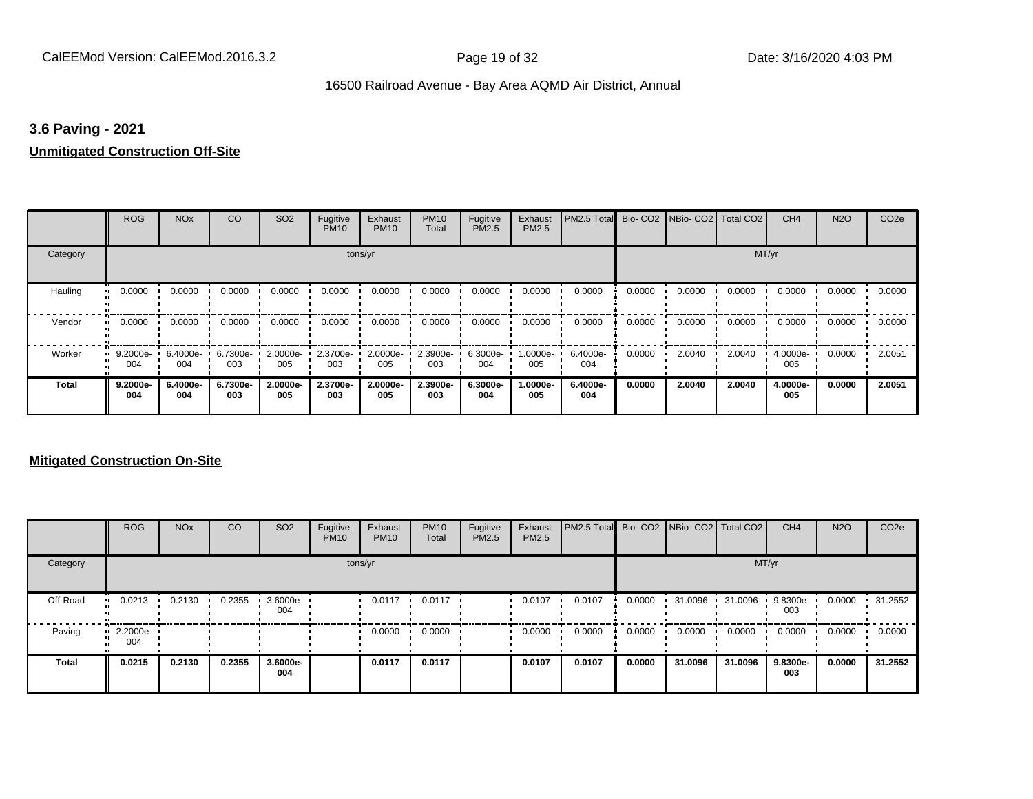## 3.6 Paving - 2021

**Unmitigated Construction Off-Site**

| | ROG | NOx | CO | SO2 | Fugitive PM10 | Exhaust PM10 | PM10 Total | Fugitive PM2.5 | Exhaust PM2.5 | PM2.5 Total | Bio- CO2 | NBio- CO2 | Total CO2 | CH4 | N2O | CO2e |
|---|---|---|---|---|---|---|---|---|---|---|---|---|---|---|---|---|
| Category | tons/yr | | | | | | | | | | MT/yr | | | | | |
| Hauling | 0.0000 | 0.0000 | 0.0000 | 0.0000 | 0.0000 | 0.0000 | 0.0000 | 0.0000 | 0.0000 | 0.0000 | 0.0000 | 0.0000 | 0.0000 | 0.0000 | 0.0000 | 0.0000 |
| Vendor | 0.0000 | 0.0000 | 0.0000 | 0.0000 | 0.0000 | 0.0000 | 0.0000 | 0.0000 | 0.0000 | 0.0000 | 0.0000 | 0.0000 | 0.0000 | 0.0000 | 0.0000 | 0.0000 |
| Worker | 9.2000e-004 | 6.4000e-004 | 6.7300e-003 | 2.0000e-005 | 2.3700e-003 | 2.0000e-005 | 2.3900e-003 | 6.3000e-004 | 1.0000e-005 | 6.4000e-004 | 0.0000 | 2.0040 | 2.0040 | 4.0000e-005 | 0.0000 | 2.0051 |
| **Total** | **9.2000e-004** | **6.4000e-004** | **6.7300e-003** | **2.0000e-005** | **2.3700e-003** | **2.0000e-005** | **2.3900e-003** | **6.3000e-004** | **1.0000e-005** | **6.4000e-004** | **0.0000** | **2.0040** | **2.0040** | **4.0000e-005** | **0.0000** | **2.0051** |

**Mitigated Construction On-Site**

| | ROG | NOx | CO | SO2 | Fugitive PM10 | Exhaust PM10 | PM10 Total | Fugitive PM2.5 | Exhaust PM2.5 | PM2.5 Total | Bio- CO2 | NBio- CO2 | Total CO2 | CH4 | N2O | CO2e |
|---|---|---|---|---|---|---|---|---|---|---|---|---|---|---|---|---|
| Category | tons/yr | | | | | | | | | | MT/yr | | | | | |
| Off-Road | 0.0213 | 0.2130 | 0.2355 | 3.6000e-004 | | 0.0117 | 0.0117 | | 0.0107 | 0.0107 | 0.0000 | 31.0096 | 31.0096 | 9.8300e-003 | 0.0000 | 31.2552 |
| Paving | 2.2000e-004 | | | | | 0.0000 | 0.0000 | | 0.0000 | 0.0000 | 0.0000 | 0.0000 | 0.0000 | 0.0000 | 0.0000 | 0.0000 |
| **Total** | **0.0215** | **0.2130** | **0.2355** | **3.6000e-004** | | **0.0117** | **0.0117** | | **0.0107** | **0.0107** | **0.0000** | **31.0096** | **31.0096** | **9.8300e-003** | **0.0000** | **31.2552** |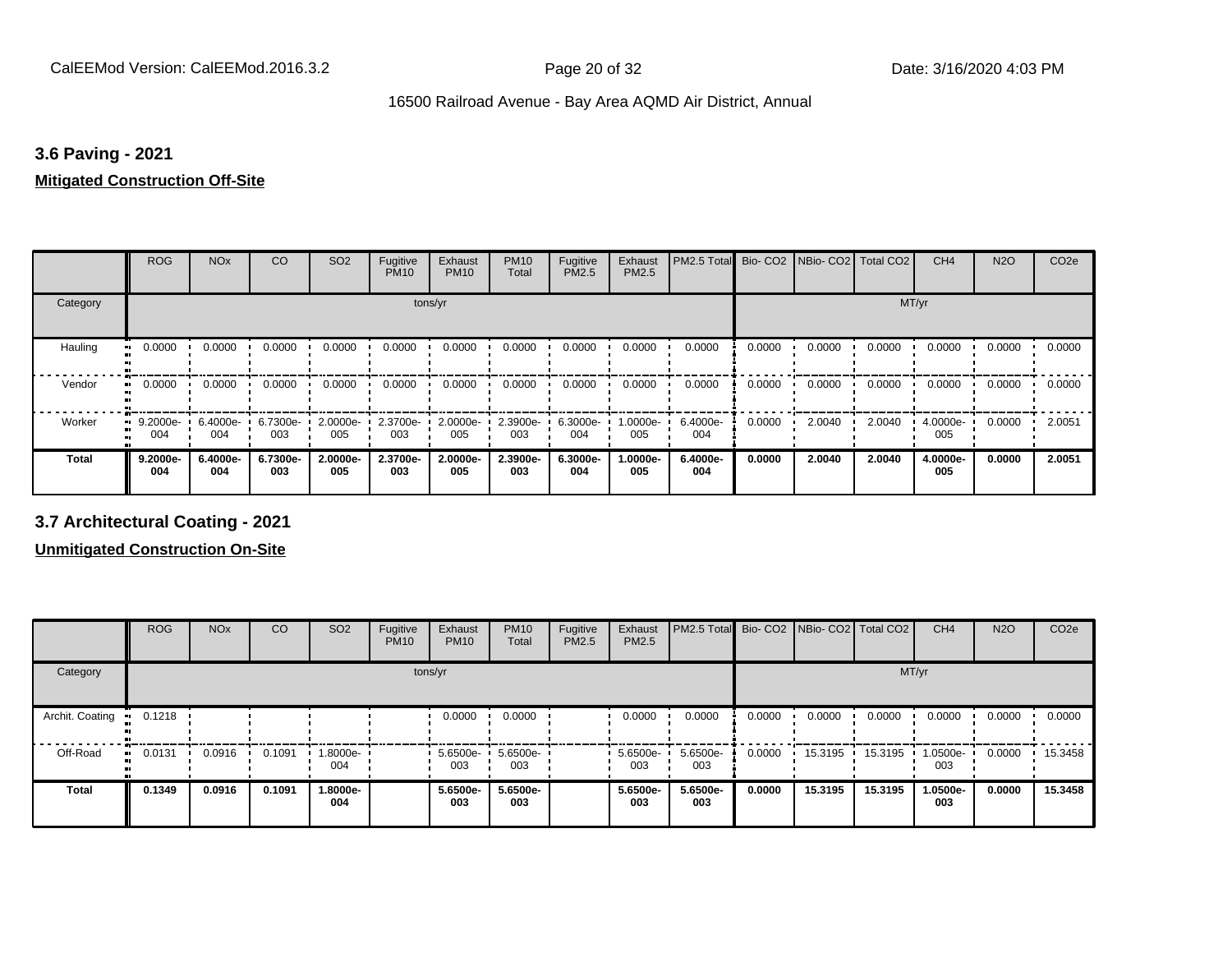### 3.6 Paving - 2021

**Mitigated Construction Off-Site**

| | ROG | NOx | CO | SO2 | Fugitive PM10 | Exhaust PM10 | PM10 Total | Fugitive PM2.5 | Exhaust PM2.5 | PM2.5 Total | Bio- CO2 | NBio- CO2 | Total CO2 | CH4 | N2O | CO2e |
|---|---|---|---|---|---|---|---|---|---|---|---|---|---|---|---|---|
| Category | tons/yr | | | | | | | | | | MT/yr | | | | | |
| Hauling | 0.0000 | 0.0000 | 0.0000 | 0.0000 | 0.0000 | 0.0000 | 0.0000 | 0.0000 | 0.0000 | 0.0000 | 0.0000 | 0.0000 | 0.0000 | 0.0000 | 0.0000 | 0.0000 |
| Vendor | 0.0000 | 0.0000 | 0.0000 | 0.0000 | 0.0000 | 0.0000 | 0.0000 | 0.0000 | 0.0000 | 0.0000 | 0.0000 | 0.0000 | 0.0000 | 0.0000 | 0.0000 | 0.0000 |
| Worker | 9.2000e-004 | 6.4000e-004 | 6.7300e-003 | 2.0000e-005 | 2.3700e-003 | 2.0000e-005 | 2.3900e-003 | 6.3000e-004 | 1.0000e-005 | 6.4000e-004 | 0.0000 | 2.0040 | 2.0040 | 4.0000e-005 | 0.0000 | 2.0051 |
| **Total** | **9.2000e-004** | **6.4000e-004** | **6.7300e-003** | **2.0000e-005** | **2.3700e-003** | **2.0000e-005** | **2.3900e-003** | **6.3000e-004** | **1.0000e-005** | **6.4000e-004** | **0.0000** | **2.0040** | **2.0040** | **4.0000e-005** | **0.0000** | **2.0051** |

### 3.7 Architectural Coating - 2021

**Unmitigated Construction On-Site**

| | ROG | NOx | CO | SO2 | Fugitive PM10 | Exhaust PM10 | PM10 Total | Fugitive PM2.5 | Exhaust PM2.5 | PM2.5 Total | Bio- CO2 | NBio- CO2 | Total CO2 | CH4 | N2O | CO2e |
|---|---|---|---|---|---|---|---|---|---|---|---|---|---|---|---|---|
| Category | tons/yr | | | | | | | | | | MT/yr | | | | | |
| Archit. Coating | 0.1218 | | | | | 0.0000 | 0.0000 | | 0.0000 | 0.0000 | 0.0000 | 0.0000 | 0.0000 | 0.0000 | 0.0000 | 0.0000 |
| Off-Road | 0.0131 | 0.0916 | 0.1091 | 1.8000e-004 | | 5.6500e-003 | 5.6500e-003 | | 5.6500e-003 | 5.6500e-003 | 0.0000 | 15.3195 | 15.3195 | 1.0500e-003 | 0.0000 | 15.3458 |
| **Total** | **0.1349** | **0.0916** | **0.1091** | **1.8000e-004** | | **5.6500e-003** | **5.6500e-003** | | **5.6500e-003** | **5.6500e-003** | **0.0000** | **15.3195** | **15.3195** | **1.0500e-003** | **0.0000** | **15.3458** |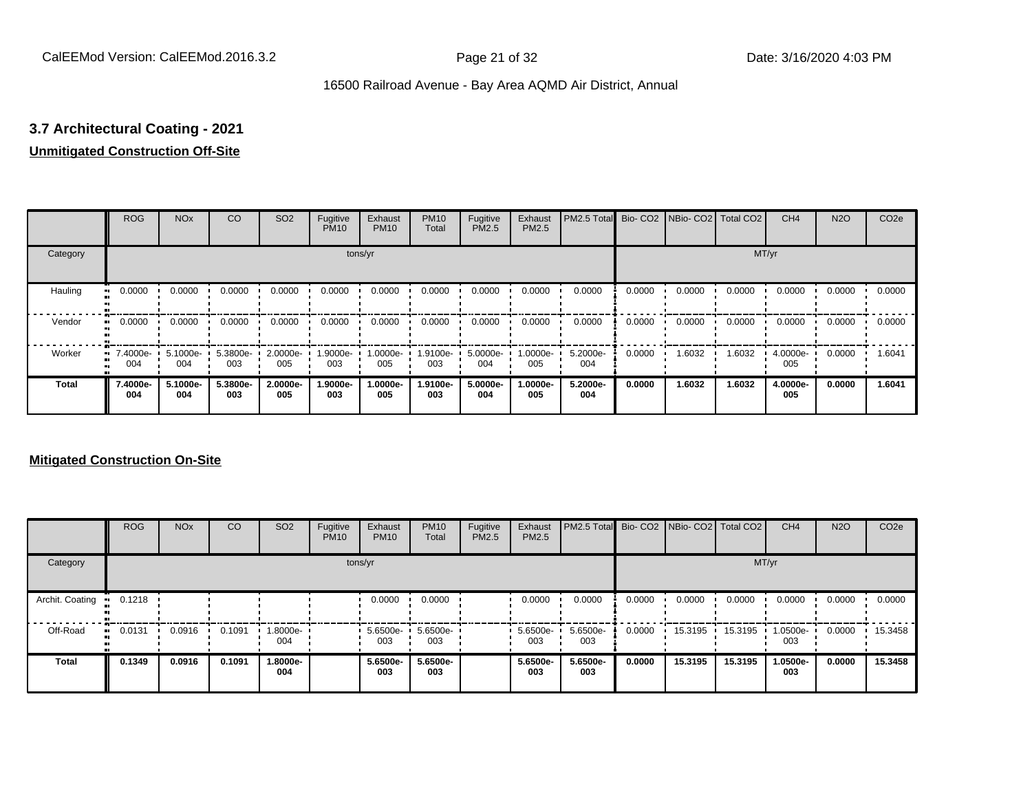## 3.7 Architectural Coating - 2021

**Unmitigated Construction Off-Site**

| | ROG | NOx | CO | SO2 | Fugitive PM10 | Exhaust PM10 | PM10 Total | Fugitive PM2.5 | Exhaust PM2.5 | PM2.5 Total | Bio- CO2 | NBio- CO2 | Total CO2 | CH4 | N2O | CO2e |
|---|---|---|---|---|---|---|---|---|---|---|---|---|---|---|---|---|
| Category | tons/yr | | | | | | | | | | MT/yr | | | | | |
| Hauling | 0.0000 | 0.0000 | 0.0000 | 0.0000 | 0.0000 | 0.0000 | 0.0000 | 0.0000 | 0.0000 | 0.0000 | 0.0000 | 0.0000 | 0.0000 | 0.0000 | 0.0000 | 0.0000 |
| Vendor | 0.0000 | 0.0000 | 0.0000 | 0.0000 | 0.0000 | 0.0000 | 0.0000 | 0.0000 | 0.0000 | 0.0000 | 0.0000 | 0.0000 | 0.0000 | 0.0000 | 0.0000 | 0.0000 |
| Worker | 7.4000e-004 | 5.1000e-004 | 5.3800e-003 | 2.0000e-005 | 1.9000e-003 | 1.0000e-005 | 1.9100e-003 | 5.0000e-004 | 1.0000e-005 | 5.2000e-004 | 0.0000 | 1.6032 | 1.6032 | 4.0000e-005 | 0.0000 | 1.6041 |
| **Total** | **7.4000e-004** | **5.1000e-004** | **5.3800e-003** | **2.0000e-005** | **1.9000e-003** | **1.0000e-005** | **1.9100e-003** | **5.0000e-004** | **1.0000e-005** | **5.2000e-004** | **0.0000** | **1.6032** | **1.6032** | **4.0000e-005** | **0.0000** | **1.6041** |

**Mitigated Construction On-Site**

| | ROG | NOx | CO | SO2 | Fugitive PM10 | Exhaust PM10 | PM10 Total | Fugitive PM2.5 | Exhaust PM2.5 | PM2.5 Total | Bio- CO2 | NBio- CO2 | Total CO2 | CH4 | N2O | CO2e |
|---|---|---|---|---|---|---|---|---|---|---|---|---|---|---|---|---|
| Category | tons/yr | | | | | | | | | | MT/yr | | | | | |
| Archit. Coating | 0.1218 | | | | | 0.0000 | 0.0000 | | 0.0000 | 0.0000 | 0.0000 | 0.0000 | 0.0000 | 0.0000 | 0.0000 | 0.0000 |
| Off-Road | 0.0131 | 0.0916 | 0.1091 | 1.8000e-004 | | 5.6500e-003 | 5.6500e-003 | | 5.6500e-003 | 5.6500e-003 | 0.0000 | 15.3195 | 15.3195 | 1.0500e-003 | 0.0000 | 15.3458 |
| **Total** | **0.1349** | **0.0916** | **0.1091** | **1.8000e-004** | | **5.6500e-003** | **5.6500e-003** | | **5.6500e-003** | **5.6500e-003** | **0.0000** | **15.3195** | **15.3195** | **1.0500e-003** | **0.0000** | **15.3458** |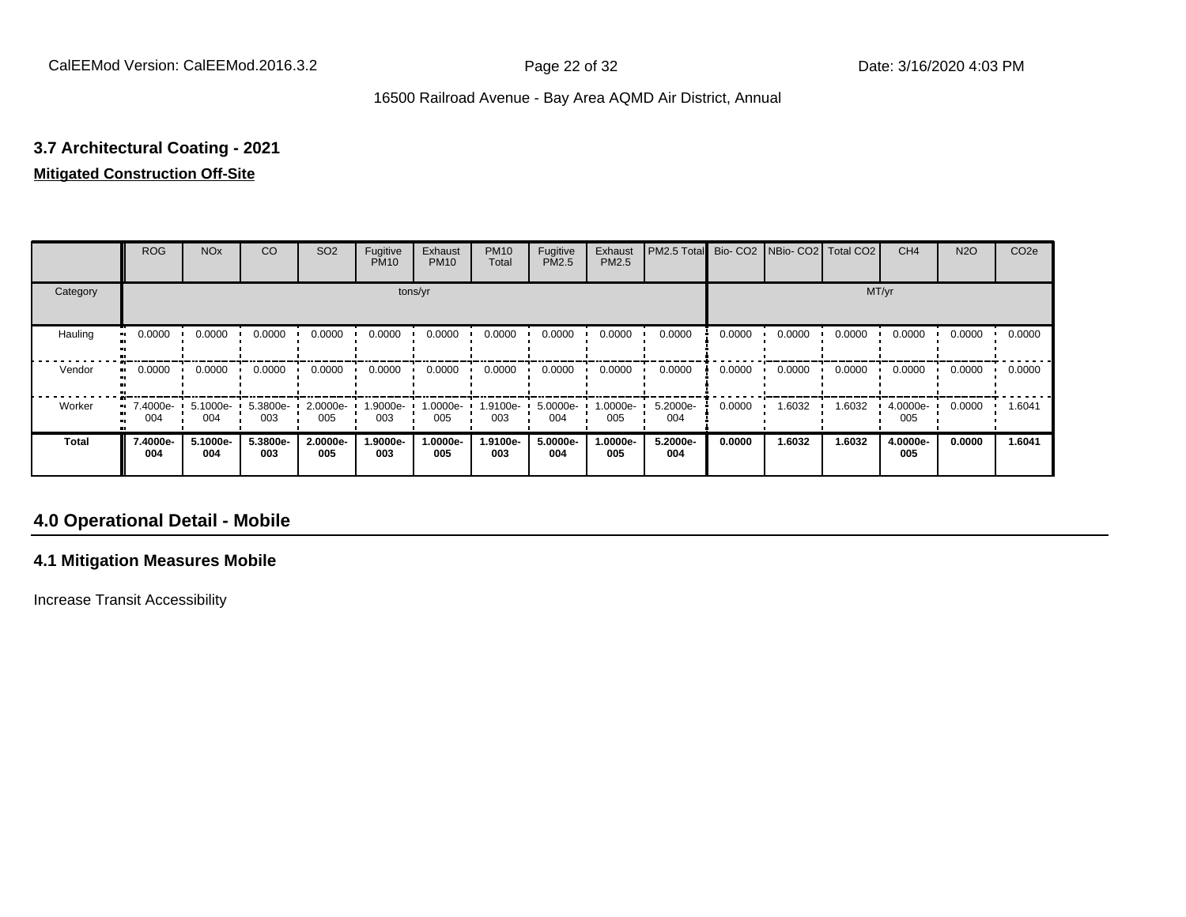### 3.7 Architectural Coating - 2021

**Mitigated Construction Off-Site**

| | ROG | NOx | CO | SO2 | Fugitive PM10 | Exhaust PM10 | PM10 Total | Fugitive PM2.5 | Exhaust PM2.5 | PM2.5 Total | Bio- CO2 | NBio- CO2 | Total CO2 | CH4 | N2O | CO2e |
|---|---|---|---|---|---|---|---|---|---|---|---|---|---|---|---|---|
| Category | tons/yr | | | | | | | | | | MT/yr | | | | | |
| Hauling | 0.0000 | 0.0000 | 0.0000 | 0.0000 | 0.0000 | 0.0000 | 0.0000 | 0.0000 | 0.0000 | 0.0000 | 0.0000 | 0.0000 | 0.0000 | 0.0000 | 0.0000 | 0.0000 |
| Vendor | 0.0000 | 0.0000 | 0.0000 | 0.0000 | 0.0000 | 0.0000 | 0.0000 | 0.0000 | 0.0000 | 0.0000 | 0.0000 | 0.0000 | 0.0000 | 0.0000 | 0.0000 | 0.0000 |
| Worker | 7.4000e-004 | 5.1000e-004 | 5.3800e-003 | 2.0000e-005 | 1.9000e-003 | 1.0000e-005 | 1.9100e-003 | 5.0000e-004 | 1.0000e-005 | 5.2000e-004 | 0.0000 | 1.6032 | 1.6032 | 4.0000e-005 | 0.0000 | 1.6041 |
| **Total** | **7.4000e-004** | **5.1000e-004** | **5.3800e-003** | **2.0000e-005** | **1.9000e-003** | **1.0000e-005** | **1.9100e-003** | **5.0000e-004** | **1.0000e-005** | **5.2000e-004** | **0.0000** | **1.6032** | **1.6032** | **4.0000e-005** | **0.0000** | **1.6041** |

## 4.0 Operational Detail - Mobile

### 4.1 Mitigation Measures Mobile

Increase Transit Accessibility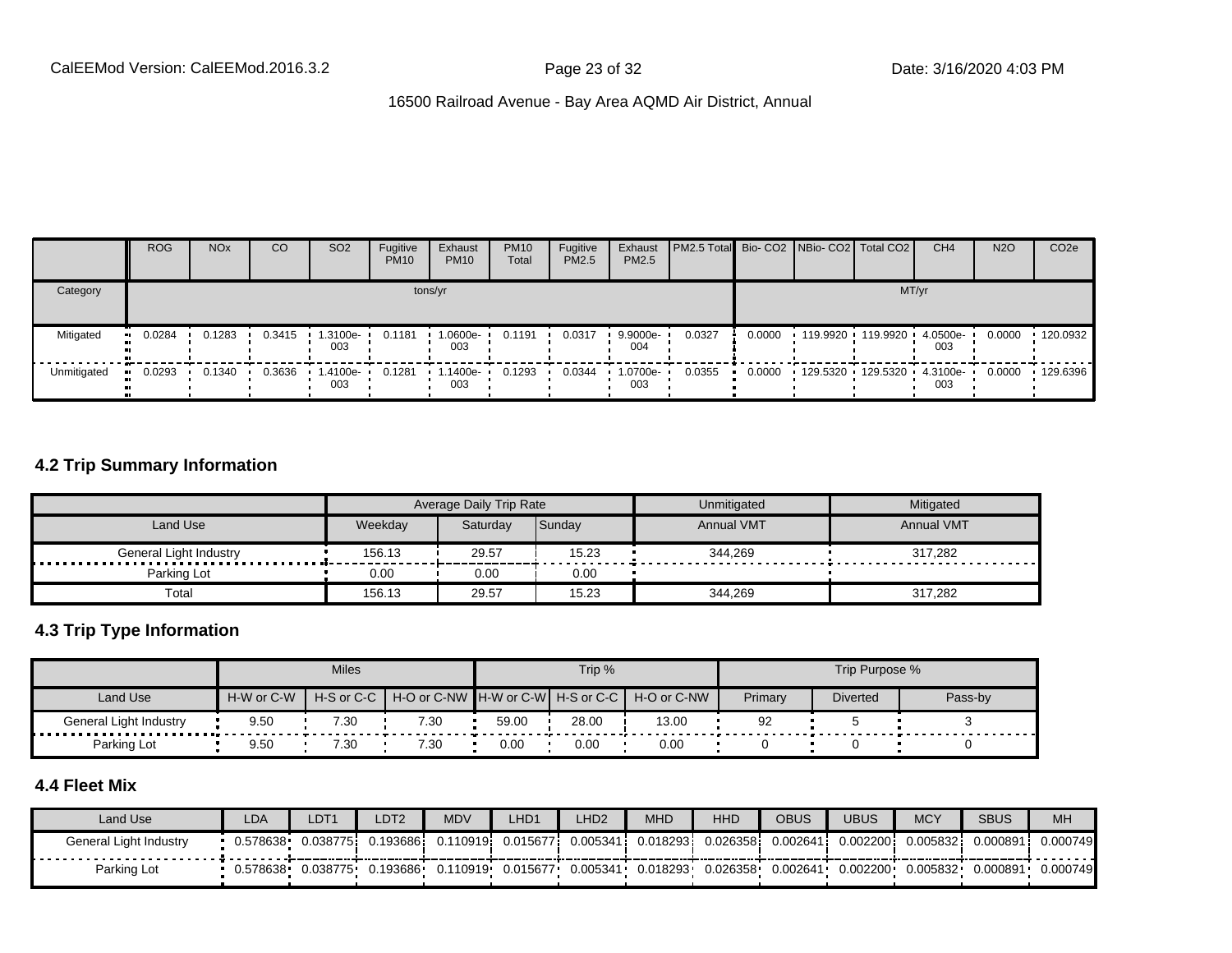| | ROG | NOx | CO | SO2 | Fugitive PM10 | Exhaust PM10 | PM10 Total | Fugitive PM2.5 | Exhaust PM2.5 | PM2.5 Total | Bio- CO2 | NBio- CO2 | Total CO2 | CH4 | N2O | CO2e |
|---|---|---|---|---|---|---|---|---|---|---|---|---|---|---|---|---|
| Category | tons/yr | | | | | | | | | | MT/yr | | | | | |
| Mitigated | 0.0284 | 0.1283 | 0.3415 | 1.3100e-003 | 0.1181 | 1.0600e-003 | 0.1191 | 0.0317 | 9.9000e-004 | 0.0327 | 0.0000 | 119.9920 | 119.9920 | 4.0500e-003 | 0.0000 | 120.0932 |
| Unmitigated | 0.0293 | 0.1340 | 0.3636 | 1.4100e-003 | 0.1281 | 1.1400e-003 | 0.1293 | 0.0344 | 1.0700e-003 | 0.0355 | 0.0000 | 129.5320 | 129.5320 | 4.3100e-003 | 0.0000 | 129.6396 |

### 4.2 Trip Summary Information

| | Average Daily Trip Rate | | | Unmitigated | Mitigated |
|---|---|---|---|---|---|
| Land Use | Weekday | Saturday | Sunday | Annual VMT | Annual VMT |
| General Light Industry | 156.13 | 29.57 | 15.23 | 344,269 | 317,282 |
| Parking Lot | 0.00 | 0.00 | 0.00 | | |
| Total | 156.13 | 29.57 | 15.23 | 344,269 | 317,282 |

### 4.3 Trip Type Information

| | Miles | | | Trip % | | | Trip Purpose % | | |
|---|---|---|---|---|---|---|---|---|---|
| Land Use | H-W or C-W | H-S or C-C | H-O or C-NW | H-W or C-W | H-S or C-C | H-O or C-NW | Primary | Diverted | Pass-by |
| General Light Industry | 9.50 | 7.30 | 7.30 | 59.00 | 28.00 | 13.00 | 92 | 5 | 3 |
| Parking Lot | 9.50 | 7.30 | 7.30 | 0.00 | 0.00 | 0.00 | 0 | 0 | 0 |

### 4.4 Fleet Mix

| Land Use | LDA | LDT1 | LDT2 | MDV | LHD1 | LHD2 | MHD | HHD | OBUS | UBUS | MCY | SBUS | MH |
|---|---|---|---|---|---|---|---|---|---|---|---|---|---|
| General Light Industry | 0.578638 | 0.038775 | 0.193686 | 0.110919 | 0.015677 | 0.005341 | 0.018293 | 0.026358 | 0.002641 | 0.002200 | 0.005832 | 0.000891 | 0.000749 |
| Parking Lot | 0.578638 | 0.038775 | 0.193686 | 0.110919 | 0.015677 | 0.005341 | 0.018293 | 0.026358 | 0.002641 | 0.002200 | 0.005832 | 0.000891 | 0.000749 |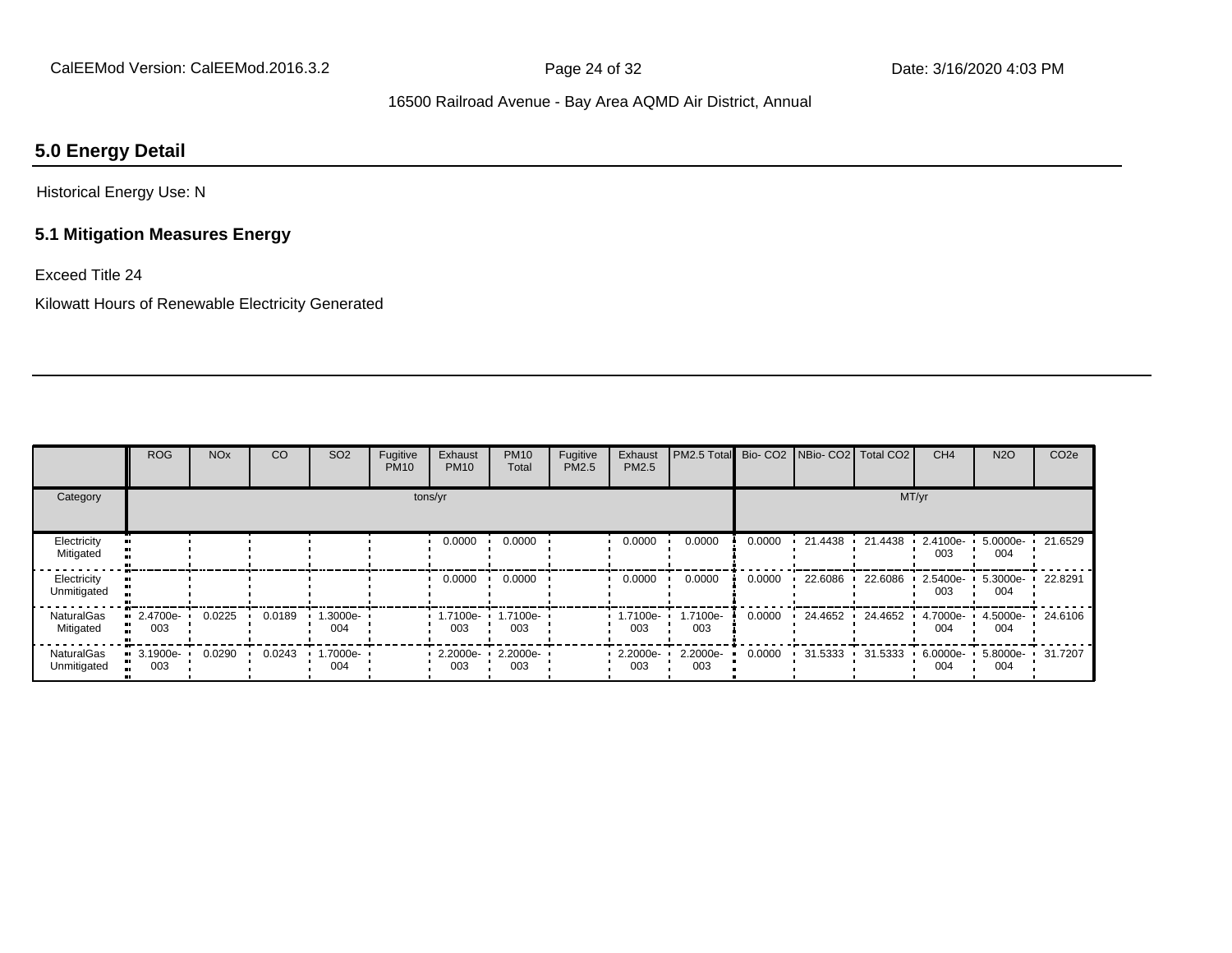## 5.0 Energy Detail

Historical Energy Use: N

### 5.1 Mitigation Measures Energy

Exceed Title 24

Kilowatt Hours of Renewable Electricity Generated

| | ROG | NOx | CO | SO2 | Fugitive PM10 | Exhaust PM10 | PM10 Total | Fugitive PM2.5 | Exhaust PM2.5 | PM2.5 Total | Bio- CO2 | NBio- CO2 | Total CO2 | CH4 | N2O | CO2e |
|---|---|---|---|---|---|---|---|---|---|---|---|---|---|---|---|---|
| Category | tons/yr | | | | | | | | | | MT/yr | | | | | |
| Electricity Mitigated | | | | | | 0.0000 | 0.0000 | | 0.0000 | 0.0000 | 0.0000 | 21.4438 | 21.4438 | 2.4100e-003 | 5.0000e-004 | 21.6529 |
| Electricity Unmitigated | | | | | | 0.0000 | 0.0000 | | 0.0000 | 0.0000 | 0.0000 | 22.6086 | 22.6086 | 2.5400e-003 | 5.3000e-004 | 22.8291 |
| NaturalGas Mitigated | 2.4700e-003 | 0.0225 | 0.0189 | 1.3000e-004 | | 1.7100e-003 | 1.7100e-003 | | 1.7100e-003 | 1.7100e-003 | 0.0000 | 24.4652 | 24.4652 | 4.7000e-004 | 4.5000e-004 | 24.6106 |
| NaturalGas Unmitigated | 3.1900e-003 | 0.0290 | 0.0243 | 1.7000e-004 | | 2.2000e-003 | 2.2000e-003 | | 2.2000e-003 | 2.2000e-003 | 0.0000 | 31.5333 | 31.5333 | 6.0000e-004 | 5.8000e-004 | 31.7207 |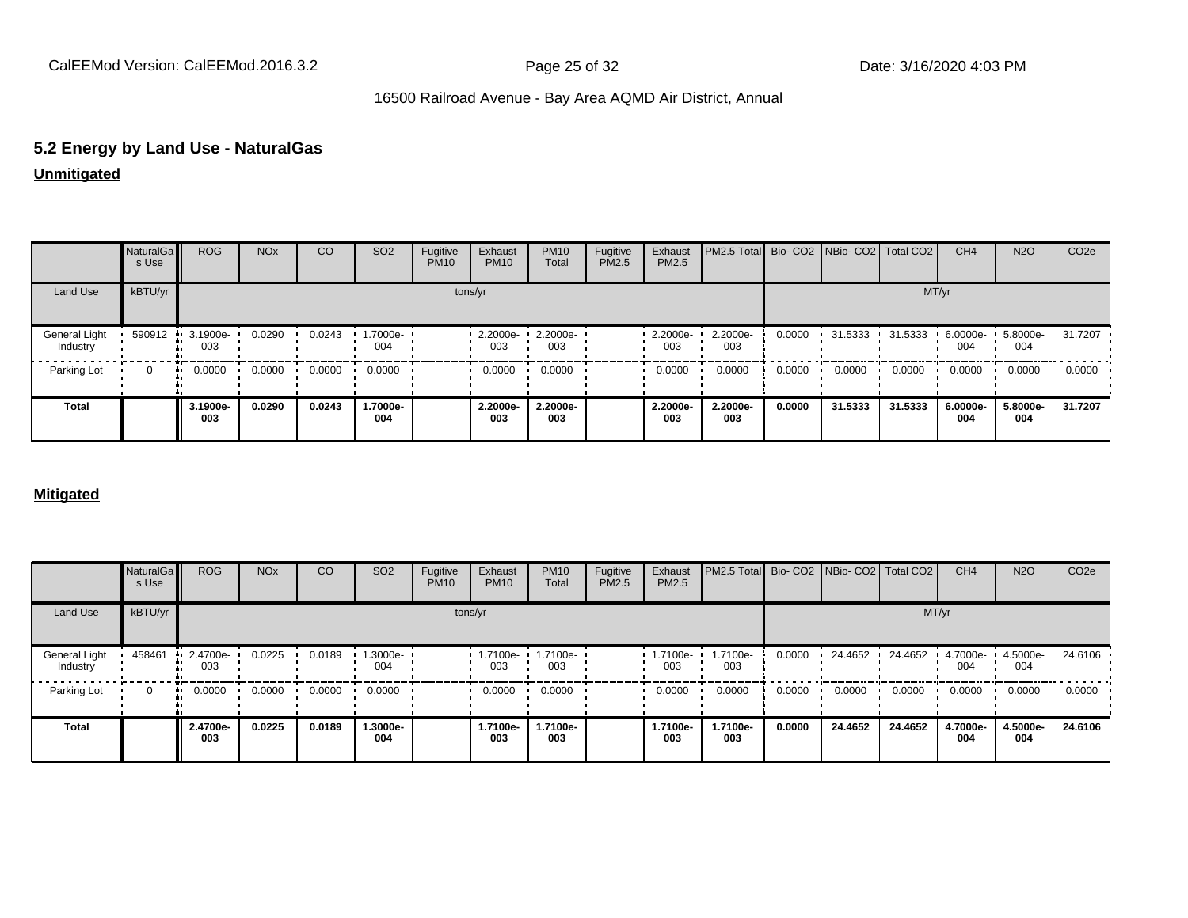## 5.2 Energy by Land Use - NaturalGas

**Unmitigated**

| | NaturalGas Use | ROG | NOx | CO | SO2 | Fugitive PM10 | Exhaust PM10 | PM10 Total | Fugitive PM2.5 | Exhaust PM2.5 | PM2.5 Total | Bio- CO2 | NBio- CO2 | Total CO2 | CH4 | N2O | CO2e |
|---|---|---|---|---|---|---|---|---|---|---|---|---|---|---|---|---|---|
| Land Use | kBTU/yr | tons/yr | | | | | | | | | | MT/yr | | | | | |
| General Light Industry | 590912 | 3.1900e-003 | 0.0290 | 0.0243 | 1.7000e-004 | | 2.2000e-003 | 2.2000e-003 | | 2.2000e-003 | 2.2000e-003 | 0.0000 | 31.5333 | 31.5333 | 6.0000e-004 | 5.8000e-004 | 31.7207 |
| Parking Lot | 0 | 0.0000 | 0.0000 | 0.0000 | 0.0000 | | 0.0000 | 0.0000 | | 0.0000 | 0.0000 | 0.0000 | 0.0000 | 0.0000 | 0.0000 | 0.0000 | 0.0000 |
| **Total** | | **3.1900e-003** | **0.0290** | **0.0243** | **1.7000e-004** | | **2.2000e-003** | **2.2000e-003** | | **2.2000e-003** | **2.2000e-003** | **0.0000** | **31.5333** | **31.5333** | **6.0000e-004** | **5.8000e-004** | **31.7207** |

**Mitigated**

| | NaturalGas Use | ROG | NOx | CO | SO2 | Fugitive PM10 | Exhaust PM10 | PM10 Total | Fugitive PM2.5 | Exhaust PM2.5 | PM2.5 Total | Bio- CO2 | NBio- CO2 | Total CO2 | CH4 | N2O | CO2e |
|---|---|---|---|---|---|---|---|---|---|---|---|---|---|---|---|---|---|
| Land Use | kBTU/yr | tons/yr | | | | | | | | | | MT/yr | | | | | |
| General Light Industry | 458461 | 2.4700e-003 | 0.0225 | 0.0189 | 1.3000e-004 | | 1.7100e-003 | 1.7100e-003 | | 1.7100e-003 | 1.7100e-003 | 0.0000 | 24.4652 | 24.4652 | 4.7000e-004 | 4.5000e-004 | 24.6106 |
| Parking Lot | 0 | 0.0000 | 0.0000 | 0.0000 | 0.0000 | | 0.0000 | 0.0000 | | 0.0000 | 0.0000 | 0.0000 | 0.0000 | 0.0000 | 0.0000 | 0.0000 | 0.0000 |
| **Total** | | **2.4700e-003** | **0.0225** | **0.0189** | **1.3000e-004** | | **1.7100e-003** | **1.7100e-003** | | **1.7100e-003** | **1.7100e-003** | **0.0000** | **24.4652** | **24.4652** | **4.7000e-004** | **4.5000e-004** | **24.6106** |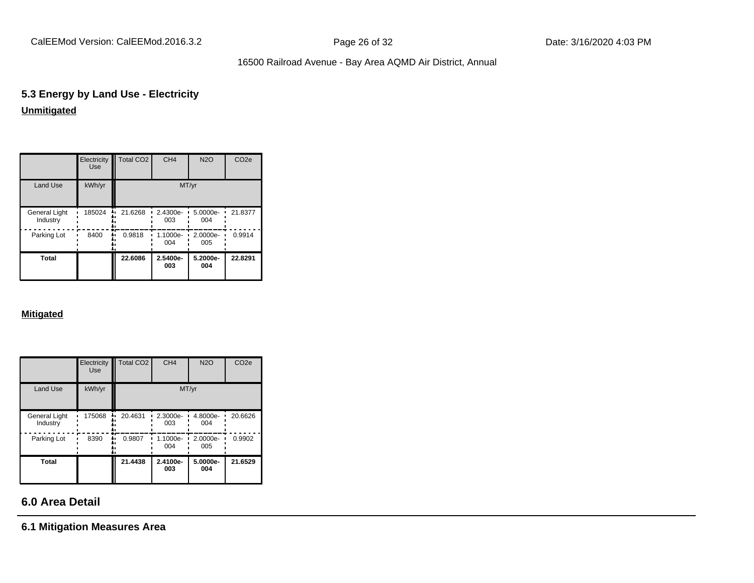## 5.3 Energy by Land Use - Electricity

**Unmitigated**

| | Electricity Use | Total CO2 | CH4 | N2O | CO2e |
|---|---|---|---|---|---|
| Land Use | kWh/yr | MT/yr | | | |
| General Light Industry | 185024 | 21.6268 | 2.4300e-003 | 5.0000e-004 | 21.8377 |
| Parking Lot | 8400 | 0.9818 | 1.1000e-004 | 2.0000e-005 | 0.9914 |
| **Total** | | **22.6086** | **2.5400e-003** | **5.2000e-004** | **22.8291** |

**Mitigated**

| | Electricity Use | Total CO2 | CH4 | N2O | CO2e |
|---|---|---|---|---|---|
| Land Use | kWh/yr | MT/yr | | | |
| General Light Industry | 175068 | 20.4631 | 2.3000e-003 | 4.8000e-004 | 20.6626 |
| Parking Lot | 8390 | 0.9807 | 1.1000e-004 | 2.0000e-005 | 0.9902 |
| **Total** | | **21.4438** | **2.4100e-003** | **5.0000e-004** | **21.6529** |

# 6.0 Area Detail

## 6.1 Mitigation Measures Area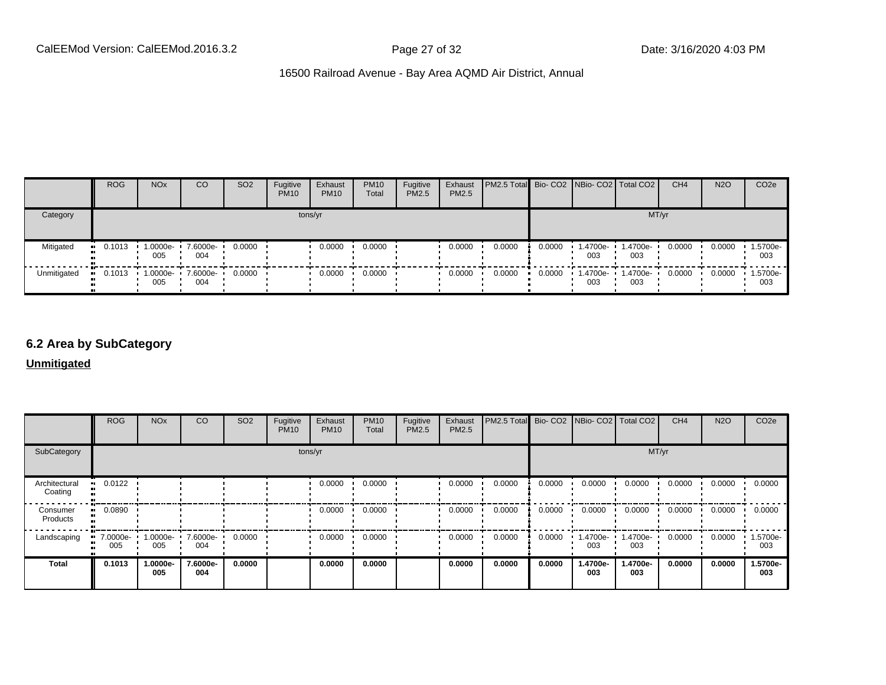| | ROG | NOx | CO | SO2 | Fugitive PM10 | Exhaust PM10 | PM10 Total | Fugitive PM2.5 | Exhaust PM2.5 | PM2.5 Total | Bio- CO2 | NBio- CO2 | Total CO2 | CH4 | N2O | CO2e |
|---|---|---|---|---|---|---|---|---|---|---|---|---|---|---|---|---|
| Category | tons/yr | | | | | | | | | | MT/yr | | | | | |
| Mitigated | 0.1013 | 1.0000e-005 | 7.6000e-004 | 0.0000 | | 0.0000 | 0.0000 | | 0.0000 | 0.0000 | 0.0000 | 1.4700e-003 | 1.4700e-003 | 0.0000 | 0.0000 | 1.5700e-003 |
| Unmitigated | 0.1013 | 1.0000e-005 | 7.6000e-004 | 0.0000 | | 0.0000 | 0.0000 | | 0.0000 | 0.0000 | 0.0000 | 1.4700e-003 | 1.4700e-003 | 0.0000 | 0.0000 | 1.5700e-003 |

## 6.2 Area by SubCategory

**Unmitigated**

| | ROG | NOx | CO | SO2 | Fugitive PM10 | Exhaust PM10 | PM10 Total | Fugitive PM2.5 | Exhaust PM2.5 | PM2.5 Total | Bio- CO2 | NBio- CO2 | Total CO2 | CH4 | N2O | CO2e |
|---|---|---|---|---|---|---|---|---|---|---|---|---|---|---|---|---|
| SubCategory | tons/yr | | | | | | | | | | MT/yr | | | | | |
| Architectural Coating | 0.0122 | | | | | 0.0000 | 0.0000 | | 0.0000 | 0.0000 | 0.0000 | 0.0000 | 0.0000 | 0.0000 | 0.0000 | 0.0000 |
| Consumer Products | 0.0890 | | | | | 0.0000 | 0.0000 | | 0.0000 | 0.0000 | 0.0000 | 0.0000 | 0.0000 | 0.0000 | 0.0000 | 0.0000 |
| Landscaping | 7.0000e-005 | 1.0000e-005 | 7.6000e-004 | 0.0000 | | 0.0000 | 0.0000 | | 0.0000 | 0.0000 | 0.0000 | 1.4700e-003 | 1.4700e-003 | 0.0000 | 0.0000 | 1.5700e-003 |
| **Total** | **0.1013** | **1.0000e-005** | **7.6000e-004** | **0.0000** | | **0.0000** | **0.0000** | | **0.0000** | **0.0000** | **0.0000** | **1.4700e-003** | **1.4700e-003** | **0.0000** | **0.0000** | **1.5700e-003** |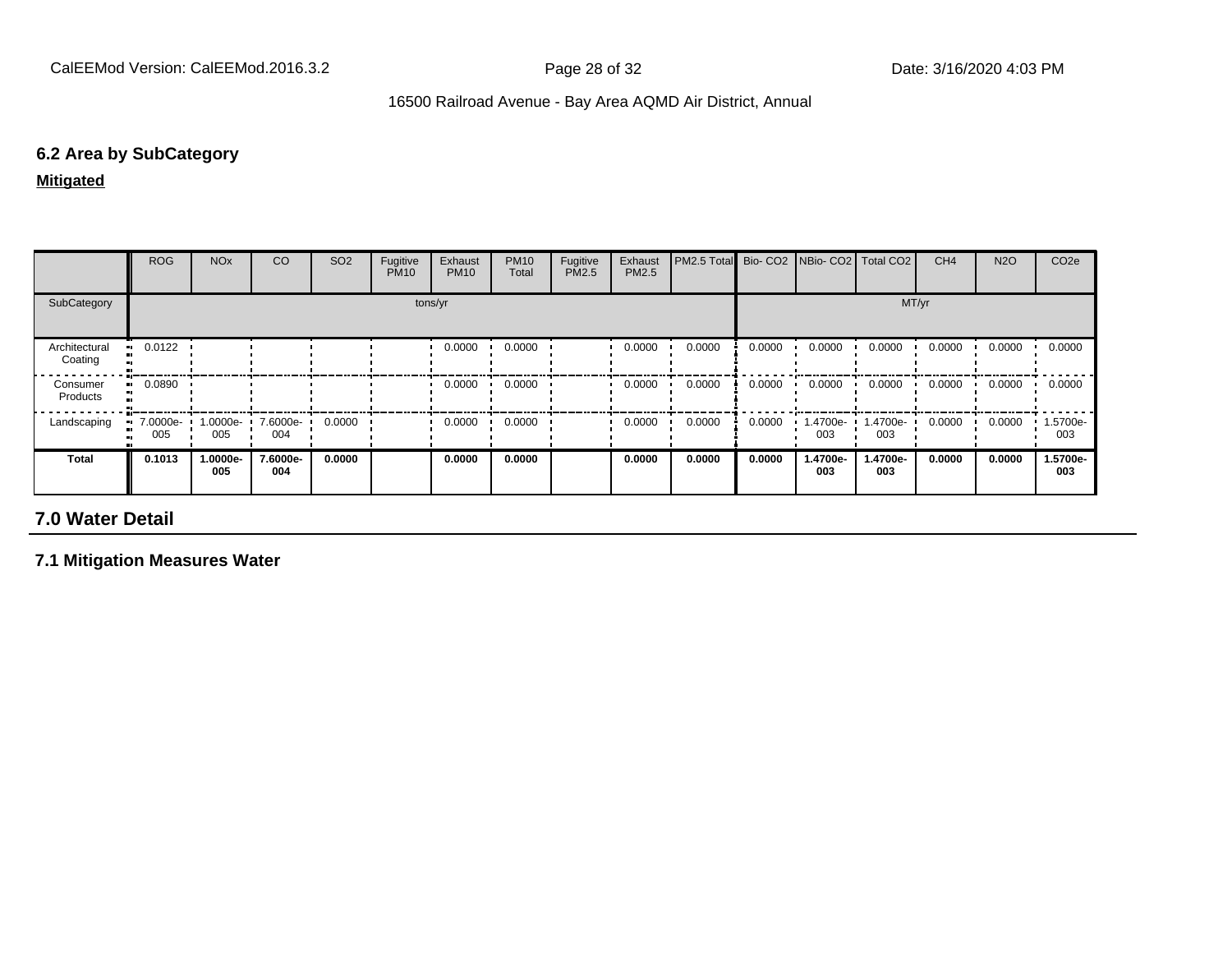### 6.2 Area by SubCategory

**Mitigated**

| | ROG | NOx | CO | SO2 | Fugitive PM10 | Exhaust PM10 | PM10 Total | Fugitive PM2.5 | Exhaust PM2.5 | PM2.5 Total | Bio- CO2 | NBio- CO2 | Total CO2 | CH4 | N2O | CO2e |
|---|---|---|---|---|---|---|---|---|---|---|---|---|---|---|---|---|
| SubCategory | tons/yr | | | | | | | | | | MT/yr | | | | | |
| Architectural Coating | 0.0122 | | | | | 0.0000 | 0.0000 | | 0.0000 | 0.0000 | 0.0000 | 0.0000 | 0.0000 | 0.0000 | 0.0000 | 0.0000 |
| Consumer Products | 0.0890 | | | | | 0.0000 | 0.0000 | | 0.0000 | 0.0000 | 0.0000 | 0.0000 | 0.0000 | 0.0000 | 0.0000 | 0.0000 |
| Landscaping | 7.0000e-005 | 1.0000e-005 | 7.6000e-004 | 0.0000 | | 0.0000 | 0.0000 | | 0.0000 | 0.0000 | 0.0000 | 1.4700e-003 | 1.4700e-003 | 0.0000 | 0.0000 | 1.5700e-003 |
| **Total** | **0.1013** | **1.0000e-005** | **7.6000e-004** | **0.0000** | | **0.0000** | **0.0000** | | **0.0000** | **0.0000** | **0.0000** | **1.4700e-003** | **1.4700e-003** | **0.0000** | **0.0000** | **1.5700e-003** |

## 7.0 Water Detail

### 7.1 Mitigation Measures Water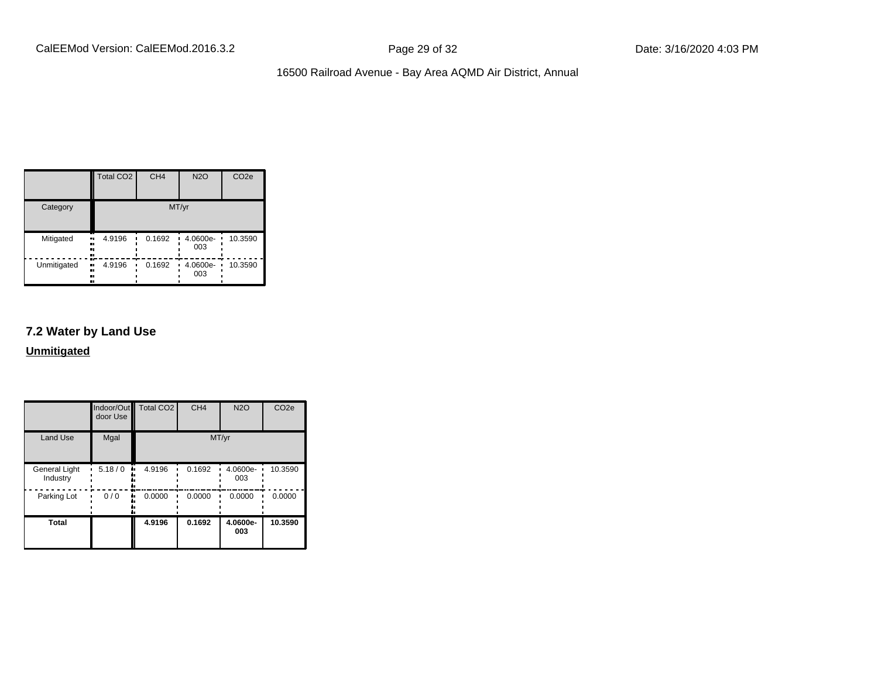| | Total $CO_2$ | $CH_4$ | $N_2O$ | $CO_2e$ |
|---|---|---|---|---|
| Category | MT/yr | | | |
| Mitigated | 4.9196 | 0.1692 | 4.0600e-003 | 10.3590 |
| Unmitigated | 4.9196 | 0.1692 | 4.0600e-003 | 10.3590 |

## 7.2 Water by Land Use

**Unmitigated**

| | Indoor/Outdoor Use | Total $CO_2$ | $CH_4$ | $N_2O$ | $CO_2e$ |
|---|---|---|---|---|---|
| Land Use | Mgal | MT/yr | | | |
| General Light Industry | 5.18 / 0 | 4.9196 | 0.1692 | 4.0600e-003 | 10.3590 |
| Parking Lot | 0 / 0 | 0.0000 | 0.0000 | 0.0000 | 0.0000 |
| **Total** | | **4.9196** | **0.1692** | **4.0600e-003** | **10.3590** |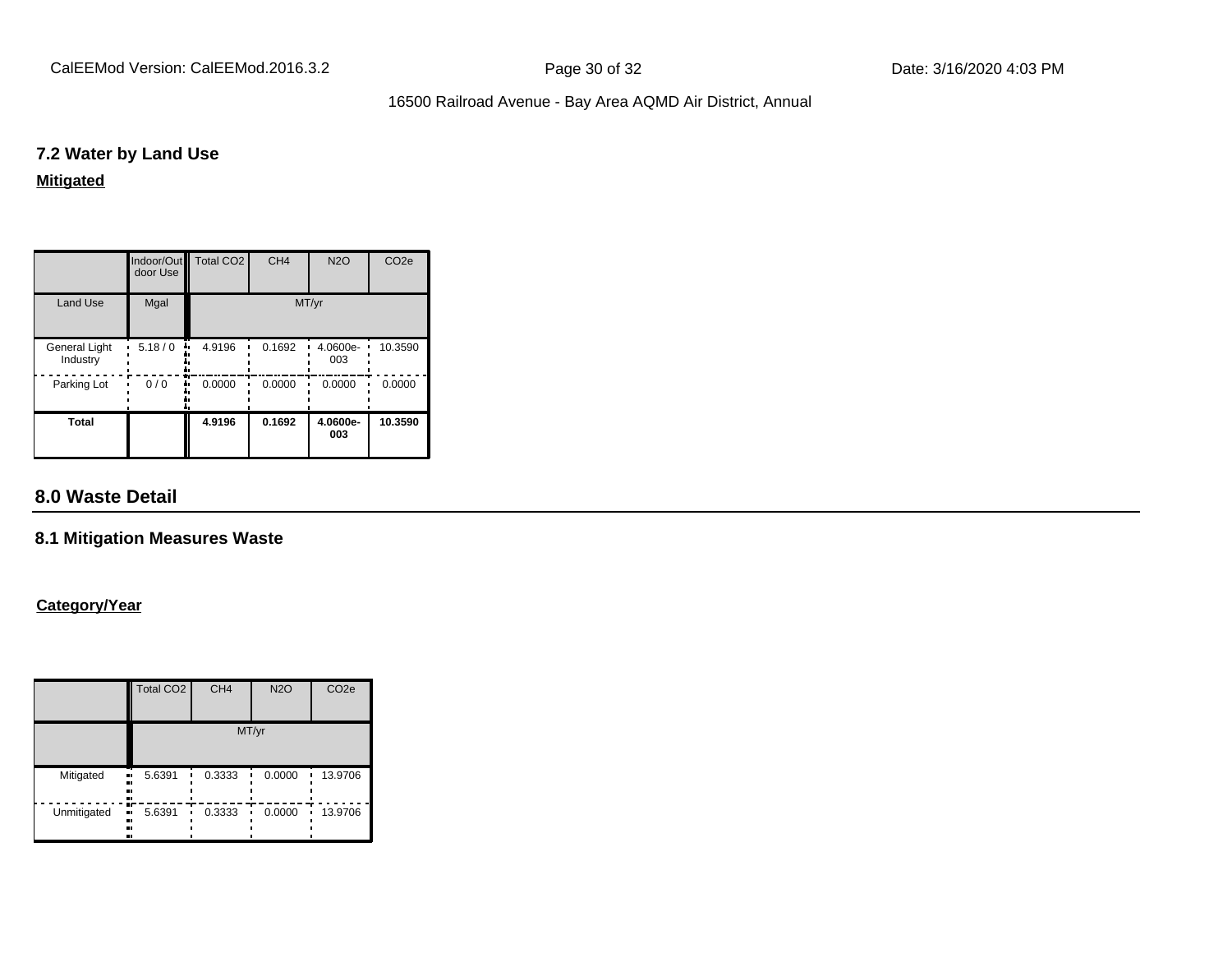### 7.2 Water by Land Use

**Mitigated**

| | Indoor/Outdoor Use | Total $CO_2$ | $CH_4$ | $N_2O$ | $CO_2e$ |
|---|---|---|---|---|---|
| Land Use | Mgal | MT/yr | | | |
| General Light Industry | 5.18 / 0 | 4.9196 | 0.1692 | 4.0600e-003 | 10.3590 |
| Parking Lot | 0 / 0 | 0.0000 | 0.0000 | 0.0000 | 0.0000 |
| **Total** | | **4.9196** | **0.1692** | **4.0600e-003** | **10.3590** |

## 8.0 Waste Detail

### 8.1 Mitigation Measures Waste

**Category/Year**

| | Total $CO_2$ | $CH_4$ | $N_2O$ | $CO_2e$ |
|---|---|---|---|---|
| | MT/yr | | | |
| Mitigated | 5.6391 | 0.3333 | 0.0000 | 13.9706 |
| Unmitigated | 5.6391 | 0.3333 | 0.0000 | 13.9706 |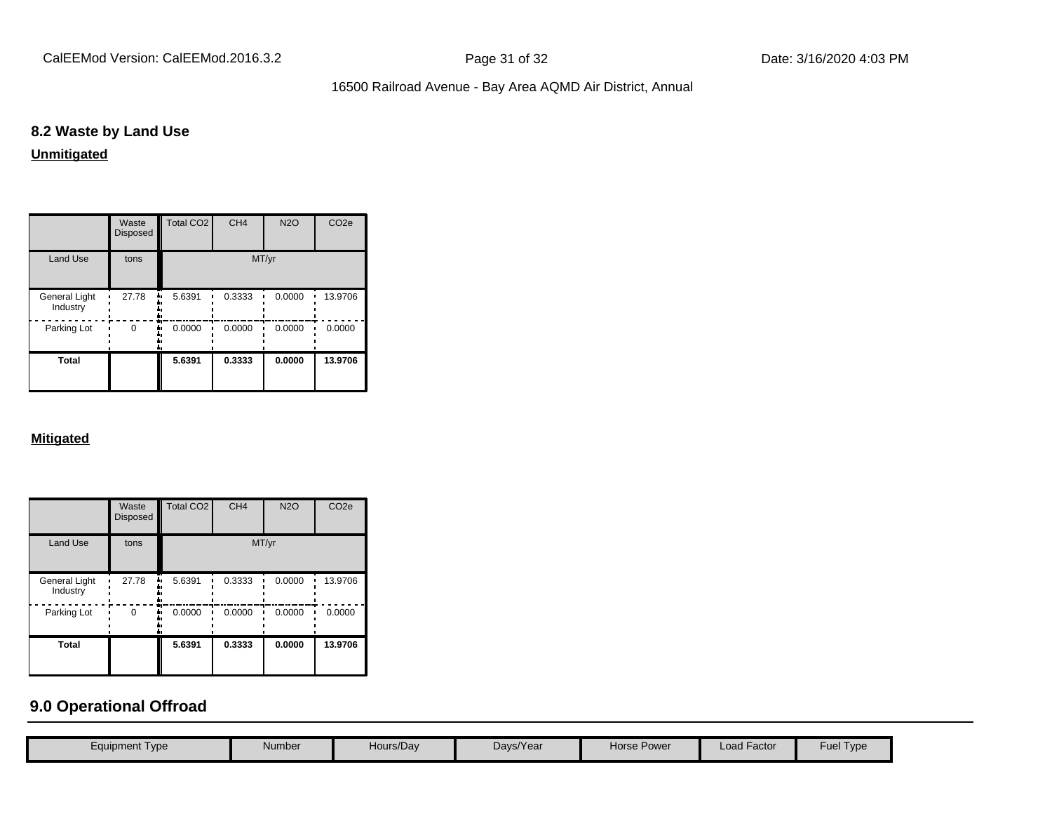## 8.2 Waste by Land Use

**Unmitigated**

| | Waste Disposed | Total $CO_2$ | $CH_4$ | $N_2O$ | $CO_2e$ |
|---|---|---|---|---|---|
| Land Use | tons | MT/yr | | | |
| General Light Industry | 27.78 | 5.6391 | 0.3333 | 0.0000 | 13.9706 |
| Parking Lot | 0 | 0.0000 | 0.0000 | 0.0000 | 0.0000 |
| **Total** | | **5.6391** | **0.3333** | **0.0000** | **13.9706** |

**Mitigated**

| | Waste Disposed | Total $CO_2$ | $CH_4$ | $N_2O$ | $CO_2e$ |
|---|---|---|---|---|---|
| Land Use | tons | MT/yr | | | |
| General Light Industry | 27.78 | 5.6391 | 0.3333 | 0.0000 | 13.9706 |
| Parking Lot | 0 | 0.0000 | 0.0000 | 0.0000 | 0.0000 |
| **Total** | | **5.6391** | **0.3333** | **0.0000** | **13.9706** |

# 9.0 Operational Offroad

| Equipment Type | Number | Hours/Day | Days/Year | Horse Power | Load Factor | Fuel Type |
|---|---|---|---|---|---|---|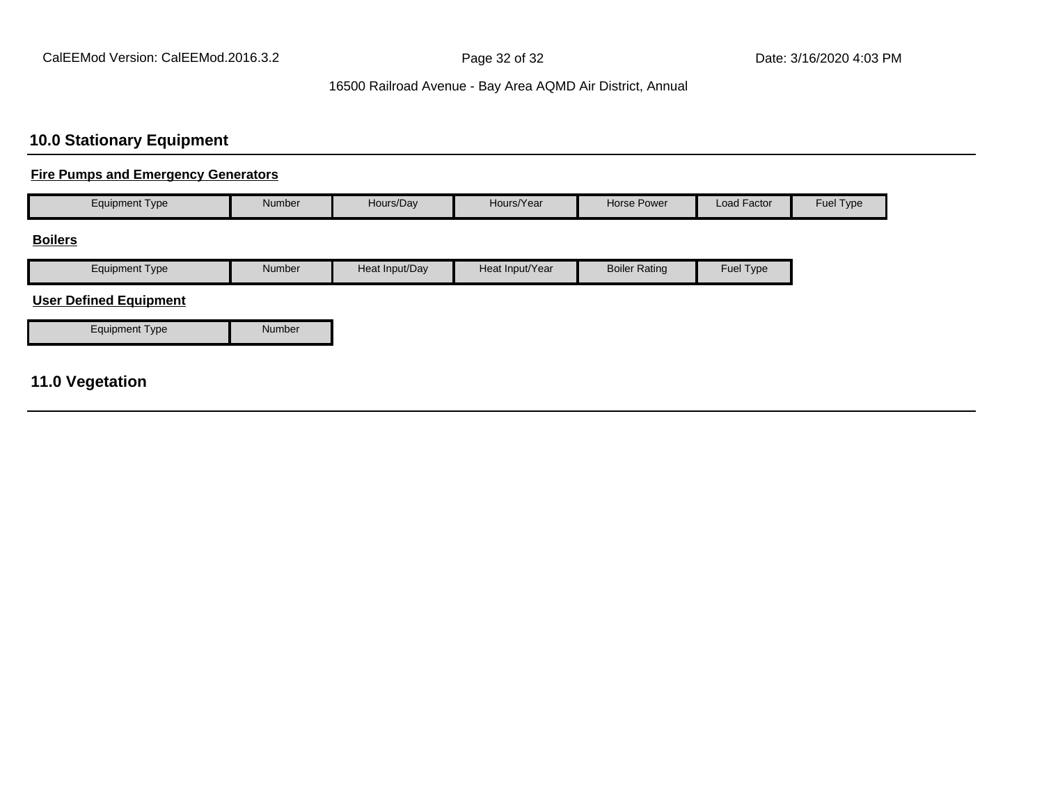## 10.0 Stationary Equipment

**Fire Pumps and Emergency Generators**

| Equipment Type | Number | Hours/Day | Hours/Year | Horse Power | Load Factor | Fuel Type |
|---|---|---|---|---|---|---|

**Boilers**

| Equipment Type | Number | Heat Input/Day | Heat Input/Year | Boiler Rating | Fuel Type |
|---|---|---|---|---|---|

**User Defined Equipment**

| Equipment Type | Number |
|---|---|

## 11.0 Vegetation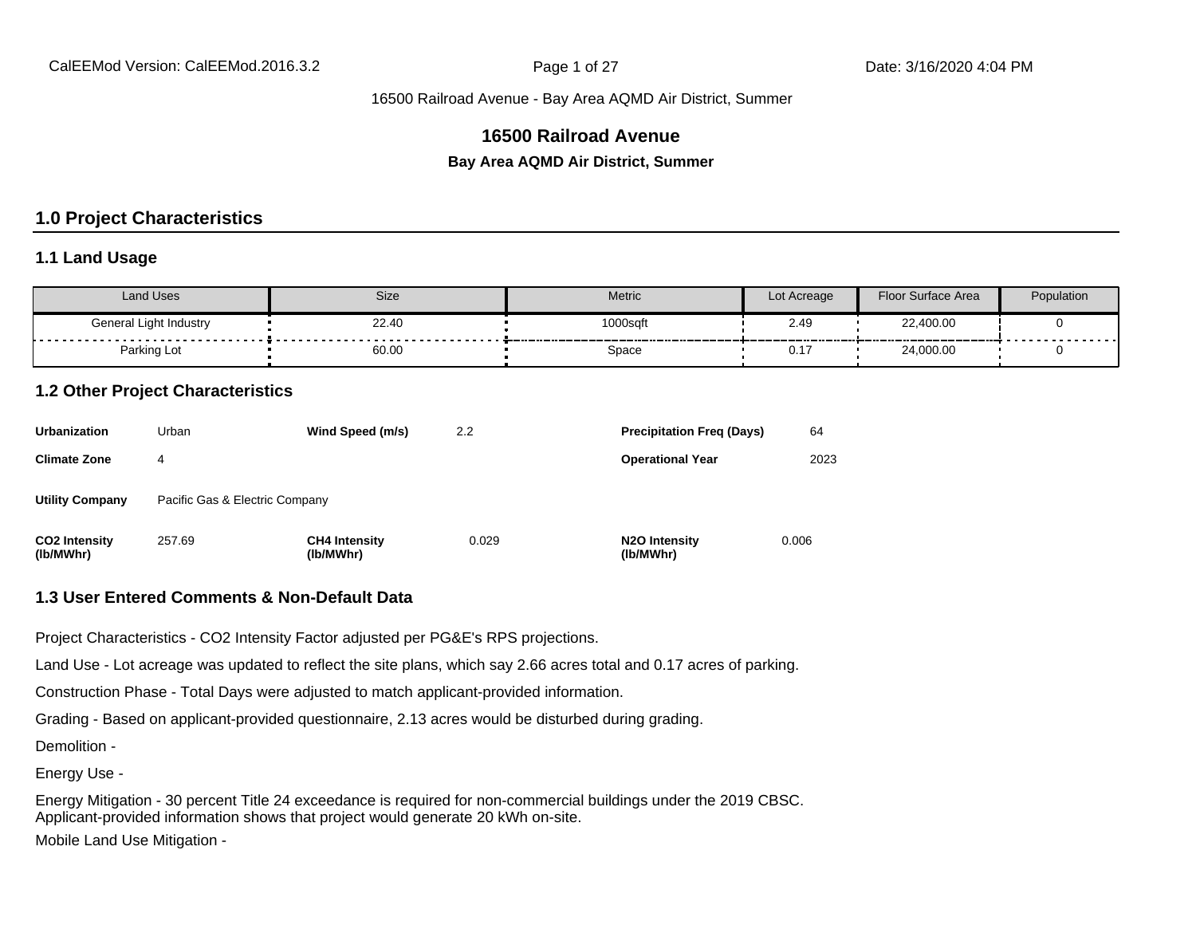# 16500 Railroad Avenue

**Bay Area AQMD Air District, Summer**

## 1.0 Project Characteristics

### 1.1 Land Usage

| Land Uses | Size | Metric | Lot Acreage | Floor Surface Area | Population |
|---|---|---|---|---|---|
| General Light Industry | 22.40 | 1000sqft | 2.49 | 22,400.00 | 0 |
| Parking Lot | 60.00 | Space | 0.17 | 24,000.00 | 0 |

### 1.2 Other Project Characteristics

| | | | | | |
|---|---|---|---|---|---|
| **Urbanization** | Urban | **Wind Speed (m/s)** | 2.2 | **Precipitation Freq (Days)** | 64 |
| **Climate Zone** | 4 | | | **Operational Year** | 2023 |
| **Utility Company** | Pacific Gas & Electric Company | | | | |
| **CO2 Intensity (lb/MWhr)** | 257.69 | **CH4 Intensity (lb/MWhr)** | 0.029 | **N2O Intensity (lb/MWhr)** | 0.006 |

### 1.3 User Entered Comments & Non-Default Data

Project Characteristics - CO2 Intensity Factor adjusted per PG&E's RPS projections.

Land Use - Lot acreage was updated to reflect the site plans, which say 2.66 acres total and 0.17 acres of parking.

Construction Phase - Total Days were adjusted to match applicant-provided information.

Grading - Based on applicant-provided questionnaire, 2.13 acres would be disturbed during grading.

Demolition -

Energy Use -

Energy Mitigation - 30 percent Title 24 exceedance is required for non-commercial buildings under the 2019 CBSC.
Applicant-provided information shows that project would generate 20 kWh on-site.

Mobile Land Use Mitigation -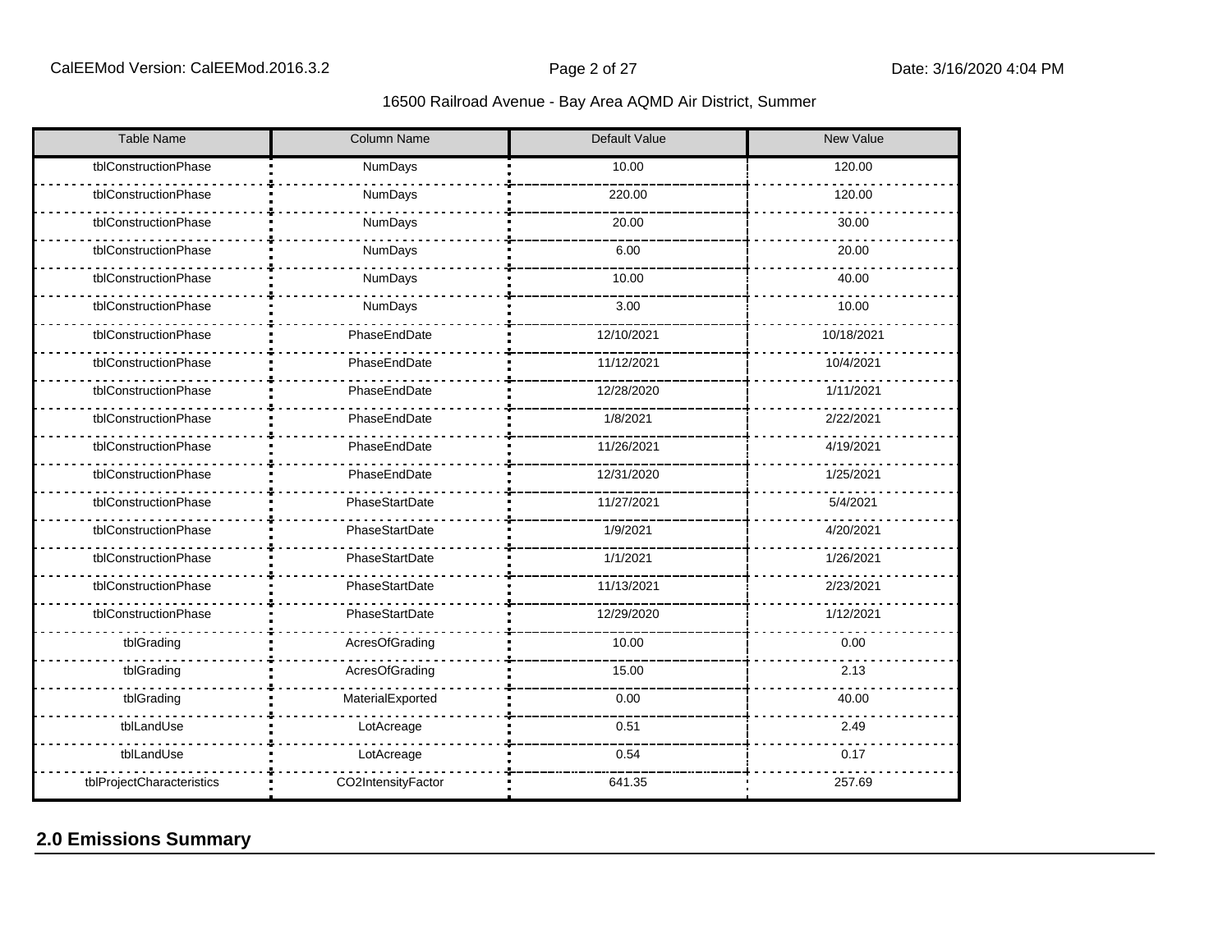| Table Name | Column Name | Default Value | New Value |
|---|---|---|---|
| tblConstructionPhase | NumDays | 10.00 | 120.00 |
| tblConstructionPhase | NumDays | 220.00 | 120.00 |
| tblConstructionPhase | NumDays | 20.00 | 30.00 |
| tblConstructionPhase | NumDays | 6.00 | 20.00 |
| tblConstructionPhase | NumDays | 10.00 | 40.00 |
| tblConstructionPhase | NumDays | 3.00 | 10.00 |
| tblConstructionPhase | PhaseEndDate | 12/10/2021 | 10/18/2021 |
| tblConstructionPhase | PhaseEndDate | 11/12/2021 | 10/4/2021 |
| tblConstructionPhase | PhaseEndDate | 12/28/2020 | 1/11/2021 |
| tblConstructionPhase | PhaseEndDate | 1/8/2021 | 2/22/2021 |
| tblConstructionPhase | PhaseEndDate | 11/26/2021 | 4/19/2021 |
| tblConstructionPhase | PhaseEndDate | 12/31/2020 | 1/25/2021 |
| tblConstructionPhase | PhaseStartDate | 11/27/2021 | 5/4/2021 |
| tblConstructionPhase | PhaseStartDate | 1/9/2021 | 4/20/2021 |
| tblConstructionPhase | PhaseStartDate | 1/1/2021 | 1/26/2021 |
| tblConstructionPhase | PhaseStartDate | 11/13/2021 | 2/23/2021 |
| tblConstructionPhase | PhaseStartDate | 12/29/2020 | 1/12/2021 |
| tblGrading | AcresOfGrading | 10.00 | 0.00 |
| tblGrading | AcresOfGrading | 15.00 | 2.13 |
| tblGrading | MaterialExported | 0.00 | 40.00 |
| tblLandUse | LotAcreage | 0.51 | 2.49 |
| tblLandUse | LotAcreage | 0.54 | 0.17 |
| tblProjectCharacteristics | CO2IntensityFactor | 641.35 | 257.69 |

## 2.0 Emissions Summary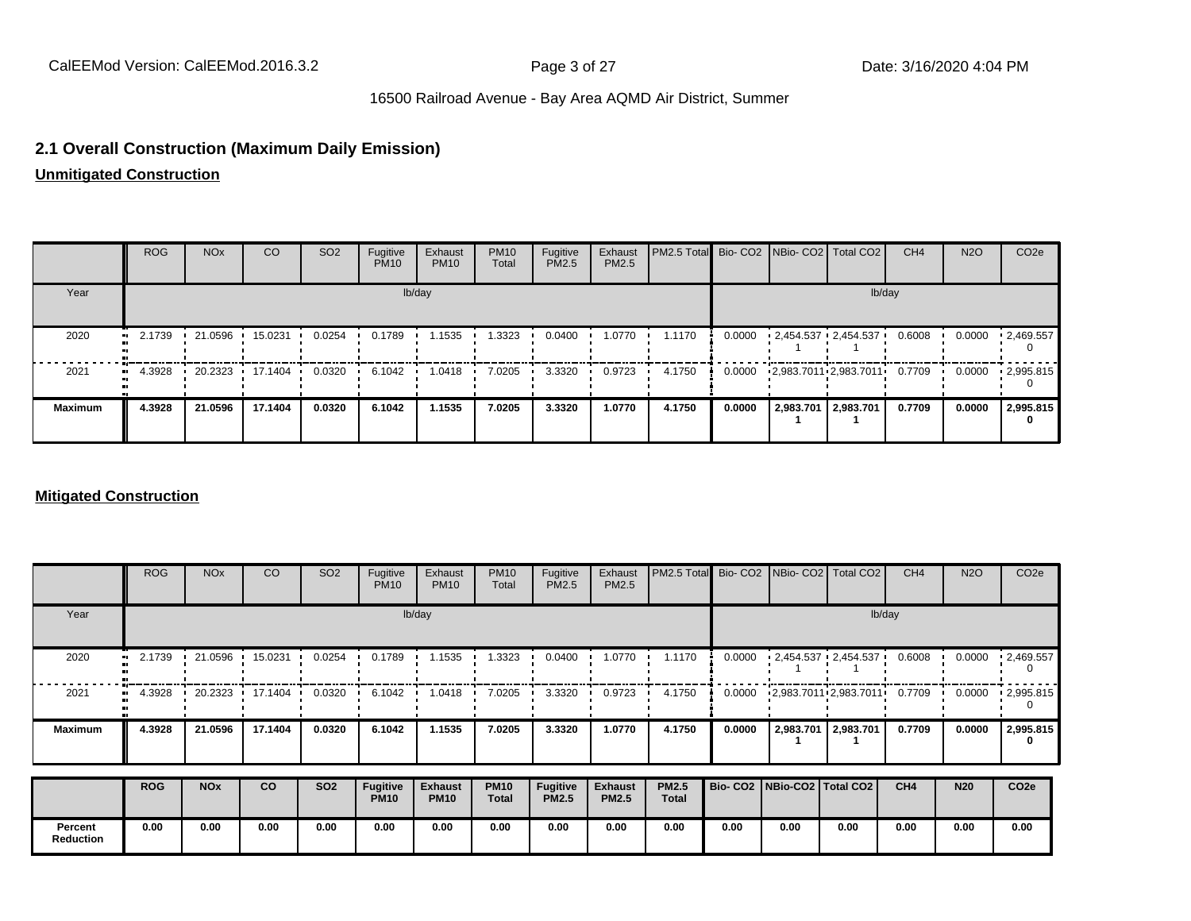## 2.1 Overall Construction (Maximum Daily Emission)

**Unmitigated Construction**

| | ROG | NOx | CO | SO2 | Fugitive PM10 | Exhaust PM10 | PM10 Total | Fugitive PM2.5 | Exhaust PM2.5 | PM2.5 Total | Bio- CO2 | NBio- CO2 | Total CO2 | CH4 | N2O | CO2e |
|---|---|---|---|---|---|---|---|---|---|---|---|---|---|---|---|---|
| Year | lb/day | | | | | | | | | | lb/day | | | | | |
| 2020 | 2.1739 | 21.0596 | 15.0231 | 0.0254 | 0.1789 | 1.1535 | 1.3323 | 0.0400 | 1.0770 | 1.1170 | 0.0000 | 2,454.5371 | 2,454.5371 | 0.6008 | 0.0000 | 2,469.5570 |
| 2021 | 4.3928 | 20.2323 | 17.1404 | 0.0320 | 6.1042 | 1.0418 | 7.0205 | 3.3320 | 0.9723 | 4.1750 | 0.0000 | 2,983.7011 | 2,983.7011 | 0.7709 | 0.0000 | 2,995.8150 |
| **Maximum** | **4.3928** | **21.0596** | **17.1404** | **0.0320** | **6.1042** | **1.1535** | **7.0205** | **3.3320** | **1.0770** | **4.1750** | **0.0000** | **2,983.7011** | **2,983.7011** | **0.7709** | **0.0000** | **2,995.8150** |

**Mitigated Construction**

| | ROG | NOx | CO | SO2 | Fugitive PM10 | Exhaust PM10 | PM10 Total | Fugitive PM2.5 | Exhaust PM2.5 | PM2.5 Total | Bio- CO2 | NBio- CO2 | Total CO2 | CH4 | N2O | CO2e |
|---|---|---|---|---|---|---|---|---|---|---|---|---|---|---|---|---|
| Year | lb/day | | | | | | | | | | lb/day | | | | | |
| 2020 | 2.1739 | 21.0596 | 15.0231 | 0.0254 | 0.1789 | 1.1535 | 1.3323 | 0.0400 | 1.0770 | 1.1170 | 0.0000 | 2,454.5371 | 2,454.5371 | 0.6008 | 0.0000 | 2,469.5570 |
| 2021 | 4.3928 | 20.2323 | 17.1404 | 0.0320 | 6.1042 | 1.0418 | 7.0205 | 3.3320 | 0.9723 | 4.1750 | 0.0000 | 2,983.7011 | 2,983.7011 | 0.7709 | 0.0000 | 2,995.8150 |
| **Maximum** | **4.3928** | **21.0596** | **17.1404** | **0.0320** | **6.1042** | **1.1535** | **7.0205** | **3.3320** | **1.0770** | **4.1750** | **0.0000** | **2,983.7011** | **2,983.7011** | **0.7709** | **0.0000** | **2,995.8150** |

| | ROG | NOx | CO | SO2 | Fugitive PM10 | Exhaust PM10 | PM10 Total | Fugitive PM2.5 | Exhaust PM2.5 | PM2.5 Total | Bio- CO2 | NBio-CO2 | Total CO2 | CH4 | N20 | CO2e |
|---|---|---|---|---|---|---|---|---|---|---|---|---|---|---|---|---|
| **Percent Reduction** | **0.00** | **0.00** | **0.00** | **0.00** | **0.00** | **0.00** | **0.00** | **0.00** | **0.00** | **0.00** | **0.00** | **0.00** | **0.00** | **0.00** | **0.00** | **0.00** |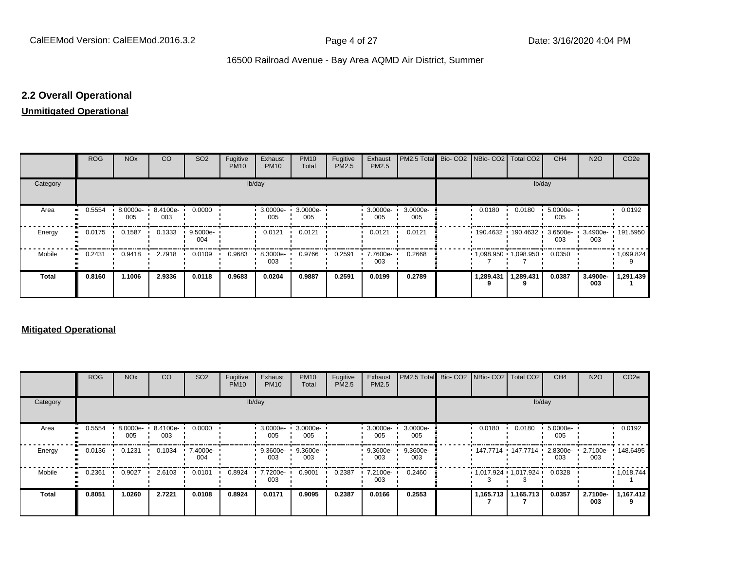## 2.2 Overall Operational

**Unmitigated Operational**

| | ROG | NOx | CO | SO2 | Fugitive PM10 | Exhaust PM10 | PM10 Total | Fugitive PM2.5 | Exhaust PM2.5 | PM2.5 Total | Bio- CO2 | NBio- CO2 | Total CO2 | CH4 | N2O | CO2e |
|---|---|---|---|---|---|---|---|---|---|---|---|---|---|---|---|---|
| Category | lb/day | | | | | | | | | | lb/day | | | | | |
| Area | 0.5554 | 8.0000e-005 | 8.4100e-003 | 0.0000 | | 3.0000e-005 | 3.0000e-005 | | 3.0000e-005 | 3.0000e-005 | | 0.0180 | 0.0180 | 5.0000e-005 | | 0.0192 |
| Energy | 0.0175 | 0.1587 | 0.1333 | 9.5000e-004 | | 0.0121 | 0.0121 | | 0.0121 | 0.0121 | | 190.4632 | 190.4632 | 3.6500e-003 | 3.4900e-003 | 191.5950 |
| Mobile | 0.2431 | 0.9418 | 2.7918 | 0.0109 | 0.9683 | 8.3000e-003 | 0.9766 | 0.2591 | 7.7600e-003 | 0.2668 | | 1,098.9507 | 1,098.9507 | 0.0350 | | 1,099.8249 |
| **Total** | **0.8160** | **1.1006** | **2.9336** | **0.0118** | **0.9683** | **0.0204** | **0.9887** | **0.2591** | **0.0199** | **0.2789** | | **1,289.4319** | **1,289.4319** | **0.0387** | **3.4900e-003** | **1,291.4391** |

**Mitigated Operational**

| | ROG | NOx | CO | SO2 | Fugitive PM10 | Exhaust PM10 | PM10 Total | Fugitive PM2.5 | Exhaust PM2.5 | PM2.5 Total | Bio- CO2 | NBio- CO2 | Total CO2 | CH4 | N2O | CO2e |
|---|---|---|---|---|---|---|---|---|---|---|---|---|---|---|---|---|
| Category | lb/day | | | | | | | | | | lb/day | | | | | |
| Area | 0.5554 | 8.0000e-005 | 8.4100e-003 | 0.0000 | | 3.0000e-005 | 3.0000e-005 | | 3.0000e-005 | 3.0000e-005 | | 0.0180 | 0.0180 | 5.0000e-005 | | 0.0192 |
| Energy | 0.0136 | 0.1231 | 0.1034 | 7.4000e-004 | | 9.3600e-003 | 9.3600e-003 | | 9.3600e-003 | 9.3600e-003 | | 147.7714 | 147.7714 | 2.8300e-003 | 2.7100e-003 | 148.6495 |
| Mobile | 0.2361 | 0.9027 | 2.6103 | 0.0101 | 0.8924 | 7.7200e-003 | 0.9001 | 0.2387 | 7.2100e-003 | 0.2460 | | 1,017.9243 | 1,017.9243 | 0.0328 | | 1,018.7441 |
| **Total** | **0.8051** | **1.0260** | **2.7221** | **0.0108** | **0.8924** | **0.0171** | **0.9095** | **0.2387** | **0.0166** | **0.2553** | | **1,165.7137** | **1,165.7137** | **0.0357** | **2.7100e-003** | **1,167.4129** |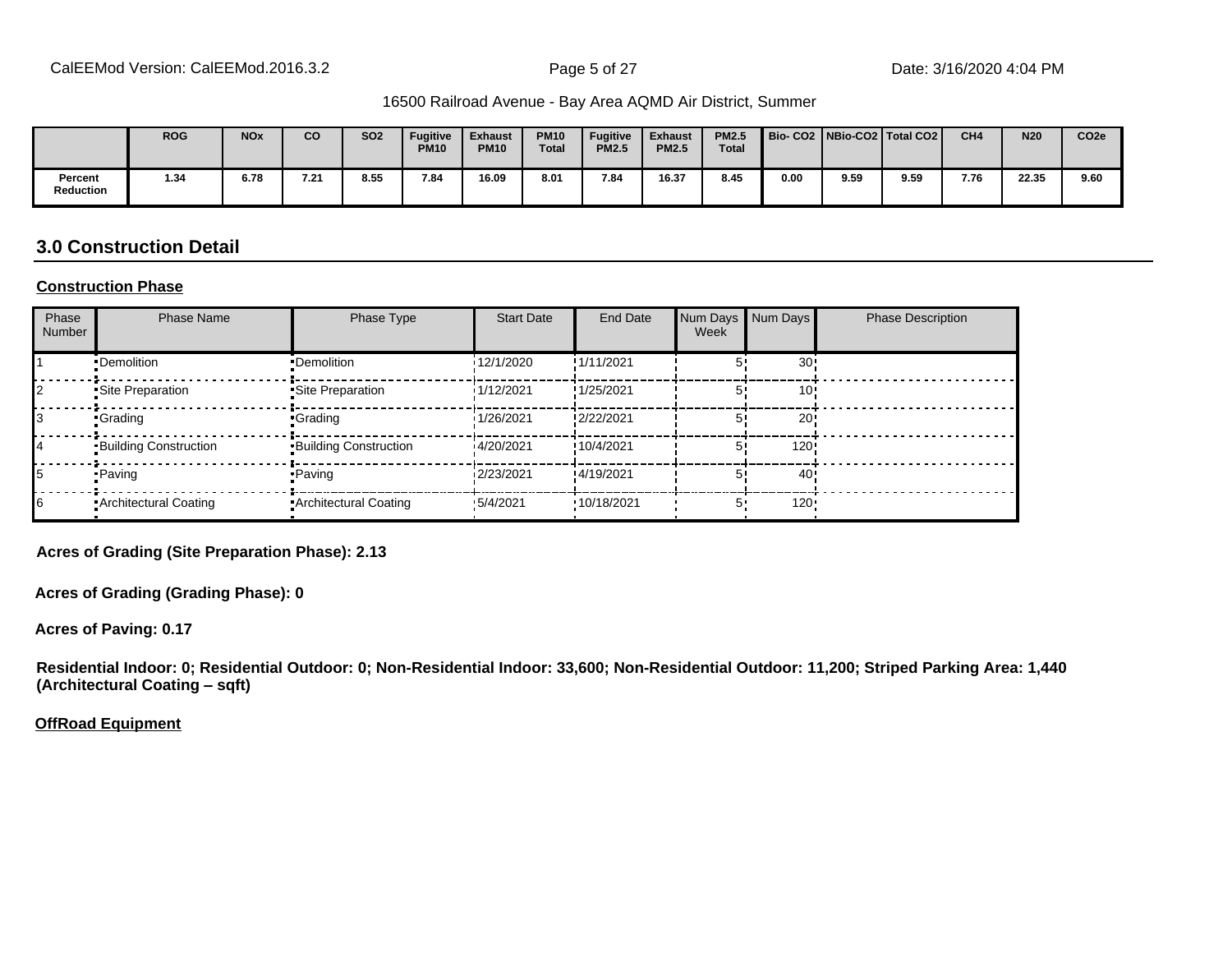| | ROG | NOx | CO | SO2 | Fugitive PM10 | Exhaust PM10 | PM10 Total | Fugitive PM2.5 | Exhaust PM2.5 | PM2.5 Total | Bio- CO2 | NBio-CO2 | Total CO2 | CH4 | N20 | CO2e |
|---|---|---|---|---|---|---|---|---|---|---|---|---|---|---|---|---|
| Percent Reduction | 1.34 | 6.78 | 7.21 | 8.55 | 7.84 | 16.09 | 8.01 | 7.84 | 16.37 | 8.45 | 0.00 | 9.59 | 9.59 | 7.76 | 22.35 | 9.60 |

## 3.0 Construction Detail

**Construction Phase**

| Phase Number | Phase Name | Phase Type | Start Date | End Date | Num Days Week | Num Days | Phase Description |
|---|---|---|---|---|---|---|---|
| 1 | Demolition | Demolition | 12/1/2020 | 1/11/2021 | 5 | 30 | |
| 2 | Site Preparation | Site Preparation | 1/12/2021 | 1/25/2021 | 5 | 10 | |
| 3 | Grading | Grading | 1/26/2021 | 2/22/2021 | 5 | 20 | |
| 4 | Building Construction | Building Construction | 4/20/2021 | 10/4/2021 | 5 | 120 | |
| 5 | Paving | Paving | 2/23/2021 | 4/19/2021 | 5 | 40 | |
| 6 | Architectural Coating | Architectural Coating | 5/4/2021 | 10/18/2021 | 5 | 120 | |

**Acres of Grading (Site Preparation Phase): 2.13**

**Acres of Grading (Grading Phase): 0**

**Acres of Paving: 0.17**

**Residential Indoor: 0; Residential Outdoor: 0; Non-Residential Indoor: 33,600; Non-Residential Outdoor: 11,200; Striped Parking Area: 1,440 (Architectural Coating – sqft)**

**OffRoad Equipment**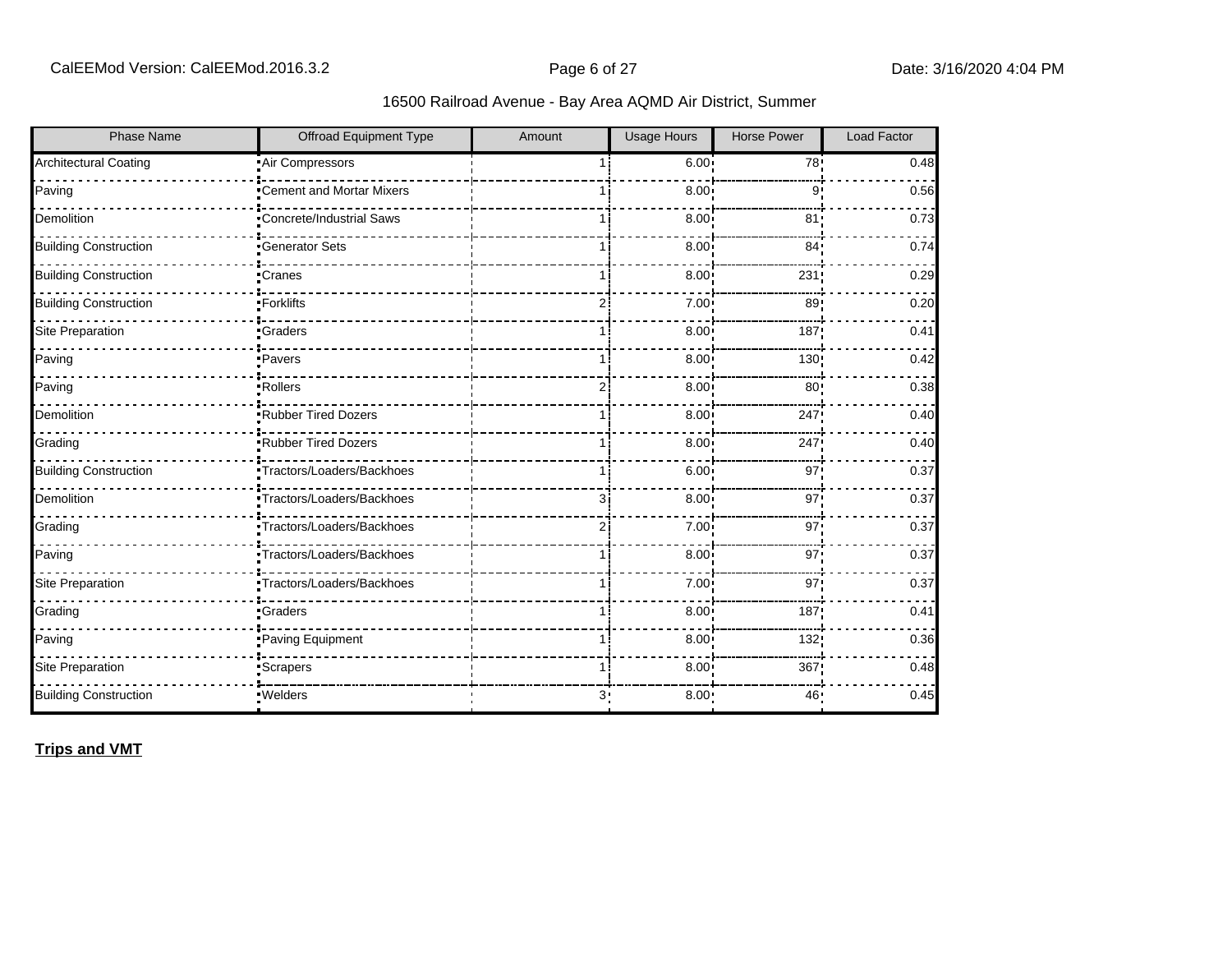| Phase Name | Offroad Equipment Type | Amount | Usage Hours | Horse Power | Load Factor |
|---|---|---|---|---|---|
| Architectural Coating | Air Compressors | 1 | 6.00 | 78 | 0.48 |
| Paving | Cement and Mortar Mixers | 1 | 8.00 | 9 | 0.56 |
| Demolition | Concrete/Industrial Saws | 1 | 8.00 | 81 | 0.73 |
| Building Construction | Generator Sets | 1 | 8.00 | 84 | 0.74 |
| Building Construction | Cranes | 1 | 8.00 | 231 | 0.29 |
| Building Construction | Forklifts | 2 | 7.00 | 89 | 0.20 |
| Site Preparation | Graders | 1 | 8.00 | 187 | 0.41 |
| Paving | Pavers | 1 | 8.00 | 130 | 0.42 |
| Paving | Rollers | 2 | 8.00 | 80 | 0.38 |
| Demolition | Rubber Tired Dozers | 1 | 8.00 | 247 | 0.40 |
| Grading | Rubber Tired Dozers | 1 | 8.00 | 247 | 0.40 |
| Building Construction | Tractors/Loaders/Backhoes | 1 | 6.00 | 97 | 0.37 |
| Demolition | Tractors/Loaders/Backhoes | 3 | 8.00 | 97 | 0.37 |
| Grading | Tractors/Loaders/Backhoes | 2 | 7.00 | 97 | 0.37 |
| Paving | Tractors/Loaders/Backhoes | 1 | 8.00 | 97 | 0.37 |
| Site Preparation | Tractors/Loaders/Backhoes | 1 | 7.00 | 97 | 0.37 |
| Grading | Graders | 1 | 8.00 | 187 | 0.41 |
| Paving | Paving Equipment | 1 | 8.00 | 132 | 0.36 |
| Site Preparation | Scrapers | 1 | 8.00 | 367 | 0.48 |
| Building Construction | Welders | 3 | 8.00 | 46 | 0.45 |

**Trips and VMT**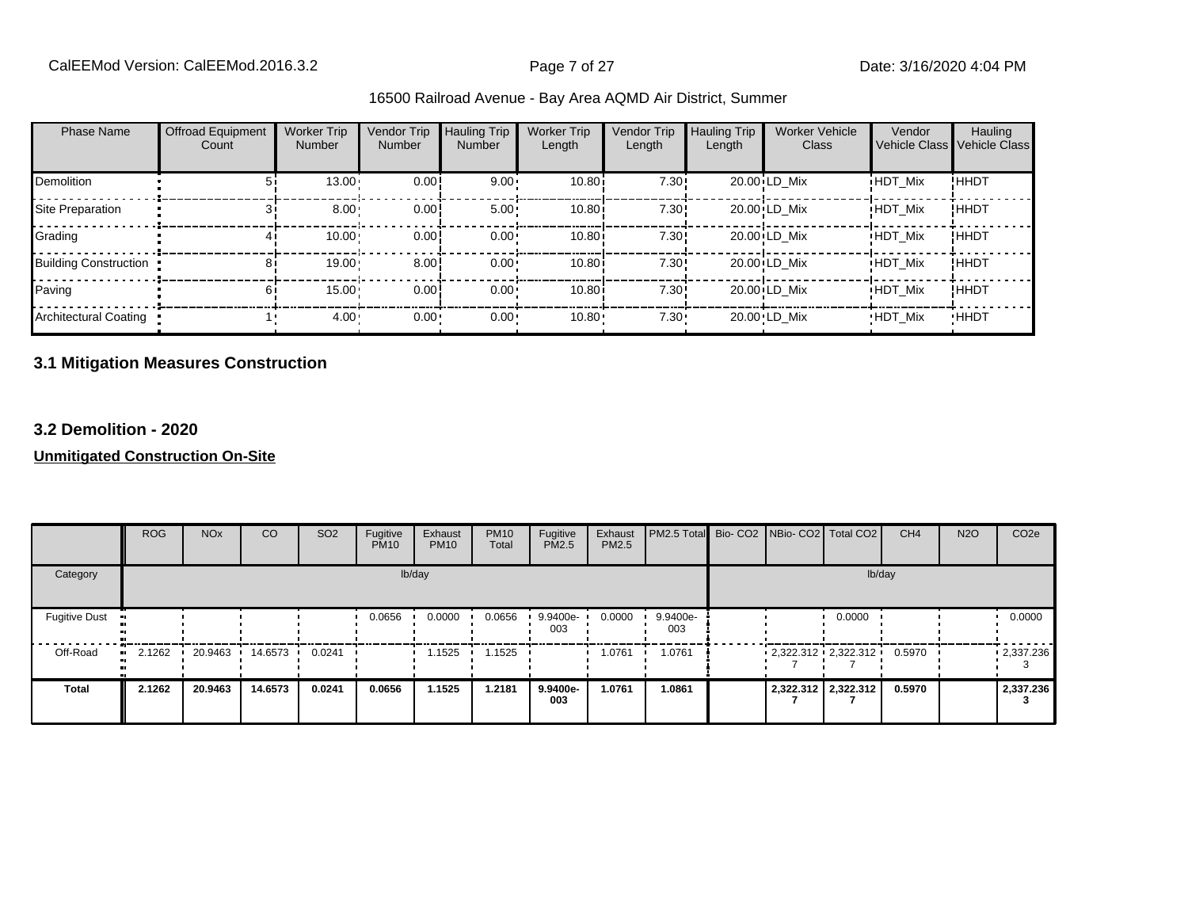| Phase Name | Offroad Equipment Count | Worker Trip Number | Vendor Trip Number | Hauling Trip Number | Worker Trip Length | Vendor Trip Length | Hauling Trip Length | Worker Vehicle Class | Vendor Vehicle Class | Hauling Vehicle Class |
|---|---|---|---|---|---|---|---|---|---|---|
| Demolition | 5 | 13.00 | 0.00 | 9.00 | 10.80 | 7.30 | 20.00 | LD_Mix | HDT_Mix | HHDT |
| Site Preparation | 3 | 8.00 | 0.00 | 5.00 | 10.80 | 7.30 | 20.00 | LD_Mix | HDT_Mix | HHDT |
| Grading | 4 | 10.00 | 0.00 | 0.00 | 10.80 | 7.30 | 20.00 | LD_Mix | HDT_Mix | HHDT |
| Building Construction | 8 | 19.00 | 8.00 | 0.00 | 10.80 | 7.30 | 20.00 | LD_Mix | HDT_Mix | HHDT |
| Paving | 6 | 15.00 | 0.00 | 0.00 | 10.80 | 7.30 | 20.00 | LD_Mix | HDT_Mix | HHDT |
| Architectural Coating | 1 | 4.00 | 0.00 | 0.00 | 10.80 | 7.30 | 20.00 | LD_Mix | HDT_Mix | HHDT |

### 3.1 Mitigation Measures Construction

### 3.2 Demolition - 2020

**Unmitigated Construction On-Site**

| | ROG | NOx | CO | SO2 | Fugitive PM10 | Exhaust PM10 | PM10 Total | Fugitive PM2.5 | Exhaust PM2.5 | PM2.5 Total | Bio- CO2 | NBio- CO2 | Total CO2 | CH4 | N2O | CO2e |
|---|---|---|---|---|---|---|---|---|---|---|---|---|---|---|---|---|
| Category | lb/day | | | | | | | | | | lb/day | | | | | |
| Fugitive Dust | | | | | 0.0656 | 0.0000 | 0.0656 | 9.9400e-003 | 0.0000 | 9.9400e-003 | | | 0.0000 | | | 0.0000 |
| Off-Road | 2.1262 | 20.9463 | 14.6573 | 0.0241 | | 1.1525 | 1.1525 | | 1.0761 | 1.0761 | | 2,322.3127 | 2,322.3127 | 0.5970 | | 2,337.2363 |
| **Total** | **2.1262** | **20.9463** | **14.6573** | **0.0241** | **0.0656** | **1.1525** | **1.2181** | **9.9400e-003** | **1.0761** | **1.0861** | | **2,322.3127** | **2,322.3127** | **0.5970** | | **2,337.2363** |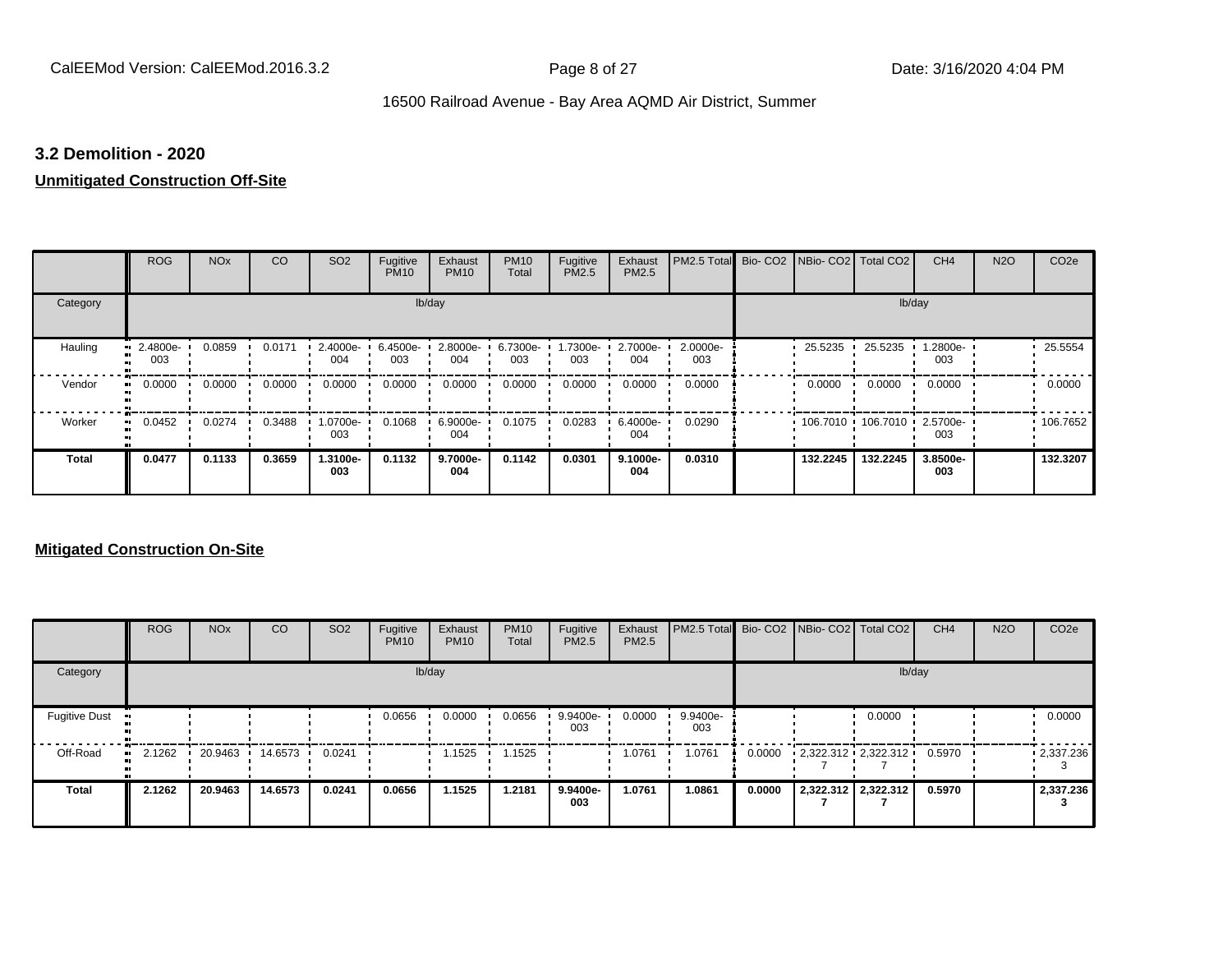## 3.2 Demolition - 2020

**Unmitigated Construction Off-Site**

| | ROG | NOx | CO | SO2 | Fugitive PM10 | Exhaust PM10 | PM10 Total | Fugitive PM2.5 | Exhaust PM2.5 | PM2.5 Total | Bio- CO2 | NBio- CO2 | Total CO2 | CH4 | N2O | CO2e |
|---|---|---|---|---|---|---|---|---|---|---|---|---|---|---|---|---|
| Category | | | | | lb/day | | | | | | | | | lb/day | | |
| Hauling | 2.4800e-003 | 0.0859 | 0.0171 | 2.4000e-004 | 6.4500e-003 | 2.8000e-004 | 6.7300e-003 | 1.7300e-003 | 2.7000e-004 | 2.0000e-003 | | 25.5235 | 25.5235 | 1.2800e-003 | | 25.5554 |
| Vendor | 0.0000 | 0.0000 | 0.0000 | 0.0000 | 0.0000 | 0.0000 | 0.0000 | 0.0000 | 0.0000 | 0.0000 | | 0.0000 | 0.0000 | 0.0000 | | 0.0000 |
| Worker | 0.0452 | 0.0274 | 0.3488 | 1.0700e-003 | 0.1068 | 6.9000e-004 | 0.1075 | 0.0283 | 6.4000e-004 | 0.0290 | | 106.7010 | 106.7010 | 2.5700e-003 | | 106.7652 |
| **Total** | **0.0477** | **0.1133** | **0.3659** | **1.3100e-003** | **0.1132** | **9.7000e-004** | **0.1142** | **0.0301** | **9.1000e-004** | **0.0310** | | **132.2245** | **132.2245** | **3.8500e-003** | | **132.3207** |

**Mitigated Construction On-Site**

| | ROG | NOx | CO | SO2 | Fugitive PM10 | Exhaust PM10 | PM10 Total | Fugitive PM2.5 | Exhaust PM2.5 | PM2.5 Total | Bio- CO2 | NBio- CO2 | Total CO2 | CH4 | N2O | CO2e |
|---|---|---|---|---|---|---|---|---|---|---|---|---|---|---|---|---|
| Category | | | | | lb/day | | | | | | | | | lb/day | | |
| Fugitive Dust | | | | | 0.0656 | 0.0000 | 0.0656 | 9.9400e-003 | 0.0000 | 9.9400e-003 | | | 0.0000 | | | 0.0000 |
| Off-Road | 2.1262 | 20.9463 | 14.6573 | 0.0241 | | 1.1525 | 1.1525 | | 1.0761 | 1.0761 | 0.0000 | 2,322.3127 | 2,322.3127 | 0.5970 | | 2,337.2363 |
| **Total** | **2.1262** | **20.9463** | **14.6573** | **0.0241** | **0.0656** | **1.1525** | **1.2181** | **9.9400e-003** | **1.0761** | **1.0861** | **0.0000** | **2,322.3127** | **2,322.3127** | **0.5970** | | **2,337.2363** |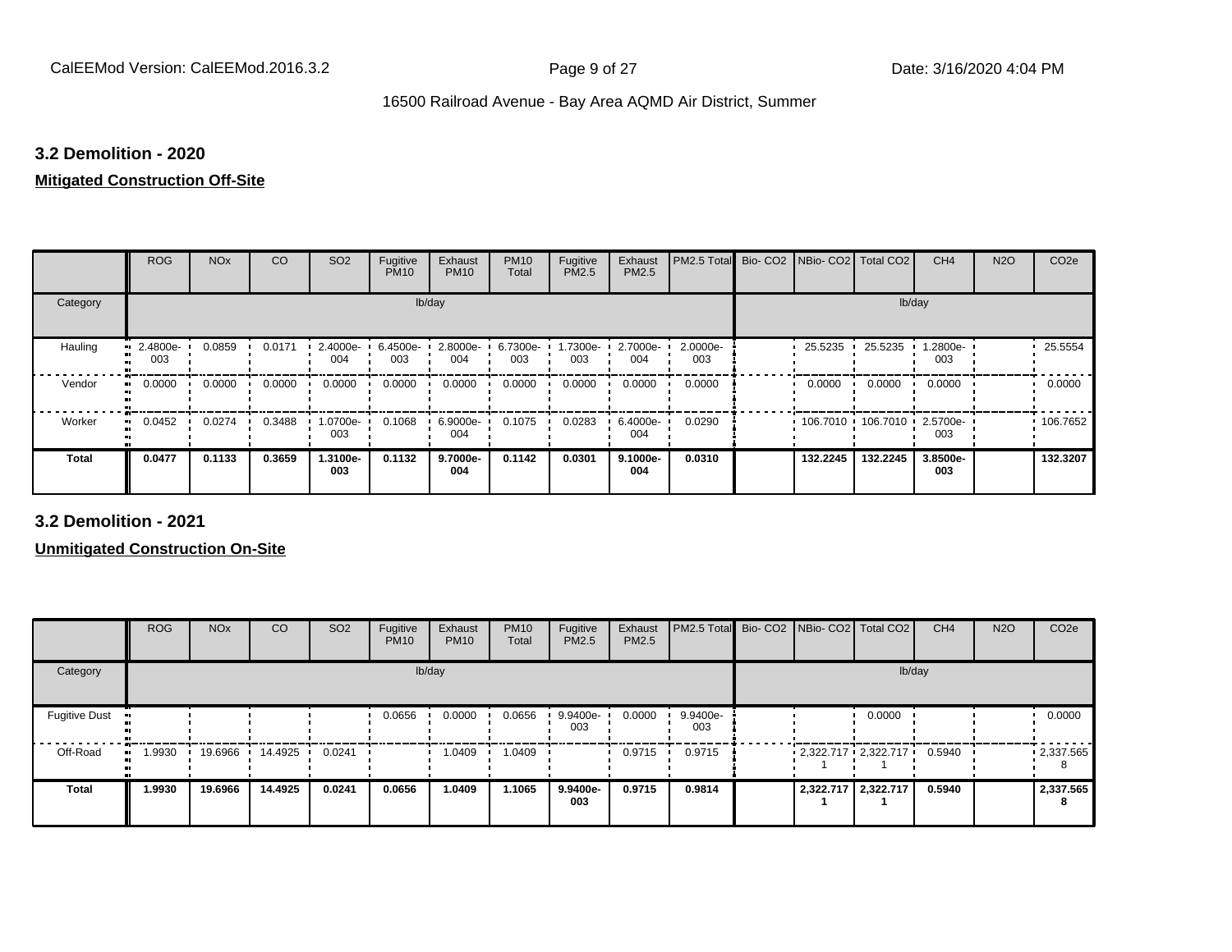### 3.2 Demolition - 2020

**Mitigated Construction Off-Site**

| | ROG | NOx | CO | SO2 | Fugitive PM10 | Exhaust PM10 | PM10 Total | Fugitive PM2.5 | Exhaust PM2.5 | PM2.5 Total | Bio- CO2 | NBio- CO2 | Total CO2 | CH4 | N2O | CO2e |
|---|---|---|---|---|---|---|---|---|---|---|---|---|---|---|---|---|
| Category | | | | | lb/day | | | | | | | | | lb/day | | |
| Hauling | 2.4800e-003 | 0.0859 | 0.0171 | 2.4000e-004 | 6.4500e-003 | 2.8000e-004 | 6.7300e-003 | 1.7300e-003 | 2.7000e-004 | 2.0000e-003 | | 25.5235 | 25.5235 | 1.2800e-003 | | 25.5554 |
| Vendor | 0.0000 | 0.0000 | 0.0000 | 0.0000 | 0.0000 | 0.0000 | 0.0000 | 0.0000 | 0.0000 | 0.0000 | | 0.0000 | 0.0000 | 0.0000 | | 0.0000 |
| Worker | 0.0452 | 0.0274 | 0.3488 | 1.0700e-003 | 0.1068 | 6.9000e-004 | 0.1075 | 0.0283 | 6.4000e-004 | 0.0290 | | 106.7010 | 106.7010 | 2.5700e-003 | | 106.7652 |
| **Total** | **0.0477** | **0.1133** | **0.3659** | **1.3100e-003** | **0.1132** | **9.7000e-004** | **0.1142** | **0.0301** | **9.1000e-004** | **0.0310** | | **132.2245** | **132.2245** | **3.8500e-003** | | **132.3207** |

### 3.2 Demolition - 2021

**Unmitigated Construction On-Site**

| | ROG | NOx | CO | SO2 | Fugitive PM10 | Exhaust PM10 | PM10 Total | Fugitive PM2.5 | Exhaust PM2.5 | PM2.5 Total | Bio- CO2 | NBio- CO2 | Total CO2 | CH4 | N2O | CO2e |
|---|---|---|---|---|---|---|---|---|---|---|---|---|---|---|---|---|
| Category | | | | | lb/day | | | | | | | | | lb/day | | |
| Fugitive Dust | | | | | 0.0656 | 0.0000 | 0.0656 | 9.9400e-003 | 0.0000 | 9.9400e-003 | | | 0.0000 | | | 0.0000 |
| Off-Road | 1.9930 | 19.6966 | 14.4925 | 0.0241 | | 1.0409 | 1.0409 | | 0.9715 | 0.9715 | | 2,322.7171 | 2,322.7171 | 0.5940 | | 2,337.5658 |
| **Total** | **1.9930** | **19.6966** | **14.4925** | **0.0241** | **0.0656** | **1.0409** | **1.1065** | **9.9400e-003** | **0.9715** | **0.9814** | | **2,322.7171** | **2,322.7171** | **0.5940** | | **2,337.5658** |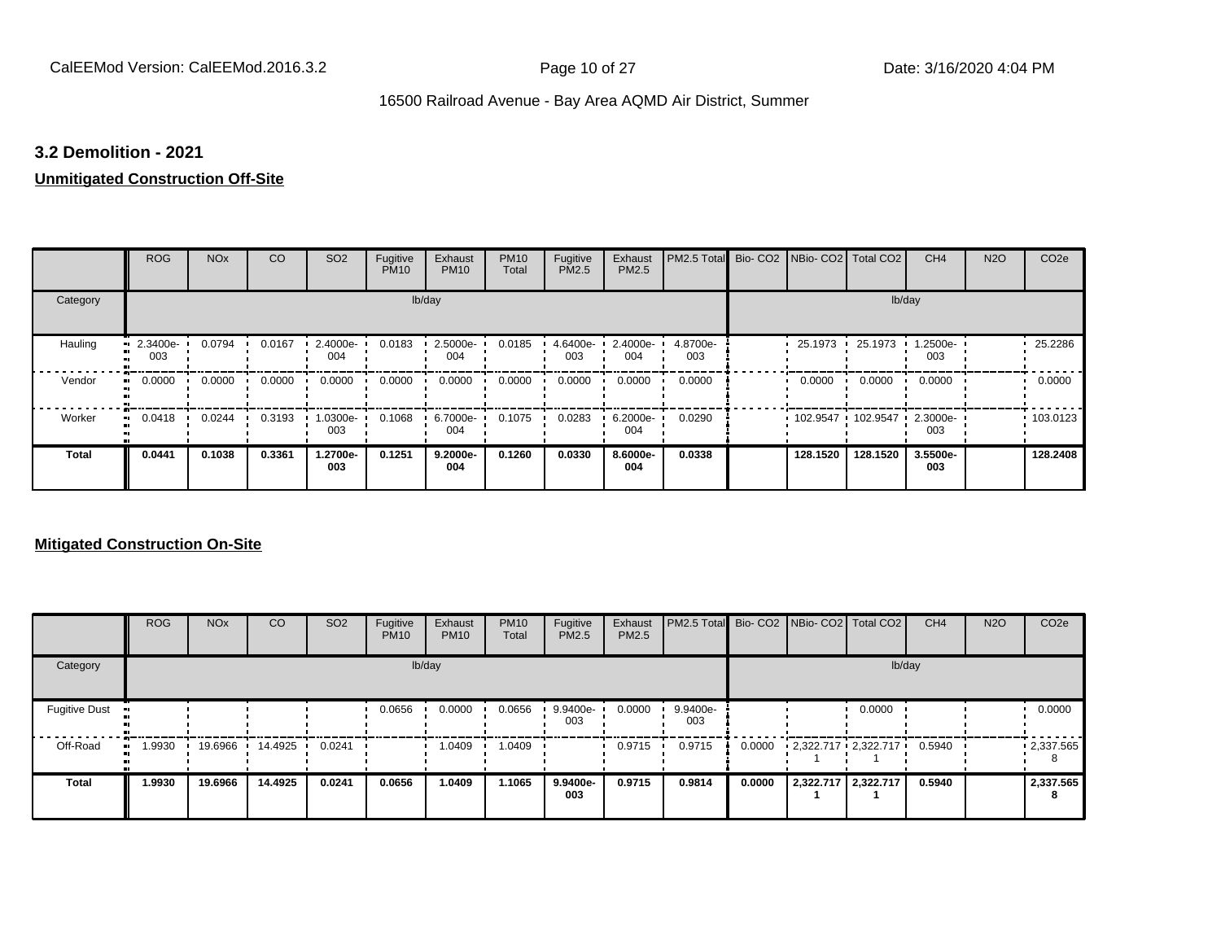## 3.2 Demolition - 2021

**Unmitigated Construction Off-Site**

| | ROG | NOx | CO | SO2 | Fugitive PM10 | Exhaust PM10 | PM10 Total | Fugitive PM2.5 | Exhaust PM2.5 | PM2.5 Total | Bio- CO2 | NBio- CO2 | Total CO2 | CH4 | N2O | CO2e |
|---|---|---|---|---|---|---|---|---|---|---|---|---|---|---|---|---|
| Category | lb/day | | | | | | | | | | lb/day | | | | | |
| Hauling | 2.3400e-003 | 0.0794 | 0.0167 | 2.4000e-004 | 0.0183 | 2.5000e-004 | 0.0185 | 4.6400e-003 | 2.4000e-004 | 4.8700e-003 | | 25.1973 | 25.1973 | 1.2500e-003 | | 25.2286 |
| Vendor | 0.0000 | 0.0000 | 0.0000 | 0.0000 | 0.0000 | 0.0000 | 0.0000 | 0.0000 | 0.0000 | 0.0000 | | 0.0000 | 0.0000 | 0.0000 | | 0.0000 |
| Worker | 0.0418 | 0.0244 | 0.3193 | 1.0300e-003 | 0.1068 | 6.7000e-004 | 0.1075 | 0.0283 | 6.2000e-004 | 0.0290 | | 102.9547 | 102.9547 | 2.3000e-003 | | 103.0123 |
| **Total** | **0.0441** | **0.1038** | **0.3361** | **1.2700e-003** | **0.1251** | **9.2000e-004** | **0.1260** | **0.0330** | **8.6000e-004** | **0.0338** | | **128.1520** | **128.1520** | **3.5500e-003** | | **128.2408** |

**Mitigated Construction On-Site**

| | ROG | NOx | CO | SO2 | Fugitive PM10 | Exhaust PM10 | PM10 Total | Fugitive PM2.5 | Exhaust PM2.5 | PM2.5 Total | Bio- CO2 | NBio- CO2 | Total CO2 | CH4 | N2O | CO2e |
|---|---|---|---|---|---|---|---|---|---|---|---|---|---|---|---|---|
| Category | lb/day | | | | | | | | | | lb/day | | | | | |
| Fugitive Dust | | | | | 0.0656 | 0.0000 | 0.0656 | 9.9400e-003 | 0.0000 | 9.9400e-003 | | | 0.0000 | | | 0.0000 |
| Off-Road | 1.9930 | 19.6966 | 14.4925 | 0.0241 | | 1.0409 | 1.0409 | | 0.9715 | 0.9715 | 0.0000 | 2,322.7171 | 2,322.7171 | 0.5940 | | 2,337.5658 |
| **Total** | **1.9930** | **19.6966** | **14.4925** | **0.0241** | **0.0656** | **1.0409** | **1.1065** | **9.9400e-003** | **0.9715** | **0.9814** | **0.0000** | **2,322.7171** | **2,322.7171** | **0.5940** | | **2,337.5658** |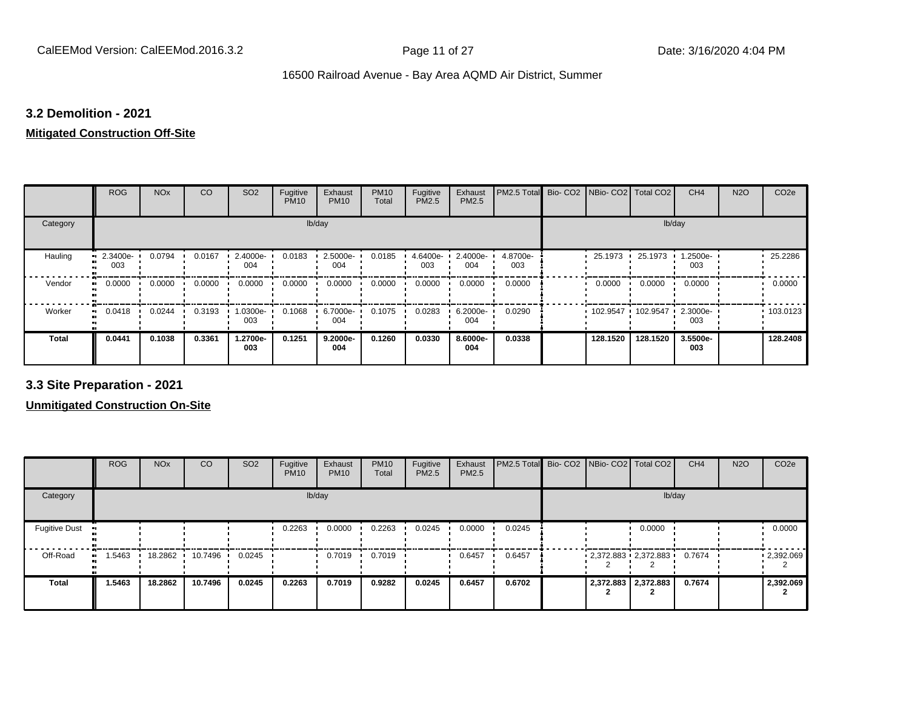## 3.2 Demolition - 2021

**Mitigated Construction Off-Site**

| | ROG | NOx | CO | SO2 | Fugitive PM10 | Exhaust PM10 | PM10 Total | Fugitive PM2.5 | Exhaust PM2.5 | PM2.5 Total | Bio- CO2 | NBio- CO2 | Total CO2 | CH4 | N2O | CO2e |
|---|---|---|---|---|---|---|---|---|---|---|---|---|---|---|---|---|
| Category | lb/day | | | | | | | | | | lb/day | | | | | |
| Hauling | 2.3400e-003 | 0.0794 | 0.0167 | 2.4000e-004 | 0.0183 | 2.5000e-004 | 0.0185 | 4.6400e-003 | 2.4000e-004 | 4.8700e-003 | | 25.1973 | 25.1973 | 1.2500e-003 | | 25.2286 |
| Vendor | 0.0000 | 0.0000 | 0.0000 | 0.0000 | 0.0000 | 0.0000 | 0.0000 | 0.0000 | 0.0000 | 0.0000 | | 0.0000 | 0.0000 | 0.0000 | | 0.0000 |
| Worker | 0.0418 | 0.0244 | 0.3193 | 1.0300e-003 | 0.1068 | 6.7000e-004 | 0.1075 | 0.0283 | 6.2000e-004 | 0.0290 | | 102.9547 | 102.9547 | 2.3000e-003 | | 103.0123 |
| **Total** | **0.0441** | **0.1038** | **0.3361** | **1.2700e-003** | **0.1251** | **9.2000e-004** | **0.1260** | **0.0330** | **8.6000e-004** | **0.0338** | | **128.1520** | **128.1520** | **3.5500e-003** | | **128.2408** |

## 3.3 Site Preparation - 2021

**Unmitigated Construction On-Site**

| | ROG | NOx | CO | SO2 | Fugitive PM10 | Exhaust PM10 | PM10 Total | Fugitive PM2.5 | Exhaust PM2.5 | PM2.5 Total | Bio- CO2 | NBio- CO2 | Total CO2 | CH4 | N2O | CO2e |
|---|---|---|---|---|---|---|---|---|---|---|---|---|---|---|---|---|
| Category | lb/day | | | | | | | | | | lb/day | | | | | |
| Fugitive Dust | | | | | 0.2263 | 0.0000 | 0.2263 | 0.0245 | 0.0000 | 0.0245 | | | 0.0000 | | | 0.0000 |
| Off-Road | 1.5463 | 18.2862 | 10.7496 | 0.0245 | | 0.7019 | 0.7019 | | 0.6457 | 0.6457 | | 2,372.8832 | 2,372.8832 | 0.7674 | | 2,392.0692 |
| **Total** | **1.5463** | **18.2862** | **10.7496** | **0.0245** | **0.2263** | **0.7019** | **0.9282** | **0.0245** | **0.6457** | **0.6702** | | **2,372.8832** | **2,372.8832** | **0.7674** | | **2,392.0692** |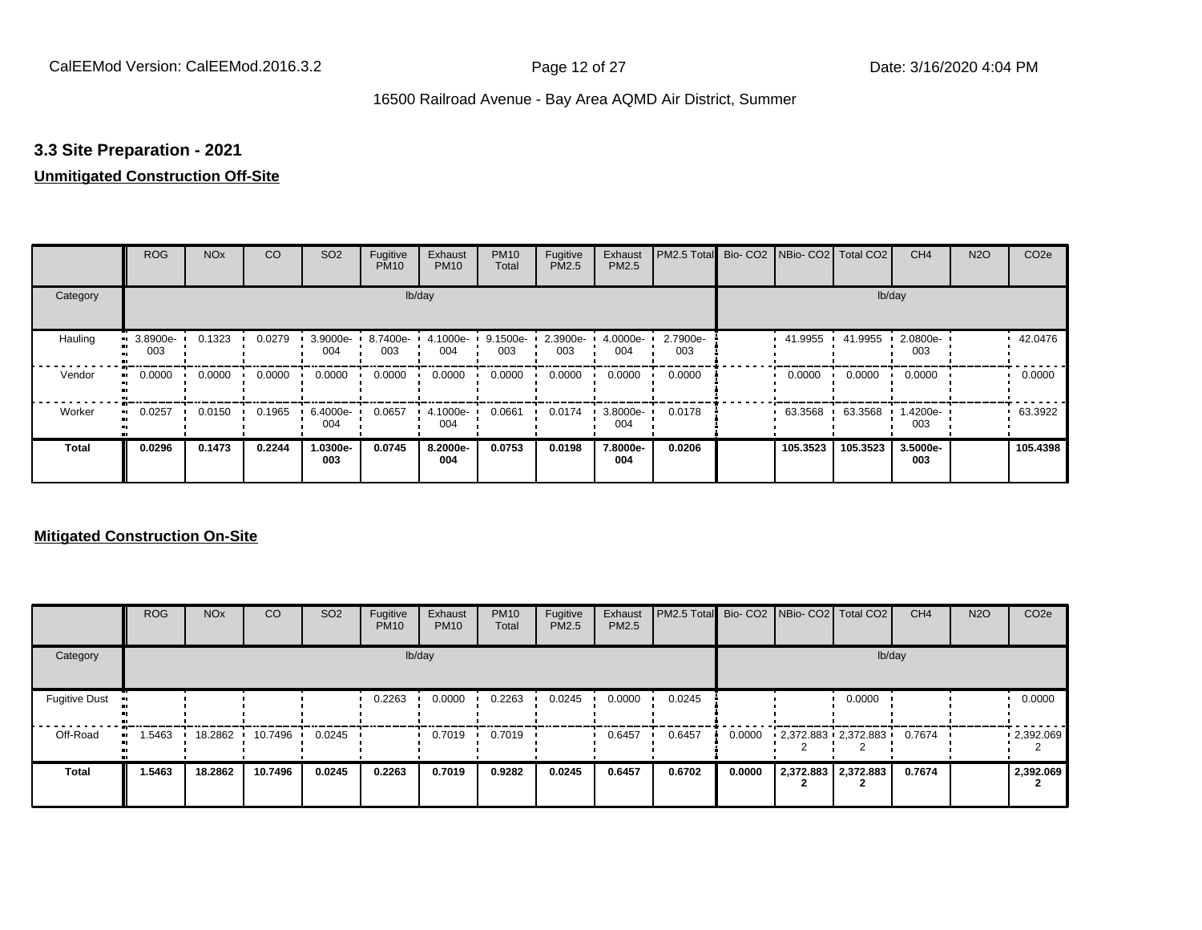### 3.3 Site Preparation - 2021

**Unmitigated Construction Off-Site**

| | ROG | NOx | CO | SO2 | Fugitive PM10 | Exhaust PM10 | PM10 Total | Fugitive PM2.5 | Exhaust PM2.5 | PM2.5 Total | Bio- CO2 | NBio- CO2 | Total CO2 | CH4 | N2O | CO2e |
|---|---|---|---|---|---|---|---|---|---|---|---|---|---|---|---|---|
| Category | lb/day | | | | | | | | | | lb/day | | | | | |
| Hauling | 3.8900e-003 | 0.1323 | 0.0279 | 3.9000e-004 | 8.7400e-003 | 4.1000e-004 | 9.1500e-003 | 2.3900e-003 | 4.0000e-004 | 2.7900e-003 | | 41.9955 | 41.9955 | 2.0800e-003 | | 42.0476 |
| Vendor | 0.0000 | 0.0000 | 0.0000 | 0.0000 | 0.0000 | 0.0000 | 0.0000 | 0.0000 | 0.0000 | 0.0000 | | 0.0000 | 0.0000 | 0.0000 | | 0.0000 |
| Worker | 0.0257 | 0.0150 | 0.1965 | 6.4000e-004 | 0.0657 | 4.1000e-004 | 0.0661 | 0.0174 | 3.8000e-004 | 0.0178 | | 63.3568 | 63.3568 | 1.4200e-003 | | 63.3922 |
| **Total** | **0.0296** | **0.1473** | **0.2244** | **1.0300e-003** | **0.0745** | **8.2000e-004** | **0.0753** | **0.0198** | **7.8000e-004** | **0.0206** | | **105.3523** | **105.3523** | **3.5000e-003** | | **105.4398** |

**Mitigated Construction On-Site**

| | ROG | NOx | CO | SO2 | Fugitive PM10 | Exhaust PM10 | PM10 Total | Fugitive PM2.5 | Exhaust PM2.5 | PM2.5 Total | Bio- CO2 | NBio- CO2 | Total CO2 | CH4 | N2O | CO2e |
|---|---|---|---|---|---|---|---|---|---|---|---|---|---|---|---|---|
| Category | lb/day | | | | | | | | | | lb/day | | | | | |
| Fugitive Dust | | | | | 0.2263 | 0.0000 | 0.2263 | 0.0245 | 0.0000 | 0.0245 | | | 0.0000 | | | 0.0000 |
| Off-Road | 1.5463 | 18.2862 | 10.7496 | 0.0245 | | 0.7019 | 0.7019 | | 0.6457 | 0.6457 | 0.0000 | 2,372.8832 | 2,372.8832 | 0.7674 | | 2,392.0692 |
| **Total** | **1.5463** | **18.2862** | **10.7496** | **0.0245** | **0.2263** | **0.7019** | **0.9282** | **0.0245** | **0.6457** | **0.6702** | **0.0000** | **2,372.8832** | **2,372.8832** | **0.7674** | | **2,392.0692** |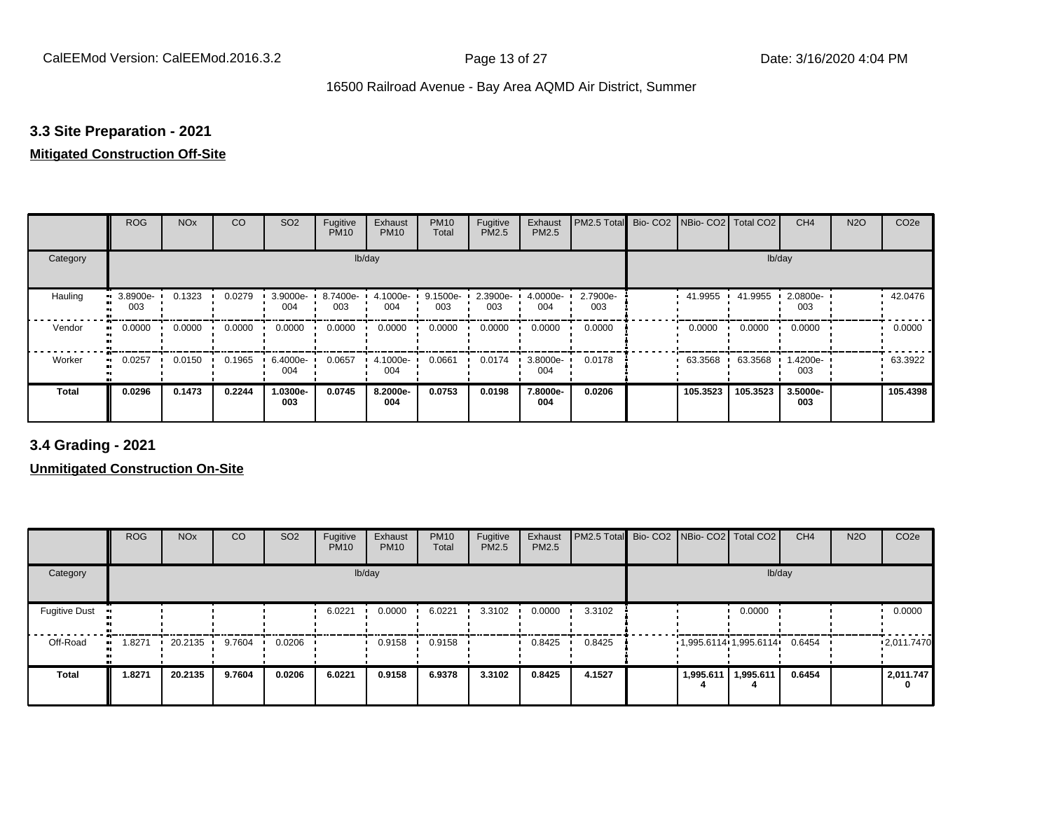## 3.3 Site Preparation - 2021

**Mitigated Construction Off-Site**

| | ROG | NOx | CO | SO2 | Fugitive PM10 | Exhaust PM10 | PM10 Total | Fugitive PM2.5 | Exhaust PM2.5 | PM2.5 Total | Bio- CO2 | NBio- CO2 | Total CO2 | CH4 | N2O | CO2e |
|---|---|---|---|---|---|---|---|---|---|---|---|---|---|---|---|---|
| Category | | | | | lb/day | | | | | | | | | lb/day | | |
| Hauling | 3.8900e-003 | 0.1323 | 0.0279 | 3.9000e-004 | 8.7400e-003 | 4.1000e-004 | 9.1500e-003 | 2.3900e-003 | 4.0000e-004 | 2.7900e-003 | | 41.9955 | 41.9955 | 2.0800e-003 | | 42.0476 |
| Vendor | 0.0000 | 0.0000 | 0.0000 | 0.0000 | 0.0000 | 0.0000 | 0.0000 | 0.0000 | 0.0000 | 0.0000 | | 0.0000 | 0.0000 | 0.0000 | | 0.0000 |
| Worker | 0.0257 | 0.0150 | 0.1965 | 6.4000e-004 | 0.0657 | 4.1000e-004 | 0.0661 | 0.0174 | 3.8000e-004 | 0.0178 | | 63.3568 | 63.3568 | 1.4200e-003 | | 63.3922 |
| **Total** | **0.0296** | **0.1473** | **0.2244** | **1.0300e-003** | **0.0745** | **8.2000e-004** | **0.0753** | **0.0198** | **7.8000e-004** | **0.0206** | | **105.3523** | **105.3523** | **3.5000e-003** | | **105.4398** |

## 3.4 Grading - 2021

**Unmitigated Construction On-Site**

| | ROG | NOx | CO | SO2 | Fugitive PM10 | Exhaust PM10 | PM10 Total | Fugitive PM2.5 | Exhaust PM2.5 | PM2.5 Total | Bio- CO2 | NBio- CO2 | Total CO2 | CH4 | N2O | CO2e |
|---|---|---|---|---|---|---|---|---|---|---|---|---|---|---|---|---|
| Category | | | | | lb/day | | | | | | | | | lb/day | | |
| Fugitive Dust | | | | | 6.0221 | 0.0000 | 6.0221 | 3.3102 | 0.0000 | 3.3102 | | | 0.0000 | | | 0.0000 |
| Off-Road | 1.8271 | 20.2135 | 9.7604 | 0.0206 | | 0.9158 | 0.9158 | | 0.8425 | 0.8425 | | 1,995.6114 | 1,995.6114 | 0.6454 | | 2,011.7470 |
| **Total** | **1.8271** | **20.2135** | **9.7604** | **0.0206** | **6.0221** | **0.9158** | **6.9378** | **3.3102** | **0.8425** | **4.1527** | | **1,995.6114** | **1,995.6114** | **0.6454** | | **2,011.7470** |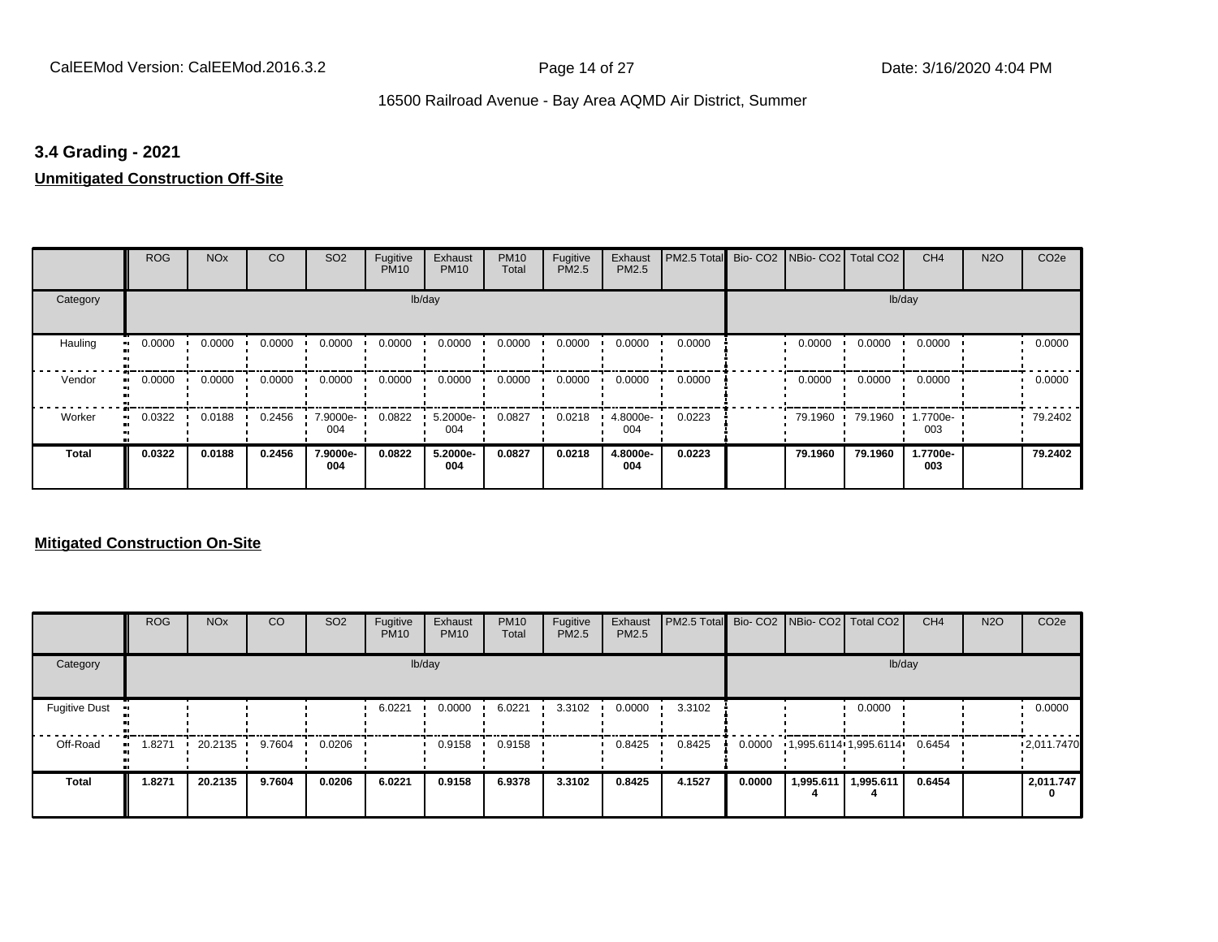## 3.4 Grading - 2021

### Unmitigated Construction Off-Site

| | ROG | NOx | CO | SO2 | Fugitive PM10 | Exhaust PM10 | PM10 Total | Fugitive PM2.5 | Exhaust PM2.5 | PM2.5 Total | Bio- CO2 | NBio- CO2 | Total CO2 | CH4 | N2O | CO2e |
|---|---|---|---|---|---|---|---|---|---|---|---|---|---|---|---|---|
| Category | lb/day | | | | | | | | | | lb/day | | | | | |
| Hauling | 0.0000 | 0.0000 | 0.0000 | 0.0000 | 0.0000 | 0.0000 | 0.0000 | 0.0000 | 0.0000 | 0.0000 | | 0.0000 | 0.0000 | 0.0000 | | 0.0000 |
| Vendor | 0.0000 | 0.0000 | 0.0000 | 0.0000 | 0.0000 | 0.0000 | 0.0000 | 0.0000 | 0.0000 | 0.0000 | | 0.0000 | 0.0000 | 0.0000 | | 0.0000 |
| Worker | 0.0322 | 0.0188 | 0.2456 | 7.9000e-004 | 0.0822 | 5.2000e-004 | 0.0827 | 0.0218 | 4.8000e-004 | 0.0223 | | 79.1960 | 79.1960 | 1.7700e-003 | | 79.2402 |
| **Total** | **0.0322** | **0.0188** | **0.2456** | **7.9000e-004** | **0.0822** | **5.2000e-004** | **0.0827** | **0.0218** | **4.8000e-004** | **0.0223** | | **79.1960** | **79.1960** | **1.7700e-003** | | **79.2402** |

### Mitigated Construction On-Site

| | ROG | NOx | CO | SO2 | Fugitive PM10 | Exhaust PM10 | PM10 Total | Fugitive PM2.5 | Exhaust PM2.5 | PM2.5 Total | Bio- CO2 | NBio- CO2 | Total CO2 | CH4 | N2O | CO2e |
|---|---|---|---|---|---|---|---|---|---|---|---|---|---|---|---|---|
| Category | lb/day | | | | | | | | | | lb/day | | | | | |
| Fugitive Dust | | | | | 6.0221 | 0.0000 | 6.0221 | 3.3102 | 0.0000 | 3.3102 | | | 0.0000 | | | 0.0000 |
| Off-Road | 1.8271 | 20.2135 | 9.7604 | 0.0206 | | 0.9158 | 0.9158 | | 0.8425 | 0.8425 | 0.0000 | 1,995.6114 | 1,995.6114 | 0.6454 | | 2,011.7470 |
| **Total** | **1.8271** | **20.2135** | **9.7604** | **0.0206** | **6.0221** | **0.9158** | **6.9378** | **3.3102** | **0.8425** | **4.1527** | **0.0000** | **1,995.6114** | **1,995.6114** | **0.6454** | | **2,011.7470** |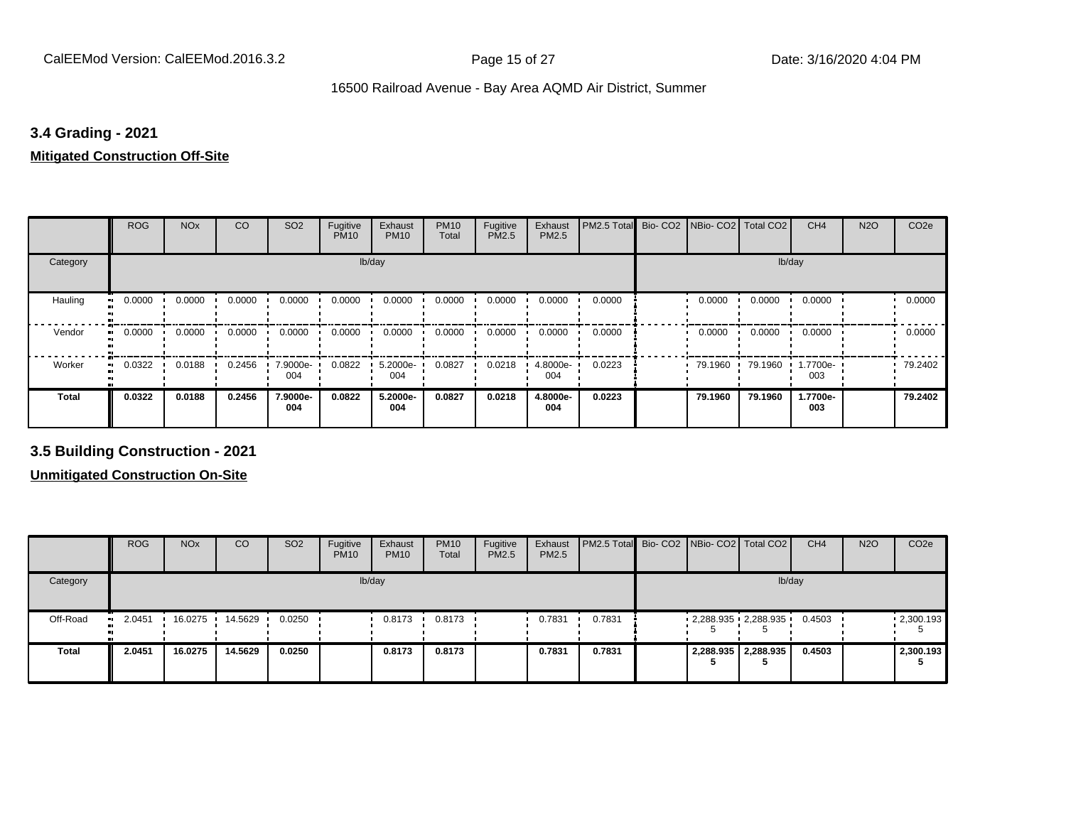## 3.4 Grading - 2021

**Mitigated Construction Off-Site**

| | ROG | NOx | CO | SO2 | Fugitive PM10 | Exhaust PM10 | PM10 Total | Fugitive PM2.5 | Exhaust PM2.5 | PM2.5 Total | Bio- CO2 | NBio- CO2 | Total CO2 | CH4 | N2O | CO2e |
|---|---|---|---|---|---|---|---|---|---|---|---|---|---|---|---|---|
| Category | lb/day | | | | | | | | | | lb/day | | | | | |
| Hauling | 0.0000 | 0.0000 | 0.0000 | 0.0000 | 0.0000 | 0.0000 | 0.0000 | 0.0000 | 0.0000 | 0.0000 | | 0.0000 | 0.0000 | 0.0000 | | 0.0000 |
| Vendor | 0.0000 | 0.0000 | 0.0000 | 0.0000 | 0.0000 | 0.0000 | 0.0000 | 0.0000 | 0.0000 | 0.0000 | | 0.0000 | 0.0000 | 0.0000 | | 0.0000 |
| Worker | 0.0322 | 0.0188 | 0.2456 | 7.9000e-004 | 0.0822 | 5.2000e-004 | 0.0827 | 0.0218 | 4.8000e-004 | 0.0223 | | 79.1960 | 79.1960 | 1.7700e-003 | | 79.2402 |
| **Total** | **0.0322** | **0.0188** | **0.2456** | **7.9000e-004** | **0.0822** | **5.2000e-004** | **0.0827** | **0.0218** | **4.8000e-004** | **0.0223** | | **79.1960** | **79.1960** | **1.7700e-003** | | **79.2402** |

## 3.5 Building Construction - 2021

**Unmitigated Construction On-Site**

| | ROG | NOx | CO | SO2 | Fugitive PM10 | Exhaust PM10 | PM10 Total | Fugitive PM2.5 | Exhaust PM2.5 | PM2.5 Total | Bio- CO2 | NBio- CO2 | Total CO2 | CH4 | N2O | CO2e |
|---|---|---|---|---|---|---|---|---|---|---|---|---|---|---|---|---|
| Category | lb/day | | | | | | | | | | lb/day | | | | | |
| Off-Road | 2.0451 | 16.0275 | 14.5629 | 0.0250 | | 0.8173 | 0.8173 | | 0.7831 | 0.7831 | | 2,288.935 5 | 2,288.935 5 | 0.4503 | | 2,300.193 5 |
| **Total** | **2.0451** | **16.0275** | **14.5629** | **0.0250** | | **0.8173** | **0.8173** | | **0.7831** | **0.7831** | | **2,288.935 5** | **2,288.935 5** | **0.4503** | | **2,300.193 5** |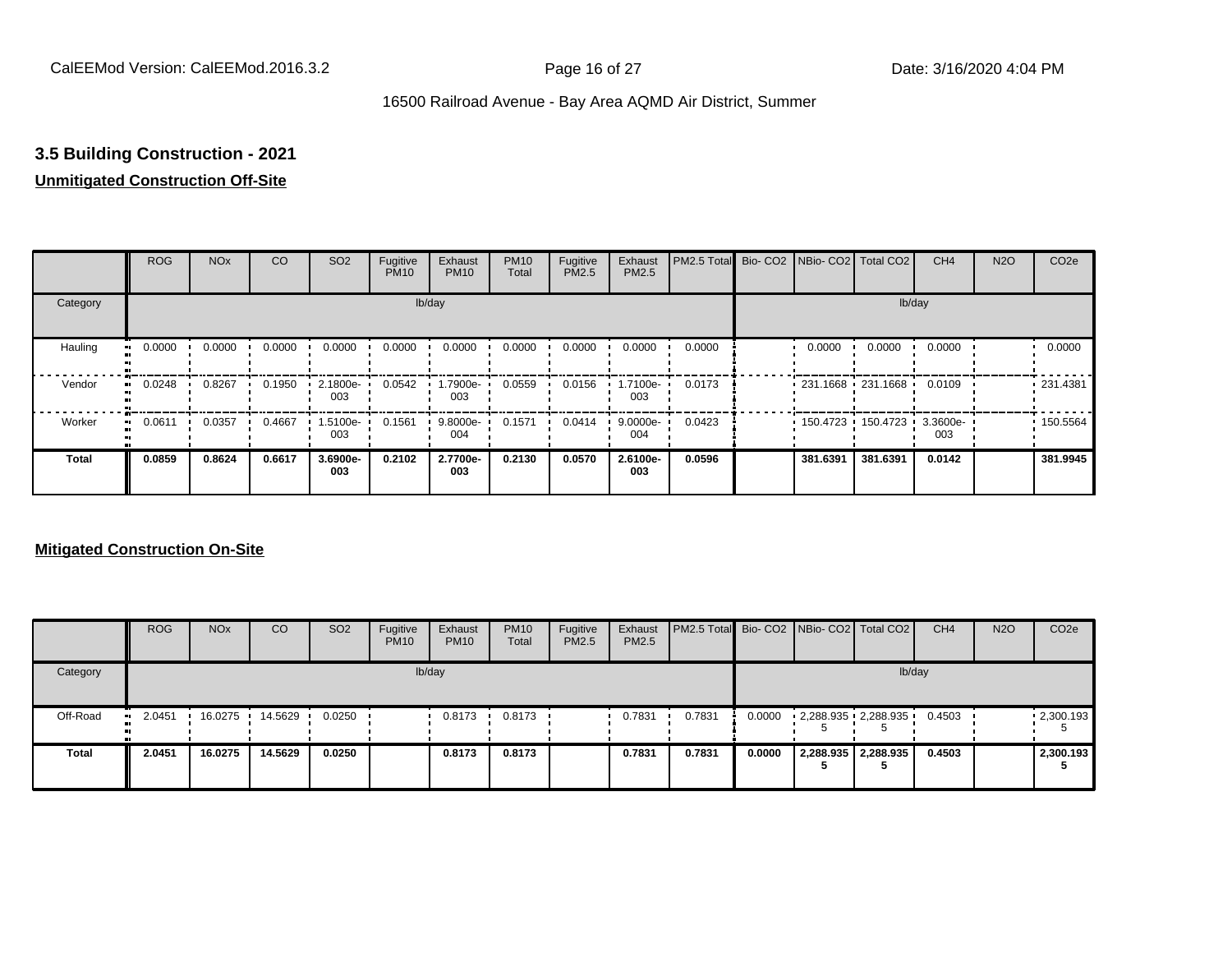### 3.5 Building Construction - 2021

**Unmitigated Construction Off-Site**

| | ROG | NOx | CO | SO2 | Fugitive PM10 | Exhaust PM10 | PM10 Total | Fugitive PM2.5 | Exhaust PM2.5 | PM2.5 Total | Bio- CO2 | NBio- CO2 | Total CO2 | CH4 | N2O | CO2e |
|---|---|---|---|---|---|---|---|---|---|---|---|---|---|---|---|---|
| Category | lb/day | | | | | | | | | | lb/day | | | | | |
| Hauling | 0.0000 | 0.0000 | 0.0000 | 0.0000 | 0.0000 | 0.0000 | 0.0000 | 0.0000 | 0.0000 | 0.0000 | | 0.0000 | 0.0000 | 0.0000 | | 0.0000 |
| Vendor | 0.0248 | 0.8267 | 0.1950 | 2.1800e-003 | 0.0542 | 1.7900e-003 | 0.0559 | 0.0156 | 1.7100e-003 | 0.0173 | | 231.1668 | 231.1668 | 0.0109 | | 231.4381 |
| Worker | 0.0611 | 0.0357 | 0.4667 | 1.5100e-003 | 0.1561 | 9.8000e-004 | 0.1571 | 0.0414 | 9.0000e-004 | 0.0423 | | 150.4723 | 150.4723 | 3.3600e-003 | | 150.5564 |
| **Total** | **0.0859** | **0.8624** | **0.6617** | **3.6900e-003** | **0.2102** | **2.7700e-003** | **0.2130** | **0.0570** | **2.6100e-003** | **0.0596** | | **381.6391** | **381.6391** | **0.0142** | | **381.9945** |

**Mitigated Construction On-Site**

| | ROG | NOx | CO | SO2 | Fugitive PM10 | Exhaust PM10 | PM10 Total | Fugitive PM2.5 | Exhaust PM2.5 | PM2.5 Total | Bio- CO2 | NBio- CO2 | Total CO2 | CH4 | N2O | CO2e |
|---|---|---|---|---|---|---|---|---|---|---|---|---|---|---|---|---|
| Category | lb/day | | | | | | | | | | lb/day | | | | | |
| Off-Road | 2.0451 | 16.0275 | 14.5629 | 0.0250 | | 0.8173 | 0.8173 | | 0.7831 | 0.7831 | 0.0000 | 2,288.935 5 | 2,288.935 5 | 0.4503 | | 2,300.193 5 |
| **Total** | **2.0451** | **16.0275** | **14.5629** | **0.0250** | | **0.8173** | **0.8173** | | **0.7831** | **0.7831** | **0.0000** | **2,288.935 5** | **2,288.935 5** | **0.4503** | | **2,300.193 5** |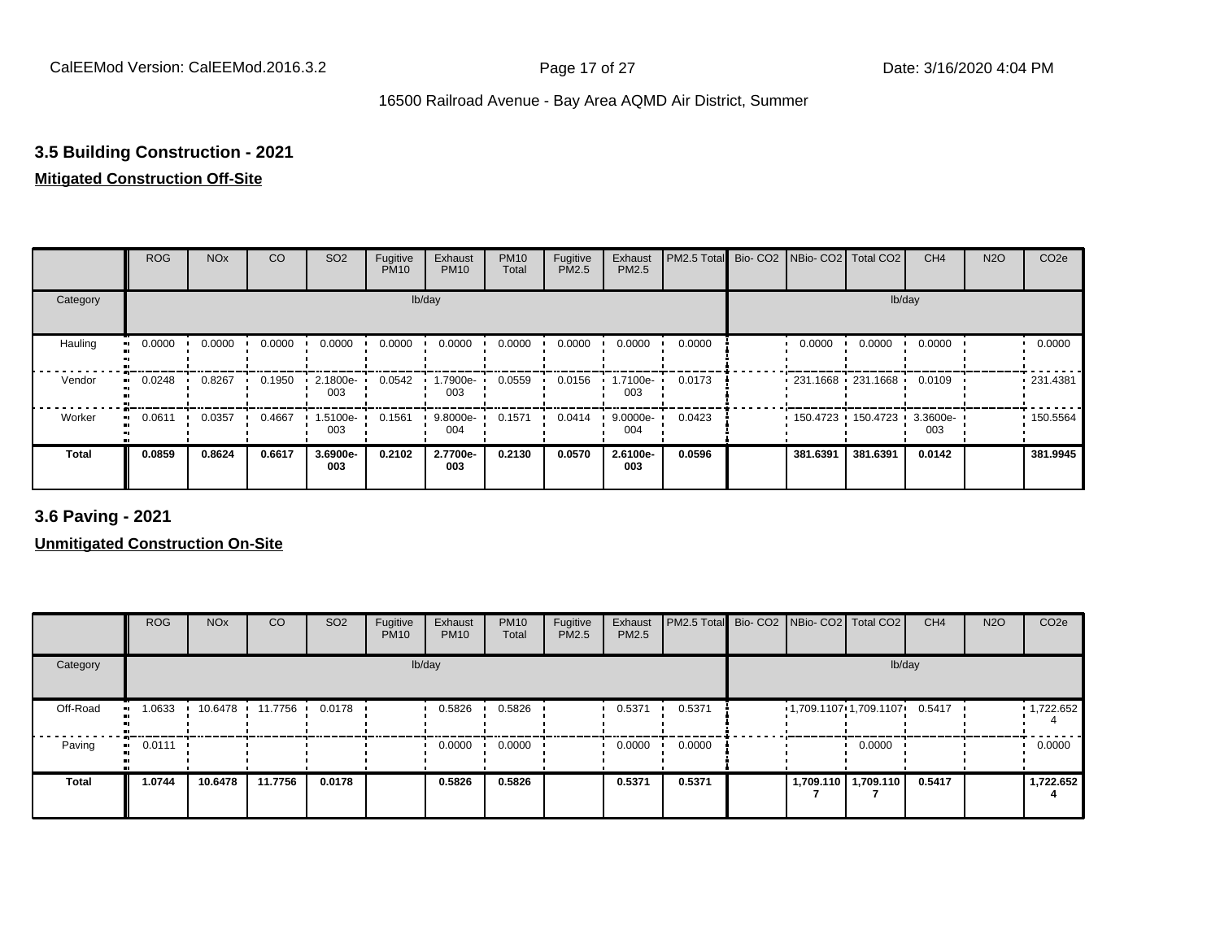## 3.5 Building Construction - 2021

**Mitigated Construction Off-Site**

| | ROG | NOx | CO | SO2 | Fugitive PM10 | Exhaust PM10 | PM10 Total | Fugitive PM2.5 | Exhaust PM2.5 | PM2.5 Total | Bio- CO2 | NBio- CO2 | Total CO2 | CH4 | N2O | CO2e |
|---|---|---|---|---|---|---|---|---|---|---|---|---|---|---|---|---|
| Category | lb/day | | | | | | | | | | lb/day | | | | | |
| Hauling | 0.0000 | 0.0000 | 0.0000 | 0.0000 | 0.0000 | 0.0000 | 0.0000 | 0.0000 | 0.0000 | 0.0000 | | 0.0000 | 0.0000 | 0.0000 | | 0.0000 |
| Vendor | 0.0248 | 0.8267 | 0.1950 | 2.1800e-003 | 0.0542 | 1.7900e-003 | 0.0559 | 0.0156 | 1.7100e-003 | 0.0173 | | 231.1668 | 231.1668 | 0.0109 | | 231.4381 |
| Worker | 0.0611 | 0.0357 | 0.4667 | 1.5100e-003 | 0.1561 | 9.8000e-004 | 0.1571 | 0.0414 | 9.0000e-004 | 0.0423 | | 150.4723 | 150.4723 | 3.3600e-003 | | 150.5564 |
| **Total** | **0.0859** | **0.8624** | **0.6617** | **3.6900e-003** | **0.2102** | **2.7700e-003** | **0.2130** | **0.0570** | **2.6100e-003** | **0.0596** | | **381.6391** | **381.6391** | **0.0142** | | **381.9945** |

## 3.6 Paving - 2021

**Unmitigated Construction On-Site**

| | ROG | NOx | CO | SO2 | Fugitive PM10 | Exhaust PM10 | PM10 Total | Fugitive PM2.5 | Exhaust PM2.5 | PM2.5 Total | Bio- CO2 | NBio- CO2 | Total CO2 | CH4 | N2O | CO2e |
|---|---|---|---|---|---|---|---|---|---|---|---|---|---|---|---|---|
| Category | lb/day | | | | | | | | | | lb/day | | | | | |
| Off-Road | 1.0633 | 10.6478 | 11.7756 | 0.0178 | | 0.5826 | 0.5826 | | 0.5371 | 0.5371 | | 1,709.1107 | 1,709.1107 | 0.5417 | | 1,722.6524 |
| Paving | 0.0111 | | | | | 0.0000 | 0.0000 | | 0.0000 | 0.0000 | | | 0.0000 | | | 0.0000 |
| **Total** | **1.0744** | **10.6478** | **11.7756** | **0.0178** | | **0.5826** | **0.5826** | | **0.5371** | **0.5371** | | **1,709.1107** | **1,709.1107** | **0.5417** | | **1,722.6524** |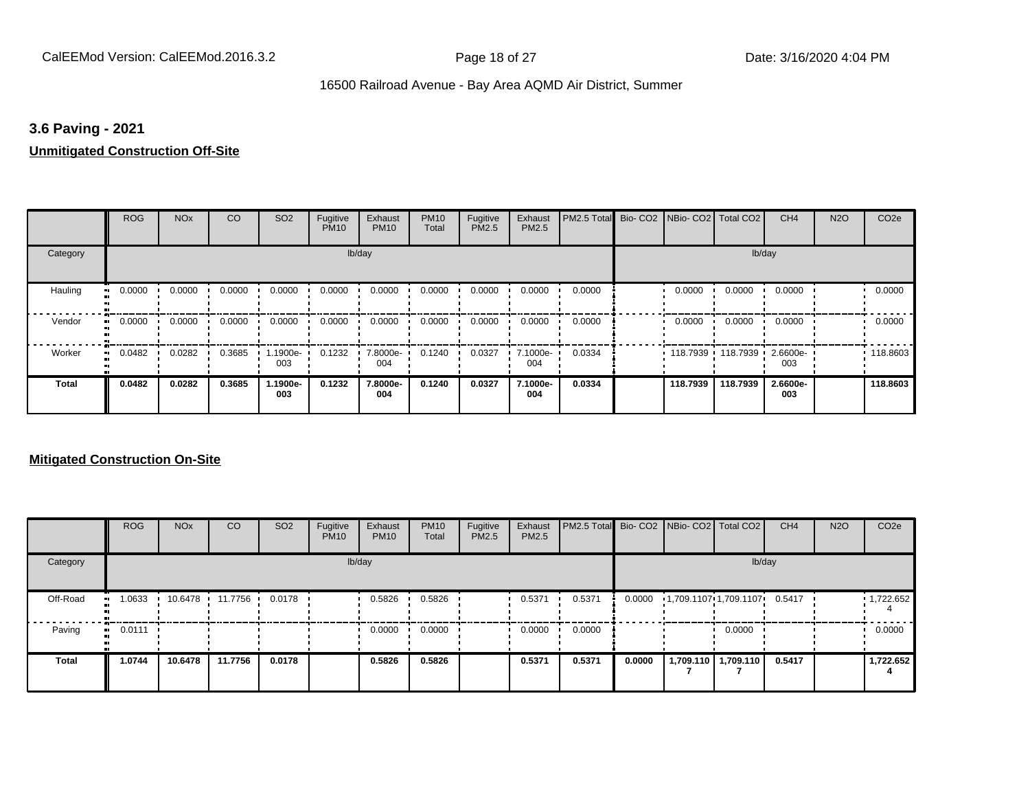### 3.6 Paving - 2021

**Unmitigated Construction Off-Site**

| | ROG | NOx | CO | SO2 | Fugitive PM10 | Exhaust PM10 | PM10 Total | Fugitive PM2.5 | Exhaust PM2.5 | PM2.5 Total | Bio- CO2 | NBio- CO2 | Total CO2 | CH4 | N2O | CO2e |
|---|---|---|---|---|---|---|---|---|---|---|---|---|---|---|---|---|
| Category | lb/day | | | | | | | | | | lb/day | | | | | |
| Hauling | 0.0000 | 0.0000 | 0.0000 | 0.0000 | 0.0000 | 0.0000 | 0.0000 | 0.0000 | 0.0000 | 0.0000 | | 0.0000 | 0.0000 | 0.0000 | | 0.0000 |
| Vendor | 0.0000 | 0.0000 | 0.0000 | 0.0000 | 0.0000 | 0.0000 | 0.0000 | 0.0000 | 0.0000 | 0.0000 | | 0.0000 | 0.0000 | 0.0000 | | 0.0000 |
| Worker | 0.0482 | 0.0282 | 0.3685 | 1.1900e-003 | 0.1232 | 7.8000e-004 | 0.1240 | 0.0327 | 7.1000e-004 | 0.0334 | | 118.7939 | 118.7939 | 2.6600e-003 | | 118.8603 |
| **Total** | **0.0482** | **0.0282** | **0.3685** | **1.1900e-003** | **0.1232** | **7.8000e-004** | **0.1240** | **0.0327** | **7.1000e-004** | **0.0334** | | **118.7939** | **118.7939** | **2.6600e-003** | | **118.8603** |

**Mitigated Construction On-Site**

| | ROG | NOx | CO | SO2 | Fugitive PM10 | Exhaust PM10 | PM10 Total | Fugitive PM2.5 | Exhaust PM2.5 | PM2.5 Total | Bio- CO2 | NBio- CO2 | Total CO2 | CH4 | N2O | CO2e |
|---|---|---|---|---|---|---|---|---|---|---|---|---|---|---|---|---|
| Category | lb/day | | | | | | | | | | lb/day | | | | | |
| Off-Road | 1.0633 | 10.6478 | 11.7756 | 0.0178 | | 0.5826 | 0.5826 | | 0.5371 | 0.5371 | 0.0000 | 1,709.1107 | 1,709.1107 | 0.5417 | | 1,722.6524 |
| Paving | 0.0111 | | | | | 0.0000 | 0.0000 | | 0.0000 | 0.0000 | | | 0.0000 | | | 0.0000 |
| **Total** | **1.0744** | **10.6478** | **11.7756** | **0.0178** | | **0.5826** | **0.5826** | | **0.5371** | **0.5371** | **0.0000** | **1,709.1107** | **1,709.1107** | **0.5417** | | **1,722.6524** |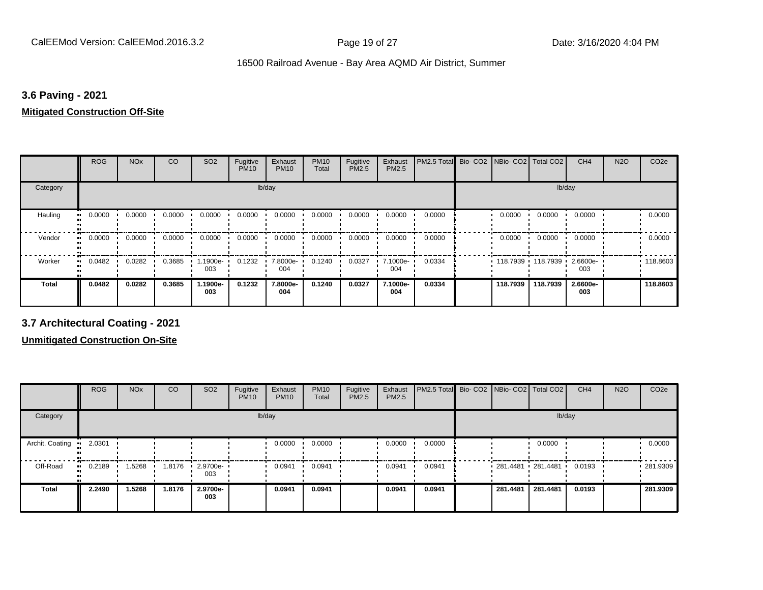### 3.6 Paving - 2021

**Mitigated Construction Off-Site**

| | ROG | NOx | CO | SO2 | Fugitive PM10 | Exhaust PM10 | PM10 Total | Fugitive PM2.5 | Exhaust PM2.5 | PM2.5 Total | Bio- CO2 | NBio- CO2 | Total CO2 | CH4 | N2O | CO2e |
|---|---|---|---|---|---|---|---|---|---|---|---|---|---|---|---|---|
| Category | lb/day | | | | | | | | | | lb/day | | | | | |
| Hauling | 0.0000 | 0.0000 | 0.0000 | 0.0000 | 0.0000 | 0.0000 | 0.0000 | 0.0000 | 0.0000 | 0.0000 | | 0.0000 | 0.0000 | 0.0000 | | 0.0000 |
| Vendor | 0.0000 | 0.0000 | 0.0000 | 0.0000 | 0.0000 | 0.0000 | 0.0000 | 0.0000 | 0.0000 | 0.0000 | | 0.0000 | 0.0000 | 0.0000 | | 0.0000 |
| Worker | 0.0482 | 0.0282 | 0.3685 | 1.1900e-003 | 0.1232 | 7.8000e-004 | 0.1240 | 0.0327 | 7.1000e-004 | 0.0334 | | 118.7939 | 118.7939 | 2.6600e-003 | | 118.8603 |
| **Total** | **0.0482** | **0.0282** | **0.3685** | **1.1900e-003** | **0.1232** | **7.8000e-004** | **0.1240** | **0.0327** | **7.1000e-004** | **0.0334** | | **118.7939** | **118.7939** | **2.6600e-003** | | **118.8603** |

### 3.7 Architectural Coating - 2021

**Unmitigated Construction On-Site**

| | ROG | NOx | CO | SO2 | Fugitive PM10 | Exhaust PM10 | PM10 Total | Fugitive PM2.5 | Exhaust PM2.5 | PM2.5 Total | Bio- CO2 | NBio- CO2 | Total CO2 | CH4 | N2O | CO2e |
|---|---|---|---|---|---|---|---|---|---|---|---|---|---|---|---|---|
| Category | lb/day | | | | | | | | | | lb/day | | | | | |
| Archit. Coating | 2.0301 | | | | | 0.0000 | 0.0000 | | 0.0000 | 0.0000 | | | 0.0000 | | | 0.0000 |
| Off-Road | 0.2189 | 1.5268 | 1.8176 | 2.9700e-003 | | 0.0941 | 0.0941 | | 0.0941 | 0.0941 | | 281.4481 | 281.4481 | 0.0193 | | 281.9309 |
| **Total** | **2.2490** | **1.5268** | **1.8176** | **2.9700e-003** | | **0.0941** | **0.0941** | | **0.0941** | **0.0941** | | **281.4481** | **281.4481** | **0.0193** | | **281.9309** |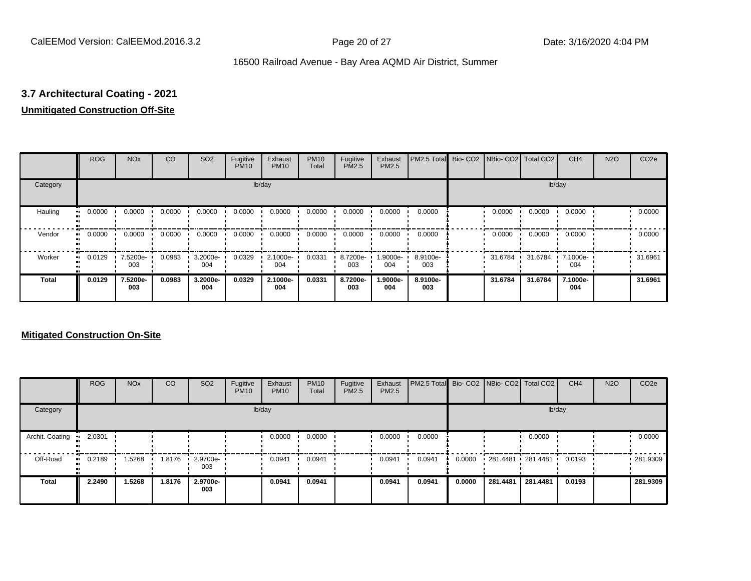## 3.7 Architectural Coating - 2021

**Unmitigated Construction Off-Site**

| | ROG | NOx | CO | SO2 | Fugitive PM10 | Exhaust PM10 | PM10 Total | Fugitive PM2.5 | Exhaust PM2.5 | PM2.5 Total | Bio- CO2 | NBio- CO2 | Total CO2 | CH4 | N2O | CO2e |
|---|---|---|---|---|---|---|---|---|---|---|---|---|---|---|---|---|
| Category | lb/day | | | | | | | | | | lb/day | | | | | |
| Hauling | 0.0000 | 0.0000 | 0.0000 | 0.0000 | 0.0000 | 0.0000 | 0.0000 | 0.0000 | 0.0000 | 0.0000 | | 0.0000 | 0.0000 | 0.0000 | | 0.0000 |
| Vendor | 0.0000 | 0.0000 | 0.0000 | 0.0000 | 0.0000 | 0.0000 | 0.0000 | 0.0000 | 0.0000 | 0.0000 | | 0.0000 | 0.0000 | 0.0000 | | 0.0000 |
| Worker | 0.0129 | 7.5200e-003 | 0.0983 | 3.2000e-004 | 0.0329 | 2.1000e-004 | 0.0331 | 8.7200e-003 | 1.9000e-004 | 8.9100e-003 | | 31.6784 | 31.6784 | 7.1000e-004 | | 31.6961 |
| **Total** | **0.0129** | **7.5200e-003** | **0.0983** | **3.2000e-004** | **0.0329** | **2.1000e-004** | **0.0331** | **8.7200e-003** | **1.9000e-004** | **8.9100e-003** | | **31.6784** | **31.6784** | **7.1000e-004** | | **31.6961** |

**Mitigated Construction On-Site**

| | ROG | NOx | CO | SO2 | Fugitive PM10 | Exhaust PM10 | PM10 Total | Fugitive PM2.5 | Exhaust PM2.5 | PM2.5 Total | Bio- CO2 | NBio- CO2 | Total CO2 | CH4 | N2O | CO2e |
|---|---|---|---|---|---|---|---|---|---|---|---|---|---|---|---|---|
| Category | lb/day | | | | | | | | | | lb/day | | | | | |
| Archit. Coating | 2.0301 | | | | | 0.0000 | 0.0000 | | 0.0000 | 0.0000 | | | 0.0000 | | | 0.0000 |
| Off-Road | 0.2189 | 1.5268 | 1.8176 | 2.9700e-003 | | 0.0941 | 0.0941 | | 0.0941 | 0.0941 | 0.0000 | 281.4481 | 281.4481 | 0.0193 | | 281.9309 |
| **Total** | **2.2490** | **1.5268** | **1.8176** | **2.9700e-003** | | **0.0941** | **0.0941** | | **0.0941** | **0.0941** | **0.0000** | **281.4481** | **281.4481** | **0.0193** | | **281.9309** |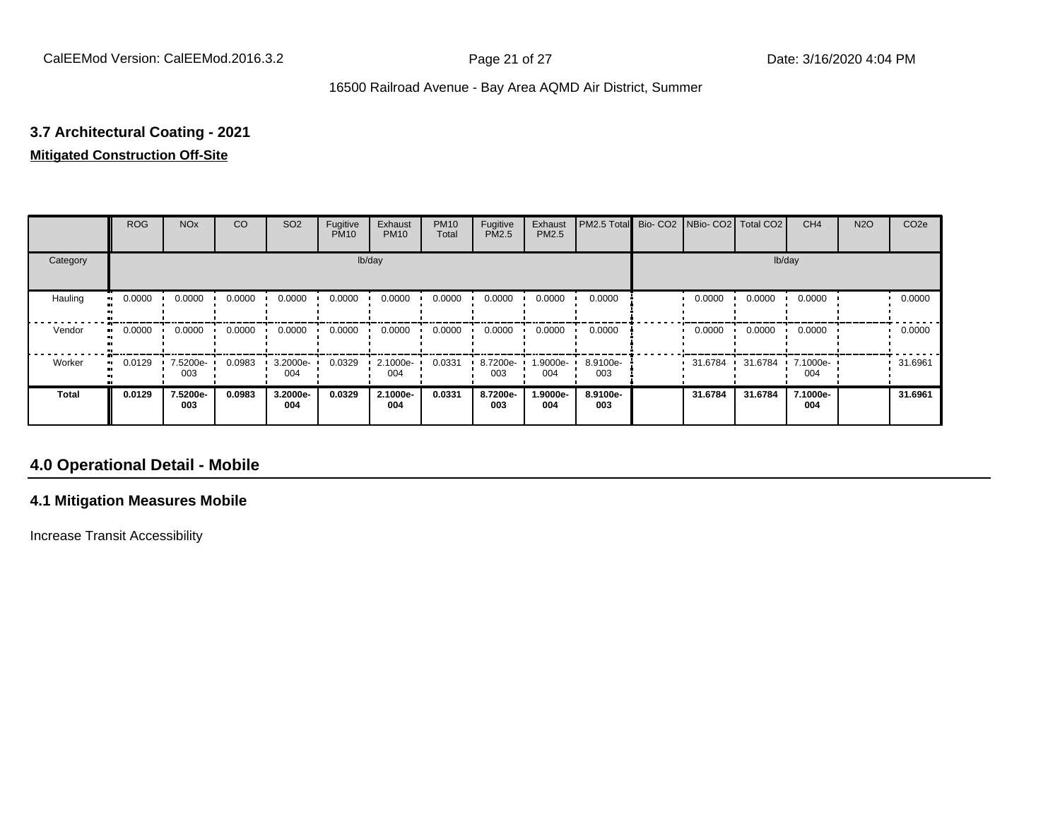### 3.7 Architectural Coating - 2021

**Mitigated Construction Off-Site**

| | ROG | NOx | CO | SO2 | Fugitive PM10 | Exhaust PM10 | PM10 Total | Fugitive PM2.5 | Exhaust PM2.5 | PM2.5 Total | Bio- CO2 | NBio- CO2 | Total CO2 | CH4 | N2O | CO2e |
|---|---|---|---|---|---|---|---|---|---|---|---|---|---|---|---|---|
| Category | lb/day | | | | | | | | | | lb/day | | | | | |
| Hauling | 0.0000 | 0.0000 | 0.0000 | 0.0000 | 0.0000 | 0.0000 | 0.0000 | 0.0000 | 0.0000 | 0.0000 | | 0.0000 | 0.0000 | 0.0000 | | 0.0000 |
| Vendor | 0.0000 | 0.0000 | 0.0000 | 0.0000 | 0.0000 | 0.0000 | 0.0000 | 0.0000 | 0.0000 | 0.0000 | | 0.0000 | 0.0000 | 0.0000 | | 0.0000 |
| Worker | 0.0129 | 7.5200e-003 | 0.0983 | 3.2000e-004 | 0.0329 | 2.1000e-004 | 0.0331 | 8.7200e-003 | 1.9000e-004 | 8.9100e-003 | | 31.6784 | 31.6784 | 7.1000e-004 | | 31.6961 |
| **Total** | **0.0129** | **7.5200e-003** | **0.0983** | **3.2000e-004** | **0.0329** | **2.1000e-004** | **0.0331** | **8.7200e-003** | **1.9000e-004** | **8.9100e-003** | | **31.6784** | **31.6784** | **7.1000e-004** | | **31.6961** |

## 4.0 Operational Detail - Mobile

### 4.1 Mitigation Measures Mobile

Increase Transit Accessibility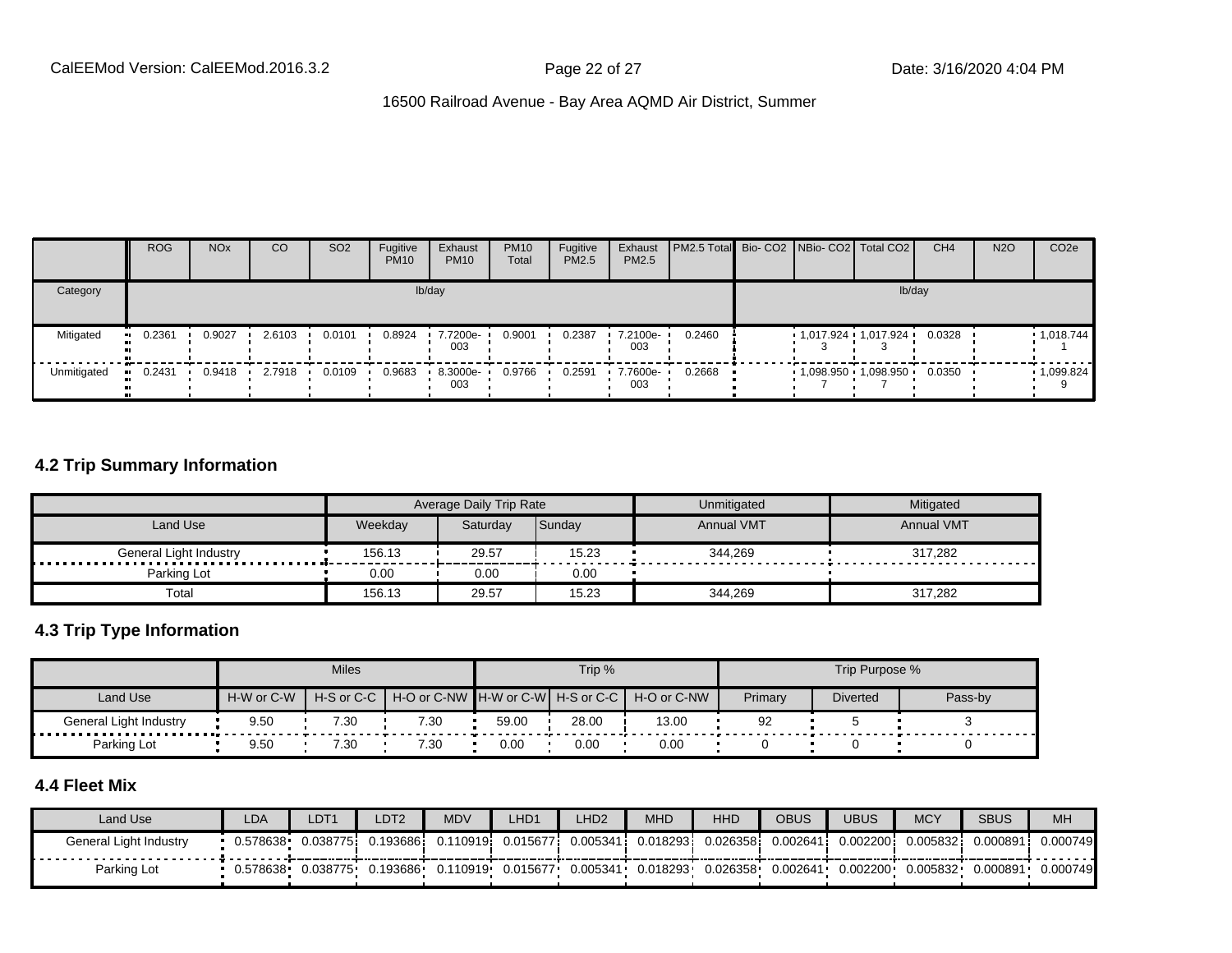|  | ROG | NOx | CO | SO2 | Fugitive PM10 | Exhaust PM10 | PM10 Total | Fugitive PM2.5 | Exhaust PM2.5 | PM2.5 Total | Bio- CO2 | NBio- CO2 | Total CO2 | CH4 | N2O | CO2e |
|---|---|---|---|---|---|---|---|---|---|---|---|---|---|---|---|---|
| Category | lb/day | | | | | | | | | | lb/day | | | | | |
| Mitigated | 0.2361 | 0.9027 | 2.6103 | 0.0101 | 0.8924 | 7.7200e-003 | 0.9001 | 0.2387 | 7.2100e-003 | 0.2460 |  | 1,017.9243 | 1,017.9243 | 0.0328 |  | 1,018.7441 |
| Unmitigated | 0.2431 | 0.9418 | 2.7918 | 0.0109 | 0.9683 | 8.3000e-003 | 0.9766 | 0.2591 | 7.7600e-003 | 0.2668 |  | 1,098.9507 | 1,098.9507 | 0.0350 |  | 1,099.8249 |

## 4.2 Trip Summary Information

|  | Average Daily Trip Rate | | | Unmitigated | Mitigated |
|---|---|---|---|---|---|
| Land Use | Weekday | Saturday | Sunday | Annual VMT | Annual VMT |
| General Light Industry | 156.13 | 29.57 | 15.23 | 344,269 | 317,282 |
| Parking Lot | 0.00 | 0.00 | 0.00 |  |  |
| Total | 156.13 | 29.57 | 15.23 | 344,269 | 317,282 |

## 4.3 Trip Type Information

|  | Miles | | | Trip % | | | Trip Purpose % | | |
|---|---|---|---|---|---|---|---|---|---|
| Land Use | H-W or C-W | H-S or C-C | H-O or C-NW | H-W or C-W | H-S or C-C | H-O or C-NW | Primary | Diverted | Pass-by |
| General Light Industry | 9.50 | 7.30 | 7.30 | 59.00 | 28.00 | 13.00 | 92 | 5 | 3 |
| Parking Lot | 9.50 | 7.30 | 7.30 | 0.00 | 0.00 | 0.00 | 0 | 0 | 0 |

## 4.4 Fleet Mix

| Land Use | LDA | LDT1 | LDT2 | MDV | LHD1 | LHD2 | MHD | HHD | OBUS | UBUS | MCY | SBUS | MH |
|---|---|---|---|---|---|---|---|---|---|---|---|---|---|
| General Light Industry | 0.578638 | 0.038775 | 0.193686 | 0.110919 | 0.015677 | 0.005341 | 0.018293 | 0.026358 | 0.002641 | 0.002200 | 0.005832 | 0.000891 | 0.000749 |
| Parking Lot | 0.578638 | 0.038775 | 0.193686 | 0.110919 | 0.015677 | 0.005341 | 0.018293 | 0.026358 | 0.002641 | 0.002200 | 0.005832 | 0.000891 | 0.000749 |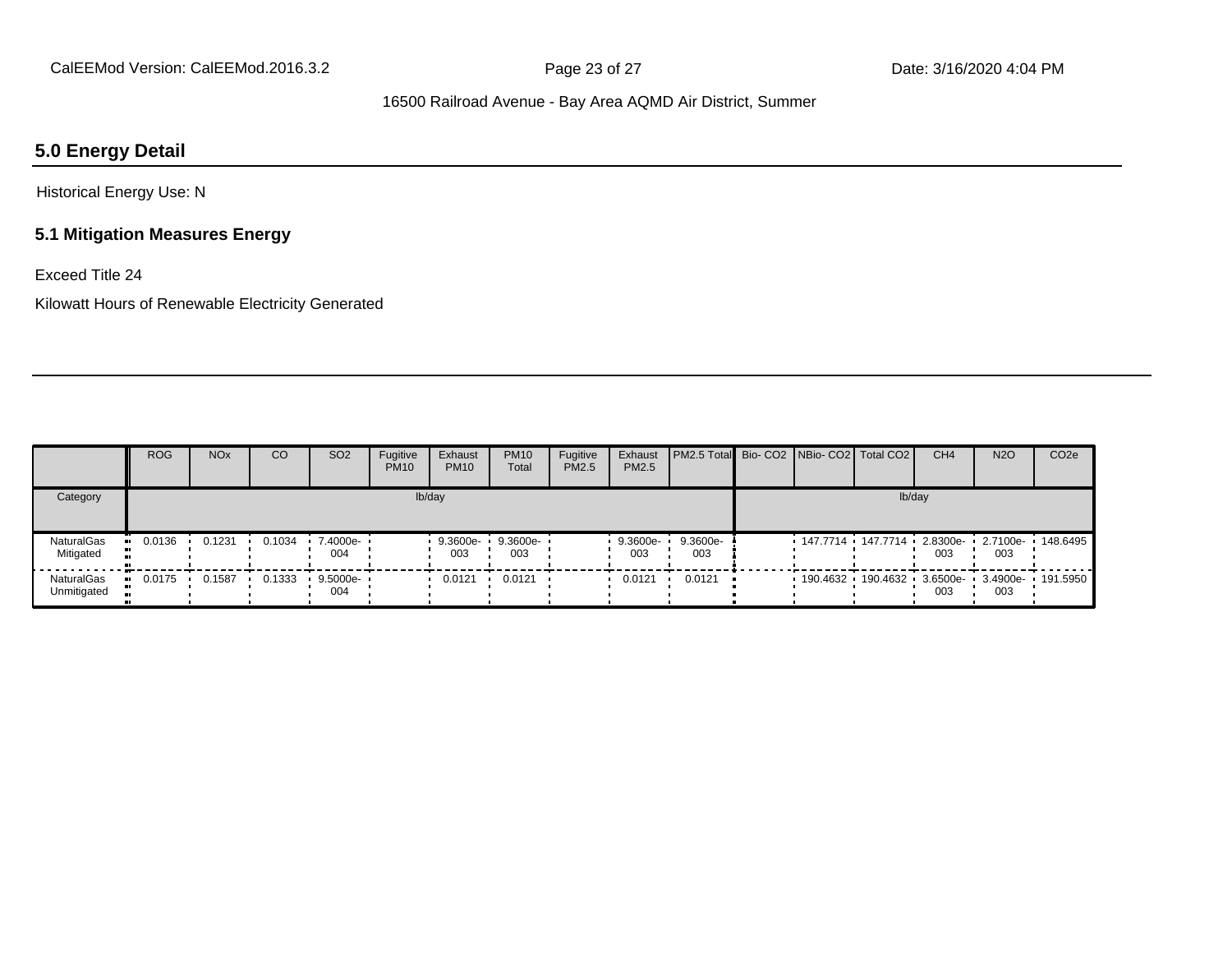## 5.0 Energy Detail

Historical Energy Use: N

### 5.1 Mitigation Measures Energy

Exceed Title 24

Kilowatt Hours of Renewable Electricity Generated

| | ROG | NOx | CO | SO2 | Fugitive PM10 | Exhaust PM10 | PM10 Total | Fugitive PM2.5 | Exhaust PM2.5 | PM2.5 Total | Bio- CO2 | NBio- CO2 | Total CO2 | CH4 | N2O | CO2e |
|---|---|---|---|---|---|---|---|---|---|---|---|---|---|---|---|---|
| Category | lb/day | | | | | | | | | | lb/day | | | | | |
| NaturalGas Mitigated | 0.0136 | 0.1231 | 0.1034 | 7.4000e-004 | | 9.3600e-003 | 9.3600e-003 | | 9.3600e-003 | 9.3600e-003 | | 147.7714 | 147.7714 | 2.8300e-003 | 2.7100e-003 | 148.6495 |
| NaturalGas Unmitigated | 0.0175 | 0.1587 | 0.1333 | 9.5000e-004 | | 0.0121 | 0.0121 | | 0.0121 | 0.0121 | | 190.4632 | 190.4632 | 3.6500e-003 | 3.4900e-003 | 191.5950 |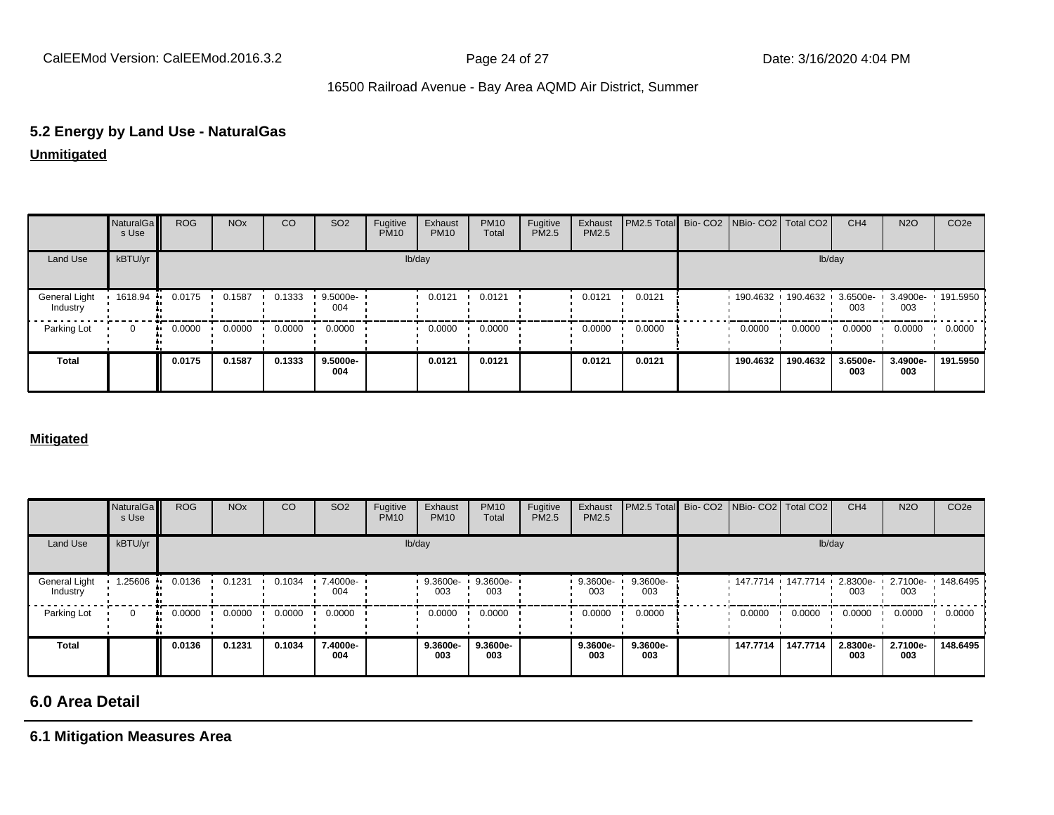## 5.2 Energy by Land Use - NaturalGas

**Unmitigated**

| | NaturalGas Use | ROG | NOx | CO | SO2 | Fugitive PM10 | Exhaust PM10 | PM10 Total | Fugitive PM2.5 | Exhaust PM2.5 | PM2.5 Total | Bio- CO2 | NBio- CO2 | Total CO2 | CH4 | N2O | CO2e |
|---|---|---|---|---|---|---|---|---|---|---|---|---|---|---|---|---|---|
| Land Use | kBTU/yr | lb/day | | | | | | | | | | lb/day | | | | | |
| General Light Industry | 1618.94 | 0.0175 | 0.1587 | 0.1333 | 9.5000e-004 | | 0.0121 | 0.0121 | | 0.0121 | 0.0121 | | 190.4632 | 190.4632 | 3.6500e-003 | 3.4900e-003 | 191.5950 |
| Parking Lot | 0 | 0.0000 | 0.0000 | 0.0000 | 0.0000 | | 0.0000 | 0.0000 | | 0.0000 | 0.0000 | | 0.0000 | 0.0000 | 0.0000 | 0.0000 | 0.0000 |
| **Total** | | **0.0175** | **0.1587** | **0.1333** | **9.5000e-004** | | **0.0121** | **0.0121** | | **0.0121** | **0.0121** | | **190.4632** | **190.4632** | **3.6500e-003** | **3.4900e-003** | **191.5950** |

**Mitigated**

| | NaturalGas Use | ROG | NOx | CO | SO2 | Fugitive PM10 | Exhaust PM10 | PM10 Total | Fugitive PM2.5 | Exhaust PM2.5 | PM2.5 Total | Bio- CO2 | NBio- CO2 | Total CO2 | CH4 | N2O | CO2e |
|---|---|---|---|---|---|---|---|---|---|---|---|---|---|---|---|---|---|
| Land Use | kBTU/yr | lb/day | | | | | | | | | | lb/day | | | | | |
| General Light Industry | 1.25606 | 0.0136 | 0.1231 | 0.1034 | 7.4000e-004 | | 9.3600e-003 | 9.3600e-003 | | 9.3600e-003 | 9.3600e-003 | | 147.7714 | 147.7714 | 2.8300e-003 | 2.7100e-003 | 148.6495 |
| Parking Lot | 0 | 0.0000 | 0.0000 | 0.0000 | 0.0000 | | 0.0000 | 0.0000 | | 0.0000 | 0.0000 | | 0.0000 | 0.0000 | 0.0000 | 0.0000 | 0.0000 |
| **Total** | | **0.0136** | **0.1231** | **0.1034** | **7.4000e-004** | | **9.3600e-003** | **9.3600e-003** | | **9.3600e-003** | **9.3600e-003** | | **147.7714** | **147.7714** | **2.8300e-003** | **2.7100e-003** | **148.6495** |

# 6.0 Area Detail

## 6.1 Mitigation Measures Area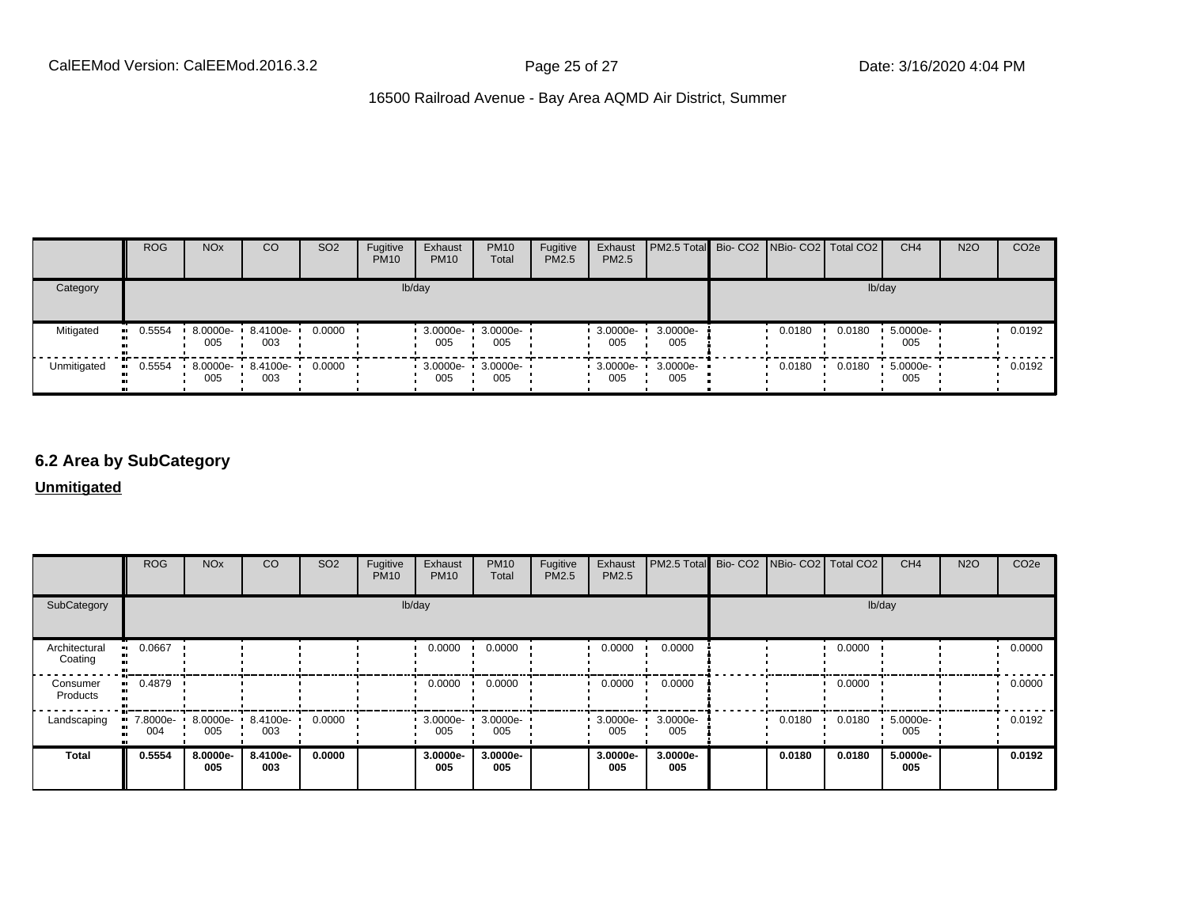| | ROG | NOx | CO | SO2 | Fugitive PM10 | Exhaust PM10 | PM10 Total | Fugitive PM2.5 | Exhaust PM2.5 | PM2.5 Total | Bio- CO2 | NBio- CO2 | Total CO2 | CH4 | N2O | CO2e |
|---|---|---|---|---|---|---|---|---|---|---|---|---|---|---|---|---|
| Category | lb/day | | | | | | | | | | lb/day | | | | | |
| Mitigated | 0.5554 | 8.0000e-005 | 8.4100e-003 | 0.0000 | | 3.0000e-005 | 3.0000e-005 | | 3.0000e-005 | 3.0000e-005 | | 0.0180 | 0.0180 | 5.0000e-005 | | 0.0192 |
| Unmitigated | 0.5554 | 8.0000e-005 | 8.4100e-003 | 0.0000 | | 3.0000e-005 | 3.0000e-005 | | 3.0000e-005 | 3.0000e-005 | | 0.0180 | 0.0180 | 5.0000e-005 | | 0.0192 |

## 6.2 Area by SubCategory

**Unmitigated**

| | ROG | NOx | CO | SO2 | Fugitive PM10 | Exhaust PM10 | PM10 Total | Fugitive PM2.5 | Exhaust PM2.5 | PM2.5 Total | Bio- CO2 | NBio- CO2 | Total CO2 | CH4 | N2O | CO2e |
|---|---|---|---|---|---|---|---|---|---|---|---|---|---|---|---|---|
| SubCategory | lb/day | | | | | | | | | | lb/day | | | | | |
| Architectural Coating | 0.0667 | | | | | 0.0000 | 0.0000 | | 0.0000 | 0.0000 | | | 0.0000 | | | 0.0000 |
| Consumer Products | 0.4879 | | | | | 0.0000 | 0.0000 | | 0.0000 | 0.0000 | | | 0.0000 | | | 0.0000 |
| Landscaping | 7.8000e-004 | 8.0000e-005 | 8.4100e-003 | 0.0000 | | 3.0000e-005 | 3.0000e-005 | | 3.0000e-005 | 3.0000e-005 | | 0.0180 | 0.0180 | 5.0000e-005 | | 0.0192 |
| **Total** | **0.5554** | **8.0000e-005** | **8.4100e-003** | **0.0000** | | **3.0000e-005** | **3.0000e-005** | | **3.0000e-005** | **3.0000e-005** | | **0.0180** | **0.0180** | **5.0000e-005** | | **0.0192** |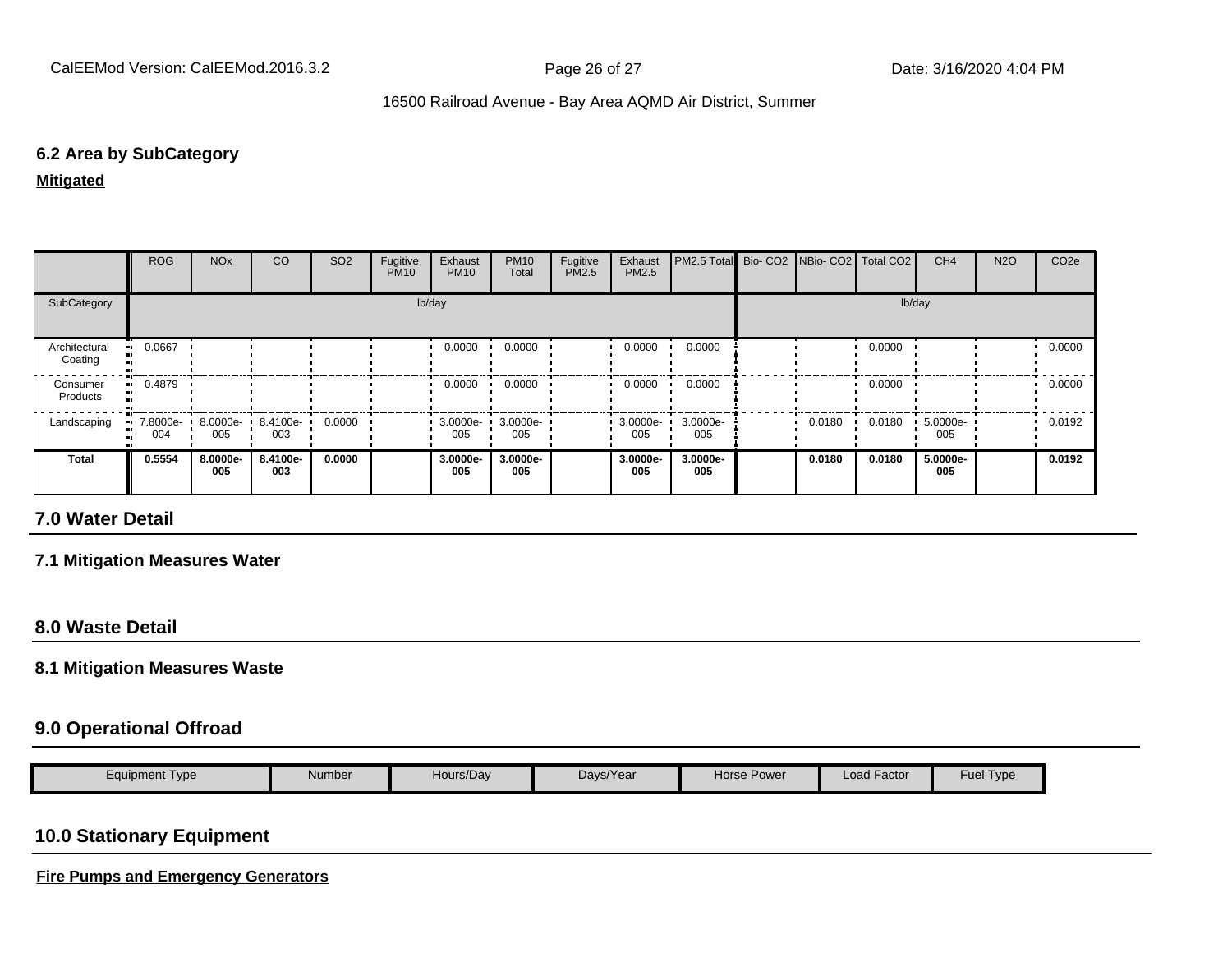### 6.2 Area by SubCategory

**Mitigated**

| | ROG | NOx | CO | SO2 | Fugitive PM10 | Exhaust PM10 | PM10 Total | Fugitive PM2.5 | Exhaust PM2.5 | PM2.5 Total | Bio- CO2 | NBio- CO2 | Total CO2 | CH4 | N2O | CO2e |
|---|---|---|---|---|---|---|---|---|---|---|---|---|---|---|---|---|
| SubCategory | lb/day | | | | | | | | | | lb/day | | | | | |
| Architectural Coating | 0.0667 | | | | | 0.0000 | 0.0000 | | 0.0000 | 0.0000 | | | 0.0000 | | | 0.0000 |
| Consumer Products | 0.4879 | | | | | 0.0000 | 0.0000 | | 0.0000 | 0.0000 | | | 0.0000 | | | 0.0000 |
| Landscaping | 7.8000e-004 | 8.0000e-005 | 8.4100e-003 | 0.0000 | | 3.0000e-005 | 3.0000e-005 | | 3.0000e-005 | 3.0000e-005 | | 0.0180 | 0.0180 | 5.0000e-005 | | 0.0192 |
| **Total** | **0.5554** | **8.0000e-005** | **8.4100e-003** | **0.0000** | | **3.0000e-005** | **3.0000e-005** | | **3.0000e-005** | **3.0000e-005** | | **0.0180** | **0.0180** | **5.0000e-005** | | **0.0192** |

## 7.0 Water Detail

### 7.1 Mitigation Measures Water

## 8.0 Waste Detail

### 8.1 Mitigation Measures Waste

## 9.0 Operational Offroad

| Equipment Type | Number | Hours/Day | Days/Year | Horse Power | Load Factor | Fuel Type |
|---|---|---|---|---|---|---|

## 10.0 Stationary Equipment

**Fire Pumps and Emergency Generators**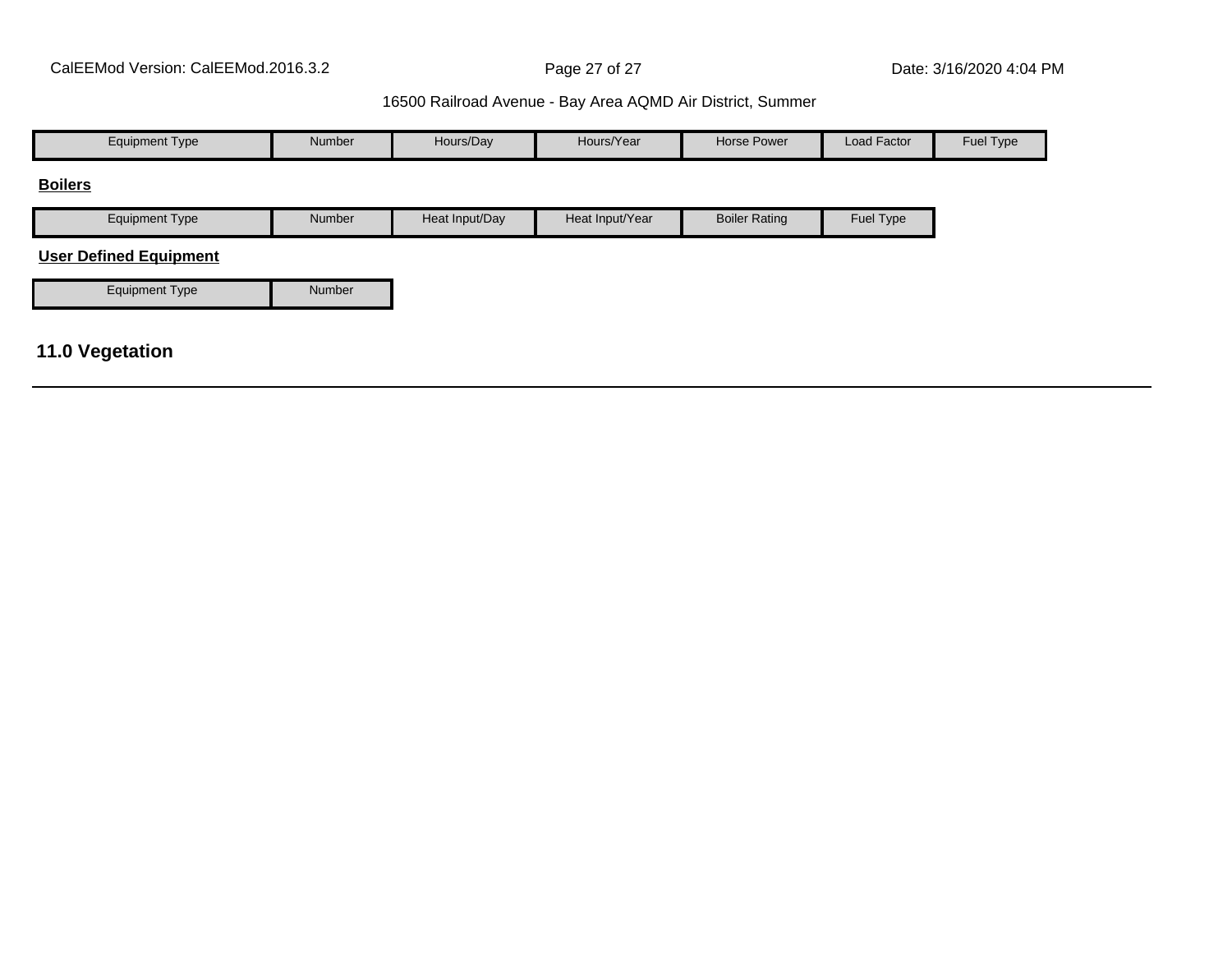| Equipment Type | Number | Hours/Day | Hours/Year | Horse Power | Load Factor | Fuel Type |
|---|---|---|---|---|---|---|

**Boilers**

| Equipment Type | Number | Heat Input/Day | Heat Input/Year | Boiler Rating | Fuel Type |
|---|---|---|---|---|---|

**User Defined Equipment**

| Equipment Type | Number |
|---|---|

## 11.0 Vegetation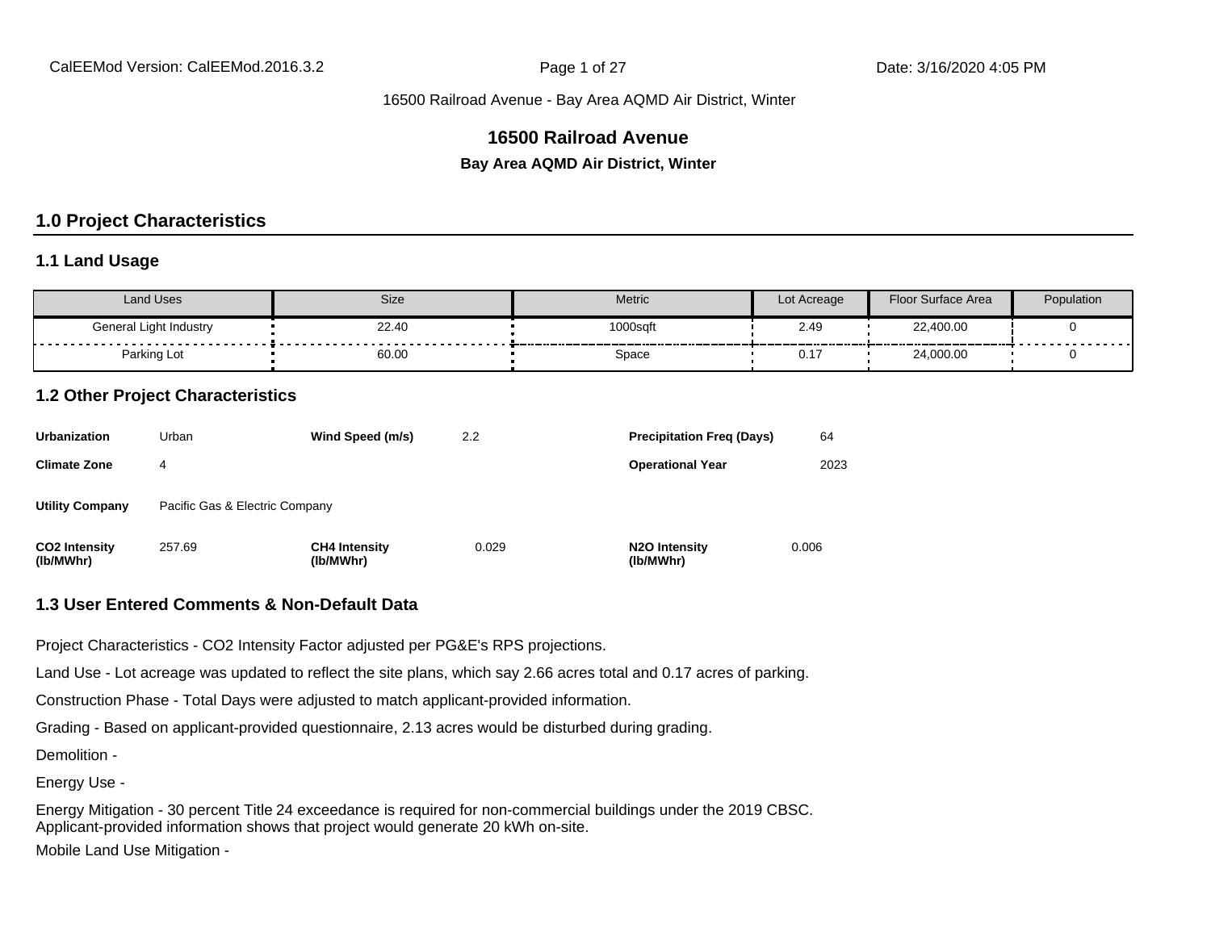# 16500 Railroad Avenue

**Bay Area AQMD Air District, Winter**

## 1.0 Project Characteristics

### 1.1 Land Usage

| Land Uses | Size | Metric | Lot Acreage | Floor Surface Area | Population |
|---|---|---|---|---|---|
| General Light Industry | 22.40 | 1000sqft | 2.49 | 22,400.00 | 0 |
| Parking Lot | 60.00 | Space | 0.17 | 24,000.00 | 0 |

### 1.2 Other Project Characteristics

| | | | | | |
|---|---|---|---|---|---|
| **Urbanization** | Urban | **Wind Speed (m/s)** | 2.2 | **Precipitation Freq (Days)** | 64 |
| **Climate Zone** | 4 | | | **Operational Year** | 2023 |
| **Utility Company** | Pacific Gas & Electric Company | | | | |
| **$CO_2$ Intensity (lb/MWhr)** | 257.69 | **$CH_4$ Intensity (lb/MWhr)** | 0.029 | **$N_2O$ Intensity (lb/MWhr)** | 0.006 |

### 1.3 User Entered Comments & Non-Default Data

Project Characteristics - CO2 Intensity Factor adjusted per PG&E's RPS projections.

Land Use - Lot acreage was updated to reflect the site plans, which say 2.66 acres total and 0.17 acres of parking.

Construction Phase - Total Days were adjusted to match applicant-provided information.

Grading - Based on applicant-provided questionnaire, 2.13 acres would be disturbed during grading.

Demolition -

Energy Use -

Energy Mitigation - 30 percent Title 24 exceedance is required for non-commercial buildings under the 2019 CBSC.
Applicant-provided information shows that project would generate 20 kWh on-site.

Mobile Land Use Mitigation -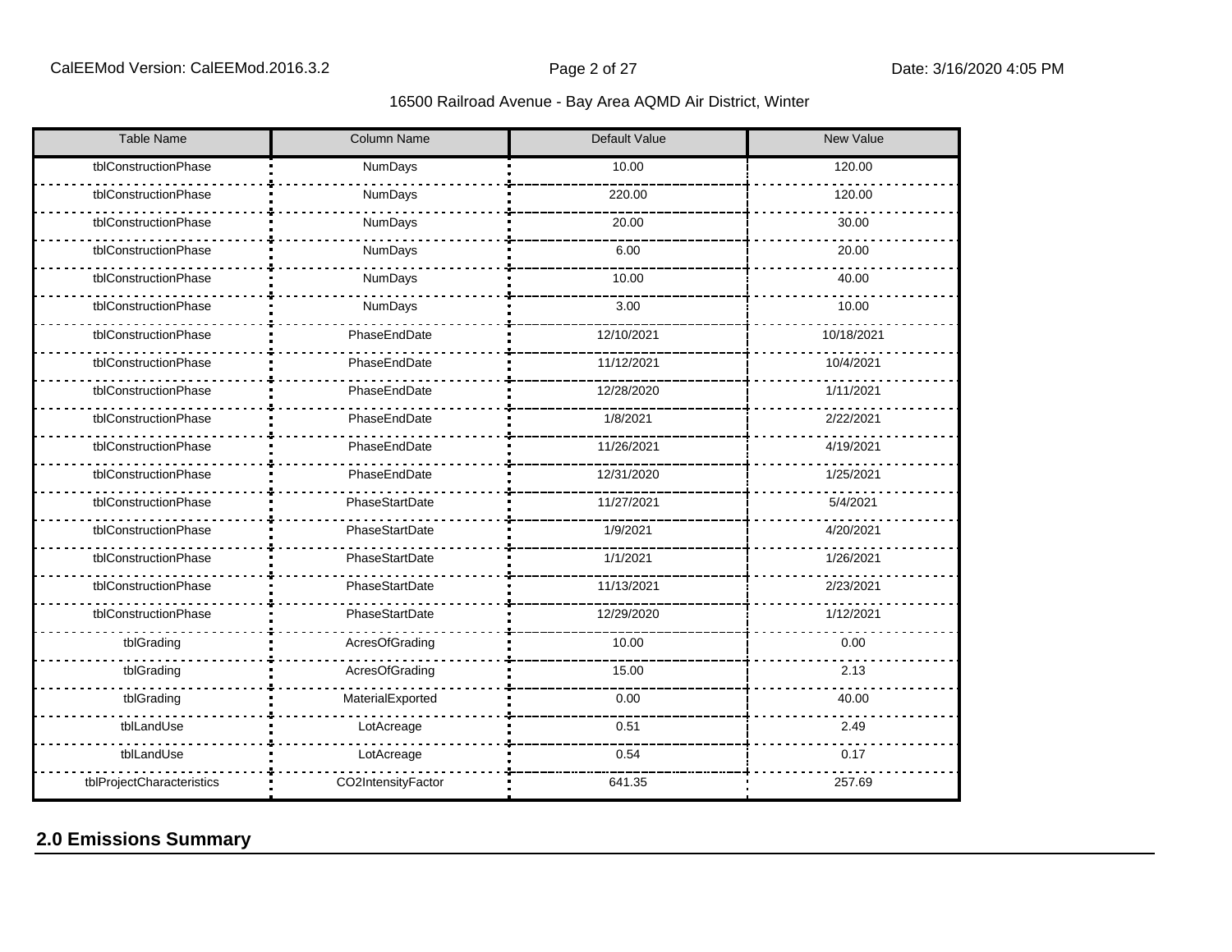16500 Railroad Avenue - Bay Area AQMD Air District, Winter

| Table Name | Column Name | Default Value | New Value |
|---|---|---|---|
| tblConstructionPhase | NumDays | 10.00 | 120.00 |
| tblConstructionPhase | NumDays | 220.00 | 120.00 |
| tblConstructionPhase | NumDays | 20.00 | 30.00 |
| tblConstructionPhase | NumDays | 6.00 | 20.00 |
| tblConstructionPhase | NumDays | 10.00 | 40.00 |
| tblConstructionPhase | NumDays | 3.00 | 10.00 |
| tblConstructionPhase | PhaseEndDate | 12/10/2021 | 10/18/2021 |
| tblConstructionPhase | PhaseEndDate | 11/12/2021 | 10/4/2021 |
| tblConstructionPhase | PhaseEndDate | 12/28/2020 | 1/11/2021 |
| tblConstructionPhase | PhaseEndDate | 1/8/2021 | 2/22/2021 |
| tblConstructionPhase | PhaseEndDate | 11/26/2021 | 4/19/2021 |
| tblConstructionPhase | PhaseEndDate | 12/31/2020 | 1/25/2021 |
| tblConstructionPhase | PhaseStartDate | 11/27/2021 | 5/4/2021 |
| tblConstructionPhase | PhaseStartDate | 1/9/2021 | 4/20/2021 |
| tblConstructionPhase | PhaseStartDate | 1/1/2021 | 1/26/2021 |
| tblConstructionPhase | PhaseStartDate | 11/13/2021 | 2/23/2021 |
| tblConstructionPhase | PhaseStartDate | 12/29/2020 | 1/12/2021 |
| tblGrading | AcresOfGrading | 10.00 | 0.00 |
| tblGrading | AcresOfGrading | 15.00 | 2.13 |
| tblGrading | MaterialExported | 0.00 | 40.00 |
| tblLandUse | LotAcreage | 0.51 | 2.49 |
| tblLandUse | LotAcreage | 0.54 | 0.17 |
| tblProjectCharacteristics | CO2IntensityFactor | 641.35 | 257.69 |

## 2.0 Emissions Summary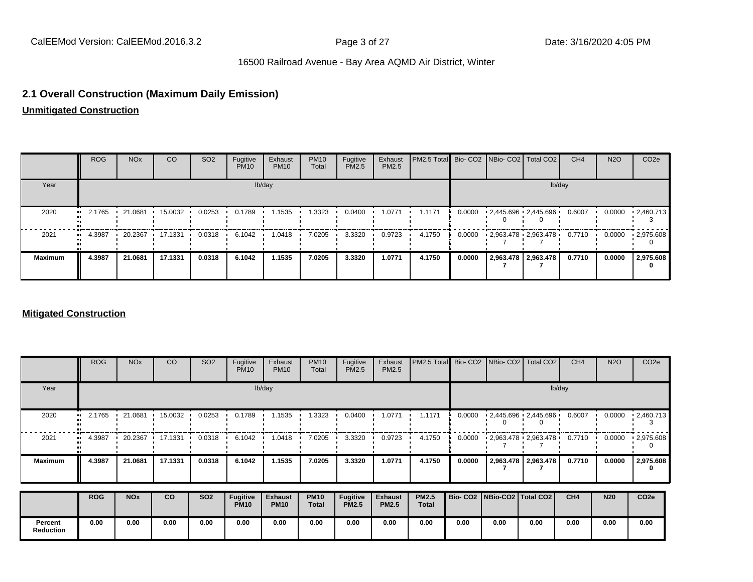16500 Railroad Avenue - Bay Area AQMD Air District, Winter

## 2.1 Overall Construction (Maximum Daily Emission)

**Unmitigated Construction**

| | ROG | NOx | CO | SO2 | Fugitive PM10 | Exhaust PM10 | PM10 Total | Fugitive PM2.5 | Exhaust PM2.5 | PM2.5 Total | Bio- CO2 | NBio- CO2 | Total CO2 | CH4 | N2O | CO2e |
|---|---|---|---|---|---|---|---|---|---|---|---|---|---|---|---|---|
| Year | lb/day | | | | | | | | | | lb/day | | | | | |
| 2020 | 2.1765 | 21.0681 | 15.0032 | 0.0253 | 0.1789 | 1.1535 | 1.3323 | 0.0400 | 1.0771 | 1.1171 | 0.0000 | 2,445.6960 | 2,445.6960 | 0.6007 | 0.0000 | 2,460.7133 |
| 2021 | 4.3987 | 20.2367 | 17.1331 | 0.0318 | 6.1042 | 1.0418 | 7.0205 | 3.3320 | 0.9723 | 4.1750 | 0.0000 | 2,963.4787 | 2,963.4787 | 0.7710 | 0.0000 | 2,975.6080 |
| **Maximum** | **4.3987** | **21.0681** | **17.1331** | **0.0318** | **6.1042** | **1.1535** | **7.0205** | **3.3320** | **1.0771** | **4.1750** | **0.0000** | **2,963.4787** | **2,963.4787** | **0.7710** | **0.0000** | **2,975.6080** |

**Mitigated Construction**

| | ROG | NOx | CO | SO2 | Fugitive PM10 | Exhaust PM10 | PM10 Total | Fugitive PM2.5 | Exhaust PM2.5 | PM2.5 Total | Bio- CO2 | NBio- CO2 | Total CO2 | CH4 | N2O | CO2e |
|---|---|---|---|---|---|---|---|---|---|---|---|---|---|---|---|---|
| Year | lb/day | | | | | | | | | | lb/day | | | | | |
| 2020 | 2.1765 | 21.0681 | 15.0032 | 0.0253 | 0.1789 | 1.1535 | 1.3323 | 0.0400 | 1.0771 | 1.1171 | 0.0000 | 2,445.6960 | 2,445.6960 | 0.6007 | 0.0000 | 2,460.7133 |
| 2021 | 4.3987 | 20.2367 | 17.1331 | 0.0318 | 6.1042 | 1.0418 | 7.0205 | 3.3320 | 0.9723 | 4.1750 | 0.0000 | 2,963.4787 | 2,963.4787 | 0.7710 | 0.0000 | 2,975.6080 |
| **Maximum** | **4.3987** | **21.0681** | **17.1331** | **0.0318** | **6.1042** | **1.1535** | **7.0205** | **3.3320** | **1.0771** | **4.1750** | **0.0000** | **2,963.4787** | **2,963.4787** | **0.7710** | **0.0000** | **2,975.6080** |

| | ROG | NOx | CO | SO2 | Fugitive PM10 | Exhaust PM10 | PM10 Total | Fugitive PM2.5 | Exhaust PM2.5 | PM2.5 Total | Bio- CO2 | NBio-CO2 | Total CO2 | CH4 | N20 | CO2e |
|---|---|---|---|---|---|---|---|---|---|---|---|---|---|---|---|---|
| **Percent Reduction** | **0.00** | **0.00** | **0.00** | **0.00** | **0.00** | **0.00** | **0.00** | **0.00** | **0.00** | **0.00** | **0.00** | **0.00** | **0.00** | **0.00** | **0.00** | **0.00** |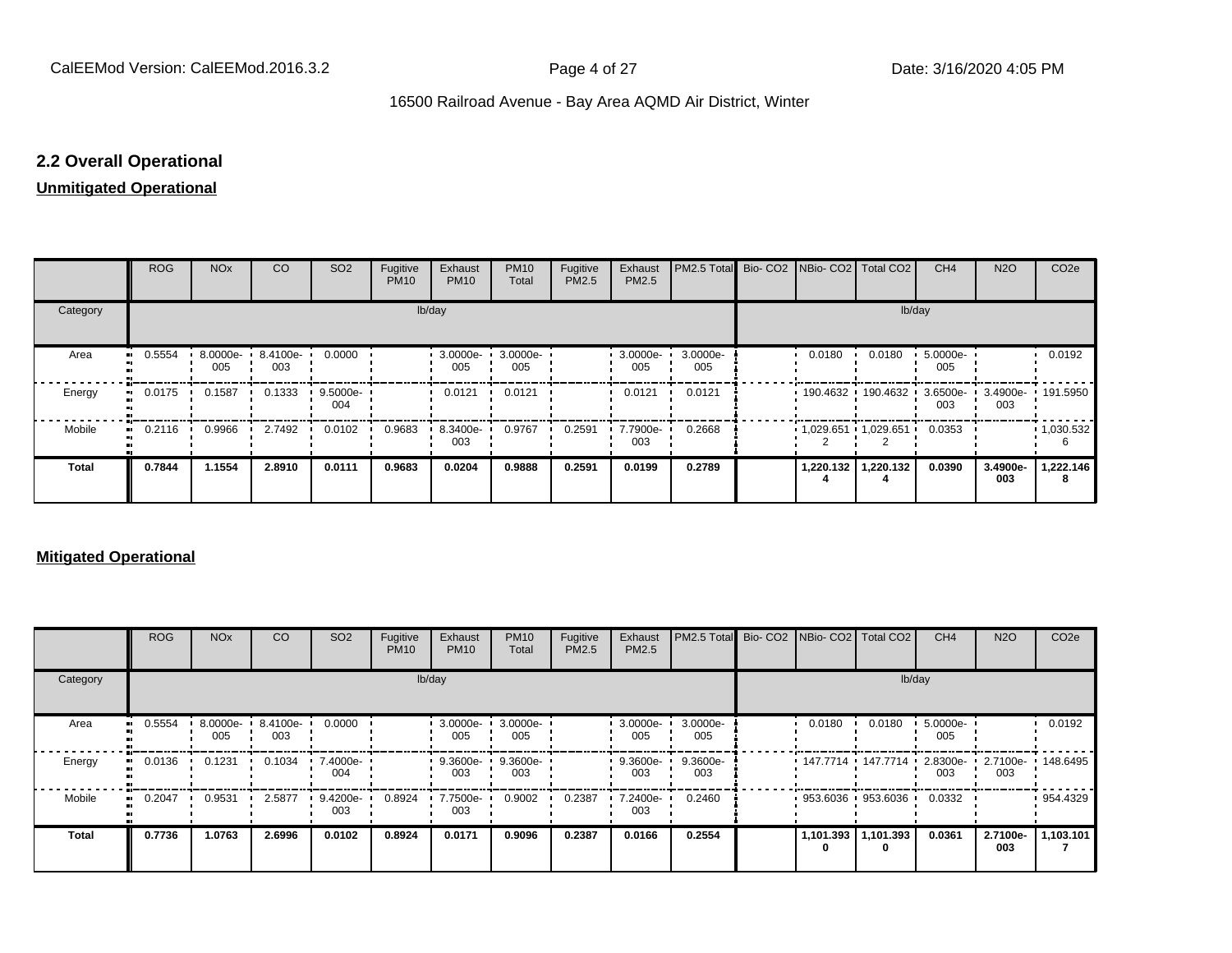## 2.2 Overall Operational

**Unmitigated Operational**

| | ROG | NOx | CO | SO2 | Fugitive PM10 | Exhaust PM10 | PM10 Total | Fugitive PM2.5 | Exhaust PM2.5 | PM2.5 Total | Bio- CO2 | NBio- CO2 | Total CO2 | CH4 | N2O | CO2e |
|---|---|---|---|---|---|---|---|---|---|---|---|---|---|---|---|---|
| Category | lb/day | | | | | | | | | | lb/day | | | | | |
| Area | 0.5554 | 8.0000e-005 | 8.4100e-003 | 0.0000 | | 3.0000e-005 | 3.0000e-005 | | 3.0000e-005 | 3.0000e-005 | | 0.0180 | 0.0180 | 5.0000e-005 | | 0.0192 |
| Energy | 0.0175 | 0.1587 | 0.1333 | 9.5000e-004 | | 0.0121 | 0.0121 | | 0.0121 | 0.0121 | | 190.4632 | 190.4632 | 3.6500e-003 | 3.4900e-003 | 191.5950 |
| Mobile | 0.2116 | 0.9966 | 2.7492 | 0.0102 | 0.9683 | 8.3400e-003 | 0.9767 | 0.2591 | 7.7900e-003 | 0.2668 | | 1,029.6512 | 1,029.6512 | 0.0353 | | 1,030.5326 |
| **Total** | **0.7844** | **1.1554** | **2.8910** | **0.0111** | **0.9683** | **0.0204** | **0.9888** | **0.2591** | **0.0199** | **0.2789** | | **1,220.1324** | **1,220.1324** | **0.0390** | **3.4900e-003** | **1,222.1468** |

**Mitigated Operational**

| | ROG | NOx | CO | SO2 | Fugitive PM10 | Exhaust PM10 | PM10 Total | Fugitive PM2.5 | Exhaust PM2.5 | PM2.5 Total | Bio- CO2 | NBio- CO2 | Total CO2 | CH4 | N2O | CO2e |
|---|---|---|---|---|---|---|---|---|---|---|---|---|---|---|---|---|
| Category | lb/day | | | | | | | | | | lb/day | | | | | |
| Area | 0.5554 | 8.0000e-005 | 8.4100e-003 | 0.0000 | | 3.0000e-005 | 3.0000e-005 | | 3.0000e-005 | 3.0000e-005 | | 0.0180 | 0.0180 | 5.0000e-005 | | 0.0192 |
| Energy | 0.0136 | 0.1231 | 0.1034 | 7.4000e-004 | | 9.3600e-003 | 9.3600e-003 | | 9.3600e-003 | 9.3600e-003 | | 147.7714 | 147.7714 | 2.8300e-003 | 2.7100e-003 | 148.6495 |
| Mobile | 0.2047 | 0.9531 | 2.5877 | 9.4200e-003 | 0.8924 | 7.7500e-003 | 0.9002 | 0.2387 | 7.2400e-003 | 0.2460 | | 953.6036 | 953.6036 | 0.0332 | | 954.4329 |
| **Total** | **0.7736** | **1.0763** | **2.6996** | **0.0102** | **0.8924** | **0.0171** | **0.9096** | **0.2387** | **0.0166** | **0.2554** | | **1,101.3930** | **1,101.3930** | **0.0361** | **2.7100e-003** | **1,103.1017** |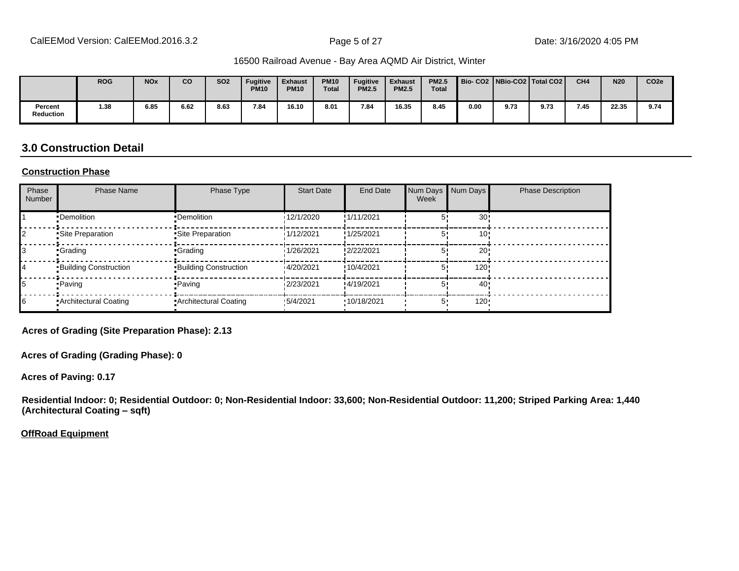16500 Railroad Avenue - Bay Area AQMD Air District, Winter

| | ROG | NOx | CO | SO2 | Fugitive PM10 | Exhaust PM10 | PM10 Total | Fugitive PM2.5 | Exhaust PM2.5 | PM2.5 Total | Bio- CO2 | NBio-CO2 | Total CO2 | CH4 | N20 | CO2e |
|---|---|---|---|---|---|---|---|---|---|---|---|---|---|---|---|---|
| Percent Reduction | 1.38 | 6.85 | 6.62 | 8.63 | 7.84 | 16.10 | 8.01 | 7.84 | 16.35 | 8.45 | 0.00 | 9.73 | 9.73 | 7.45 | 22.35 | 9.74 |

## 3.0 Construction Detail

**Construction Phase**

| Phase Number | Phase Name | Phase Type | Start Date | End Date | Num Days Week | Num Days | Phase Description |
|---|---|---|---|---|---|---|---|
| 1 | Demolition | Demolition | 12/1/2020 | 1/11/2021 | 5 | 30 | |
| 2 | Site Preparation | Site Preparation | 1/12/2021 | 1/25/2021 | 5 | 10 | |
| 3 | Grading | Grading | 1/26/2021 | 2/22/2021 | 5 | 20 | |
| 4 | Building Construction | Building Construction | 4/20/2021 | 10/4/2021 | 5 | 120 | |
| 5 | Paving | Paving | 2/23/2021 | 4/19/2021 | 5 | 40 | |
| 6 | Architectural Coating | Architectural Coating | 5/4/2021 | 10/18/2021 | 5 | 120 | |

**Acres of Grading (Site Preparation Phase): 2.13**

**Acres of Grading (Grading Phase): 0**

**Acres of Paving: 0.17**

**Residential Indoor: 0; Residential Outdoor: 0; Non-Residential Indoor: 33,600; Non-Residential Outdoor: 11,200; Striped Parking Area: 1,440 (Architectural Coating – sqft)**

**OffRoad Equipment**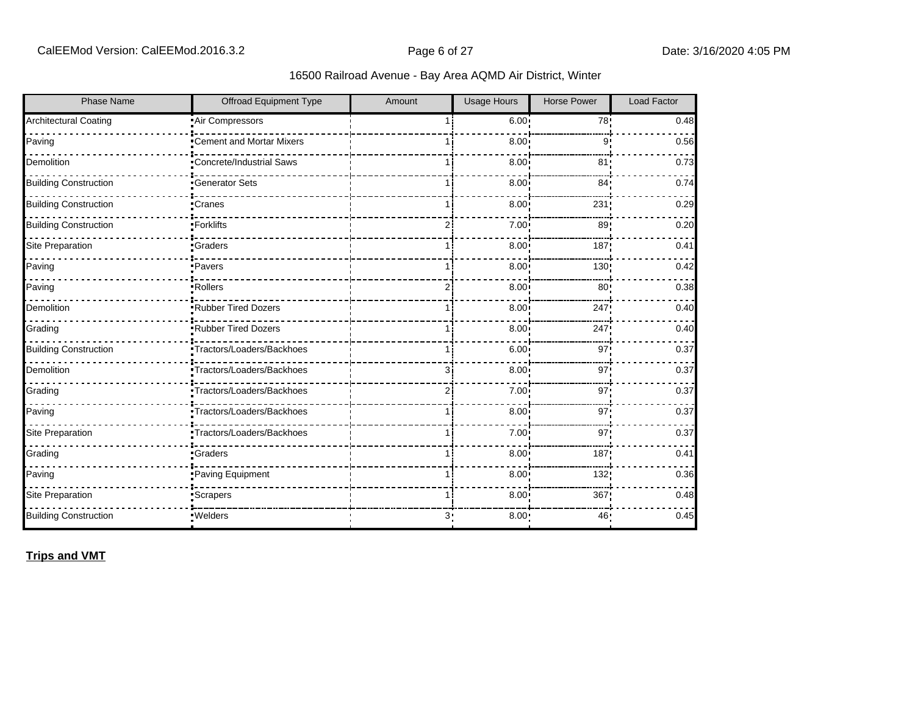## 16500 Railroad Avenue - Bay Area AQMD Air District, Winter

| Phase Name | Offroad Equipment Type | Amount | Usage Hours | Horse Power | Load Factor |
|---|---|---|---|---|---|
| Architectural Coating | Air Compressors | 1 | 6.00 | 78 | 0.48 |
| Paving | Cement and Mortar Mixers | 1 | 8.00 | 9 | 0.56 |
| Demolition | Concrete/Industrial Saws | 1 | 8.00 | 81 | 0.73 |
| Building Construction | Generator Sets | 1 | 8.00 | 84 | 0.74 |
| Building Construction | Cranes | 1 | 8.00 | 231 | 0.29 |
| Building Construction | Forklifts | 2 | 7.00 | 89 | 0.20 |
| Site Preparation | Graders | 1 | 8.00 | 187 | 0.41 |
| Paving | Pavers | 1 | 8.00 | 130 | 0.42 |
| Paving | Rollers | 2 | 8.00 | 80 | 0.38 |
| Demolition | Rubber Tired Dozers | 1 | 8.00 | 247 | 0.40 |
| Grading | Rubber Tired Dozers | 1 | 8.00 | 247 | 0.40 |
| Building Construction | Tractors/Loaders/Backhoes | 1 | 6.00 | 97 | 0.37 |
| Demolition | Tractors/Loaders/Backhoes | 3 | 8.00 | 97 | 0.37 |
| Grading | Tractors/Loaders/Backhoes | 2 | 7.00 | 97 | 0.37 |
| Paving | Tractors/Loaders/Backhoes | 1 | 8.00 | 97 | 0.37 |
| Site Preparation | Tractors/Loaders/Backhoes | 1 | 7.00 | 97 | 0.37 |
| Grading | Graders | 1 | 8.00 | 187 | 0.41 |
| Paving | Paving Equipment | 1 | 8.00 | 132 | 0.36 |
| Site Preparation | Scrapers | 1 | 8.00 | 367 | 0.48 |
| Building Construction | Welders | 3 | 8.00 | 46 | 0.45 |

**Trips and VMT**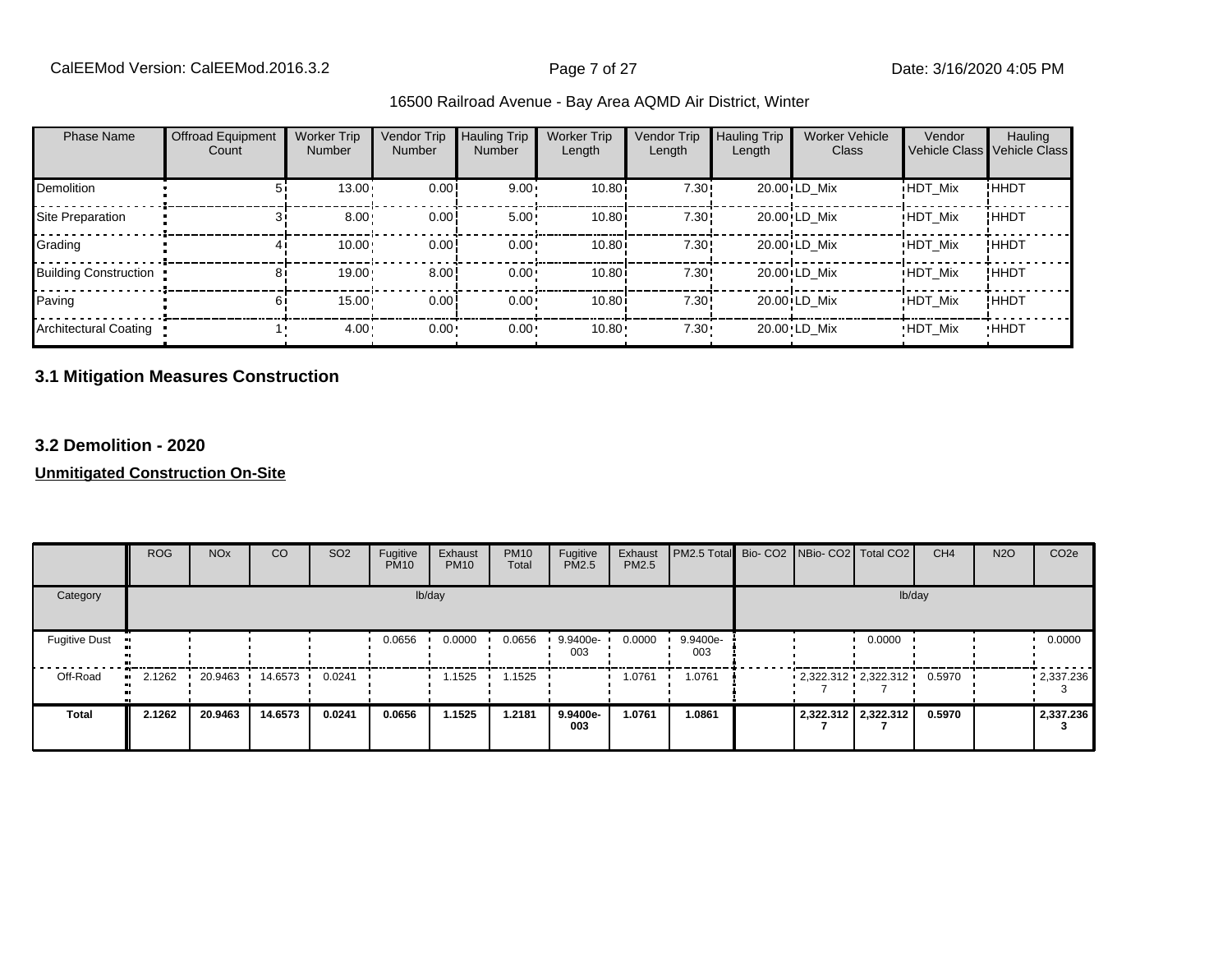16500 Railroad Avenue - Bay Area AQMD Air District, Winter

| Phase Name | Offroad Equipment Count | Worker Trip Number | Vendor Trip Number | Hauling Trip Number | Worker Trip Length | Vendor Trip Length | Hauling Trip Length | Worker Vehicle Class | Vendor Vehicle Class | Hauling Vehicle Class |
|---|---|---|---|---|---|---|---|---|---|---|
| Demolition | 5 | 13.00 | 0.00 | 9.00 | 10.80 | 7.30 | 20.00 | LD_Mix | HDT_Mix | HHDT |
| Site Preparation | 3 | 8.00 | 0.00 | 5.00 | 10.80 | 7.30 | 20.00 | LD_Mix | HDT_Mix | HHDT |
| Grading | 4 | 10.00 | 0.00 | 0.00 | 10.80 | 7.30 | 20.00 | LD_Mix | HDT_Mix | HHDT |
| Building Construction | 8 | 19.00 | 8.00 | 0.00 | 10.80 | 7.30 | 20.00 | LD_Mix | HDT_Mix | HHDT |
| Paving | 6 | 15.00 | 0.00 | 0.00 | 10.80 | 7.30 | 20.00 | LD_Mix | HDT_Mix | HHDT |
| Architectural Coating | 1 | 4.00 | 0.00 | 0.00 | 10.80 | 7.30 | 20.00 | LD_Mix | HDT_Mix | HHDT |

## 3.1 Mitigation Measures Construction

## 3.2 Demolition - 2020

**Unmitigated Construction On-Site**

| | ROG | NOx | CO | SO2 | Fugitive PM10 | Exhaust PM10 | PM10 Total | Fugitive PM2.5 | Exhaust PM2.5 | PM2.5 Total | Bio- CO2 | NBio- CO2 | Total CO2 | CH4 | N2O | CO2e |
|---|---|---|---|---|---|---|---|---|---|---|---|---|---|---|---|---|
| Category | lb/day | | | | | | | | | | lb/day | | | | | |
| Fugitive Dust | | | | | 0.0656 | 0.0000 | 0.0656 | 9.9400e-003 | 0.0000 | 9.9400e-003 | | | 0.0000 | | | 0.0000 |
| Off-Road | 2.1262 | 20.9463 | 14.6573 | 0.0241 | | 1.1525 | 1.1525 | | 1.0761 | 1.0761 | | 2,322.3127 | 2,322.3127 | 0.5970 | | 2,337.2363 |
| **Total** | **2.1262** | **20.9463** | **14.6573** | **0.0241** | **0.0656** | **1.1525** | **1.2181** | **9.9400e-003** | **1.0761** | **1.0861** | | **2,322.3127** | **2,322.3127** | **0.5970** | | **2,337.2363** |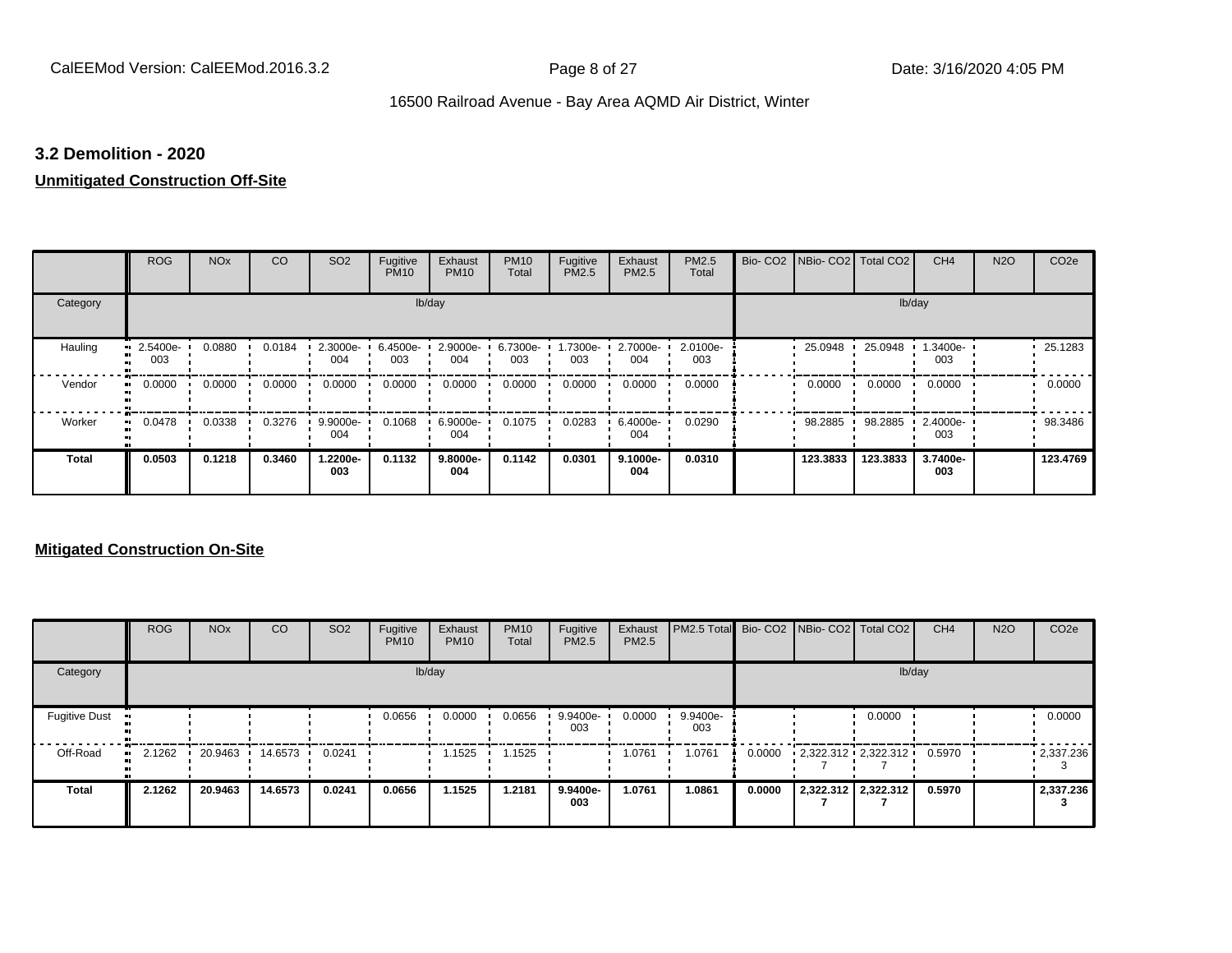16500 Railroad Avenue - Bay Area AQMD Air District, Winter

### 3.2 Demolition - 2020

**Unmitigated Construction Off-Site**

| | ROG | NOx | CO | SO2 | Fugitive PM10 | Exhaust PM10 | PM10 Total | Fugitive PM2.5 | Exhaust PM2.5 | PM2.5 Total | Bio- CO2 | NBio- CO2 | Total CO2 | CH4 | N2O | CO2e |
|---|---|---|---|---|---|---|---|---|---|---|---|---|---|---|---|---|
| Category | | | | | lb/day | | | | | | | | | lb/day | | |
| Hauling | 2.5400e-003 | 0.0880 | 0.0184 | 2.3000e-004 | 6.4500e-003 | 2.9000e-004 | 6.7300e-003 | 1.7300e-003 | 2.7000e-004 | 2.0100e-003 | | 25.0948 | 25.0948 | 1.3400e-003 | | 25.1283 |
| Vendor | 0.0000 | 0.0000 | 0.0000 | 0.0000 | 0.0000 | 0.0000 | 0.0000 | 0.0000 | 0.0000 | 0.0000 | | 0.0000 | 0.0000 | 0.0000 | | 0.0000 |
| Worker | 0.0478 | 0.0338 | 0.3276 | 9.9000e-004 | 0.1068 | 6.9000e-004 | 0.1075 | 0.0283 | 6.4000e-004 | 0.0290 | | 98.2885 | 98.2885 | 2.4000e-003 | | 98.3486 |
| **Total** | **0.0503** | **0.1218** | **0.3460** | **1.2200e-003** | **0.1132** | **9.8000e-004** | **0.1142** | **0.0301** | **9.1000e-004** | **0.0310** | | **123.3833** | **123.3833** | **3.7400e-003** | | **123.4769** |

**Mitigated Construction On-Site**

| | ROG | NOx | CO | SO2 | Fugitive PM10 | Exhaust PM10 | PM10 Total | Fugitive PM2.5 | Exhaust PM2.5 | PM2.5 Total | Bio- CO2 | NBio- CO2 | Total CO2 | CH4 | N2O | CO2e |
|---|---|---|---|---|---|---|---|---|---|---|---|---|---|---|---|---|
| Category | | | | | lb/day | | | | | | | | | lb/day | | |
| Fugitive Dust | | | | | 0.0656 | 0.0000 | 0.0656 | 9.9400e-003 | 0.0000 | 9.9400e-003 | | | 0.0000 | | | 0.0000 |
| Off-Road | 2.1262 | 20.9463 | 14.6573 | 0.0241 | | 1.1525 | 1.1525 | | 1.0761 | 1.0761 | 0.0000 | 2,322.3127 | 2,322.3127 | 0.5970 | | 2,337.2363 |
| **Total** | **2.1262** | **20.9463** | **14.6573** | **0.0241** | **0.0656** | **1.1525** | **1.2181** | **9.9400e-003** | **1.0761** | **1.0861** | **0.0000** | **2,322.3127** | **2,322.3127** | **0.5970** | | **2,337.2363** |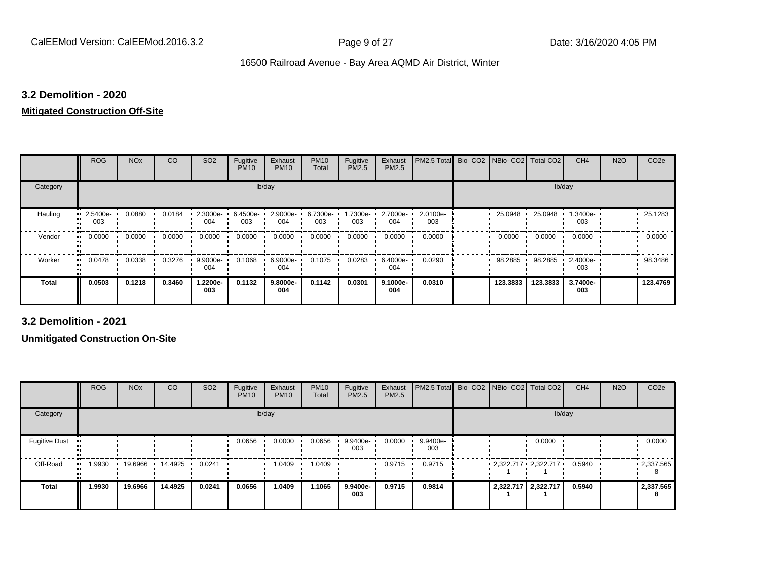## 3.2 Demolition - 2020

**Mitigated Construction Off-Site**

| | ROG | NOx | CO | SO2 | Fugitive PM10 | Exhaust PM10 | PM10 Total | Fugitive PM2.5 | Exhaust PM2.5 | PM2.5 Total | Bio- CO2 | NBio- CO2 | Total CO2 | CH4 | N2O | CO2e |
|---|---|---|---|---|---|---|---|---|---|---|---|---|---|---|---|---|
| Category | | | | | lb/day | | | | | | | | | lb/day | | |
| Hauling | 2.5400e-003 | 0.0880 | 0.0184 | 2.3000e-004 | 6.4500e-003 | 2.9000e-004 | 6.7300e-003 | 1.7300e-003 | 2.7000e-004 | 2.0100e-003 | | 25.0948 | 25.0948 | 1.3400e-003 | | 25.1283 |
| Vendor | 0.0000 | 0.0000 | 0.0000 | 0.0000 | 0.0000 | 0.0000 | 0.0000 | 0.0000 | 0.0000 | 0.0000 | | 0.0000 | 0.0000 | 0.0000 | | 0.0000 |
| Worker | 0.0478 | 0.0338 | 0.3276 | 9.9000e-004 | 0.1068 | 6.9000e-004 | 0.1075 | 0.0283 | 6.4000e-004 | 0.0290 | | 98.2885 | 98.2885 | 2.4000e-003 | | 98.3486 |
| **Total** | **0.0503** | **0.1218** | **0.3460** | **1.2200e-003** | **0.1132** | **9.8000e-004** | **0.1142** | **0.0301** | **9.1000e-004** | **0.0310** | | **123.3833** | **123.3833** | **3.7400e-003** | | **123.4769** |

## 3.2 Demolition - 2021

**Unmitigated Construction On-Site**

| | ROG | NOx | CO | SO2 | Fugitive PM10 | Exhaust PM10 | PM10 Total | Fugitive PM2.5 | Exhaust PM2.5 | PM2.5 Total | Bio- CO2 | NBio- CO2 | Total CO2 | CH4 | N2O | CO2e |
|---|---|---|---|---|---|---|---|---|---|---|---|---|---|---|---|---|
| Category | | | | | lb/day | | | | | | | | | lb/day | | |
| Fugitive Dust | | | | | 0.0656 | 0.0000 | 0.0656 | 9.9400e-003 | 0.0000 | 9.9400e-003 | | | 0.0000 | | | 0.0000 |
| Off-Road | 1.9930 | 19.6966 | 14.4925 | 0.0241 | | 1.0409 | 1.0409 | | 0.9715 | 0.9715 | | 2,322.7171 | 2,322.7171 | 0.5940 | | 2,337.5658 |
| **Total** | **1.9930** | **19.6966** | **14.4925** | **0.0241** | **0.0656** | **1.0409** | **1.1065** | **9.9400e-003** | **0.9715** | **0.9814** | | **2,322.7171** | **2,322.7171** | **0.5940** | | **2,337.5658** |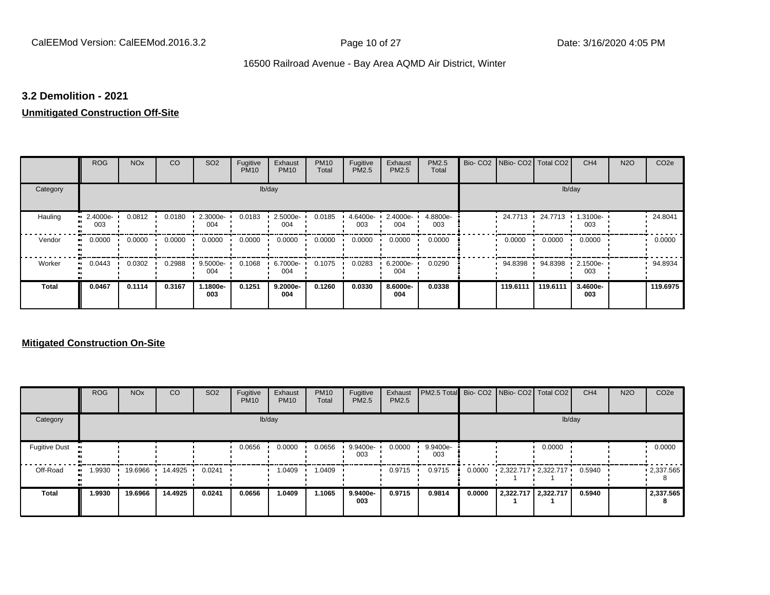16500 Railroad Avenue - Bay Area AQMD Air District, Winter

### 3.2 Demolition - 2021

**Unmitigated Construction Off-Site**

| | ROG | NOx | CO | SO2 | Fugitive PM10 | Exhaust PM10 | PM10 Total | Fugitive PM2.5 | Exhaust PM2.5 | PM2.5 Total | Bio- CO2 | NBio- CO2 | Total CO2 | CH4 | N2O | CO2e |
|---|---|---|---|---|---|---|---|---|---|---|---|---|---|---|---|---|
| Category | lb/day | | | | | | | | | | lb/day | | | | | |
| Hauling | 2.4000e-003 | 0.0812 | 0.0180 | 2.3000e-004 | 0.0183 | 2.5000e-004 | 0.0185 | 4.6400e-003 | 2.4000e-004 | 4.8800e-003 | | 24.7713 | 24.7713 | 1.3100e-003 | | 24.8041 |
| Vendor | 0.0000 | 0.0000 | 0.0000 | 0.0000 | 0.0000 | 0.0000 | 0.0000 | 0.0000 | 0.0000 | 0.0000 | | 0.0000 | 0.0000 | 0.0000 | | 0.0000 |
| Worker | 0.0443 | 0.0302 | 0.2988 | 9.5000e-004 | 0.1068 | 6.7000e-004 | 0.1075 | 0.0283 | 6.2000e-004 | 0.0290 | | 94.8398 | 94.8398 | 2.1500e-003 | | 94.8934 |
| **Total** | **0.0467** | **0.1114** | **0.3167** | **1.1800e-003** | **0.1251** | **9.2000e-004** | **0.1260** | **0.0330** | **8.6000e-004** | **0.0338** | | **119.6111** | **119.6111** | **3.4600e-003** | | **119.6975** |

**Mitigated Construction On-Site**

| | ROG | NOx | CO | SO2 | Fugitive PM10 | Exhaust PM10 | PM10 Total | Fugitive PM2.5 | Exhaust PM2.5 | PM2.5 Total | Bio- CO2 | NBio- CO2 | Total CO2 | CH4 | N2O | CO2e |
|---|---|---|---|---|---|---|---|---|---|---|---|---|---|---|---|---|
| Category | lb/day | | | | | | | | | | lb/day | | | | | |
| Fugitive Dust | | | | | 0.0656 | 0.0000 | 0.0656 | 9.9400e-003 | 0.0000 | 9.9400e-003 | | | 0.0000 | | | 0.0000 |
| Off-Road | 1.9930 | 19.6966 | 14.4925 | 0.0241 | | 1.0409 | 1.0409 | | 0.9715 | 0.9715 | 0.0000 | 2,322.7171 | 2,322.7171 | 0.5940 | | 2,337.5658 |
| **Total** | **1.9930** | **19.6966** | **14.4925** | **0.0241** | **0.0656** | **1.0409** | **1.1065** | **9.9400e-003** | **0.9715** | **0.9814** | **0.0000** | **2,322.7171** | **2,322.7171** | **0.5940** | | **2,337.5658** |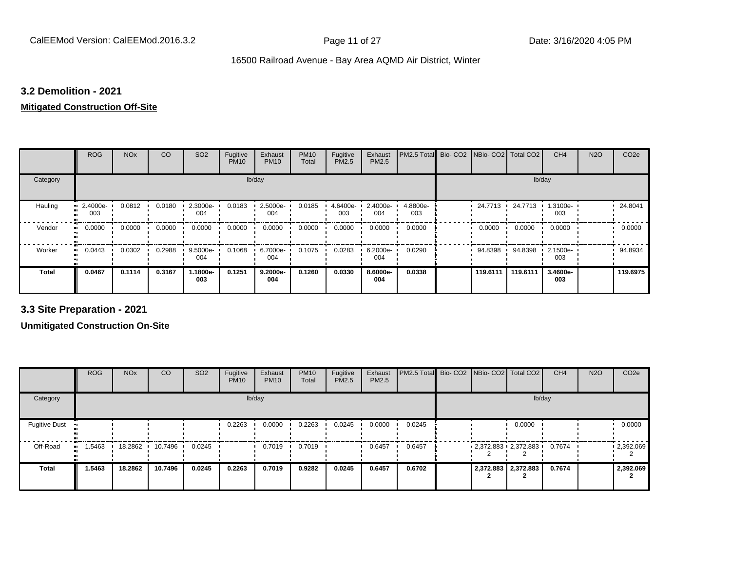### 3.2 Demolition - 2021

**Mitigated Construction Off-Site**

| | ROG | NOx | CO | SO2 | Fugitive PM10 | Exhaust PM10 | PM10 Total | Fugitive PM2.5 | Exhaust PM2.5 | PM2.5 Total | Bio- CO2 | NBio- CO2 | Total CO2 | CH4 | N2O | CO2e |
|---|---|---|---|---|---|---|---|---|---|---|---|---|---|---|---|---|
| Category | lb/day | | | | | | | | | | lb/day | | | | | |
| Hauling | 2.4000e-003 | 0.0812 | 0.0180 | 2.3000e-004 | 0.0183 | 2.5000e-004 | 0.0185 | 4.6400e-003 | 2.4000e-004 | 4.8800e-003 | | 24.7713 | 24.7713 | 1.3100e-003 | | 24.8041 |
| Vendor | 0.0000 | 0.0000 | 0.0000 | 0.0000 | 0.0000 | 0.0000 | 0.0000 | 0.0000 | 0.0000 | 0.0000 | | 0.0000 | 0.0000 | 0.0000 | | 0.0000 |
| Worker | 0.0443 | 0.0302 | 0.2988 | 9.5000e-004 | 0.1068 | 6.7000e-004 | 0.1075 | 0.0283 | 6.2000e-004 | 0.0290 | | 94.8398 | 94.8398 | 2.1500e-003 | | 94.8934 |
| **Total** | **0.0467** | **0.1114** | **0.3167** | **1.1800e-003** | **0.1251** | **9.2000e-004** | **0.1260** | **0.0330** | **8.6000e-004** | **0.0338** | | **119.6111** | **119.6111** | **3.4600e-003** | | **119.6975** |

### 3.3 Site Preparation - 2021

**Unmitigated Construction On-Site**

| | ROG | NOx | CO | SO2 | Fugitive PM10 | Exhaust PM10 | PM10 Total | Fugitive PM2.5 | Exhaust PM2.5 | PM2.5 Total | Bio- CO2 | NBio- CO2 | Total CO2 | CH4 | N2O | CO2e |
|---|---|---|---|---|---|---|---|---|---|---|---|---|---|---|---|---|
| Category | lb/day | | | | | | | | | | lb/day | | | | | |
| Fugitive Dust | | | | | 0.2263 | 0.0000 | 0.2263 | 0.0245 | 0.0000 | 0.0245 | | | 0.0000 | | | 0.0000 |
| Off-Road | 1.5463 | 18.2862 | 10.7496 | 0.0245 | | 0.7019 | 0.7019 | | 0.6457 | 0.6457 | | 2,372.883 2 | 2,372.883 2 | 0.7674 | | 2,392.069 2 |
| **Total** | **1.5463** | **18.2862** | **10.7496** | **0.0245** | **0.2263** | **0.7019** | **0.9282** | **0.0245** | **0.6457** | **0.6702** | | **2,372.883 2** | **2,372.883 2** | **0.7674** | | **2,392.069 2** |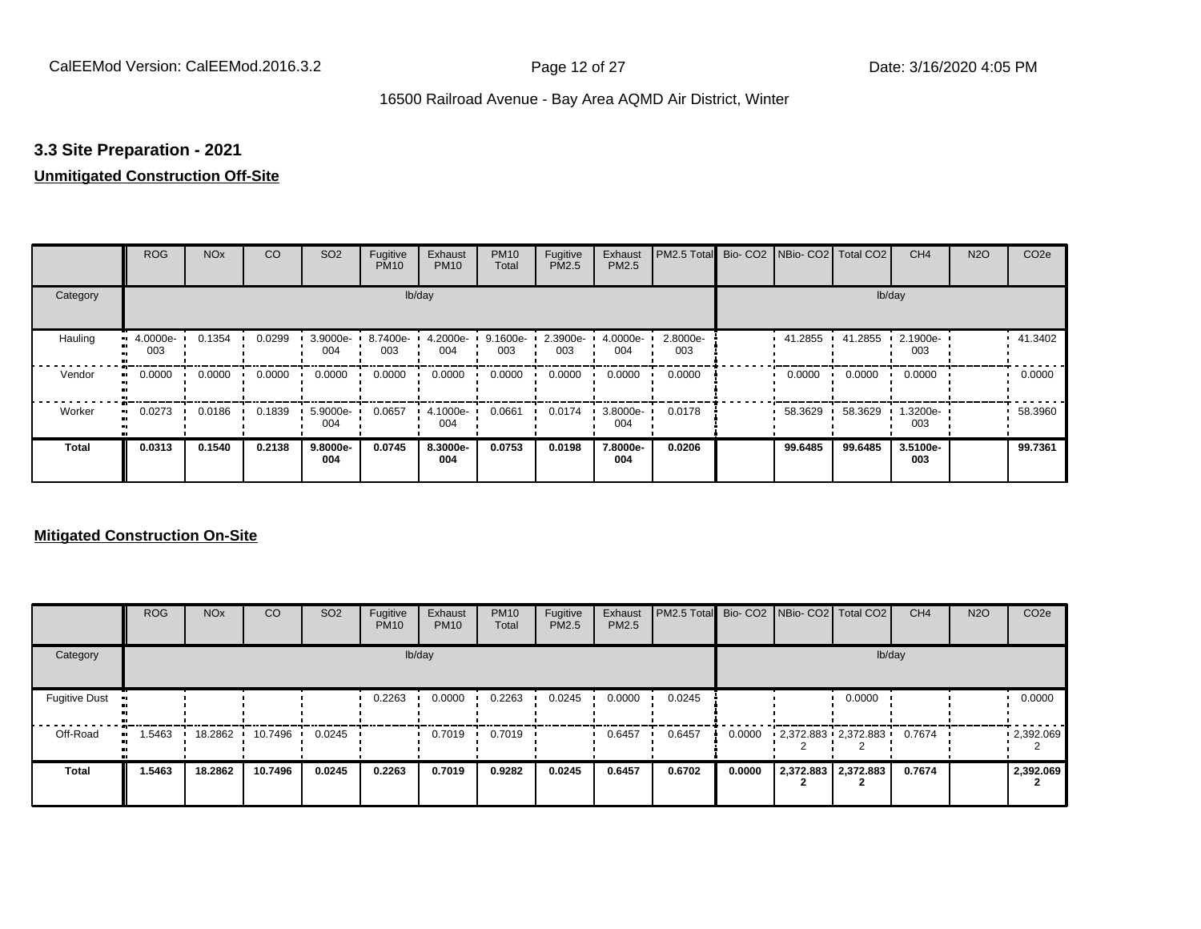### 3.3 Site Preparation - 2021

**Unmitigated Construction Off-Site**

| | ROG | NOx | CO | SO2 | Fugitive PM10 | Exhaust PM10 | PM10 Total | Fugitive PM2.5 | Exhaust PM2.5 | PM2.5 Total | Bio- CO2 | NBio- CO2 | Total CO2 | CH4 | N2O | CO2e |
|---|---|---|---|---|---|---|---|---|---|---|---|---|---|---|---|---|
| Category | lb/day | | | | | | | | | | lb/day | | | | | |
| Hauling | 4.0000e-003 | 0.1354 | 0.0299 | 3.9000e-004 | 8.7400e-003 | 4.2000e-004 | 9.1600e-003 | 2.3900e-003 | 4.0000e-004 | 2.8000e-003 | | 41.2855 | 41.2855 | 2.1900e-003 | | 41.3402 |
| Vendor | 0.0000 | 0.0000 | 0.0000 | 0.0000 | 0.0000 | 0.0000 | 0.0000 | 0.0000 | 0.0000 | 0.0000 | | 0.0000 | 0.0000 | 0.0000 | | 0.0000 |
| Worker | 0.0273 | 0.0186 | 0.1839 | 5.9000e-004 | 0.0657 | 4.1000e-004 | 0.0661 | 0.0174 | 3.8000e-004 | 0.0178 | | 58.3629 | 58.3629 | 1.3200e-003 | | 58.3960 |
| **Total** | **0.0313** | **0.1540** | **0.2138** | **9.8000e-004** | **0.0745** | **8.3000e-004** | **0.0753** | **0.0198** | **7.8000e-004** | **0.0206** | | **99.6485** | **99.6485** | **3.5100e-003** | | **99.7361** |

**Mitigated Construction On-Site**

| | ROG | NOx | CO | SO2 | Fugitive PM10 | Exhaust PM10 | PM10 Total | Fugitive PM2.5 | Exhaust PM2.5 | PM2.5 Total | Bio- CO2 | NBio- CO2 | Total CO2 | CH4 | N2O | CO2e |
|---|---|---|---|---|---|---|---|---|---|---|---|---|---|---|---|---|
| Category | lb/day | | | | | | | | | | lb/day | | | | | |
| Fugitive Dust | | | | | 0.2263 | 0.0000 | 0.2263 | 0.0245 | 0.0000 | 0.0245 | | | 0.0000 | | | 0.0000 |
| Off-Road | 1.5463 | 18.2862 | 10.7496 | 0.0245 | | 0.7019 | 0.7019 | | 0.6457 | 0.6457 | 0.0000 | 2,372.8832 | 2,372.8832 | 0.7674 | | 2,392.0692 |
| **Total** | **1.5463** | **18.2862** | **10.7496** | **0.0245** | **0.2263** | **0.7019** | **0.9282** | **0.0245** | **0.6457** | **0.6702** | **0.0000** | **2,372.8832** | **2,372.8832** | **0.7674** | | **2,392.0692** |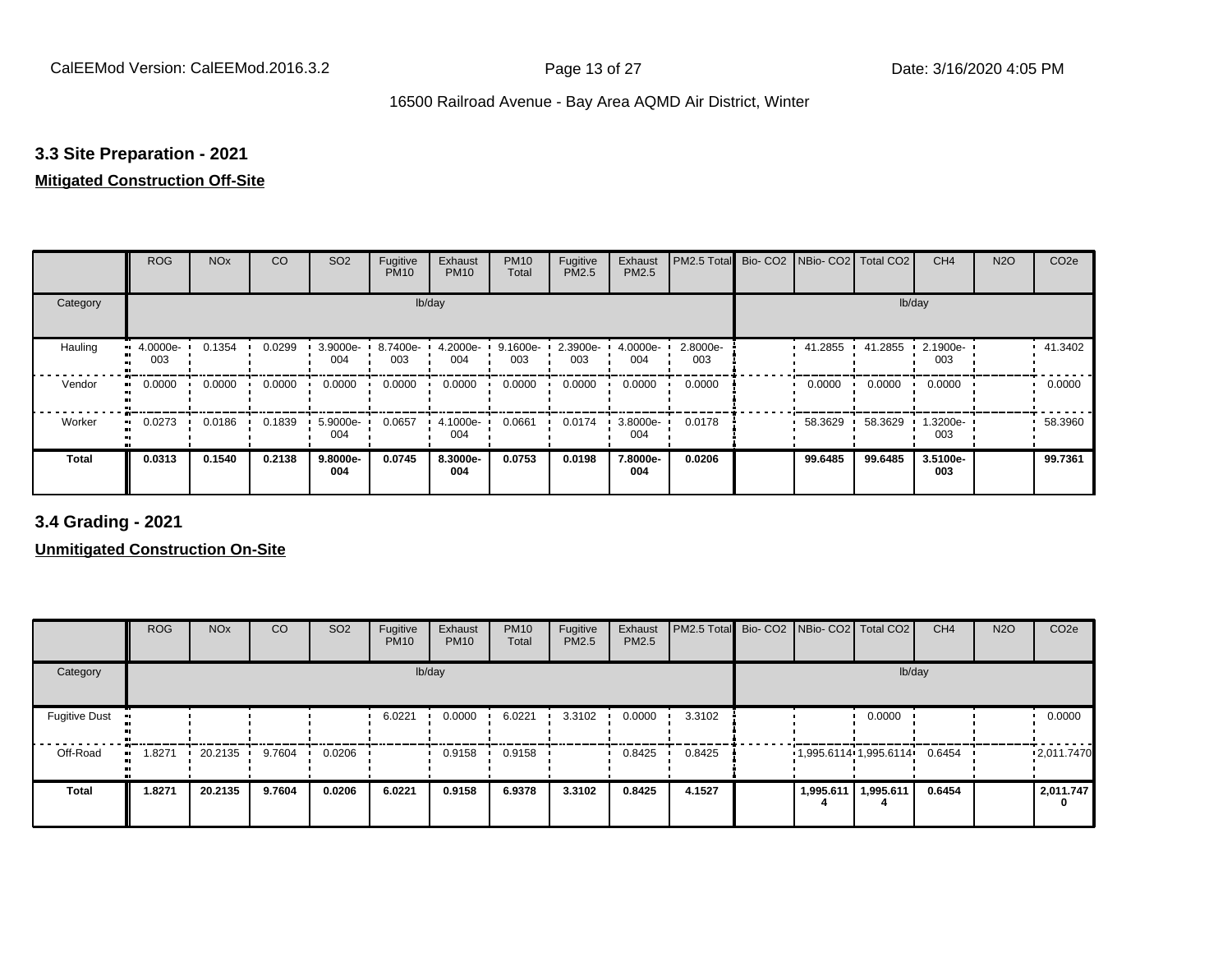### 3.3 Site Preparation - 2021

**Mitigated Construction Off-Site**

| | ROG | NOx | CO | SO2 | Fugitive PM10 | Exhaust PM10 | PM10 Total | Fugitive PM2.5 | Exhaust PM2.5 | PM2.5 Total | Bio- CO2 | NBio- CO2 | Total CO2 | CH4 | N2O | CO2e |
|---|---|---|---|---|---|---|---|---|---|---|---|---|---|---|---|---|
| Category | lb/day | | | | | | | | | | lb/day | | | | | |
| Hauling | 4.0000e-003 | 0.1354 | 0.0299 | 3.9000e-004 | 8.7400e-003 | 4.2000e-004 | 9.1600e-003 | 2.3900e-003 | 4.0000e-004 | 2.8000e-003 | | 41.2855 | 41.2855 | 2.1900e-003 | | 41.3402 |
| Vendor | 0.0000 | 0.0000 | 0.0000 | 0.0000 | 0.0000 | 0.0000 | 0.0000 | 0.0000 | 0.0000 | 0.0000 | | 0.0000 | 0.0000 | 0.0000 | | 0.0000 |
| Worker | 0.0273 | 0.0186 | 0.1839 | 5.9000e-004 | 0.0657 | 4.1000e-004 | 0.0661 | 0.0174 | 3.8000e-004 | 0.0178 | | 58.3629 | 58.3629 | 1.3200e-003 | | 58.3960 |
| **Total** | **0.0313** | **0.1540** | **0.2138** | **9.8000e-004** | **0.0745** | **8.3000e-004** | **0.0753** | **0.0198** | **7.8000e-004** | **0.0206** | | **99.6485** | **99.6485** | **3.5100e-003** | | **99.7361** |

### 3.4 Grading - 2021

**Unmitigated Construction On-Site**

| | ROG | NOx | CO | SO2 | Fugitive PM10 | Exhaust PM10 | PM10 Total | Fugitive PM2.5 | Exhaust PM2.5 | PM2.5 Total | Bio- CO2 | NBio- CO2 | Total CO2 | CH4 | N2O | CO2e |
|---|---|---|---|---|---|---|---|---|---|---|---|---|---|---|---|---|
| Category | lb/day | | | | | | | | | | lb/day | | | | | |
| Fugitive Dust | | | | | 6.0221 | 0.0000 | 6.0221 | 3.3102 | 0.0000 | 3.3102 | | | 0.0000 | | | 0.0000 |
| Off-Road | 1.8271 | 20.2135 | 9.7604 | 0.0206 | | 0.9158 | 0.9158 | | 0.8425 | 0.8425 | | 1,995.6114 | 1,995.6114 | 0.6454 | | 2,011.7470 |
| **Total** | **1.8271** | **20.2135** | **9.7604** | **0.0206** | **6.0221** | **0.9158** | **6.9378** | **3.3102** | **0.8425** | **4.1527** | | **1,995.6114** | **1,995.6114** | **0.6454** | | **2,011.7470** |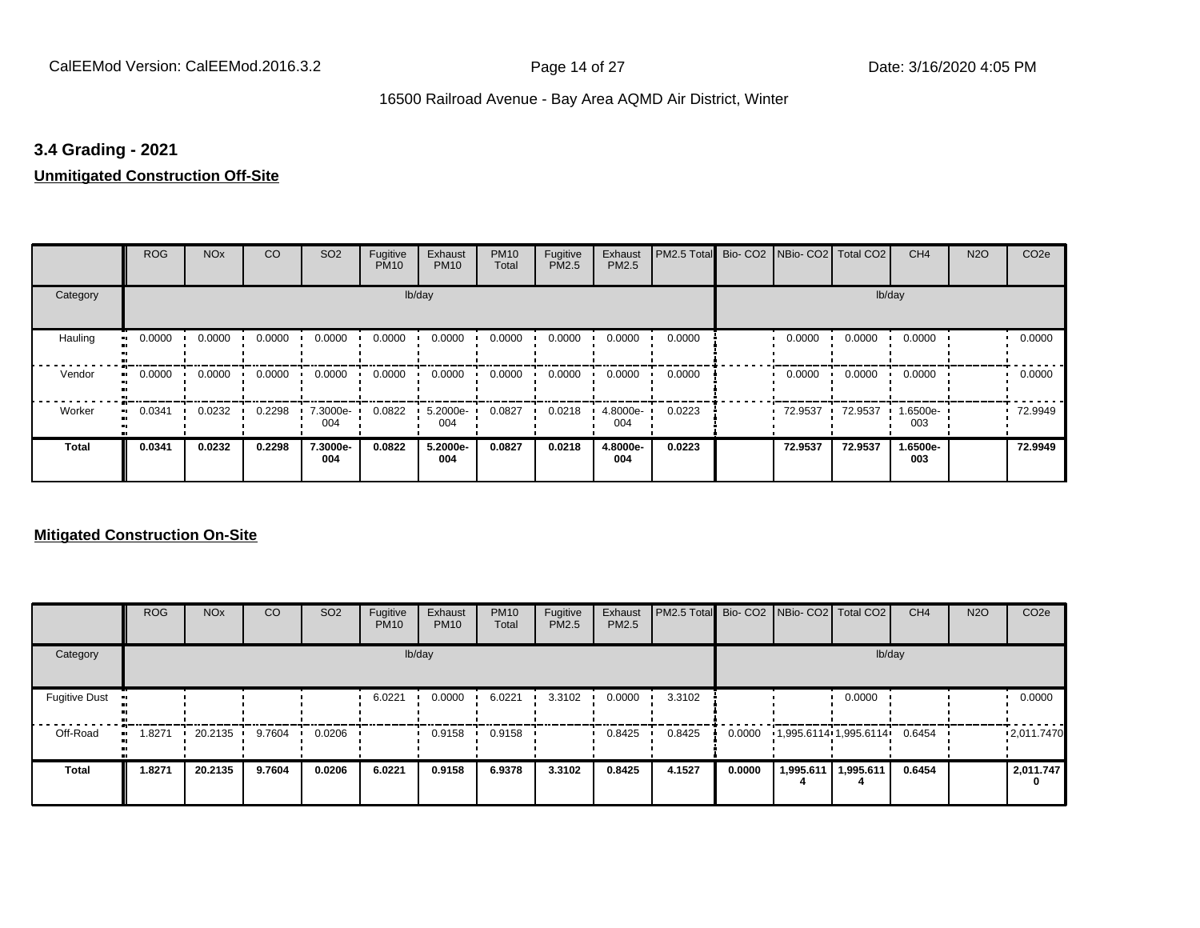### 3.4 Grading - 2021

**Unmitigated Construction Off-Site**

| | ROG | NOx | CO | SO2 | Fugitive PM10 | Exhaust PM10 | PM10 Total | Fugitive PM2.5 | Exhaust PM2.5 | PM2.5 Total | Bio- CO2 | NBio- CO2 | Total CO2 | CH4 | N2O | CO2e |
|---|---|---|---|---|---|---|---|---|---|---|---|---|---|---|---|---|
| Category | lb/day | | | | | | | | | | lb/day | | | | | |
| Hauling | 0.0000 | 0.0000 | 0.0000 | 0.0000 | 0.0000 | 0.0000 | 0.0000 | 0.0000 | 0.0000 | 0.0000 | | 0.0000 | 0.0000 | 0.0000 | | 0.0000 |
| Vendor | 0.0000 | 0.0000 | 0.0000 | 0.0000 | 0.0000 | 0.0000 | 0.0000 | 0.0000 | 0.0000 | 0.0000 | | 0.0000 | 0.0000 | 0.0000 | | 0.0000 |
| Worker | 0.0341 | 0.0232 | 0.2298 | 7.3000e-004 | 0.0822 | 5.2000e-004 | 0.0827 | 0.0218 | 4.8000e-004 | 0.0223 | | 72.9537 | 72.9537 | 1.6500e-003 | | 72.9949 |
| **Total** | **0.0341** | **0.0232** | **0.2298** | **7.3000e-004** | **0.0822** | **5.2000e-004** | **0.0827** | **0.0218** | **4.8000e-004** | **0.0223** | | **72.9537** | **72.9537** | **1.6500e-003** | | **72.9949** |

**Mitigated Construction On-Site**

| | ROG | NOx | CO | SO2 | Fugitive PM10 | Exhaust PM10 | PM10 Total | Fugitive PM2.5 | Exhaust PM2.5 | PM2.5 Total | Bio- CO2 | NBio- CO2 | Total CO2 | CH4 | N2O | CO2e |
|---|---|---|---|---|---|---|---|---|---|---|---|---|---|---|---|---|
| Category | lb/day | | | | | | | | | | lb/day | | | | | |
| Fugitive Dust | | | | | 6.0221 | 0.0000 | 6.0221 | 3.3102 | 0.0000 | 3.3102 | | | 0.0000 | | | 0.0000 |
| Off-Road | 1.8271 | 20.2135 | 9.7604 | 0.0206 | | 0.9158 | 0.9158 | | 0.8425 | 0.8425 | 0.0000 | 1,995.6114 | 1,995.6114 | 0.6454 | | 2,011.7470 |
| **Total** | **1.8271** | **20.2135** | **9.7604** | **0.0206** | **6.0221** | **0.9158** | **6.9378** | **3.3102** | **0.8425** | **4.1527** | **0.0000** | **1,995.6114** | **1,995.6114** | **0.6454** | | **2,011.7470** |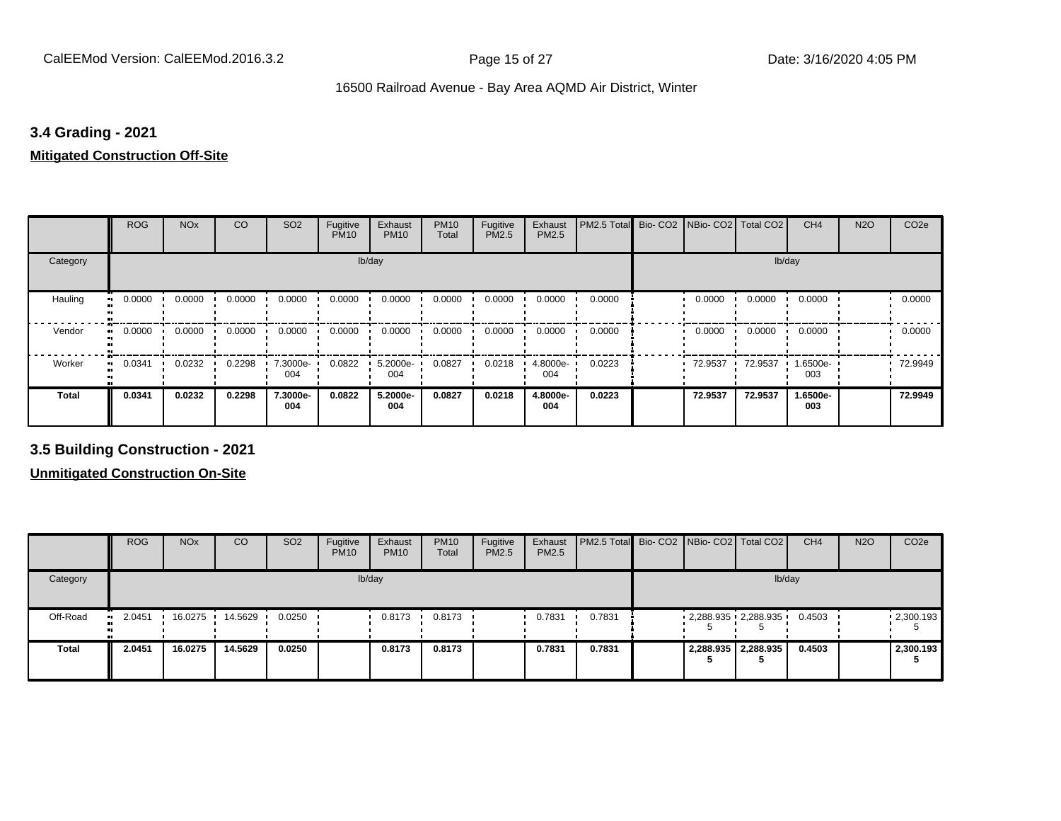### 3.4 Grading - 2021

**Mitigated Construction Off-Site**

| | ROG | NOx | CO | SO2 | Fugitive PM10 | Exhaust PM10 | PM10 Total | Fugitive PM2.5 | Exhaust PM2.5 | PM2.5 Total | Bio- CO2 | NBio- CO2 | Total CO2 | CH4 | N2O | CO2e |
|---|---|---|---|---|---|---|---|---|---|---|---|---|---|---|---|---|
| Category | lb/day | | | | | | | | | | lb/day | | | | | |
| Hauling | 0.0000 | 0.0000 | 0.0000 | 0.0000 | 0.0000 | 0.0000 | 0.0000 | 0.0000 | 0.0000 | 0.0000 | | 0.0000 | 0.0000 | 0.0000 | | 0.0000 |
| Vendor | 0.0000 | 0.0000 | 0.0000 | 0.0000 | 0.0000 | 0.0000 | 0.0000 | 0.0000 | 0.0000 | 0.0000 | | 0.0000 | 0.0000 | 0.0000 | | 0.0000 |
| Worker | 0.0341 | 0.0232 | 0.2298 | 7.3000e-004 | 0.0822 | 5.2000e-004 | 0.0827 | 0.0218 | 4.8000e-004 | 0.0223 | | 72.9537 | 72.9537 | 1.6500e-003 | | 72.9949 |
| **Total** | **0.0341** | **0.0232** | **0.2298** | **7.3000e-004** | **0.0822** | **5.2000e-004** | **0.0827** | **0.0218** | **4.8000e-004** | **0.0223** | | **72.9537** | **72.9537** | **1.6500e-003** | | **72.9949** |

### 3.5 Building Construction - 2021

**Unmitigated Construction On-Site**

| | ROG | NOx | CO | SO2 | Fugitive PM10 | Exhaust PM10 | PM10 Total | Fugitive PM2.5 | Exhaust PM2.5 | PM2.5 Total | Bio- CO2 | NBio- CO2 | Total CO2 | CH4 | N2O | CO2e |
|---|---|---|---|---|---|---|---|---|---|---|---|---|---|---|---|---|
| Category | lb/day | | | | | | | | | | lb/day | | | | | |
| Off-Road | 2.0451 | 16.0275 | 14.5629 | 0.0250 | | 0.8173 | 0.8173 | | 0.7831 | 0.7831 | | 2,288.935 5 | 2,288.935 5 | 0.4503 | | 2,300.193 5 |
| **Total** | **2.0451** | **16.0275** | **14.5629** | **0.0250** | | **0.8173** | **0.8173** | | **0.7831** | **0.7831** | | **2,288.935 5** | **2,288.935 5** | **0.4503** | | **2,300.193 5** |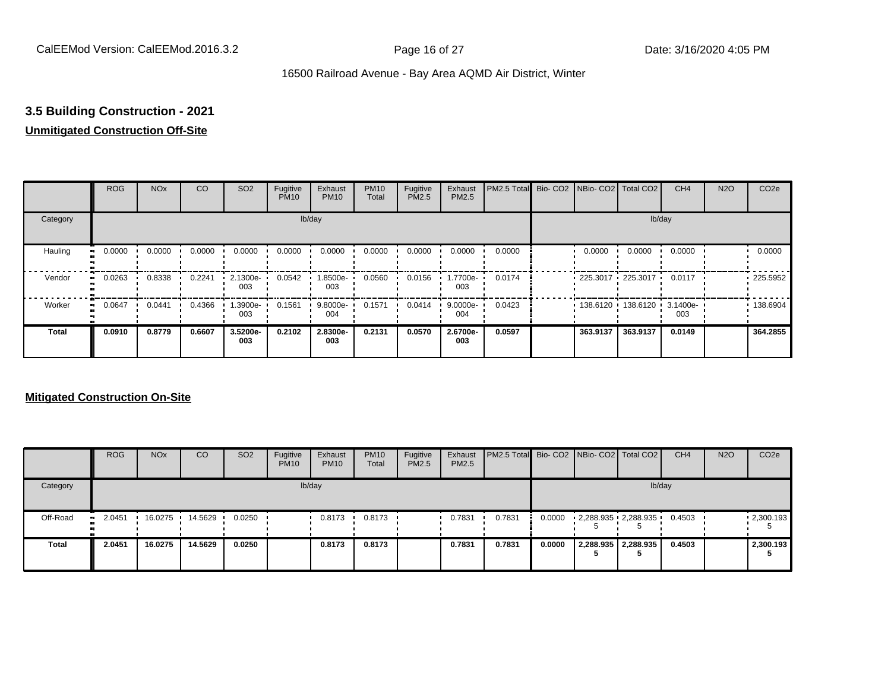### 3.5 Building Construction - 2021

**Unmitigated Construction Off-Site**

| | ROG | NOx | CO | SO2 | Fugitive PM10 | Exhaust PM10 | PM10 Total | Fugitive PM2.5 | Exhaust PM2.5 | PM2.5 Total | Bio- CO2 | NBio- CO2 | Total CO2 | CH4 | N2O | CO2e |
|---|---|---|---|---|---|---|---|---|---|---|---|---|---|---|---|---|
| Category | lb/day | | | | | | | | | | lb/day | | | | | |
| Hauling | 0.0000 | 0.0000 | 0.0000 | 0.0000 | 0.0000 | 0.0000 | 0.0000 | 0.0000 | 0.0000 | 0.0000 | | 0.0000 | 0.0000 | 0.0000 | | 0.0000 |
| Vendor | 0.0263 | 0.8338 | 0.2241 | 2.1300e-003 | 0.0542 | 1.8500e-003 | 0.0560 | 0.0156 | 1.7700e-003 | 0.0174 | | 225.3017 | 225.3017 | 0.0117 | | 225.5952 |
| Worker | 0.0647 | 0.0441 | 0.4366 | 1.3900e-003 | 0.1561 | 9.8000e-004 | 0.1571 | 0.0414 | 9.0000e-004 | 0.0423 | | 138.6120 | 138.6120 | 3.1400e-003 | | 138.6904 |
| **Total** | **0.0910** | **0.8779** | **0.6607** | **3.5200e-003** | **0.2102** | **2.8300e-003** | **0.2131** | **0.0570** | **2.6700e-003** | **0.0597** | | **363.9137** | **363.9137** | **0.0149** | | **364.2855** |

**Mitigated Construction On-Site**

| | ROG | NOx | CO | SO2 | Fugitive PM10 | Exhaust PM10 | PM10 Total | Fugitive PM2.5 | Exhaust PM2.5 | PM2.5 Total | Bio- CO2 | NBio- CO2 | Total CO2 | CH4 | N2O | CO2e |
|---|---|---|---|---|---|---|---|---|---|---|---|---|---|---|---|---|
| Category | lb/day | | | | | | | | | | lb/day | | | | | |
| Off-Road | 2.0451 | 16.0275 | 14.5629 | 0.0250 | | 0.8173 | 0.8173 | | 0.7831 | 0.7831 | 0.0000 | 2,288.9355 | 2,288.9355 | 0.4503 | | 2,300.1935 |
| **Total** | **2.0451** | **16.0275** | **14.5629** | **0.0250** | | **0.8173** | **0.8173** | | **0.7831** | **0.7831** | **0.0000** | **2,288.9355** | **2,288.9355** | **0.4503** | | **2,300.1935** |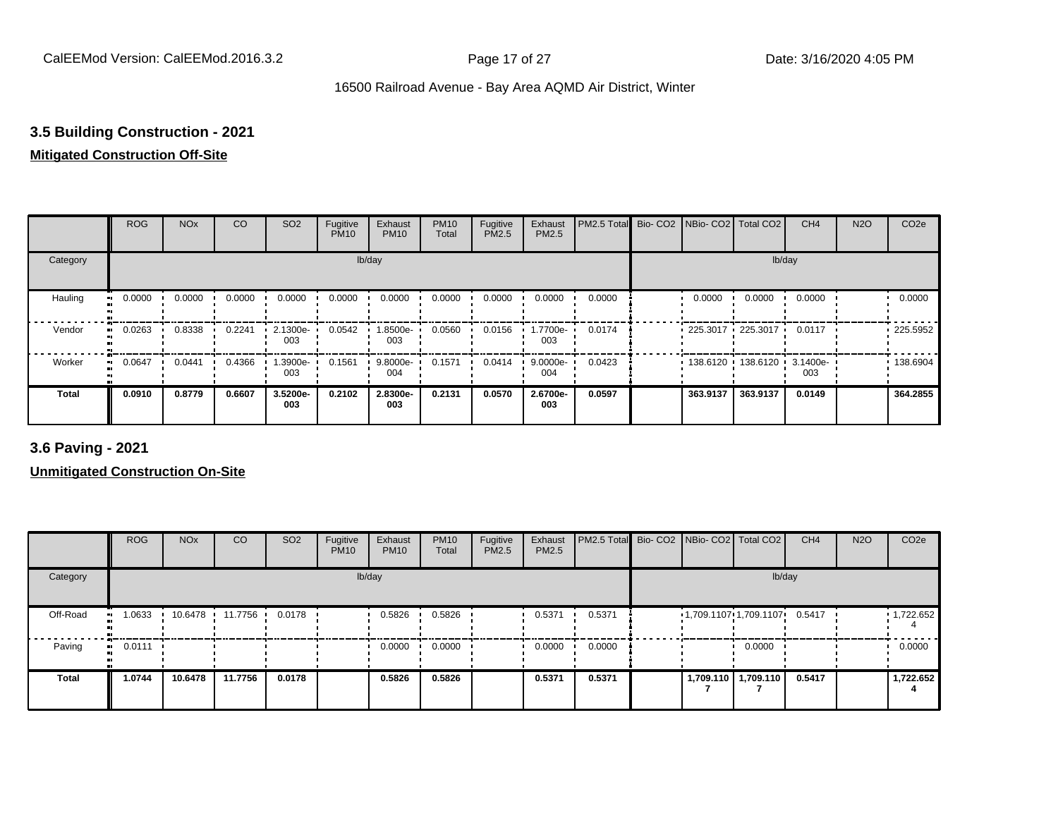## 3.5 Building Construction - 2021

**Mitigated Construction Off-Site**

| | ROG | NOx | CO | SO2 | Fugitive PM10 | Exhaust PM10 | PM10 Total | Fugitive PM2.5 | Exhaust PM2.5 | PM2.5 Total | Bio- CO2 | NBio- CO2 | Total CO2 | CH4 | N2O | CO2e |
|---|---|---|---|---|---|---|---|---|---|---|---|---|---|---|---|---|
| Category | lb/day | | | | | | | | | | lb/day | | | | | |
| Hauling | 0.0000 | 0.0000 | 0.0000 | 0.0000 | 0.0000 | 0.0000 | 0.0000 | 0.0000 | 0.0000 | 0.0000 | | 0.0000 | 0.0000 | 0.0000 | | 0.0000 |
| Vendor | 0.0263 | 0.8338 | 0.2241 | 2.1300e-003 | 0.0542 | 1.8500e-003 | 0.0560 | 0.0156 | 1.7700e-003 | 0.0174 | | 225.3017 | 225.3017 | 0.0117 | | 225.5952 |
| Worker | 0.0647 | 0.0441 | 0.4366 | 1.3900e-003 | 0.1561 | 9.8000e-004 | 0.1571 | 0.0414 | 9.0000e-004 | 0.0423 | | 138.6120 | 138.6120 | 3.1400e-003 | | 138.6904 |
| **Total** | **0.0910** | **0.8779** | **0.6607** | **3.5200e-003** | **0.2102** | **2.8300e-003** | **0.2131** | **0.0570** | **2.6700e-003** | **0.0597** | | **363.9137** | **363.9137** | **0.0149** | | **364.2855** |

## 3.6 Paving - 2021

**Unmitigated Construction On-Site**

| | ROG | NOx | CO | SO2 | Fugitive PM10 | Exhaust PM10 | PM10 Total | Fugitive PM2.5 | Exhaust PM2.5 | PM2.5 Total | Bio- CO2 | NBio- CO2 | Total CO2 | CH4 | N2O | CO2e |
|---|---|---|---|---|---|---|---|---|---|---|---|---|---|---|---|---|
| Category | lb/day | | | | | | | | | | lb/day | | | | | |
| Off-Road | 1.0633 | 10.6478 | 11.7756 | 0.0178 | | 0.5826 | 0.5826 | | 0.5371 | 0.5371 | | 1,709.1107 | 1,709.1107 | 0.5417 | | 1,722.6524 |
| Paving | 0.0111 | | | | | 0.0000 | 0.0000 | | 0.0000 | 0.0000 | | | 0.0000 | | | 0.0000 |
| **Total** | **1.0744** | **10.6478** | **11.7756** | **0.0178** | | **0.5826** | **0.5826** | | **0.5371** | **0.5371** | | **1,709.1107** | **1,709.1107** | **0.5417** | | **1,722.6524** |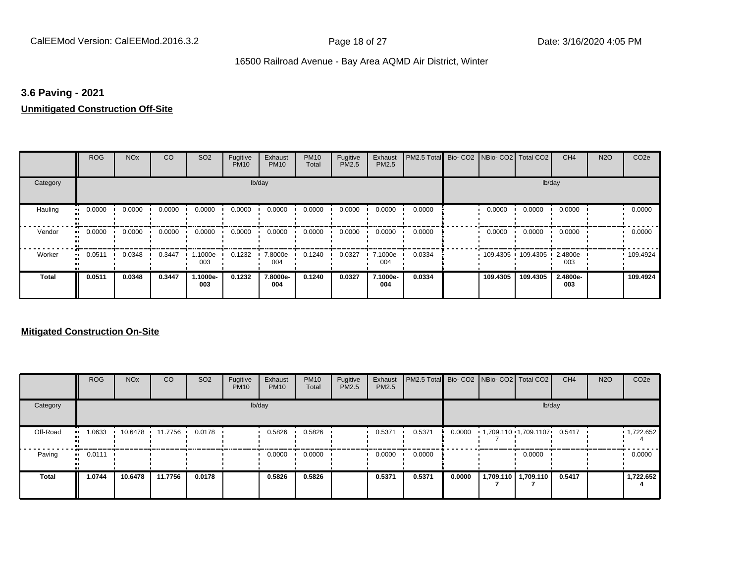## 3.6 Paving - 2021

### Unmitigated Construction Off-Site

| | ROG | NOx | CO | SO2 | Fugitive PM10 | Exhaust PM10 | PM10 Total | Fugitive PM2.5 | Exhaust PM2.5 | PM2.5 Total | Bio- CO2 | NBio- CO2 | Total CO2 | CH4 | N2O | CO2e |
|---|---|---|---|---|---|---|---|---|---|---|---|---|---|---|---|---|
| Category | lb/day | | | | | | | | | | lb/day | | | | | |
| Hauling | 0.0000 | 0.0000 | 0.0000 | 0.0000 | 0.0000 | 0.0000 | 0.0000 | 0.0000 | 0.0000 | 0.0000 | | 0.0000 | 0.0000 | 0.0000 | | 0.0000 |
| Vendor | 0.0000 | 0.0000 | 0.0000 | 0.0000 | 0.0000 | 0.0000 | 0.0000 | 0.0000 | 0.0000 | 0.0000 | | 0.0000 | 0.0000 | 0.0000 | | 0.0000 |
| Worker | 0.0511 | 0.0348 | 0.3447 | 1.1000e-003 | 0.1232 | 7.8000e-004 | 0.1240 | 0.0327 | 7.1000e-004 | 0.0334 | | 109.4305 | 109.4305 | 2.4800e-003 | | 109.4924 |
| **Total** | **0.0511** | **0.0348** | **0.3447** | **1.1000e-003** | **0.1232** | **7.8000e-004** | **0.1240** | **0.0327** | **7.1000e-004** | **0.0334** | | **109.4305** | **109.4305** | **2.4800e-003** | | **109.4924** |

### Mitigated Construction On-Site

| | ROG | NOx | CO | SO2 | Fugitive PM10 | Exhaust PM10 | PM10 Total | Fugitive PM2.5 | Exhaust PM2.5 | PM2.5 Total | Bio- CO2 | NBio- CO2 | Total CO2 | CH4 | N2O | CO2e |
|---|---|---|---|---|---|---|---|---|---|---|---|---|---|---|---|---|
| Category | lb/day | | | | | | | | | | lb/day | | | | | |
| Off-Road | 1.0633 | 10.6478 | 11.7756 | 0.0178 | | 0.5826 | 0.5826 | | 0.5371 | 0.5371 | 0.0000 | 1,709.1107 | 1,709.1107 | 0.5417 | | 1,722.6524 |
| Paving | 0.0111 | | | | | 0.0000 | 0.0000 | | 0.0000 | 0.0000 | | | 0.0000 | | | 0.0000 |
| **Total** | **1.0744** | **10.6478** | **11.7756** | **0.0178** | | **0.5826** | **0.5826** | | **0.5371** | **0.5371** | **0.0000** | **1,709.1107** | **1,709.1107** | **0.5417** | | **1,722.6524** |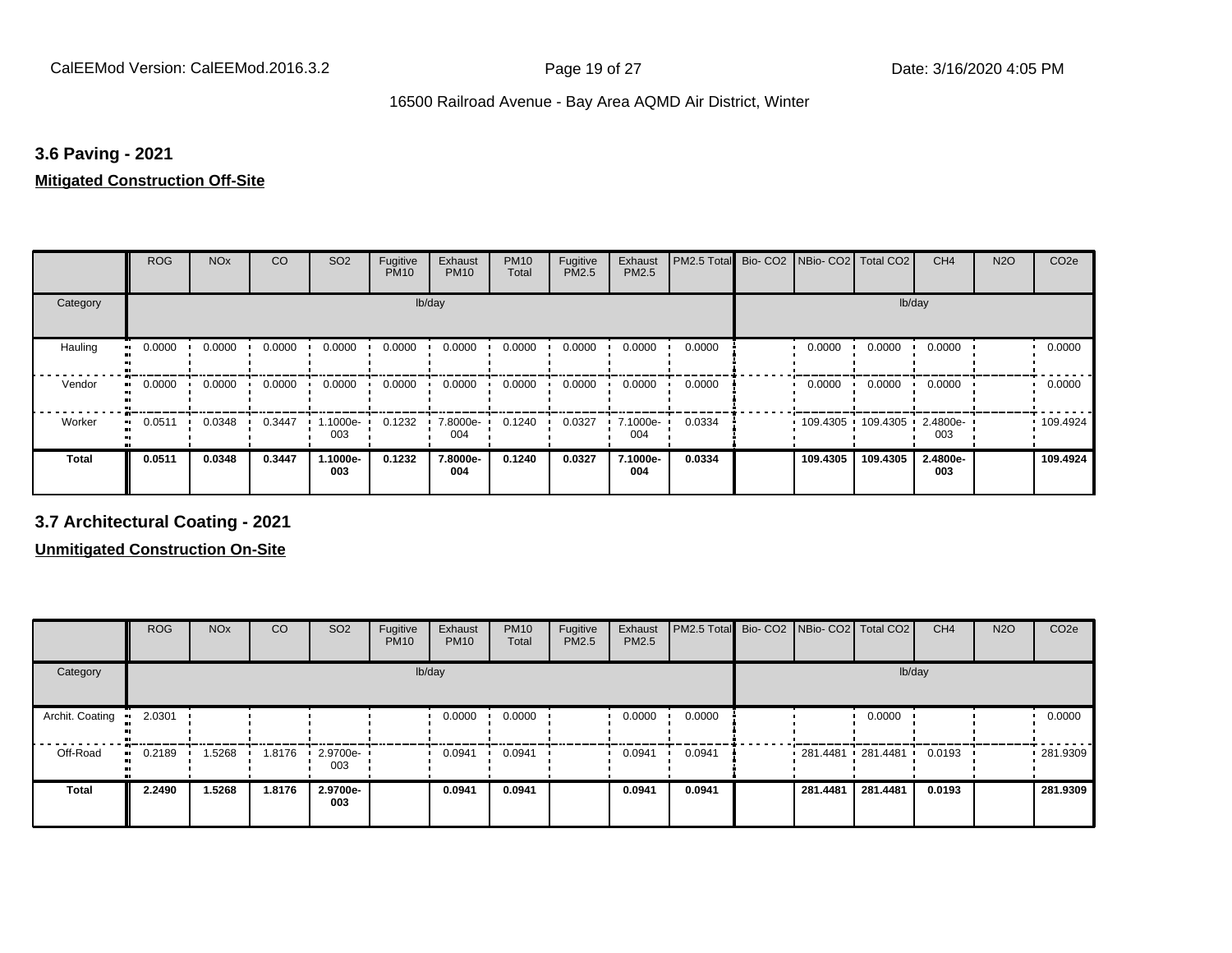### 3.6 Paving - 2021

**Mitigated Construction Off-Site**

| | ROG | NOx | CO | SO2 | Fugitive PM10 | Exhaust PM10 | PM10 Total | Fugitive PM2.5 | Exhaust PM2.5 | PM2.5 Total | Bio- CO2 | NBio- CO2 | Total CO2 | CH4 | N2O | CO2e |
|---|---|---|---|---|---|---|---|---|---|---|---|---|---|---|---|---|
| Category | lb/day | | | | | | | | | | lb/day | | | | | |
| Hauling | 0.0000 | 0.0000 | 0.0000 | 0.0000 | 0.0000 | 0.0000 | 0.0000 | 0.0000 | 0.0000 | 0.0000 | | 0.0000 | 0.0000 | 0.0000 | | 0.0000 |
| Vendor | 0.0000 | 0.0000 | 0.0000 | 0.0000 | 0.0000 | 0.0000 | 0.0000 | 0.0000 | 0.0000 | 0.0000 | | 0.0000 | 0.0000 | 0.0000 | | 0.0000 |
| Worker | 0.0511 | 0.0348 | 0.3447 | 1.1000e-003 | 0.1232 | 7.8000e-004 | 0.1240 | 0.0327 | 7.1000e-004 | 0.0334 | | 109.4305 | 109.4305 | 2.4800e-003 | | 109.4924 |
| **Total** | **0.0511** | **0.0348** | **0.3447** | **1.1000e-003** | **0.1232** | **7.8000e-004** | **0.1240** | **0.0327** | **7.1000e-004** | **0.0334** | | **109.4305** | **109.4305** | **2.4800e-003** | | **109.4924** |

### 3.7 Architectural Coating - 2021

**Unmitigated Construction On-Site**

| | ROG | NOx | CO | SO2 | Fugitive PM10 | Exhaust PM10 | PM10 Total | Fugitive PM2.5 | Exhaust PM2.5 | PM2.5 Total | Bio- CO2 | NBio- CO2 | Total CO2 | CH4 | N2O | CO2e |
|---|---|---|---|---|---|---|---|---|---|---|---|---|---|---|---|---|
| Category | lb/day | | | | | | | | | | lb/day | | | | | |
| Archit. Coating | 2.0301 | | | | | 0.0000 | 0.0000 | | 0.0000 | 0.0000 | | | 0.0000 | | | 0.0000 |
| Off-Road | 0.2189 | 1.5268 | 1.8176 | 2.9700e-003 | | 0.0941 | 0.0941 | | 0.0941 | 0.0941 | | 281.4481 | 281.4481 | 0.0193 | | 281.9309 |
| **Total** | **2.2490** | **1.5268** | **1.8176** | **2.9700e-003** | | **0.0941** | **0.0941** | | **0.0941** | **0.0941** | | **281.4481** | **281.4481** | **0.0193** | | **281.9309** |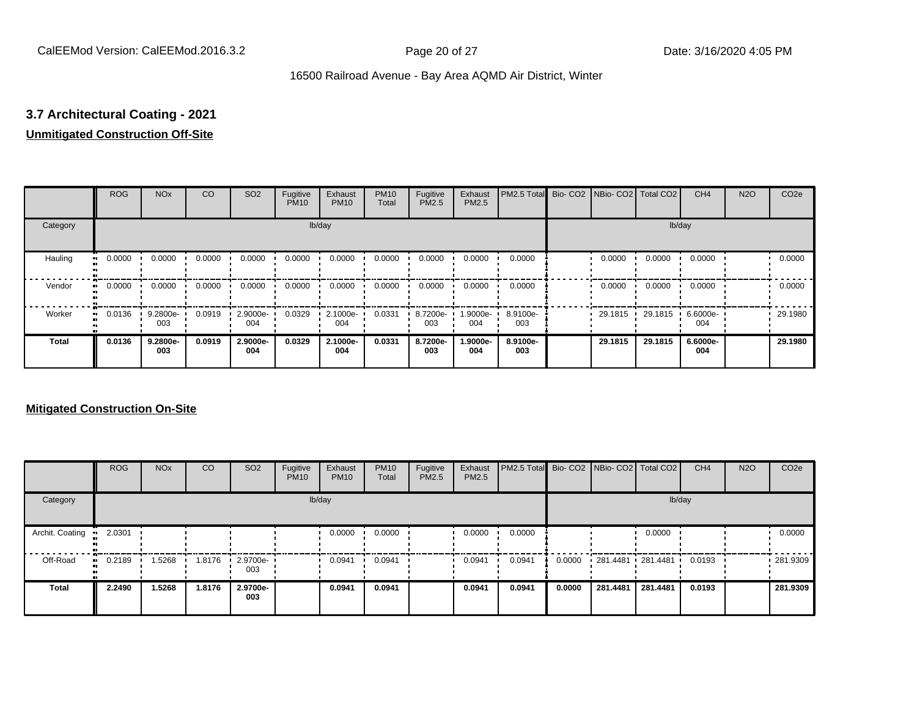## 3.7 Architectural Coating - 2021

**Unmitigated Construction Off-Site**

| | ROG | NOx | CO | SO2 | Fugitive PM10 | Exhaust PM10 | PM10 Total | Fugitive PM2.5 | Exhaust PM2.5 | PM2.5 Total | Bio- CO2 | NBio- CO2 | Total CO2 | CH4 | N2O | CO2e |
|---|---|---|---|---|---|---|---|---|---|---|---|---|---|---|---|---|
| Category | lb/day | | | | | | | | | | lb/day | | | | | |
| Hauling | 0.0000 | 0.0000 | 0.0000 | 0.0000 | 0.0000 | 0.0000 | 0.0000 | 0.0000 | 0.0000 | 0.0000 | | 0.0000 | 0.0000 | 0.0000 | | 0.0000 |
| Vendor | 0.0000 | 0.0000 | 0.0000 | 0.0000 | 0.0000 | 0.0000 | 0.0000 | 0.0000 | 0.0000 | 0.0000 | | 0.0000 | 0.0000 | 0.0000 | | 0.0000 |
| Worker | 0.0136 | 9.2800e-003 | 0.0919 | 2.9000e-004 | 0.0329 | 2.1000e-004 | 0.0331 | 8.7200e-003 | 1.9000e-004 | 8.9100e-003 | | 29.1815 | 29.1815 | 6.6000e-004 | | 29.1980 |
| **Total** | **0.0136** | **9.2800e-003** | **0.0919** | **2.9000e-004** | **0.0329** | **2.1000e-004** | **0.0331** | **8.7200e-003** | **1.9000e-004** | **8.9100e-003** | | **29.1815** | **29.1815** | **6.6000e-004** | | **29.1980** |

**Mitigated Construction On-Site**

| | ROG | NOx | CO | SO2 | Fugitive PM10 | Exhaust PM10 | PM10 Total | Fugitive PM2.5 | Exhaust PM2.5 | PM2.5 Total | Bio- CO2 | NBio- CO2 | Total CO2 | CH4 | N2O | CO2e |
|---|---|---|---|---|---|---|---|---|---|---|---|---|---|---|---|---|
| Category | lb/day | | | | | | | | | | lb/day | | | | | |
| Archit. Coating | 2.0301 | | | | | 0.0000 | 0.0000 | | 0.0000 | 0.0000 | | | 0.0000 | | | 0.0000 |
| Off-Road | 0.2189 | 1.5268 | 1.8176 | 2.9700e-003 | | 0.0941 | 0.0941 | | 0.0941 | 0.0941 | 0.0000 | 281.4481 | 281.4481 | 0.0193 | | 281.9309 |
| **Total** | **2.2490** | **1.5268** | **1.8176** | **2.9700e-003** | | **0.0941** | **0.0941** | | **0.0941** | **0.0941** | **0.0000** | **281.4481** | **281.4481** | **0.0193** | | **281.9309** |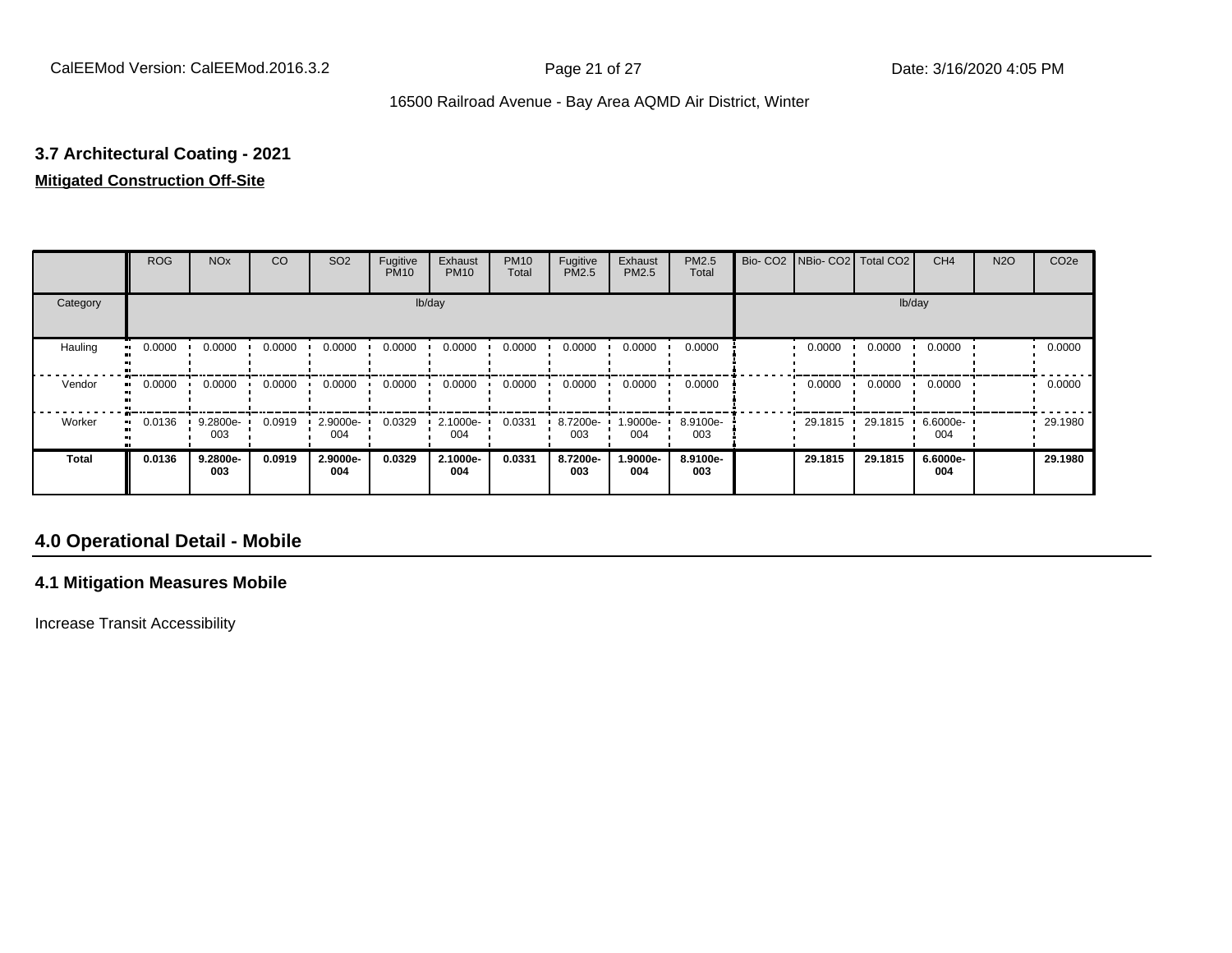### 3.7 Architectural Coating - 2021

**Mitigated Construction Off-Site**

| | ROG | NOx | CO | SO2 | Fugitive PM10 | Exhaust PM10 | PM10 Total | Fugitive PM2.5 | Exhaust PM2.5 | PM2.5 Total | Bio- CO2 | NBio- CO2 | Total CO2 | CH4 | N2O | CO2e |
|---|---|---|---|---|---|---|---|---|---|---|---|---|---|---|---|---|
| Category | lb/day | | | | | | | | | | lb/day | | | | | |
| Hauling | 0.0000 | 0.0000 | 0.0000 | 0.0000 | 0.0000 | 0.0000 | 0.0000 | 0.0000 | 0.0000 | 0.0000 | | 0.0000 | 0.0000 | 0.0000 | | 0.0000 |
| Vendor | 0.0000 | 0.0000 | 0.0000 | 0.0000 | 0.0000 | 0.0000 | 0.0000 | 0.0000 | 0.0000 | 0.0000 | | 0.0000 | 0.0000 | 0.0000 | | 0.0000 |
| Worker | 0.0136 | 9.2800e-003 | 0.0919 | 2.9000e-004 | 0.0329 | 2.1000e-004 | 0.0331 | 8.7200e-003 | 1.9000e-004 | 8.9100e-003 | | 29.1815 | 29.1815 | 6.6000e-004 | | 29.1980 |
| **Total** | **0.0136** | **9.2800e-003** | **0.0919** | **2.9000e-004** | **0.0329** | **2.1000e-004** | **0.0331** | **8.7200e-003** | **1.9000e-004** | **8.9100e-003** | | **29.1815** | **29.1815** | **6.6000e-004** | | **29.1980** |

## 4.0 Operational Detail - Mobile

### 4.1 Mitigation Measures Mobile

Increase Transit Accessibility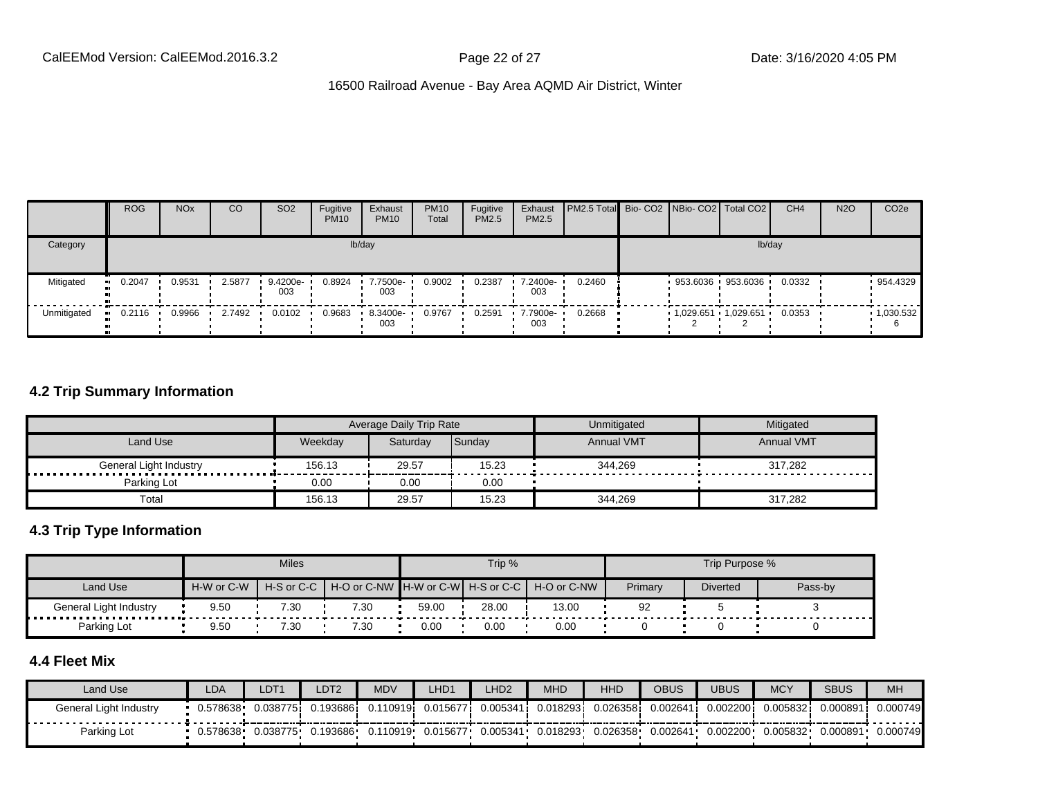| | ROG | NOx | CO | SO2 | Fugitive PM10 | Exhaust PM10 | PM10 Total | Fugitive PM2.5 | Exhaust PM2.5 | PM2.5 Total | Bio- CO2 | NBio- CO2 | Total CO2 | CH4 | N2O | CO2e |
|---|---|---|---|---|---|---|---|---|---|---|---|---|---|---|---|---|
| Category | lb/day | | | | | | | | | | lb/day | | | | | |
| Mitigated | 0.2047 | 0.9531 | 2.5877 | 9.4200e-003 | 0.8924 | 7.7500e-003 | 0.9002 | 0.2387 | 7.2400e-003 | 0.2460 | | 953.6036 | 953.6036 | 0.0332 | | 954.4329 |
| Unmitigated | 0.2116 | 0.9966 | 2.7492 | 0.0102 | 0.9683 | 8.3400e-003 | 0.9767 | 0.2591 | 7.7900e-003 | 0.2668 | | 1,029.6512 | 1,029.6512 | 0.0353 | | 1,030.5326 |

## 4.2 Trip Summary Information

| | Average Daily Trip Rate | | | Unmitigated | Mitigated |
|---|---|---|---|---|---|
| Land Use | Weekday | Saturday | Sunday | Annual VMT | Annual VMT |
| General Light Industry | 156.13 | 29.57 | 15.23 | 344,269 | 317,282 |
| Parking Lot | 0.00 | 0.00 | 0.00 | | |
| Total | 156.13 | 29.57 | 15.23 | 344,269 | 317,282 |

## 4.3 Trip Type Information

| | Miles | | | Trip % | | | Trip Purpose % | | |
|---|---|---|---|---|---|---|---|---|---|
| Land Use | H-W or C-W | H-S or C-C | H-O or C-NW | H-W or C-W | H-S or C-C | H-O or C-NW | Primary | Diverted | Pass-by |
| General Light Industry | 9.50 | 7.30 | 7.30 | 59.00 | 28.00 | 13.00 | 92 | 5 | 3 |
| Parking Lot | 9.50 | 7.30 | 7.30 | 0.00 | 0.00 | 0.00 | 0 | 0 | 0 |

## 4.4 Fleet Mix

| Land Use | LDA | LDT1 | LDT2 | MDV | LHD1 | LHD2 | MHD | HHD | OBUS | UBUS | MCY | SBUS | MH |
|---|---|---|---|---|---|---|---|---|---|---|---|---|---|
| General Light Industry | 0.578638 | 0.038775 | 0.193686 | 0.110919 | 0.015677 | 0.005341 | 0.018293 | 0.026358 | 0.002641 | 0.002200 | 0.005832 | 0.000891 | 0.000749 |
| Parking Lot | 0.578638 | 0.038775 | 0.193686 | 0.110919 | 0.015677 | 0.005341 | 0.018293 | 0.026358 | 0.002641 | 0.002200 | 0.005832 | 0.000891 | 0.000749 |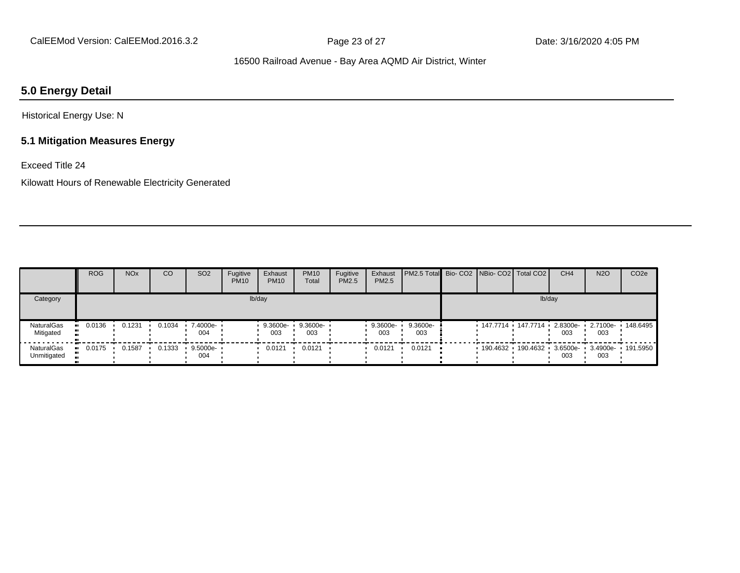## 5.0 Energy Detail

Historical Energy Use: N

### 5.1 Mitigation Measures Energy

Exceed Title 24

Kilowatt Hours of Renewable Electricity Generated

| | ROG | NOx | CO | SO2 | Fugitive PM10 | Exhaust PM10 | PM10 Total | Fugitive PM2.5 | Exhaust PM2.5 | PM2.5 Total | Bio- CO2 | NBio- CO2 | Total CO2 | CH4 | N2O | CO2e |
|---|---|---|---|---|---|---|---|---|---|---|---|---|---|---|---|---|
| Category | lb/day | | | | | | | | | | lb/day | | | | | |
| NaturalGas Mitigated | 0.0136 | 0.1231 | 0.1034 | 7.4000e-004 | | 9.3600e-003 | 9.3600e-003 | | 9.3600e-003 | 9.3600e-003 | | 147.7714 | 147.7714 | 2.8300e-003 | 2.7100e-003 | 148.6495 |
| NaturalGas Unmitigated | 0.0175 | 0.1587 | 0.1333 | 9.5000e-004 | | 0.0121 | 0.0121 | | 0.0121 | 0.0121 | | 190.4632 | 190.4632 | 3.6500e-003 | 3.4900e-003 | 191.5950 |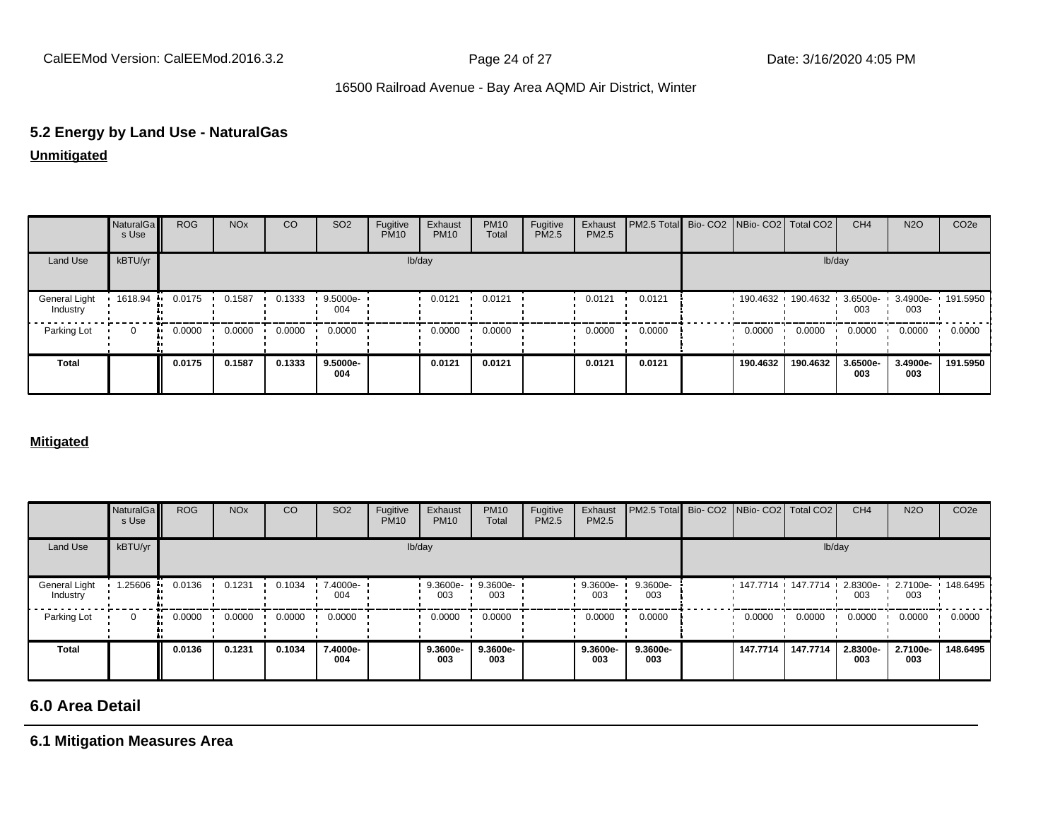## 5.2 Energy by Land Use - NaturalGas

**Unmitigated**

| | NaturalGas Use | ROG | NOx | CO | SO2 | Fugitive PM10 | Exhaust PM10 | PM10 Total | Fugitive PM2.5 | Exhaust PM2.5 | PM2.5 Total | Bio- CO2 | NBio- CO2 | Total CO2 | CH4 | N2O | CO2e |
|---|---|---|---|---|---|---|---|---|---|---|---|---|---|---|---|---|---|
| Land Use | kBTU/yr | lb/day | | | | | | | | | | lb/day | | | | | |
| General Light Industry | 1618.94 | 0.0175 | 0.1587 | 0.1333 | 9.5000e-004 | | 0.0121 | 0.0121 | | 0.0121 | 0.0121 | | 190.4632 | 190.4632 | 3.6500e-003 | 3.4900e-003 | 191.5950 |
| Parking Lot | 0 | 0.0000 | 0.0000 | 0.0000 | 0.0000 | | 0.0000 | 0.0000 | | 0.0000 | 0.0000 | | 0.0000 | 0.0000 | 0.0000 | 0.0000 | 0.0000 |
| **Total** | | **0.0175** | **0.1587** | **0.1333** | **9.5000e-004** | | **0.0121** | **0.0121** | | **0.0121** | **0.0121** | | **190.4632** | **190.4632** | **3.6500e-003** | **3.4900e-003** | **191.5950** |

**Mitigated**

| | NaturalGas Use | ROG | NOx | CO | SO2 | Fugitive PM10 | Exhaust PM10 | PM10 Total | Fugitive PM2.5 | Exhaust PM2.5 | PM2.5 Total | Bio- CO2 | NBio- CO2 | Total CO2 | CH4 | N2O | CO2e |
|---|---|---|---|---|---|---|---|---|---|---|---|---|---|---|---|---|---|
| Land Use | kBTU/yr | lb/day | | | | | | | | | | lb/day | | | | | |
| General Light Industry | 1.25606 | 0.0136 | 0.1231 | 0.1034 | 7.4000e-004 | | 9.3600e-003 | 9.3600e-003 | | 9.3600e-003 | 9.3600e-003 | | 147.7714 | 147.7714 | 2.8300e-003 | 2.7100e-003 | 148.6495 |
| Parking Lot | 0 | 0.0000 | 0.0000 | 0.0000 | 0.0000 | | 0.0000 | 0.0000 | | 0.0000 | 0.0000 | | 0.0000 | 0.0000 | 0.0000 | 0.0000 | 0.0000 |
| **Total** | | **0.0136** | **0.1231** | **0.1034** | **7.4000e-004** | | **9.3600e-003** | **9.3600e-003** | | **9.3600e-003** | **9.3600e-003** | | **147.7714** | **147.7714** | **2.8300e-003** | **2.7100e-003** | **148.6495** |

## 6.0 Area Detail

### 6.1 Mitigation Measures Area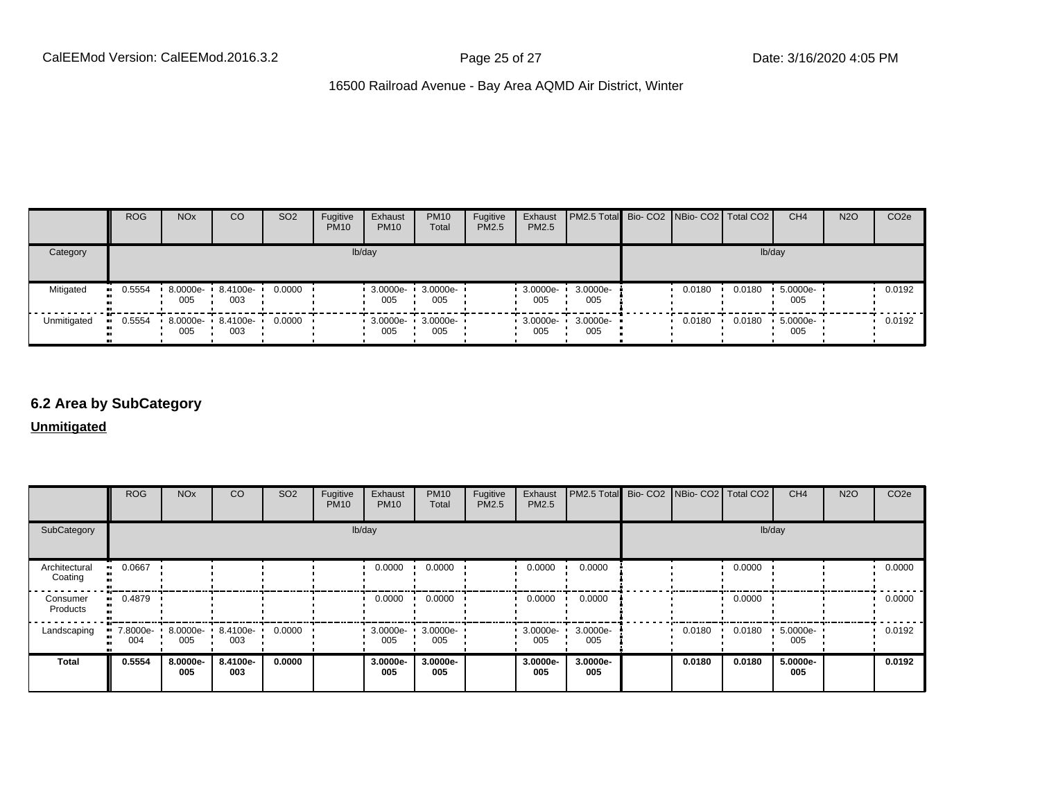| | ROG | NOx | CO | SO2 | Fugitive PM10 | Exhaust PM10 | PM10 Total | Fugitive PM2.5 | Exhaust PM2.5 | PM2.5 Total | Bio- CO2 | NBio- CO2 | Total CO2 | CH4 | N2O | CO2e |
|---|---|---|---|---|---|---|---|---|---|---|---|---|---|---|---|---|
| Category | lb/day | | | | | | | | | | lb/day | | | | | |
| Mitigated | 0.5554 | 8.0000e-005 | 8.4100e-003 | 0.0000 | | 3.0000e-005 | 3.0000e-005 | | 3.0000e-005 | 3.0000e-005 | | 0.0180 | 0.0180 | 5.0000e-005 | | 0.0192 |
| Unmitigated | 0.5554 | 8.0000e-005 | 8.4100e-003 | 0.0000 | | 3.0000e-005 | 3.0000e-005 | | 3.0000e-005 | 3.0000e-005 | | 0.0180 | 0.0180 | 5.0000e-005 | | 0.0192 |

## 6.2 Area by SubCategory

**Unmitigated**

| | ROG | NOx | CO | SO2 | Fugitive PM10 | Exhaust PM10 | PM10 Total | Fugitive PM2.5 | Exhaust PM2.5 | PM2.5 Total | Bio- CO2 | NBio- CO2 | Total CO2 | CH4 | N2O | CO2e |
|---|---|---|---|---|---|---|---|---|---|---|---|---|---|---|---|---|
| SubCategory | lb/day | | | | | | | | | | lb/day | | | | | |
| Architectural Coating | 0.0667 | | | | | 0.0000 | 0.0000 | | 0.0000 | 0.0000 | | | 0.0000 | | | 0.0000 |
| Consumer Products | 0.4879 | | | | | 0.0000 | 0.0000 | | 0.0000 | 0.0000 | | | 0.0000 | | | 0.0000 |
| Landscaping | 7.8000e-004 | 8.0000e-005 | 8.4100e-003 | 0.0000 | | 3.0000e-005 | 3.0000e-005 | | 3.0000e-005 | 3.0000e-005 | | 0.0180 | 0.0180 | 5.0000e-005 | | 0.0192 |
| **Total** | **0.5554** | **8.0000e-005** | **8.4100e-003** | **0.0000** | | **3.0000e-005** | **3.0000e-005** | | **3.0000e-005** | **3.0000e-005** | | **0.0180** | **0.0180** | **5.0000e-005** | | **0.0192** |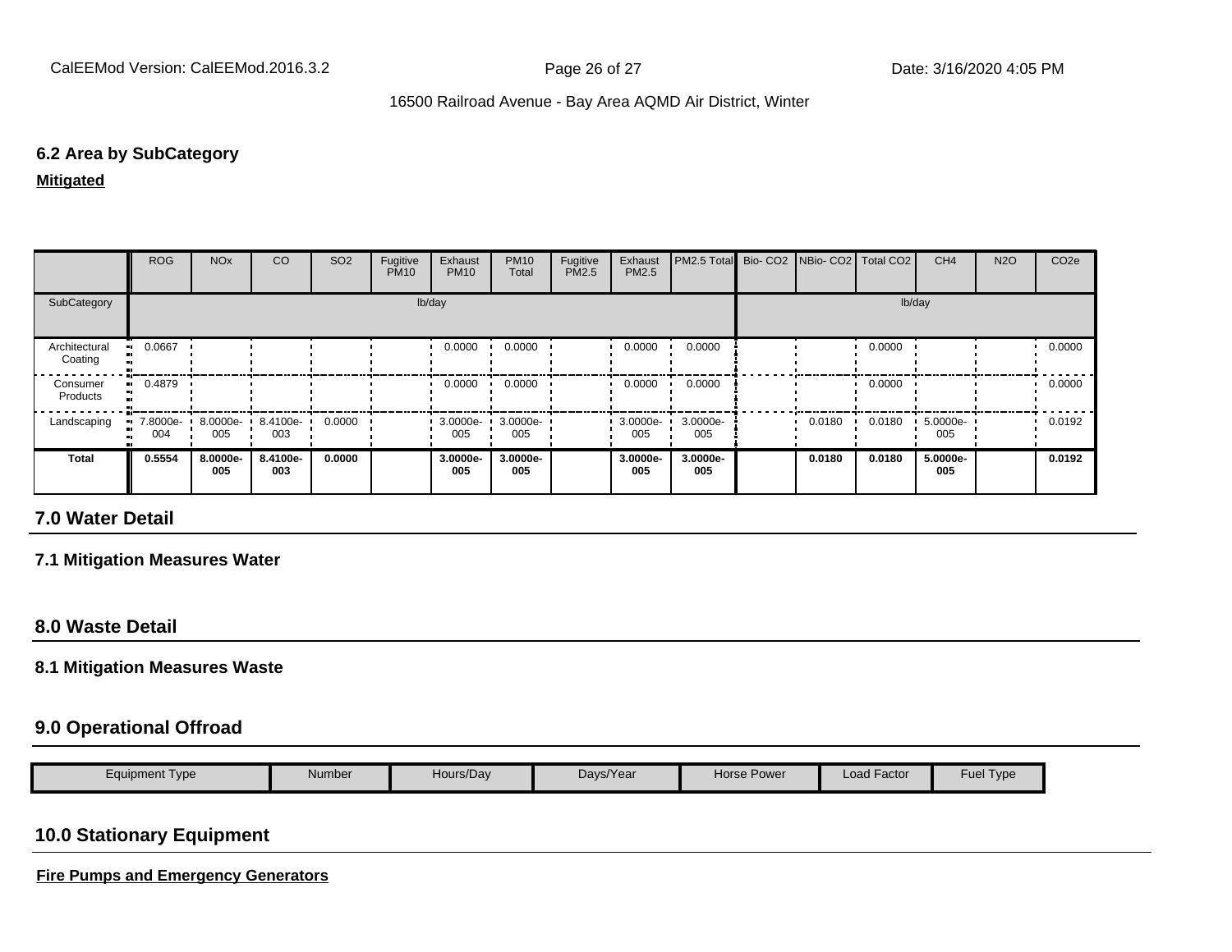### 6.2 Area by SubCategory

**Mitigated**

| | ROG | NOx | CO | SO2 | Fugitive PM10 | Exhaust PM10 | PM10 Total | Fugitive PM2.5 | Exhaust PM2.5 | PM2.5 Total | Bio- CO2 | NBio- CO2 | Total CO2 | CH4 | N2O | CO2e |
|---|---|---|---|---|---|---|---|---|---|---|---|---|---|---|---|---|
| SubCategory | lb/day | | | | | | | | | | lb/day | | | | | |
| Architectural Coating | 0.0667 | | | | | 0.0000 | 0.0000 | | 0.0000 | 0.0000 | | | 0.0000 | | | 0.0000 |
| Consumer Products | 0.4879 | | | | | 0.0000 | 0.0000 | | 0.0000 | 0.0000 | | | 0.0000 | | | 0.0000 |
| Landscaping | 7.8000e-004 | 8.0000e-005 | 8.4100e-003 | 0.0000 | | 3.0000e-005 | 3.0000e-005 | | 3.0000e-005 | 3.0000e-005 | | 0.0180 | 0.0180 | 5.0000e-005 | | 0.0192 |
| **Total** | **0.5554** | **8.0000e-005** | **8.4100e-003** | **0.0000** | | **3.0000e-005** | **3.0000e-005** | | **3.0000e-005** | **3.0000e-005** | | **0.0180** | **0.0180** | **5.0000e-005** | | **0.0192** |

## 7.0 Water Detail

### 7.1 Mitigation Measures Water

## 8.0 Waste Detail

### 8.1 Mitigation Measures Waste

## 9.0 Operational Offroad

| Equipment Type | Number | Hours/Day | Days/Year | Horse Power | Load Factor | Fuel Type |
|---|---|---|---|---|---|---|

## 10.0 Stationary Equipment

**Fire Pumps and Emergency Generators**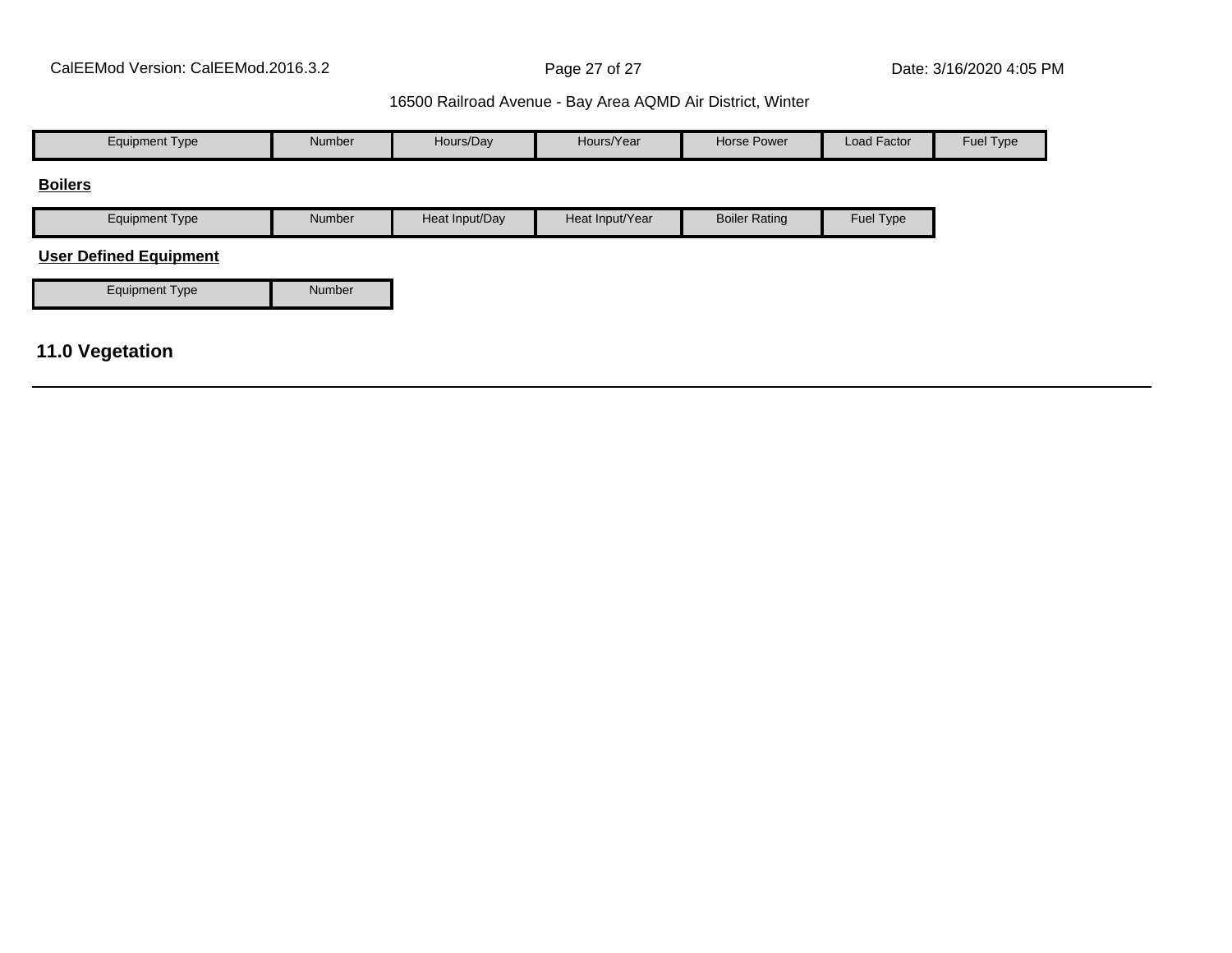| Equipment Type | Number | Hours/Day | Hours/Year | Horse Power | Load Factor | Fuel Type |
| --- | --- | --- | --- | --- | --- | --- |

**Boilers**

| Equipment Type | Number | Heat Input/Day | Heat Input/Year | Boiler Rating | Fuel Type |
| --- | --- | --- | --- | --- | --- |

**User Defined Equipment**

| Equipment Type | Number |
| --- | --- |

## 11.0 Vegetation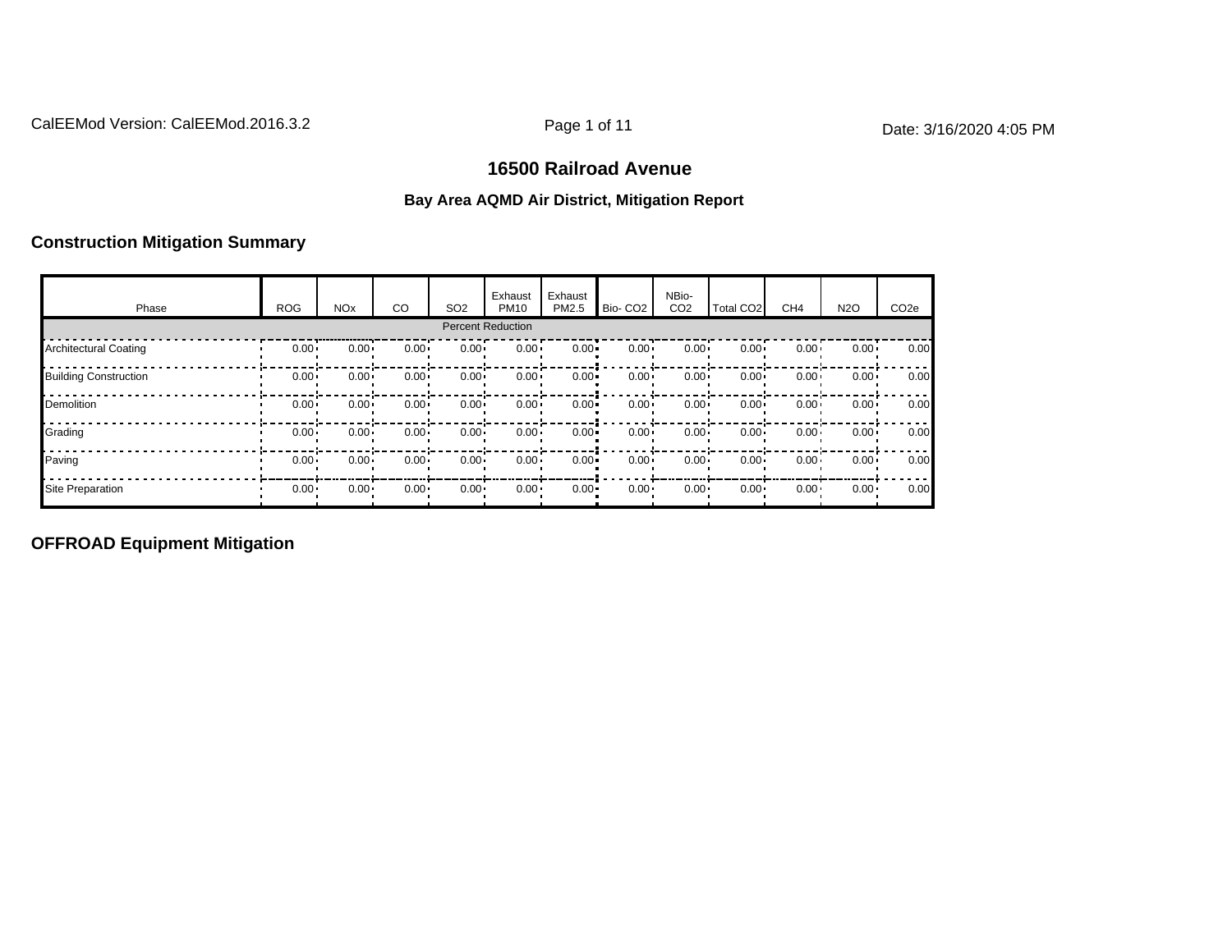# 16500 Railroad Avenue

### Bay Area AQMD Air District, Mitigation Report

## Construction Mitigation Summary

| Phase | ROG | NOx | CO | SO2 | Exhaust PM10 | Exhaust PM2.5 | Bio- CO2 | NBio- CO2 | Total CO2 | CH4 | N2O | CO2e |
|---|---|---|---|---|---|---|---|---|---|---|---|---|
| | | | | | Percent Reduction | | | | | | | |
| Architectural Coating | 0.00 | 0.00 | 0.00 | 0.00 | 0.00 | 0.00 | 0.00 | 0.00 | 0.00 | 0.00 | 0.00 | 0.00 |
| Building Construction | 0.00 | 0.00 | 0.00 | 0.00 | 0.00 | 0.00 | 0.00 | 0.00 | 0.00 | 0.00 | 0.00 | 0.00 |
| Demolition | 0.00 | 0.00 | 0.00 | 0.00 | 0.00 | 0.00 | 0.00 | 0.00 | 0.00 | 0.00 | 0.00 | 0.00 |
| Grading | 0.00 | 0.00 | 0.00 | 0.00 | 0.00 | 0.00 | 0.00 | 0.00 | 0.00 | 0.00 | 0.00 | 0.00 |
| Paving | 0.00 | 0.00 | 0.00 | 0.00 | 0.00 | 0.00 | 0.00 | 0.00 | 0.00 | 0.00 | 0.00 | 0.00 |
| Site Preparation | 0.00 | 0.00 | 0.00 | 0.00 | 0.00 | 0.00 | 0.00 | 0.00 | 0.00 | 0.00 | 0.00 | 0.00 |

## OFFROAD Equipment Mitigation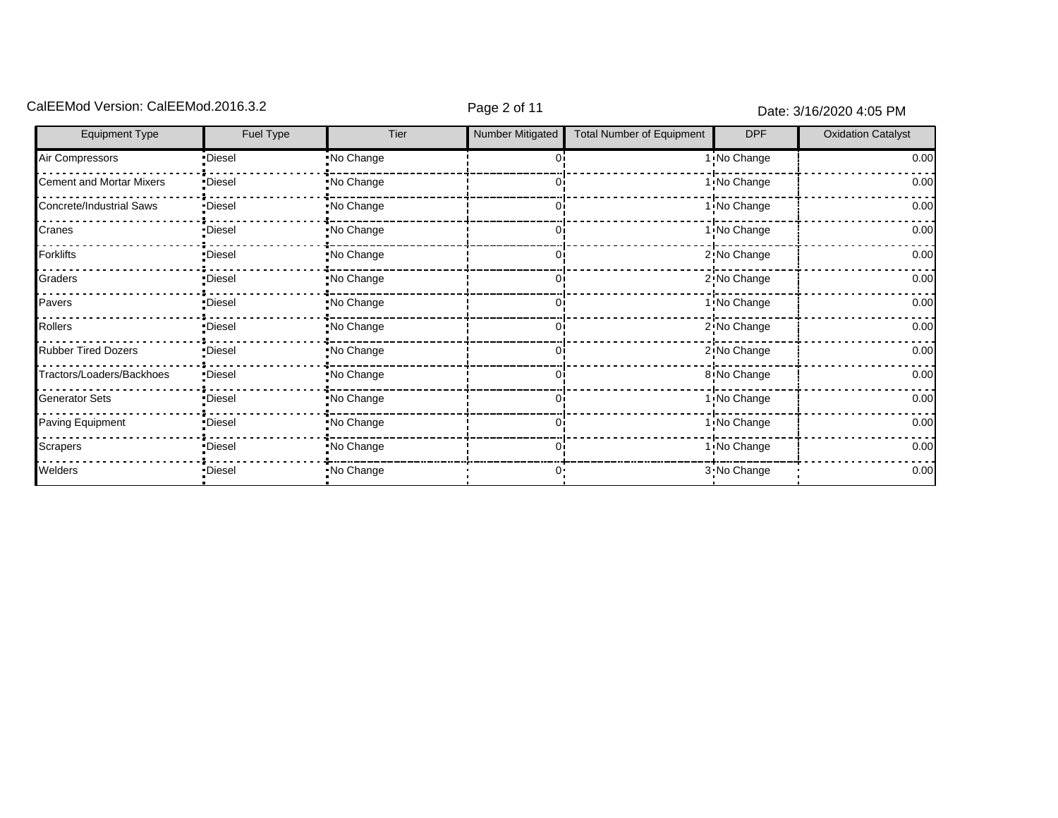| Equipment Type | Fuel Type | Tier | Number Mitigated | Total Number of Equipment | DPF | Oxidation Catalyst |
|---|---|---|---|---|---|---|
| Air Compressors | Diesel | No Change | 0 | 1 | No Change | 0.00 |
| Cement and Mortar Mixers | Diesel | No Change | 0 | 1 | No Change | 0.00 |
| Concrete/Industrial Saws | Diesel | No Change | 0 | 1 | No Change | 0.00 |
| Cranes | Diesel | No Change | 0 | 1 | No Change | 0.00 |
| Forklifts | Diesel | No Change | 0 | 2 | No Change | 0.00 |
| Graders | Diesel | No Change | 0 | 2 | No Change | 0.00 |
| Pavers | Diesel | No Change | 0 | 1 | No Change | 0.00 |
| Rollers | Diesel | No Change | 0 | 2 | No Change | 0.00 |
| Rubber Tired Dozers | Diesel | No Change | 0 | 2 | No Change | 0.00 |
| Tractors/Loaders/Backhoes | Diesel | No Change | 0 | 8 | No Change | 0.00 |
| Generator Sets | Diesel | No Change | 0 | 1 | No Change | 0.00 |
| Paving Equipment | Diesel | No Change | 0 | 1 | No Change | 0.00 |
| Scrapers | Diesel | No Change | 0 | 1 | No Change | 0.00 |
| Welders | Diesel | No Change | 0 | 3 | No Change | 0.00 |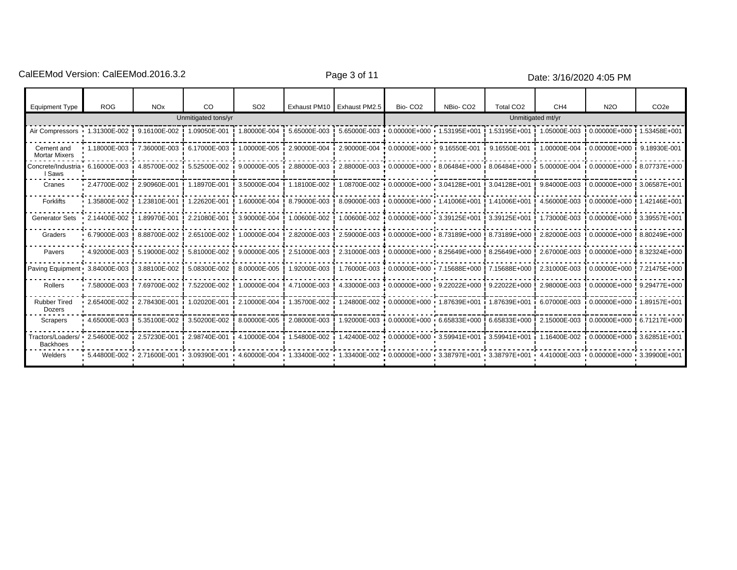| Equipment Type | ROG | NOx | CO | SO2 | Exhaust PM10 | Exhaust PM2.5 | Bio- CO2 | NBio- CO2 | Total CO2 | CH4 | N2O | CO2e |
|---|---|---|---|---|---|---|---|---|---|---|---|---|
| | Unmitigated tons/yr | | | | | | Unmitigated mt/yr | | | | | |
| Air Compressors | 1.31300E-002 | 9.16100E-002 | 1.09050E-001 | 1.80000E-004 | 5.65000E-003 | 5.65000E-003 | 0.00000E+000 | 1.53195E+001 | 1.53195E+001 | 1.05000E-003 | 0.00000E+000 | 1.53458E+001 |
| Cement and Mortar Mixers | 1.18000E-003 | 7.36000E-003 | 6.17000E-003 | 1.00000E-005 | 2.90000E-004 | 2.90000E-004 | 0.00000E+000 | 9.16550E-001 | 9.16550E-001 | 1.00000E-004 | 0.00000E+000 | 9.18930E-001 |
| Concrete/Industrial Saws | 6.16000E-003 | 4.85700E-002 | 5.52500E-002 | 9.00000E-005 | 2.88000E-003 | 2.88000E-003 | 0.00000E+000 | 8.06484E+000 | 8.06484E+000 | 5.00000E-004 | 0.00000E+000 | 8.07737E+000 |
| Cranes | 2.47700E-002 | 2.90960E-001 | 1.18970E-001 | 3.50000E-004 | 1.18100E-002 | 1.08700E-002 | 0.00000E+000 | 3.04128E+001 | 3.04128E+001 | 9.84000E-003 | 0.00000E+000 | 3.06587E+001 |
| Forklifts | 1.35800E-002 | 1.23810E-001 | 1.22620E-001 | 1.60000E-004 | 8.79000E-003 | 8.09000E-003 | 0.00000E+000 | 1.41006E+001 | 1.41006E+001 | 4.56000E-003 | 0.00000E+000 | 1.42146E+001 |
| Generator Sets | 2.14400E-002 | 1.89970E-001 | 2.21080E-001 | 3.90000E-004 | 1.00600E-002 | 1.00600E-002 | 0.00000E+000 | 3.39125E+001 | 3.39125E+001 | 1.73000E-003 | 0.00000E+000 | 3.39557E+001 |
| Graders | 6.79000E-003 | 8.88700E-002 | 2.65100E-002 | 1.00000E-004 | 2.82000E-003 | 2.59000E-003 | 0.00000E+000 | 8.73189E+000 | 8.73189E+000 | 2.82000E-003 | 0.00000E+000 | 8.80249E+000 |
| Pavers | 4.92000E-003 | 5.19000E-002 | 5.81000E-002 | 9.00000E-005 | 2.51000E-003 | 2.31000E-003 | 0.00000E+000 | 8.25649E+000 | 8.25649E+000 | 2.67000E-003 | 0.00000E+000 | 8.32324E+000 |
| Paving Equipment | 3.84000E-003 | 3.88100E-002 | 5.08300E-002 | 8.00000E-005 | 1.92000E-003 | 1.76000E-003 | 0.00000E+000 | 7.15688E+000 | 7.15688E+000 | 2.31000E-003 | 0.00000E+000 | 7.21475E+000 |
| Rollers | 7.58000E-003 | 7.69700E-002 | 7.52200E-002 | 1.00000E-004 | 4.71000E-003 | 4.33000E-003 | 0.00000E+000 | 9.22022E+000 | 9.22022E+000 | 2.98000E-003 | 0.00000E+000 | 9.29477E+000 |
| Rubber Tired Dozers | 2.65400E-002 | 2.78430E-001 | 1.02020E-001 | 2.10000E-004 | 1.35700E-002 | 1.24800E-002 | 0.00000E+000 | 1.87639E+001 | 1.87639E+001 | 6.07000E-003 | 0.00000E+000 | 1.89157E+001 |
| Scrapers | 4.65000E-003 | 5.35100E-002 | 3.50200E-002 | 8.00000E-005 | 2.08000E-003 | 1.92000E-003 | 0.00000E+000 | 6.65833E+000 | 6.65833E+000 | 2.15000E-003 | 0.00000E+000 | 6.71217E+000 |
| Tractors/Loaders/Backhoes | 2.54600E-002 | 2.57230E-001 | 2.98740E-001 | 4.10000E-004 | 1.54800E-002 | 1.42400E-002 | 0.00000E+000 | 3.59941E+001 | 3.59941E+001 | 1.16400E-002 | 0.00000E+000 | 3.62851E+001 |
| Welders | 5.44800E-002 | 2.71600E-001 | 3.09390E-001 | 4.60000E-004 | 1.33400E-002 | 1.33400E-002 | 0.00000E+000 | 3.38797E+001 | 3.38797E+001 | 4.41000E-003 | 0.00000E+000 | 3.39900E+001 |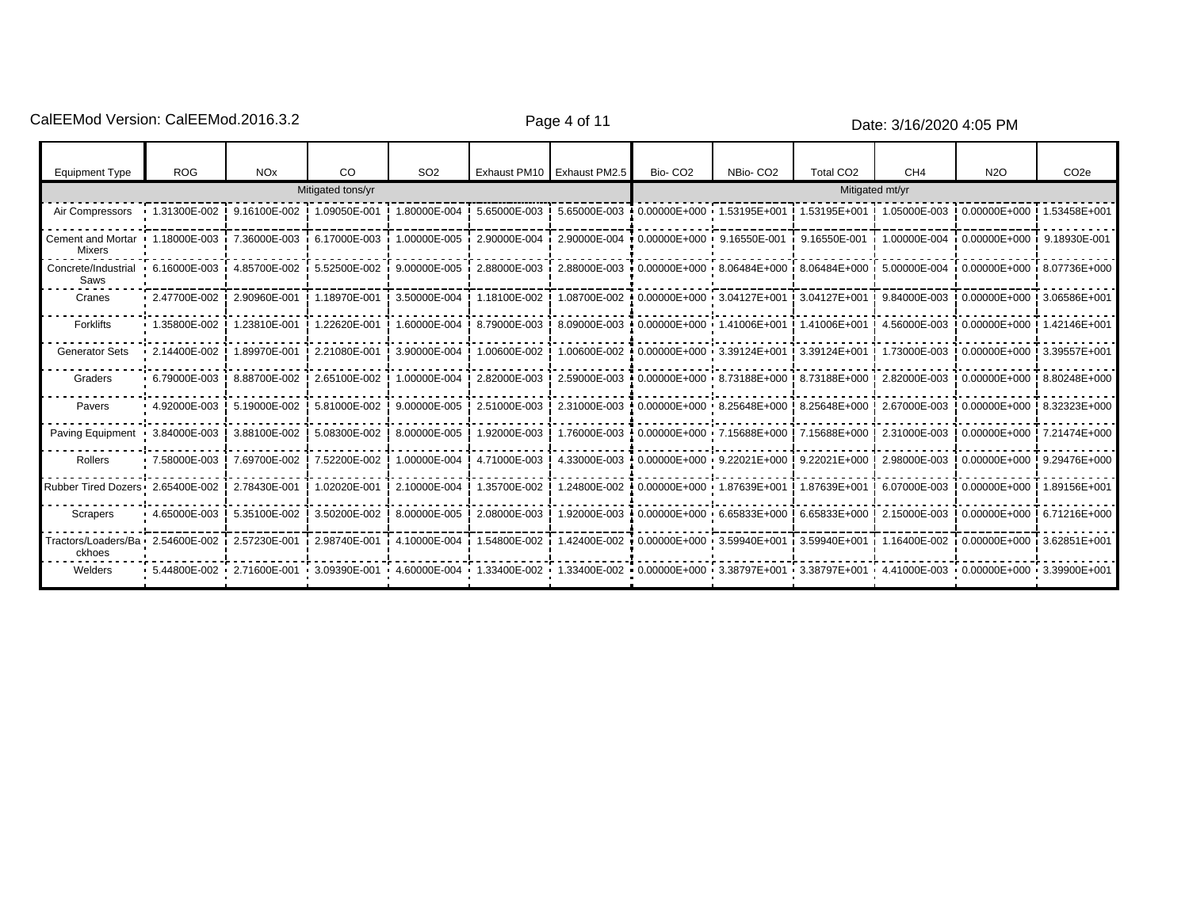CalEEMod Version: CalEEMod.2016.3.2

Date: 3/16/2020 4:05 PM

| Equipment Type | ROG | NOx | CO | SO2 | Exhaust PM10 | Exhaust PM2.5 | Bio- CO2 | NBio- CO2 | Total CO2 | CH4 | N2O | CO2e |
|---|---|---|---|---|---|---|---|---|---|---|---|---|
| | Mitigated tons/yr | | | | | | Mitigated mt/yr | | | | | |
| Air Compressors | 1.31300E-002 | 9.16100E-002 | 1.09050E-001 | 1.80000E-004 | 5.65000E-003 | 5.65000E-003 | 0.00000E+000 | 1.53195E+001 | 1.53195E+001 | 1.05000E-003 | 0.00000E+000 | 1.53458E+001 |
| Cement and Mortar Mixers | 1.18000E-003 | 7.36000E-003 | 6.17000E-003 | 1.00000E-005 | 2.90000E-004 | 2.90000E-004 | 0.00000E+000 | 9.16550E-001 | 9.16550E-001 | 1.00000E-004 | 0.00000E+000 | 9.18930E-001 |
| Concrete/Industrial Saws | 6.16000E-003 | 4.85700E-002 | 5.52500E-002 | 9.00000E-005 | 2.88000E-003 | 2.88000E-003 | 0.00000E+000 | 8.06484E+000 | 8.06484E+000 | 5.00000E-004 | 0.00000E+000 | 8.07736E+000 |
| Cranes | 2.47700E-002 | 2.90960E-001 | 1.18970E-001 | 3.50000E-004 | 1.18100E-002 | 1.08700E-002 | 0.00000E+000 | 3.04127E+001 | 3.04127E+001 | 9.84000E-003 | 0.00000E+000 | 3.06586E+001 |
| Forklifts | 1.35800E-002 | 1.23810E-001 | 1.22620E-001 | 1.60000E-004 | 8.79000E-003 | 8.09000E-003 | 0.00000E+000 | 1.41006E+001 | 1.41006E+001 | 4.56000E-003 | 0.00000E+000 | 1.42146E+001 |
| Generator Sets | 2.14400E-002 | 1.89970E-001 | 2.21080E-001 | 3.90000E-004 | 1.00600E-002 | 1.00600E-002 | 0.00000E+000 | 3.39124E+001 | 3.39124E+001 | 1.73000E-003 | 0.00000E+000 | 3.39557E+001 |
| Graders | 6.79000E-003 | 8.88700E-002 | 2.65100E-002 | 1.00000E-004 | 2.82000E-003 | 2.59000E-003 | 0.00000E+000 | 8.73188E+000 | 8.73188E+000 | 2.82000E-003 | 0.00000E+000 | 8.80248E+000 |
| Pavers | 4.92000E-003 | 5.19000E-002 | 5.81000E-002 | 9.00000E-005 | 2.51000E-003 | 2.31000E-003 | 0.00000E+000 | 8.25648E+000 | 8.25648E+000 | 2.67000E-003 | 0.00000E+000 | 8.32323E+000 |
| Paving Equipment | 3.84000E-003 | 3.88100E-002 | 5.08300E-002 | 8.00000E-005 | 1.92000E-003 | 1.76000E-003 | 0.00000E+000 | 7.15688E+000 | 7.15688E+000 | 2.31000E-003 | 0.00000E+000 | 7.21474E+000 |
| Rollers | 7.58000E-003 | 7.69700E-002 | 7.52200E-002 | 1.00000E-004 | 4.71000E-003 | 4.33000E-003 | 0.00000E+000 | 9.22021E+000 | 9.22021E+000 | 2.98000E-003 | 0.00000E+000 | 9.29476E+000 |
| Rubber Tired Dozers | 2.65400E-002 | 2.78430E-001 | 1.02020E-001 | 2.10000E-004 | 1.35700E-002 | 1.24800E-002 | 0.00000E+000 | 1.87639E+001 | 1.87639E+001 | 6.07000E-003 | 0.00000E+000 | 1.89156E+001 |
| Scrapers | 4.65000E-003 | 5.35100E-002 | 3.50200E-002 | 8.00000E-005 | 2.08000E-003 | 1.92000E-003 | 0.00000E+000 | 6.65833E+000 | 6.65833E+000 | 2.15000E-003 | 0.00000E+000 | 6.71216E+000 |
| Tractors/Loaders/Backhoes | 2.54600E-002 | 2.57230E-001 | 2.98740E-001 | 4.10000E-004 | 1.54800E-002 | 1.42400E-002 | 0.00000E+000 | 3.59940E+001 | 3.59940E+001 | 1.16400E-002 | 0.00000E+000 | 3.62851E+001 |
| Welders | 5.44800E-002 | 2.71600E-001 | 3.09390E-001 | 4.60000E-004 | 1.33400E-002 | 1.33400E-002 | 0.00000E+000 | 3.38797E+001 | 3.38797E+001 | 4.41000E-003 | 0.00000E+000 | 3.39900E+001 |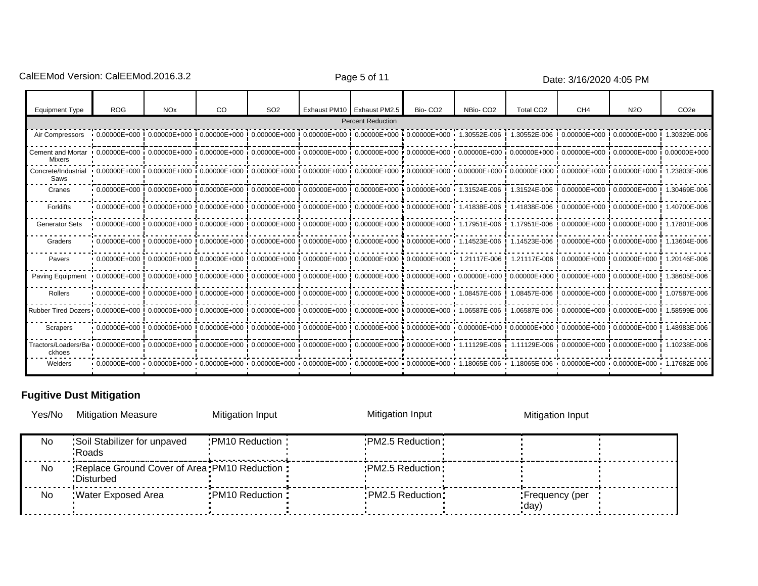| Equipment Type | ROG | NOx | CO | SO2 | Exhaust PM10 | Exhaust PM2.5 | Bio- CO2 | NBio- CO2 | Total CO2 | CH4 | N2O | CO2e |
|---|---|---|---|---|---|---|---|---|---|---|---|---|
| | | | | | | Percent Reduction | | | | | | |
| Air Compressors | 0.00000E+000 | 0.00000E+000 | 0.00000E+000 | 0.00000E+000 | 0.00000E+000 | 0.00000E+000 | 0.00000E+000 | 1.30552E-006 | 1.30552E-006 | 0.00000E+000 | 0.00000E+000 | 1.30329E-006 |
| Cement and Mortar Mixers | 0.00000E+000 | 0.00000E+000 | 0.00000E+000 | 0.00000E+000 | 0.00000E+000 | 0.00000E+000 | 0.00000E+000 | 0.00000E+000 | 0.00000E+000 | 0.00000E+000 | 0.00000E+000 | 0.00000E+000 |
| Concrete/Industrial Saws | 0.00000E+000 | 0.00000E+000 | 0.00000E+000 | 0.00000E+000 | 0.00000E+000 | 0.00000E+000 | 0.00000E+000 | 0.00000E+000 | 0.00000E+000 | 0.00000E+000 | 0.00000E+000 | 1.23803E-006 |
| Cranes | 0.00000E+000 | 0.00000E+000 | 0.00000E+000 | 0.00000E+000 | 0.00000E+000 | 0.00000E+000 | 0.00000E+000 | 1.31524E-006 | 1.31524E-006 | 0.00000E+000 | 0.00000E+000 | 1.30469E-006 |
| Forklifts | 0.00000E+000 | 0.00000E+000 | 0.00000E+000 | 0.00000E+000 | 0.00000E+000 | 0.00000E+000 | 0.00000E+000 | 1.41838E-006 | 1.41838E-006 | 0.00000E+000 | 0.00000E+000 | 1.40700E-006 |
| Generator Sets | 0.00000E+000 | 0.00000E+000 | 0.00000E+000 | 0.00000E+000 | 0.00000E+000 | 0.00000E+000 | 0.00000E+000 | 1.17951E-006 | 1.17951E-006 | 0.00000E+000 | 0.00000E+000 | 1.17801E-006 |
| Graders | 0.00000E+000 | 0.00000E+000 | 0.00000E+000 | 0.00000E+000 | 0.00000E+000 | 0.00000E+000 | 0.00000E+000 | 1.14523E-006 | 1.14523E-006 | 0.00000E+000 | 0.00000E+000 | 1.13604E-006 |
| Pavers | 0.00000E+000 | 0.00000E+000 | 0.00000E+000 | 0.00000E+000 | 0.00000E+000 | 0.00000E+000 | 0.00000E+000 | 1.21117E-006 | 1.21117E-006 | 0.00000E+000 | 0.00000E+000 | 1.20146E-006 |
| Paving Equipment | 0.00000E+000 | 0.00000E+000 | 0.00000E+000 | 0.00000E+000 | 0.00000E+000 | 0.00000E+000 | 0.00000E+000 | 0.00000E+000 | 0.00000E+000 | 0.00000E+000 | 0.00000E+000 | 1.38605E-006 |
| Rollers | 0.00000E+000 | 0.00000E+000 | 0.00000E+000 | 0.00000E+000 | 0.00000E+000 | 0.00000E+000 | 0.00000E+000 | 1.08457E-006 | 1.08457E-006 | 0.00000E+000 | 0.00000E+000 | 1.07587E-006 |
| Rubber Tired Dozers | 0.00000E+000 | 0.00000E+000 | 0.00000E+000 | 0.00000E+000 | 0.00000E+000 | 0.00000E+000 | 0.00000E+000 | 1.06587E-006 | 1.06587E-006 | 0.00000E+000 | 0.00000E+000 | 1.58599E-006 |
| Scrapers | 0.00000E+000 | 0.00000E+000 | 0.00000E+000 | 0.00000E+000 | 0.00000E+000 | 0.00000E+000 | 0.00000E+000 | 0.00000E+000 | 0.00000E+000 | 0.00000E+000 | 0.00000E+000 | 1.48983E-006 |
| Tractors/Loaders/Backhoes | 0.00000E+000 | 0.00000E+000 | 0.00000E+000 | 0.00000E+000 | 0.00000E+000 | 0.00000E+000 | 0.00000E+000 | 1.11129E-006 | 1.11129E-006 | 0.00000E+000 | 0.00000E+000 | 1.10238E-006 |
| Welders | 0.00000E+000 | 0.00000E+000 | 0.00000E+000 | 0.00000E+000 | 0.00000E+000 | 0.00000E+000 | 0.00000E+000 | 1.18065E-006 | 1.18065E-006 | 0.00000E+000 | 0.00000E+000 | 1.17682E-006 |

### Fugitive Dust Mitigation

| Yes/No | Mitigation Measure | Mitigation Input | | Mitigation Input | | Mitigation Input | |
|---|---|---|---|---|---|---|---|
| No | Soil Stabilizer for unpaved Roads | PM10 Reduction | | PM2.5 Reduction | | | |
| No | Replace Ground Cover of Area Disturbed | PM10 Reduction | | PM2.5 Reduction | | | |
| No | Water Exposed Area | PM10 Reduction | | PM2.5 Reduction | | Frequency (per day) | |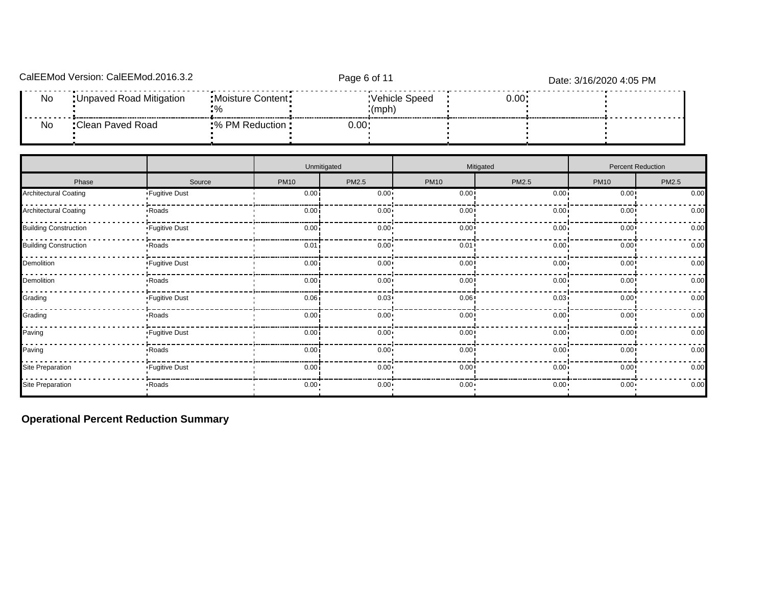| No | Unpaved Road Mitigation | Moisture Content % | | Vehicle Speed (mph) | 0.00 | | |
|---|---|---|---|---|---|---|---|
| No | Clean Paved Road | % PM Reduction | 0.00 | | | | |

| | | Unmitigated | | Mitigated | | Percent Reduction | |
|---|---|---|---|---|---|---|---|
| Phase | Source | PM10 | PM2.5 | PM10 | PM2.5 | PM10 | PM2.5 |
| Architectural Coating | Fugitive Dust | 0.00 | 0.00 | 0.00 | 0.00 | 0.00 | 0.00 |
| Architectural Coating | Roads | 0.00 | 0.00 | 0.00 | 0.00 | 0.00 | 0.00 |
| Building Construction | Fugitive Dust | 0.00 | 0.00 | 0.00 | 0.00 | 0.00 | 0.00 |
| Building Construction | Roads | 0.01 | 0.00 | 0.01 | 0.00 | 0.00 | 0.00 |
| Demolition | Fugitive Dust | 0.00 | 0.00 | 0.00 | 0.00 | 0.00 | 0.00 |
| Demolition | Roads | 0.00 | 0.00 | 0.00 | 0.00 | 0.00 | 0.00 |
| Grading | Fugitive Dust | 0.06 | 0.03 | 0.06 | 0.03 | 0.00 | 0.00 |
| Grading | Roads | 0.00 | 0.00 | 0.00 | 0.00 | 0.00 | 0.00 |
| Paving | Fugitive Dust | 0.00 | 0.00 | 0.00 | 0.00 | 0.00 | 0.00 |
| Paving | Roads | 0.00 | 0.00 | 0.00 | 0.00 | 0.00 | 0.00 |
| Site Preparation | Fugitive Dust | 0.00 | 0.00 | 0.00 | 0.00 | 0.00 | 0.00 |
| Site Preparation | Roads | 0.00 | 0.00 | 0.00 | 0.00 | 0.00 | 0.00 |

**Operational Percent Reduction Summary**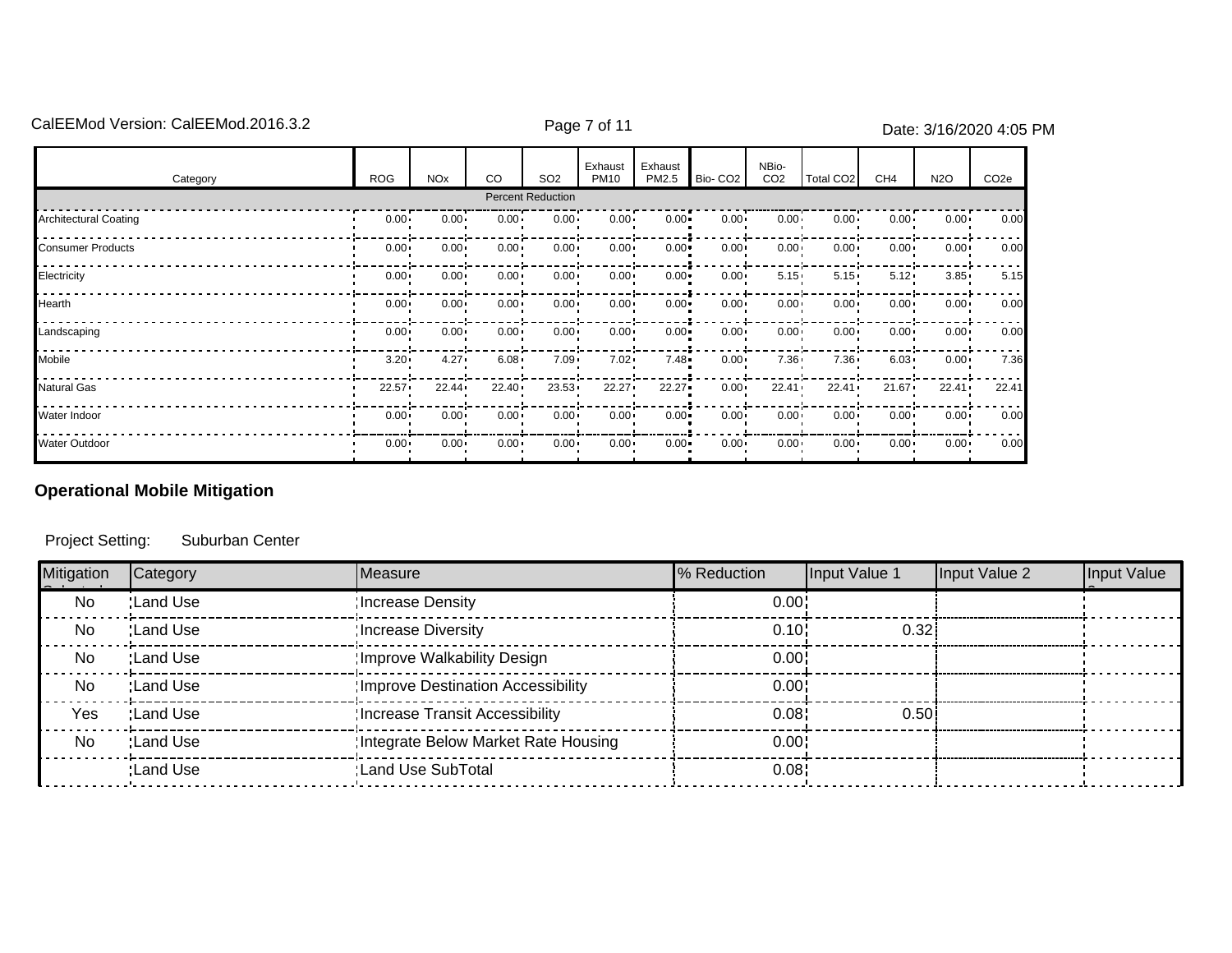| Category | ROG | NOx | CO | SO2 | Exhaust PM10 | Exhaust PM2.5 | Bio- CO2 | NBio-CO2 | Total CO2 | CH4 | N2O | CO2e |
|---|---|---|---|---|---|---|---|---|---|---|---|---|
| Percent Reduction | | | | | | | | | | | | |
| Architectural Coating | 0.00 | 0.00 | 0.00 | 0.00 | 0.00 | 0.00 | 0.00 | 0.00 | 0.00 | 0.00 | 0.00 | 0.00 |
| Consumer Products | 0.00 | 0.00 | 0.00 | 0.00 | 0.00 | 0.00 | 0.00 | 0.00 | 0.00 | 0.00 | 0.00 | 0.00 |
| Electricity | 0.00 | 0.00 | 0.00 | 0.00 | 0.00 | 0.00 | 0.00 | 5.15 | 5.15 | 5.12 | 3.85 | 5.15 |
| Hearth | 0.00 | 0.00 | 0.00 | 0.00 | 0.00 | 0.00 | 0.00 | 0.00 | 0.00 | 0.00 | 0.00 | 0.00 |
| Landscaping | 0.00 | 0.00 | 0.00 | 0.00 | 0.00 | 0.00 | 0.00 | 0.00 | 0.00 | 0.00 | 0.00 | 0.00 |
| Mobile | 3.20 | 4.27 | 6.08 | 7.09 | 7.02 | 7.48 | 0.00 | 7.36 | 7.36 | 6.03 | 0.00 | 7.36 |
| Natural Gas | 22.57 | 22.44 | 22.40 | 23.53 | 22.27 | 22.27 | 0.00 | 22.41 | 22.41 | 21.67 | 22.41 | 22.41 |
| Water Indoor | 0.00 | 0.00 | 0.00 | 0.00 | 0.00 | 0.00 | 0.00 | 0.00 | 0.00 | 0.00 | 0.00 | 0.00 |
| Water Outdoor | 0.00 | 0.00 | 0.00 | 0.00 | 0.00 | 0.00 | 0.00 | 0.00 | 0.00 | 0.00 | 0.00 | 0.00 |

## Operational Mobile Mitigation

Project Setting: Suburban Center

| Mitigation Selected | Category | Measure | % Reduction | Input Value 1 | Input Value 2 | Input Value 3 |
|---|---|---|---|---|---|---|
| No | Land Use | Increase Density | 0.00 | | | |
| No | Land Use | Increase Diversity | 0.10 | 0.32 | | |
| No | Land Use | Improve Walkability Design | 0.00 | | | |
| No | Land Use | Improve Destination Accessibility | 0.00 | | | |
| Yes | Land Use | Increase Transit Accessibility | 0.08 | 0.50 | | |
| No | Land Use | Integrate Below Market Rate Housing | 0.00 | | | |
| | Land Use | Land Use SubTotal | 0.08 | | | |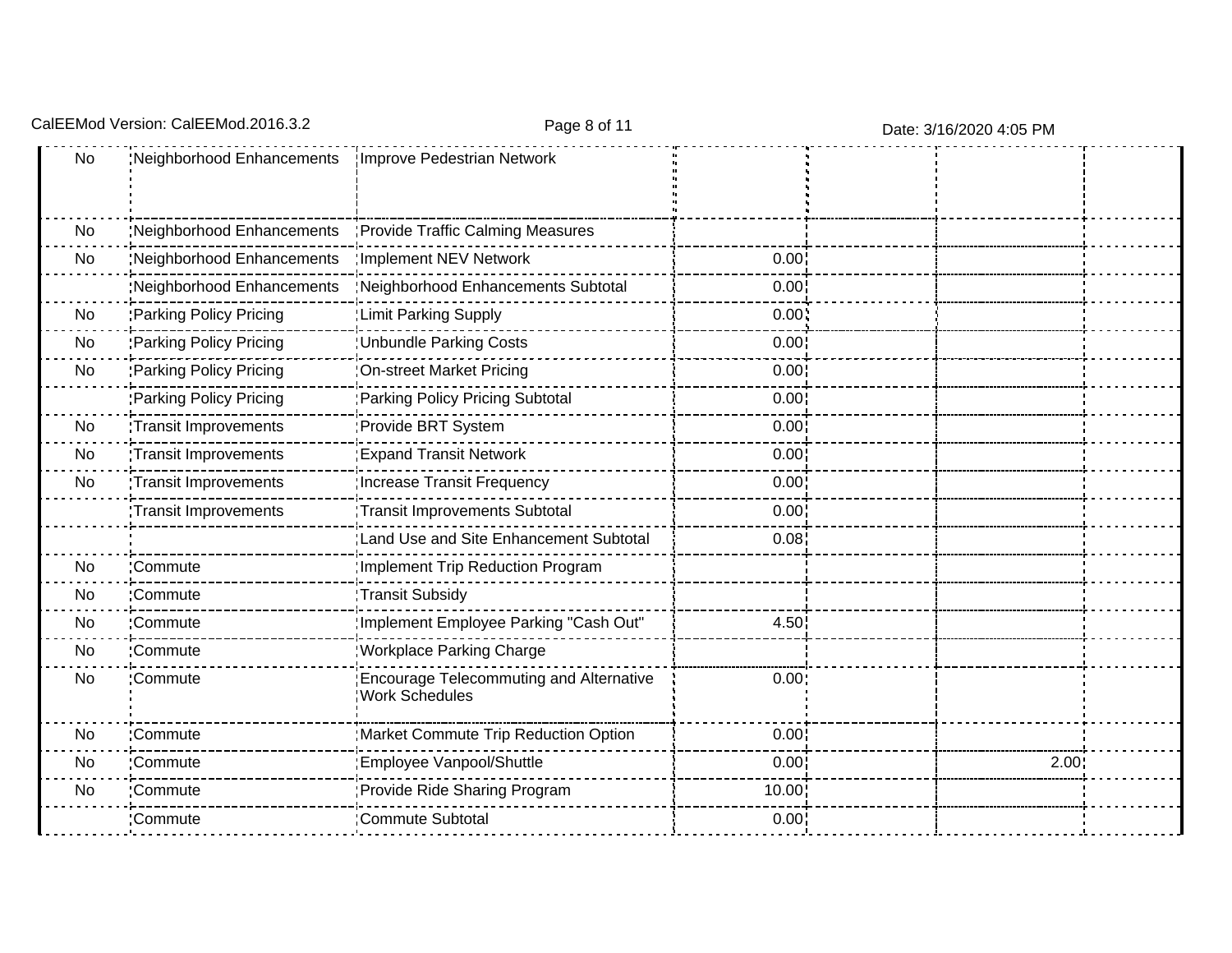| | | | | | | |
|---|---|---|---|---|---|---|
| No | Neighborhood Enhancements | Improve Pedestrian Network | | | | |
| No | Neighborhood Enhancements | Provide Traffic Calming Measures | | | | |
| No | Neighborhood Enhancements | Implement NEV Network | 0.00 | | | |
| | Neighborhood Enhancements | Neighborhood Enhancements Subtotal | 0.00 | | | |
| No | Parking Policy Pricing | Limit Parking Supply | 0.00 | | | |
| No | Parking Policy Pricing | Unbundle Parking Costs | 0.00 | | | |
| No | Parking Policy Pricing | On-street Market Pricing | 0.00 | | | |
| | Parking Policy Pricing | Parking Policy Pricing Subtotal | 0.00 | | | |
| No | Transit Improvements | Provide BRT System | 0.00 | | | |
| No | Transit Improvements | Expand Transit Network | 0.00 | | | |
| No | Transit Improvements | Increase Transit Frequency | 0.00 | | | |
| | Transit Improvements | Transit Improvements Subtotal | 0.00 | | | |
| | | Land Use and Site Enhancement Subtotal | 0.08 | | | |
| No | Commute | Implement Trip Reduction Program | | | | |
| No | Commute | Transit Subsidy | | | | |
| No | Commute | Implement Employee Parking "Cash Out" | 4.50 | | | |
| No | Commute | Workplace Parking Charge | | | | |
| No | Commute | Encourage Telecommuting and Alternative Work Schedules | 0.00 | | | |
| No | Commute | Market Commute Trip Reduction Option | 0.00 | | | |
| No | Commute | Employee Vanpool/Shuttle | 0.00 | | 2.00 | |
| No | Commute | Provide Ride Sharing Program | 10.00 | | | |
| | Commute | Commute Subtotal | 0.00 | | | |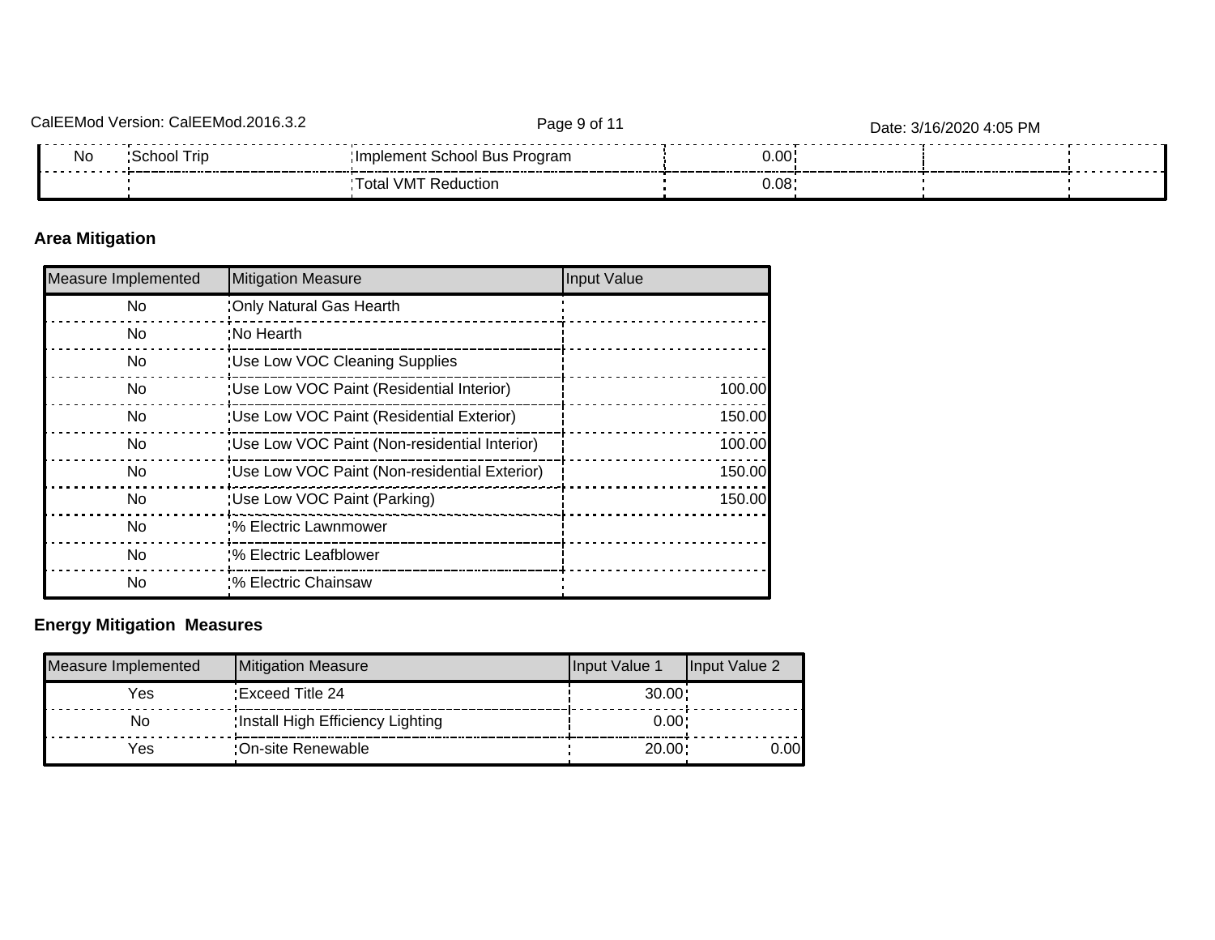| | | | | | | |
|---|---|---|---|---|---|---|
| No | School Trip | Implement School Bus Program | 0.00 | | | |
| | | Total VMT Reduction | 0.08 | | | |

**Area Mitigation**

| Measure Implemented | Mitigation Measure | Input Value |
|---|---|---|
| No | Only Natural Gas Hearth | |
| No | No Hearth | |
| No | Use Low VOC Cleaning Supplies | |
| No | Use Low VOC Paint (Residential Interior) | 100.00 |
| No | Use Low VOC Paint (Residential Exterior) | 150.00 |
| No | Use Low VOC Paint (Non-residential Interior) | 100.00 |
| No | Use Low VOC Paint (Non-residential Exterior) | 150.00 |
| No | Use Low VOC Paint (Parking) | 150.00 |
| No | % Electric Lawnmower | |
| No | % Electric Leafblower | |
| No | % Electric Chainsaw | |

**Energy Mitigation Measures**

| Measure Implemented | Mitigation Measure | Input Value 1 | Input Value 2 |
|---|---|---|---|
| Yes | Exceed Title 24 | 30.00 | |
| No | Install High Efficiency Lighting | 0.00 | |
| Yes | On-site Renewable | 20.00 | 0.00 |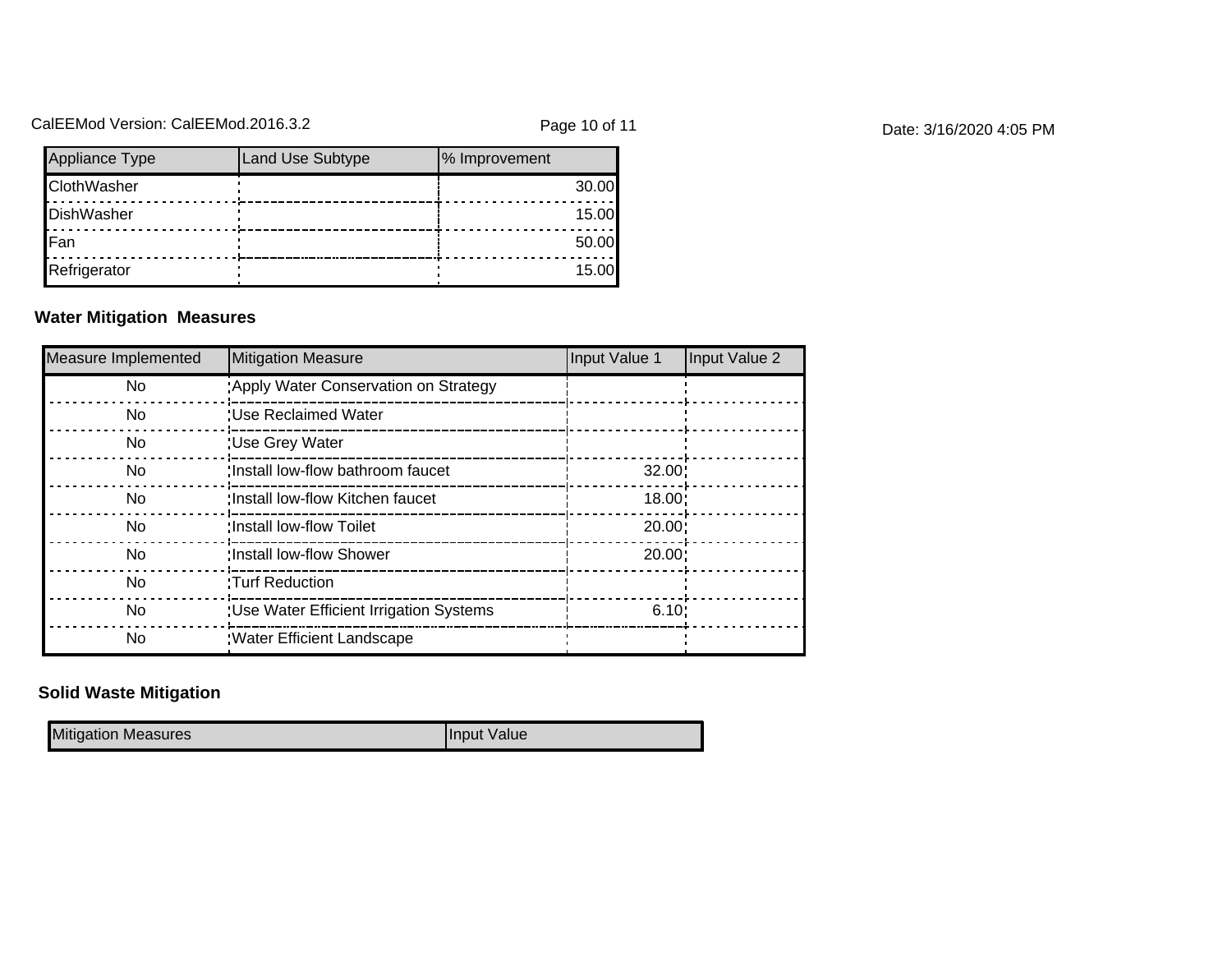| Appliance Type | Land Use Subtype | % Improvement |
|---|---|---|
| ClothWasher | | 30.00 |
| DishWasher | | 15.00 |
| Fan | | 50.00 |
| Refrigerator | | 15.00 |

### Water Mitigation Measures

| Measure Implemented | Mitigation Measure | Input Value 1 | Input Value 2 |
|---|---|---|---|
| No | Apply Water Conservation on Strategy | | |
| No | Use Reclaimed Water | | |
| No | Use Grey Water | | |
| No | Install low-flow bathroom faucet | 32.00 | |
| No | Install low-flow Kitchen faucet | 18.00 | |
| No | Install low-flow Toilet | 20.00 | |
| No | Install low-flow Shower | 20.00 | |
| No | Turf Reduction | | |
| No | Use Water Efficient Irrigation Systems | 6.10 | |
| No | Water Efficient Landscape | | |

### Solid Waste Mitigation

| Mitigation Measures | Input Value |
|---|---|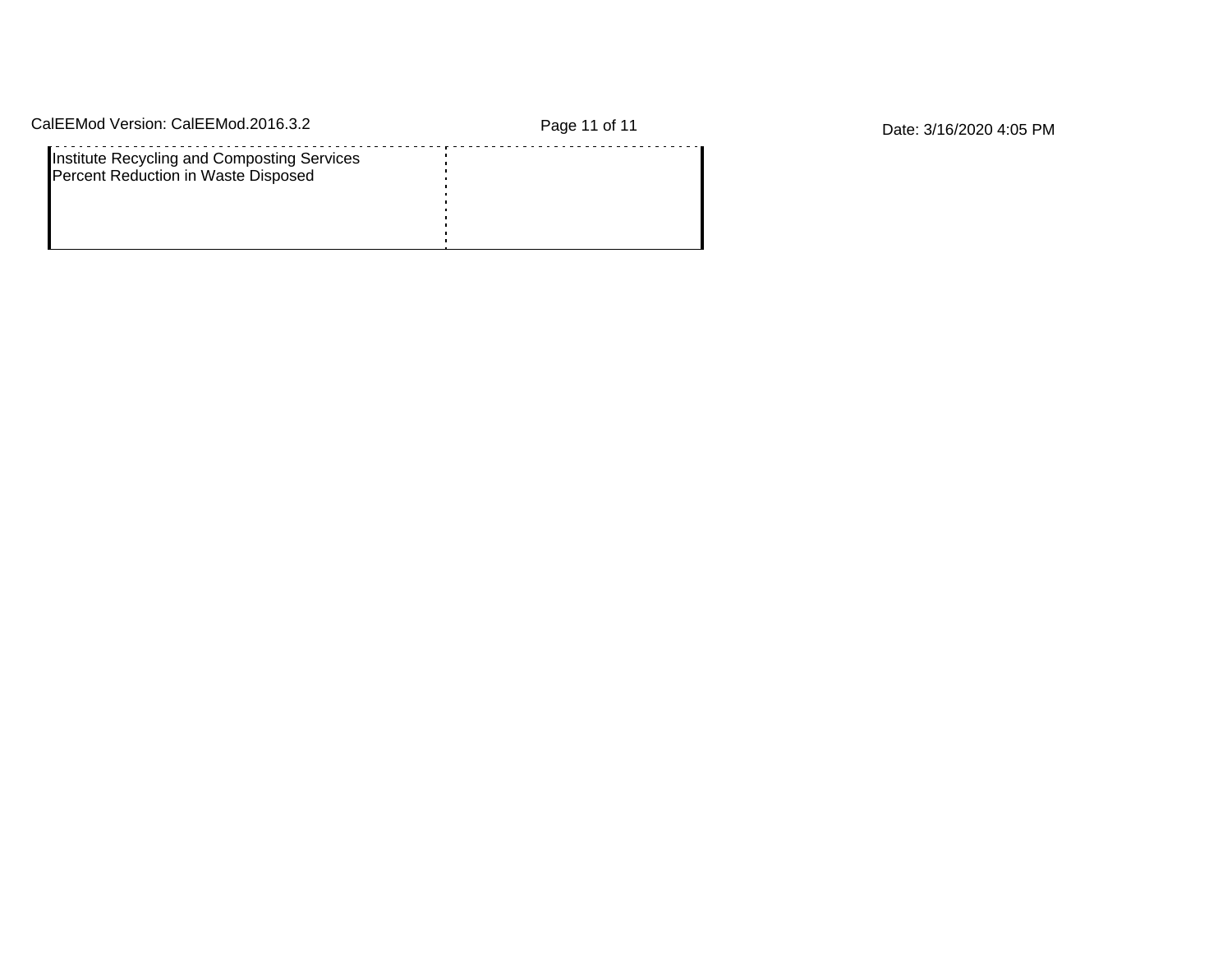| | |
|---|---|
| Institute Recycling and Composting Services<br>Percent Reduction in Waste Disposed | |